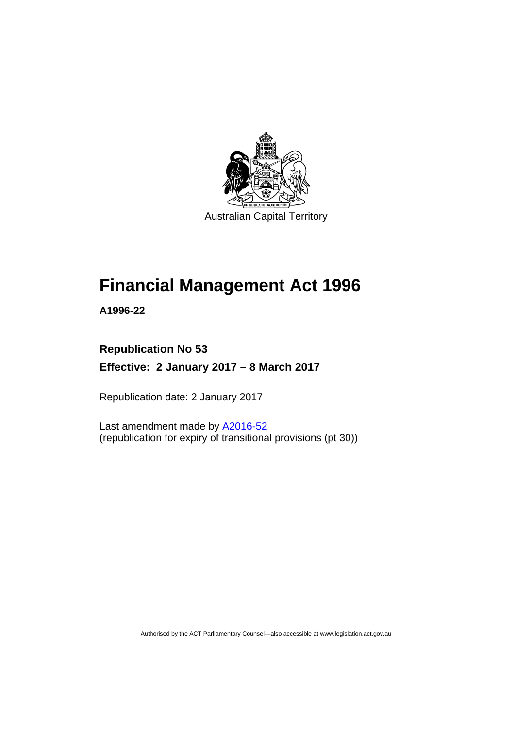Australian Capital Territory

# Financial Management Act 1996

**A1996-22**

**Republication No 53**

**Effective: 2 January 2017 – 8 March 2017**

Republication date: 2 January 2017

Last amendment made by A2016-52
(republication for expiry of transitional provisions (pt 30))

Authorised by the ACT Parliamentary Counsel—also accessible at www.legislation.act.gov.au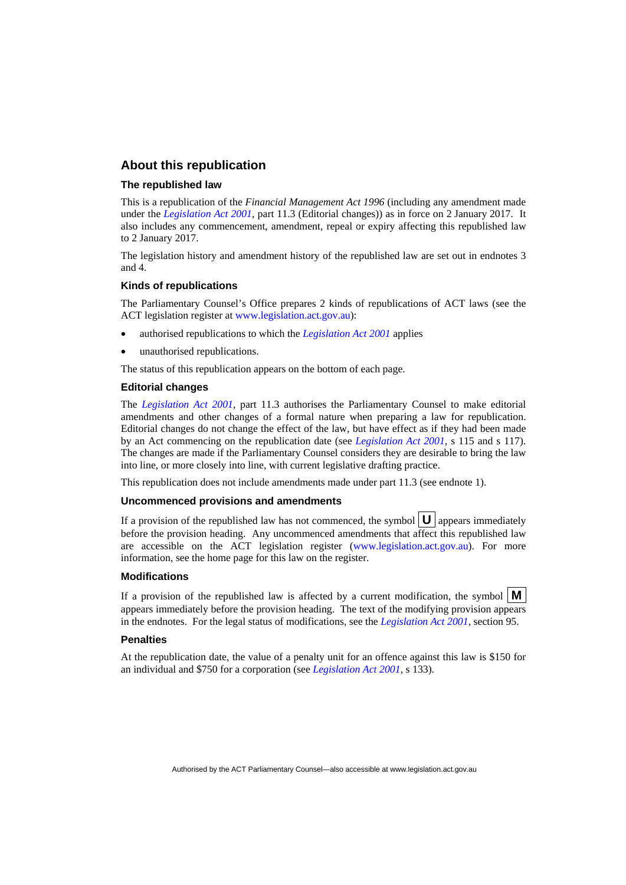## About this republication

### The republished law

This is a republication of the *Financial Management Act 1996* (including any amendment made under the *Legislation Act 2001*, part 11.3 (Editorial changes)) as in force on 2 January 2017. It also includes any commencement, amendment, repeal or expiry affecting this republished law to 2 January 2017.

The legislation history and amendment history of the republished law are set out in endnotes 3 and 4.

### Kinds of republications

The Parliamentary Counsel's Office prepares 2 kinds of republications of ACT laws (see the ACT legislation register at www.legislation.act.gov.au):

- authorised republications to which the *Legislation Act 2001* applies
- unauthorised republications.

The status of this republication appears on the bottom of each page.

### Editorial changes

The *Legislation Act 2001*, part 11.3 authorises the Parliamentary Counsel to make editorial amendments and other changes of a formal nature when preparing a law for republication. Editorial changes do not change the effect of the law, but have effect as if they had been made by an Act commencing on the republication date (see *Legislation Act 2001*, s 115 and s 117). The changes are made if the Parliamentary Counsel considers they are desirable to bring the law into line, or more closely into line, with current legislative drafting practice.

This republication does not include amendments made under part 11.3 (see endnote 1).

### Uncommenced provisions and amendments

If a provision of the republished law has not commenced, the symbol **U** appears immediately before the provision heading. Any uncommenced amendments that affect this republished law are accessible on the ACT legislation register (www.legislation.act.gov.au). For more information, see the home page for this law on the register.

### Modifications

If a provision of the republished law is affected by a current modification, the symbol **M** appears immediately before the provision heading. The text of the modifying provision appears in the endnotes. For the legal status of modifications, see the *Legislation Act 2001*, section 95.

### Penalties

At the republication date, the value of a penalty unit for an offence against this law is $150 for an individual and $750 for a corporation (see *Legislation Act 2001*, s 133).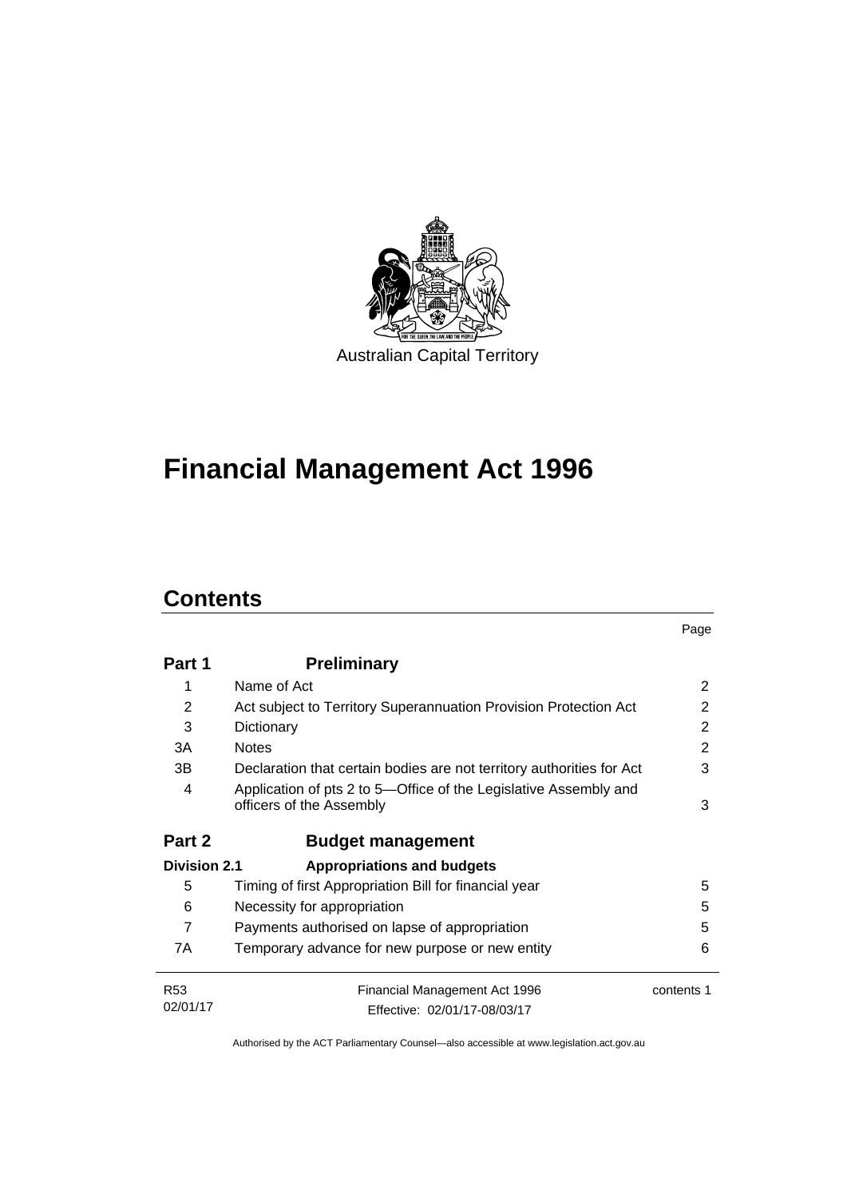Australian Capital Territory

# Financial Management Act 1996

## Contents

| | | Page |
|---|---|---|
| **Part 1** | **Preliminary** | |
| 1 | Name of Act | 2 |
| 2 | Act subject to Territory Superannuation Provision Protection Act | 2 |
| 3 | Dictionary | 2 |
| 3A | Notes | 2 |
| 3B | Declaration that certain bodies are not territory authorities for Act | 3 |
| 4 | Application of pts 2 to 5—Office of the Legislative Assembly and officers of the Assembly | 3 |
| **Part 2** | **Budget management** | |
| **Division 2.1** | **Appropriations and budgets** | |
| 5 | Timing of first Appropriation Bill for financial year | 5 |
| 6 | Necessity for appropriation | 5 |
| 7 | Payments authorised on lapse of appropriation | 5 |
| 7A | Temporary advance for new purpose or new entity | 6 |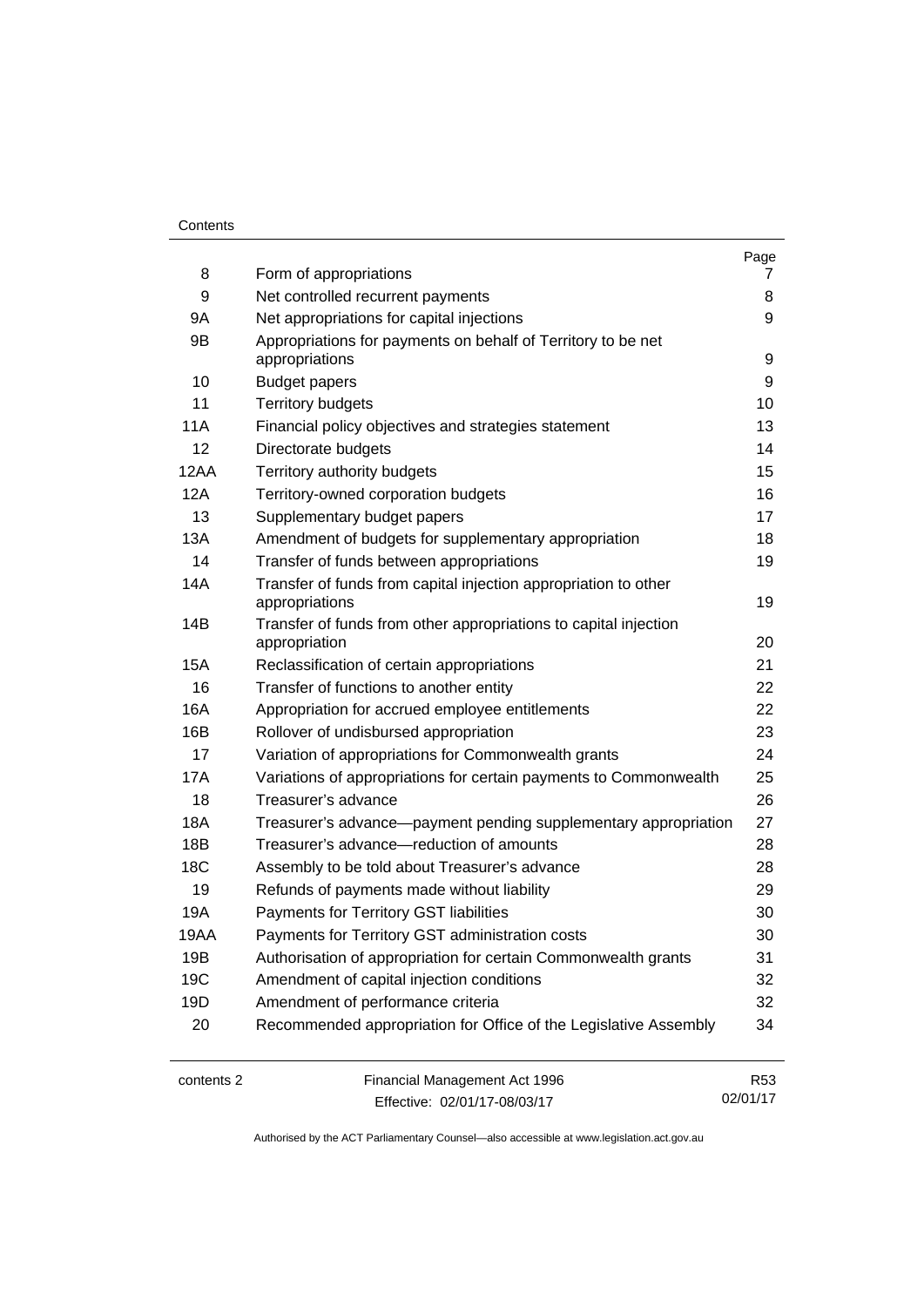| | | Page |
|---|---|---|
| 8 | Form of appropriations | 7 |
| 9 | Net controlled recurrent payments | 8 |
| 9A | Net appropriations for capital injections | 9 |
| 9B | Appropriations for payments on behalf of Territory to be net appropriations | 9 |
| 10 | Budget papers | 9 |
| 11 | Territory budgets | 10 |
| 11A | Financial policy objectives and strategies statement | 13 |
| 12 | Directorate budgets | 14 |
| 12AA | Territory authority budgets | 15 |
| 12A | Territory-owned corporation budgets | 16 |
| 13 | Supplementary budget papers | 17 |
| 13A | Amendment of budgets for supplementary appropriation | 18 |
| 14 | Transfer of funds between appropriations | 19 |
| 14A | Transfer of funds from capital injection appropriation to other appropriations | 19 |
| 14B | Transfer of funds from other appropriations to capital injection appropriation | 20 |
| 15A | Reclassification of certain appropriations | 21 |
| 16 | Transfer of functions to another entity | 22 |
| 16A | Appropriation for accrued employee entitlements | 22 |
| 16B | Rollover of undisbursed appropriation | 23 |
| 17 | Variation of appropriations for Commonwealth grants | 24 |
| 17A | Variations of appropriations for certain payments to Commonwealth | 25 |
| 18 | Treasurer's advance | 26 |
| 18A | Treasurer's advance—payment pending supplementary appropriation | 27 |
| 18B | Treasurer's advance—reduction of amounts | 28 |
| 18C | Assembly to be told about Treasurer's advance | 28 |
| 19 | Refunds of payments made without liability | 29 |
| 19A | Payments for Territory GST liabilities | 30 |
| 19AA | Payments for Territory GST administration costs | 30 |
| 19B | Authorisation of appropriation for certain Commonwealth grants | 31 |
| 19C | Amendment of capital injection conditions | 32 |
| 19D | Amendment of performance criteria | 32 |
| 20 | Recommended appropriation for Office of the Legislative Assembly | 34 |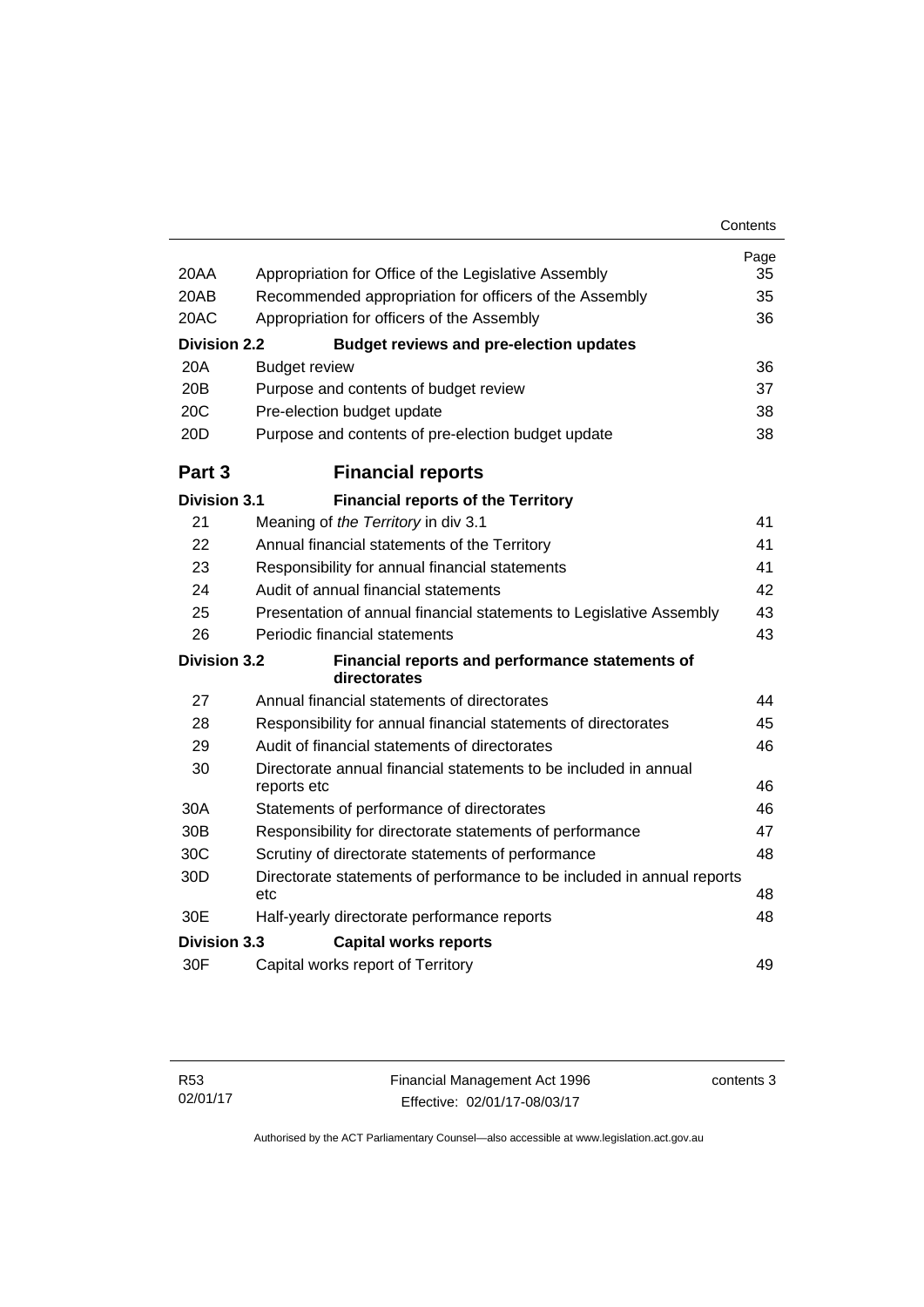| | | Page |
|---|---|---|
| 20AA | Appropriation for Office of the Legislative Assembly | 35 |
| 20AB | Recommended appropriation for officers of the Assembly | 35 |
| 20AC | Appropriation for officers of the Assembly | 36 |
| **Division 2.2** | **Budget reviews and pre-election updates** | |
| 20A | Budget review | 36 |
| 20B | Purpose and contents of budget review | 37 |
| 20C | Pre-election budget update | 38 |
| 20D | Purpose and contents of pre-election budget update | 38 |
| **Part 3** | **Financial reports** | |
| **Division 3.1** | **Financial reports of the Territory** | |
| 21 | Meaning of *the Territory* in div 3.1 | 41 |
| 22 | Annual financial statements of the Territory | 41 |
| 23 | Responsibility for annual financial statements | 41 |
| 24 | Audit of annual financial statements | 42 |
| 25 | Presentation of annual financial statements to Legislative Assembly | 43 |
| 26 | Periodic financial statements | 43 |
| **Division 3.2** | **Financial reports and performance statements of directorates** | |
| 27 | Annual financial statements of directorates | 44 |
| 28 | Responsibility for annual financial statements of directorates | 45 |
| 29 | Audit of financial statements of directorates | 46 |
| 30 | Directorate annual financial statements to be included in annual reports etc | 46 |
| 30A | Statements of performance of directorates | 46 |
| 30B | Responsibility for directorate statements of performance | 47 |
| 30C | Scrutiny of directorate statements of performance | 48 |
| 30D | Directorate statements of performance to be included in annual reports etc | 48 |
| 30E | Half-yearly directorate performance reports | 48 |
| **Division 3.3** | **Capital works reports** | |
| 30F | Capital works report of Territory | 49 |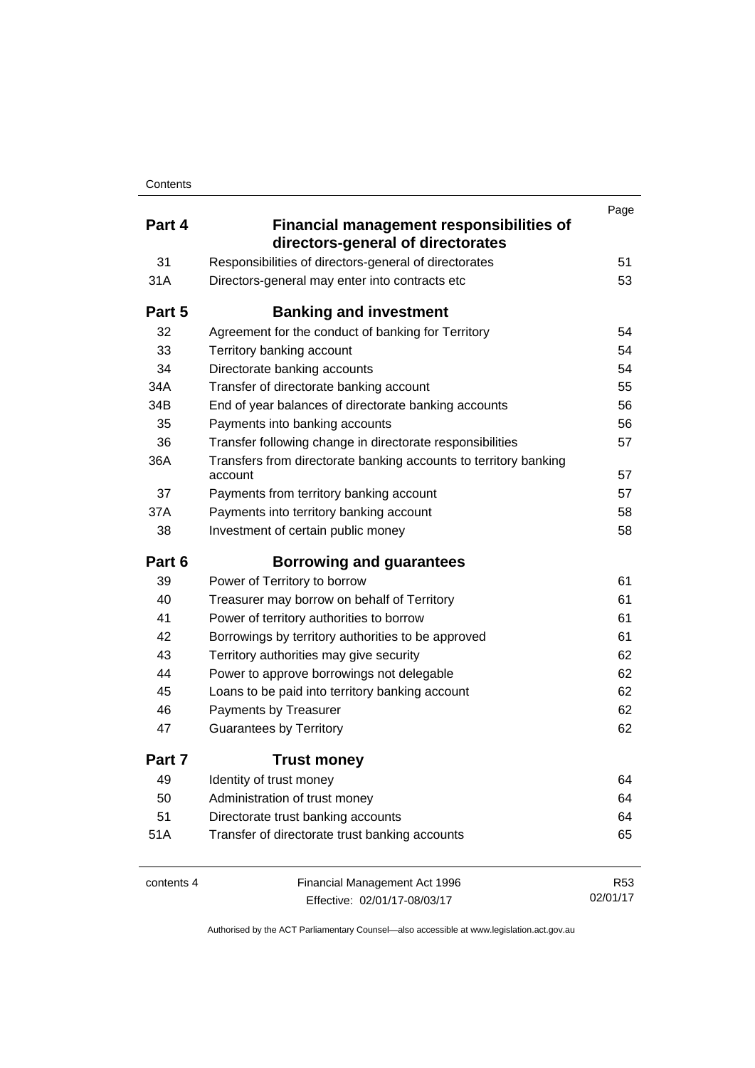| | | Page |
|---|---|---|
| **Part 4** | **Financial management responsibilities of directors-general of directorates** | |
| 31 | Responsibilities of directors-general of directorates | 51 |
| 31A | Directors-general may enter into contracts etc | 53 |
| **Part 5** | **Banking and investment** | |
| 32 | Agreement for the conduct of banking for Territory | 54 |
| 33 | Territory banking account | 54 |
| 34 | Directorate banking accounts | 54 |
| 34A | Transfer of directorate banking account | 55 |
| 34B | End of year balances of directorate banking accounts | 56 |
| 35 | Payments into banking accounts | 56 |
| 36 | Transfer following change in directorate responsibilities | 57 |
| 36A | Transfers from directorate banking accounts to territory banking account | 57 |
| 37 | Payments from territory banking account | 57 |
| 37A | Payments into territory banking account | 58 |
| 38 | Investment of certain public money | 58 |
| **Part 6** | **Borrowing and guarantees** | |
| 39 | Power of Territory to borrow | 61 |
| 40 | Treasurer may borrow on behalf of Territory | 61 |
| 41 | Power of territory authorities to borrow | 61 |
| 42 | Borrowings by territory authorities to be approved | 61 |
| 43 | Territory authorities may give security | 62 |
| 44 | Power to approve borrowings not delegable | 62 |
| 45 | Loans to be paid into territory banking account | 62 |
| 46 | Payments by Treasurer | 62 |
| 47 | Guarantees by Territory | 62 |
| **Part 7** | **Trust money** | |
| 49 | Identity of trust money | 64 |
| 50 | Administration of trust money | 64 |
| 51 | Directorate trust banking accounts | 64 |
| 51A | Transfer of directorate trust banking accounts | 65 |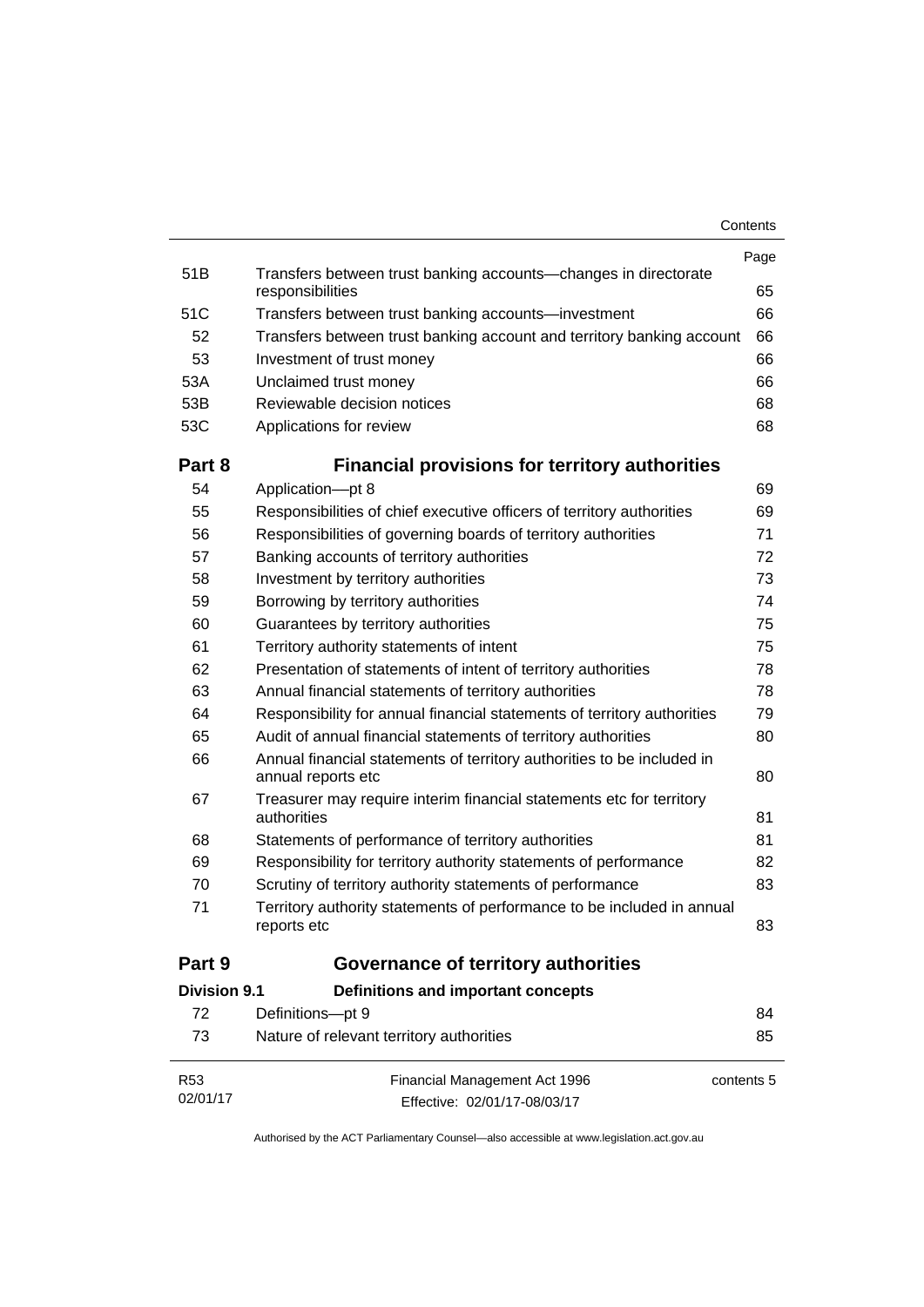| | | Page |
|---|---|---|
| 51B | Transfers between trust banking accounts—changes in directorate responsibilities | 65 |
| 51C | Transfers between trust banking accounts—investment | 66 |
| 52 | Transfers between trust banking account and territory banking account | 66 |
| 53 | Investment of trust money | 66 |
| 53A | Unclaimed trust money | 66 |
| 53B | Reviewable decision notices | 68 |
| 53C | Applications for review | 68 |
| **Part 8** | **Financial provisions for territory authorities** | |
| 54 | Application—pt 8 | 69 |
| 55 | Responsibilities of chief executive officers of territory authorities | 69 |
| 56 | Responsibilities of governing boards of territory authorities | 71 |
| 57 | Banking accounts of territory authorities | 72 |
| 58 | Investment by territory authorities | 73 |
| 59 | Borrowing by territory authorities | 74 |
| 60 | Guarantees by territory authorities | 75 |
| 61 | Territory authority statements of intent | 75 |
| 62 | Presentation of statements of intent of territory authorities | 78 |
| 63 | Annual financial statements of territory authorities | 78 |
| 64 | Responsibility for annual financial statements of territory authorities | 79 |
| 65 | Audit of annual financial statements of territory authorities | 80 |
| 66 | Annual financial statements of territory authorities to be included in annual reports etc | 80 |
| 67 | Treasurer may require interim financial statements etc for territory authorities | 81 |
| 68 | Statements of performance of territory authorities | 81 |
| 69 | Responsibility for territory authority statements of performance | 82 |
| 70 | Scrutiny of territory authority statements of performance | 83 |
| 71 | Territory authority statements of performance to be included in annual reports etc | 83 |
| **Part 9** | **Governance of territory authorities** | |
| **Division 9.1** | **Definitions and important concepts** | |
| 72 | Definitions—pt 9 | 84 |
| 73 | Nature of relevant territory authorities | 85 |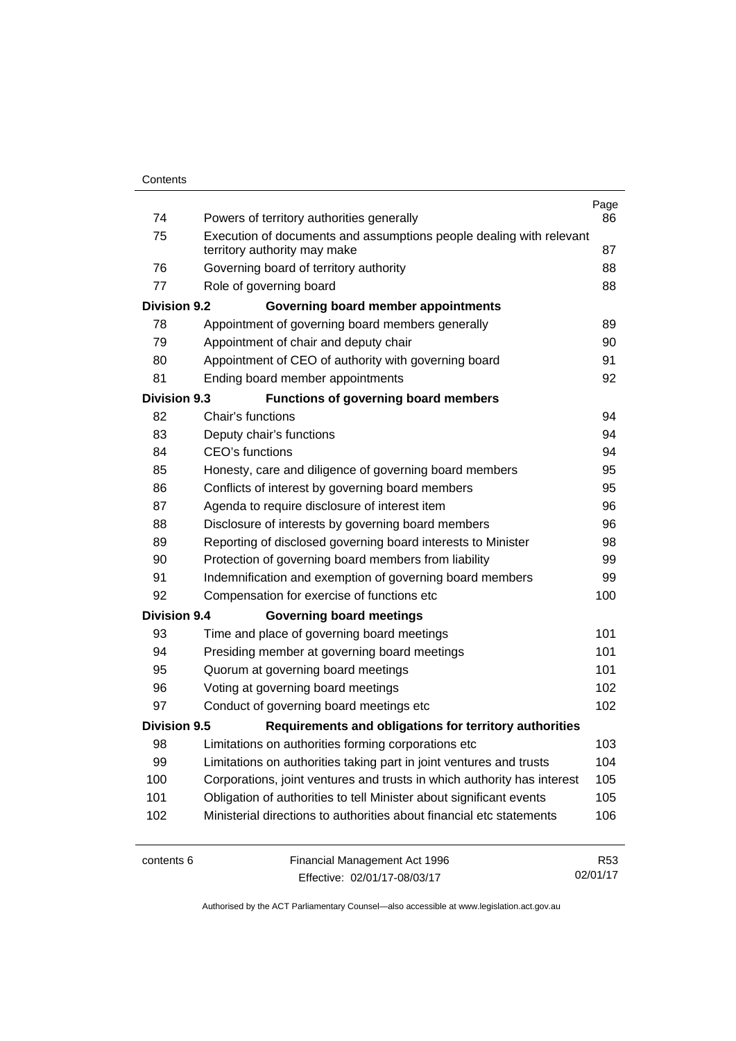| | | Page |
|---|---|---|
| 74 | Powers of territory authorities generally | 86 |
| 75 | Execution of documents and assumptions people dealing with relevant territory authority may make | 87 |
| 76 | Governing board of territory authority | 88 |
| 77 | Role of governing board | 88 |
| **Division 9.2** | **Governing board member appointments** | |
| 78 | Appointment of governing board members generally | 89 |
| 79 | Appointment of chair and deputy chair | 90 |
| 80 | Appointment of CEO of authority with governing board | 91 |
| 81 | Ending board member appointments | 92 |
| **Division 9.3** | **Functions of governing board members** | |
| 82 | Chair's functions | 94 |
| 83 | Deputy chair's functions | 94 |
| 84 | CEO's functions | 94 |
| 85 | Honesty, care and diligence of governing board members | 95 |
| 86 | Conflicts of interest by governing board members | 95 |
| 87 | Agenda to require disclosure of interest item | 96 |
| 88 | Disclosure of interests by governing board members | 96 |
| 89 | Reporting of disclosed governing board interests to Minister | 98 |
| 90 | Protection of governing board members from liability | 99 |
| 91 | Indemnification and exemption of governing board members | 99 |
| 92 | Compensation for exercise of functions etc | 100 |
| **Division 9.4** | **Governing board meetings** | |
| 93 | Time and place of governing board meetings | 101 |
| 94 | Presiding member at governing board meetings | 101 |
| 95 | Quorum at governing board meetings | 101 |
| 96 | Voting at governing board meetings | 102 |
| 97 | Conduct of governing board meetings etc | 102 |
| **Division 9.5** | **Requirements and obligations for territory authorities** | |
| 98 | Limitations on authorities forming corporations etc | 103 |
| 99 | Limitations on authorities taking part in joint ventures and trusts | 104 |
| 100 | Corporations, joint ventures and trusts in which authority has interest | 105 |
| 101 | Obligation of authorities to tell Minister about significant events | 105 |
| 102 | Ministerial directions to authorities about financial etc statements | 106 |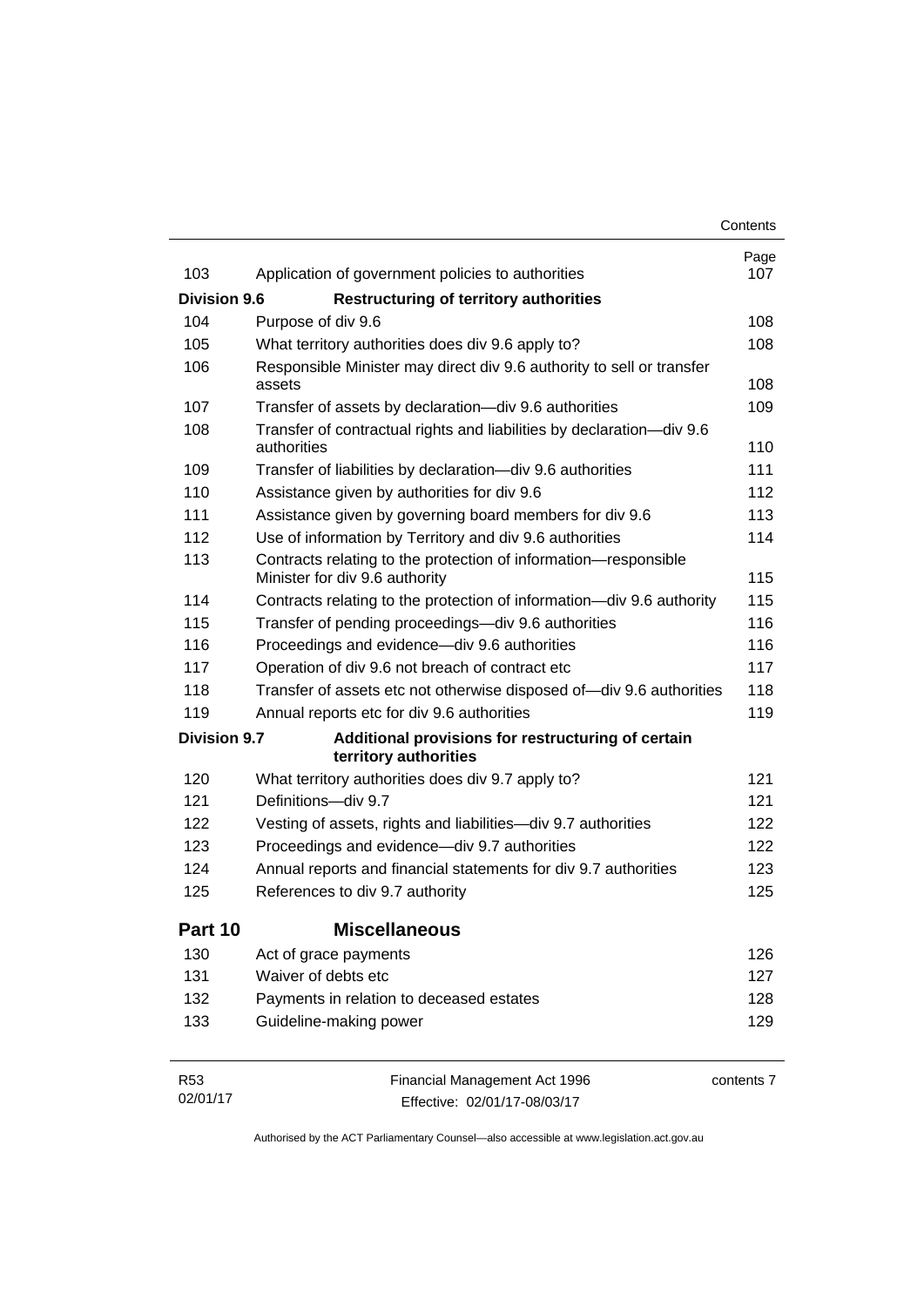| | | Page |
|---|---|---|
| 103 | Application of government policies to authorities | 107 |
| **Division 9.6** | **Restructuring of territory authorities** | |
| 104 | Purpose of div 9.6 | 108 |
| 105 | What territory authorities does div 9.6 apply to? | 108 |
| 106 | Responsible Minister may direct div 9.6 authority to sell or transfer assets | 108 |
| 107 | Transfer of assets by declaration—div 9.6 authorities | 109 |
| 108 | Transfer of contractual rights and liabilities by declaration—div 9.6 authorities | 110 |
| 109 | Transfer of liabilities by declaration—div 9.6 authorities | 111 |
| 110 | Assistance given by authorities for div 9.6 | 112 |
| 111 | Assistance given by governing board members for div 9.6 | 113 |
| 112 | Use of information by Territory and div 9.6 authorities | 114 |
| 113 | Contracts relating to the protection of information—responsible Minister for div 9.6 authority | 115 |
| 114 | Contracts relating to the protection of information—div 9.6 authority | 115 |
| 115 | Transfer of pending proceedings—div 9.6 authorities | 116 |
| 116 | Proceedings and evidence—div 9.6 authorities | 116 |
| 117 | Operation of div 9.6 not breach of contract etc | 117 |
| 118 | Transfer of assets etc not otherwise disposed of—div 9.6 authorities | 118 |
| 119 | Annual reports etc for div 9.6 authorities | 119 |
| **Division 9.7** | **Additional provisions for restructuring of certain territory authorities** | |
| 120 | What territory authorities does div 9.7 apply to? | 121 |
| 121 | Definitions—div 9.7 | 121 |
| 122 | Vesting of assets, rights and liabilities—div 9.7 authorities | 122 |
| 123 | Proceedings and evidence—div 9.7 authorities | 122 |
| 124 | Annual reports and financial statements for div 9.7 authorities | 123 |
| 125 | References to div 9.7 authority | 125 |
| **Part 10** | **Miscellaneous** | |
| 130 | Act of grace payments | 126 |
| 131 | Waiver of debts etc | 127 |
| 132 | Payments in relation to deceased estates | 128 |
| 133 | Guideline-making power | 129 |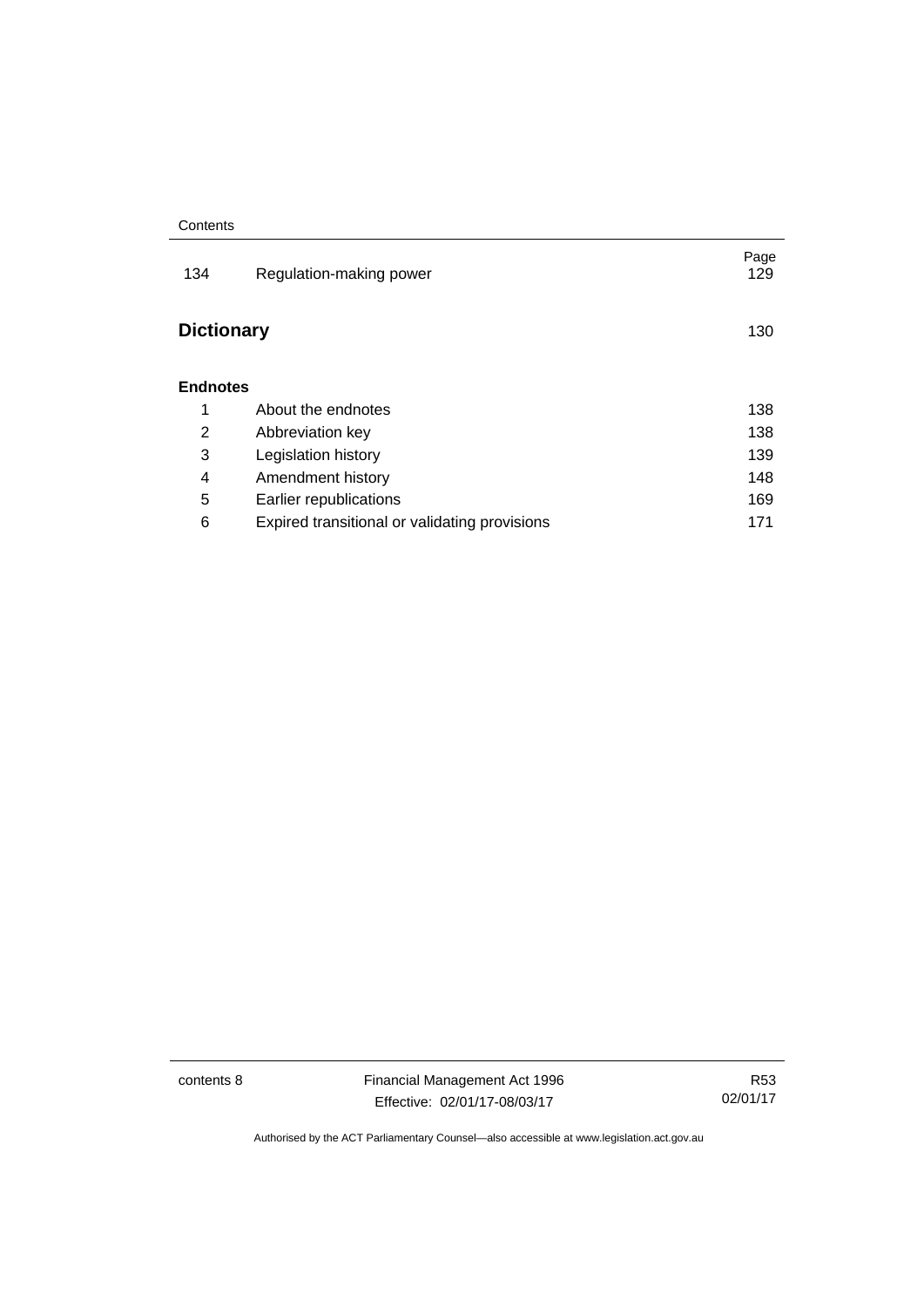| | | Page |
|---|---|---|
| 134 | Regulation-making power | 129 |

**Dictionary** 130

**Endnotes**

| | | |
|---|---|---|
| 1 | About the endnotes | 138 |
| 2 | Abbreviation key | 138 |
| 3 | Legislation history | 139 |
| 4 | Amendment history | 148 |
| 5 | Earlier republications | 169 |
| 6 | Expired transitional or validating provisions | 171 |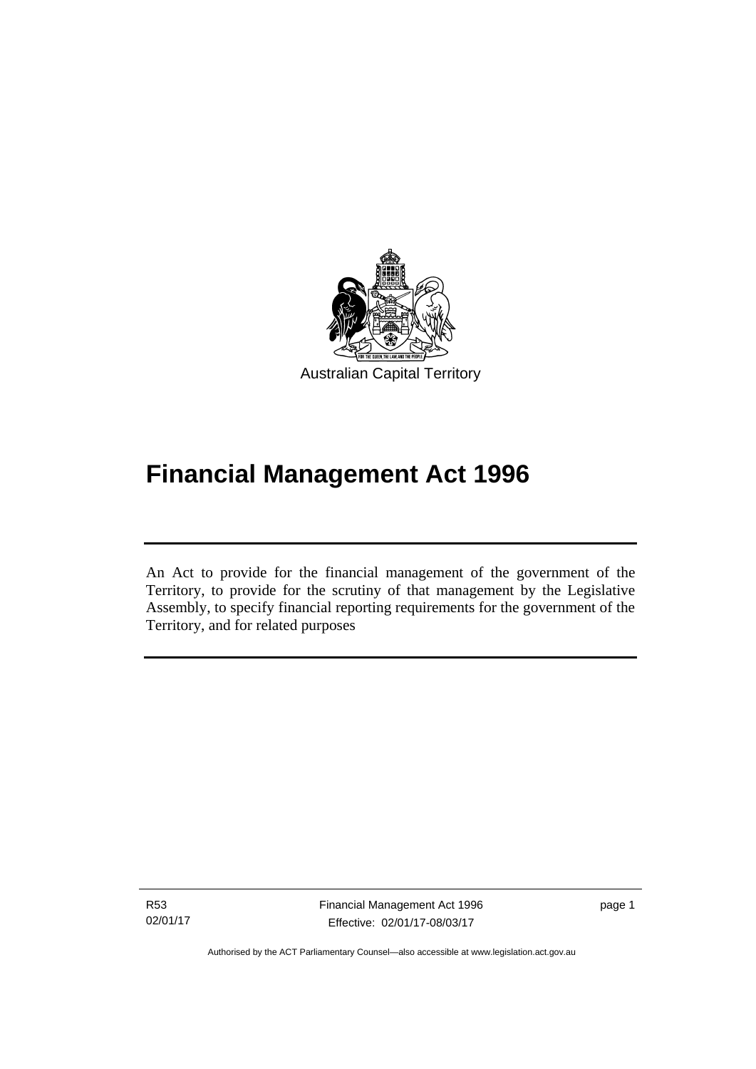Australian Capital Territory

# Financial Management Act 1996

An Act to provide for the financial management of the government of the Territory, to provide for the scrutiny of that management by the Legislative Assembly, to specify financial reporting requirements for the government of the Territory, and for related purposes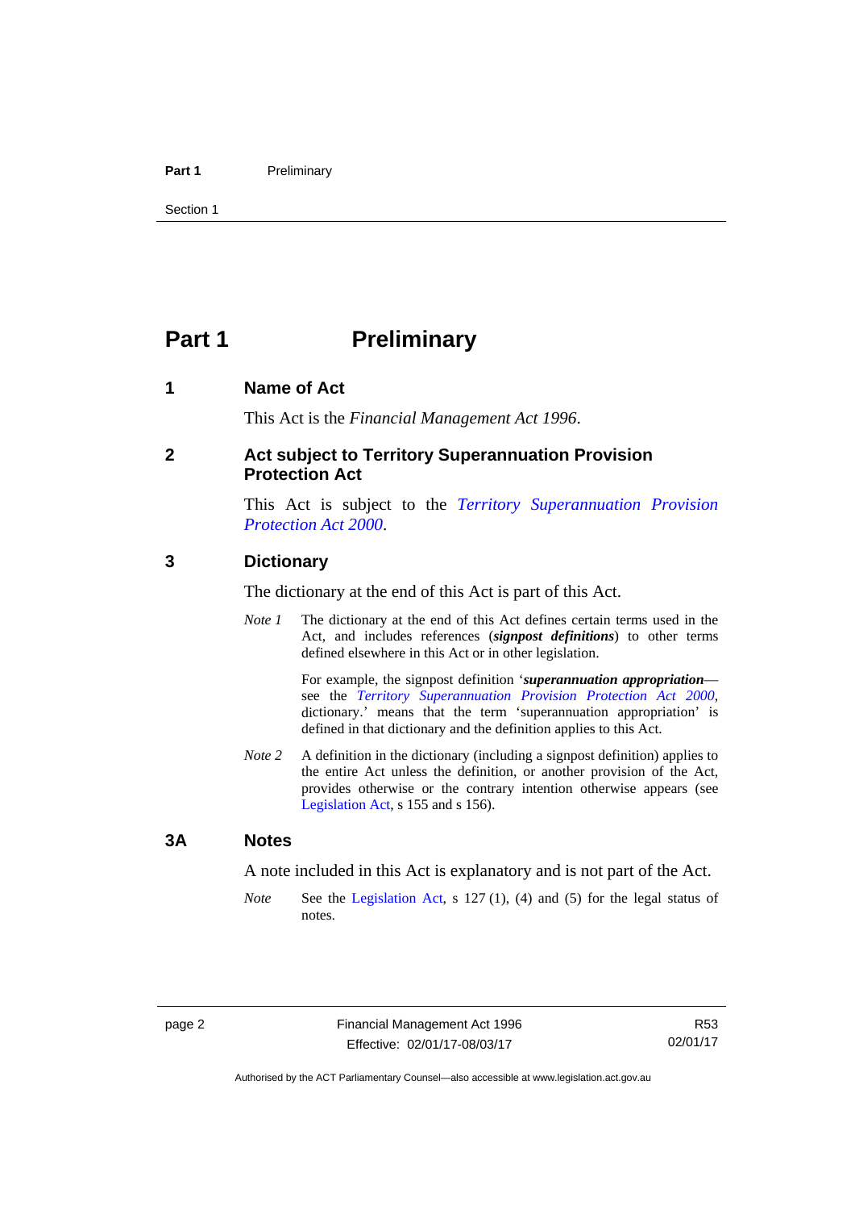# Part 1 Preliminary

## 1 Name of Act

This Act is the *Financial Management Act 1996*.

## 2 Act subject to Territory Superannuation Provision Protection Act

This Act is subject to the *Territory Superannuation Provision Protection Act 2000*.

## 3 Dictionary

The dictionary at the end of this Act is part of this Act.

*Note 1* The dictionary at the end of this Act defines certain terms used in the Act, and includes references (***signpost definitions***) to other terms defined elsewhere in this Act or in other legislation.

For example, the signpost definition '***superannuation appropriation***—see the *Territory Superannuation Provision Protection Act 2000*, dictionary.' means that the term 'superannuation appropriation' is defined in that dictionary and the definition applies to this Act.

*Note 2* A definition in the dictionary (including a signpost definition) applies to the entire Act unless the definition, or another provision of the Act, provides otherwise or the contrary intention otherwise appears (see Legislation Act, s 155 and s 156).

## 3A Notes

A note included in this Act is explanatory and is not part of the Act.

*Note* See the Legislation Act, s 127 (1), (4) and (5) for the legal status of notes.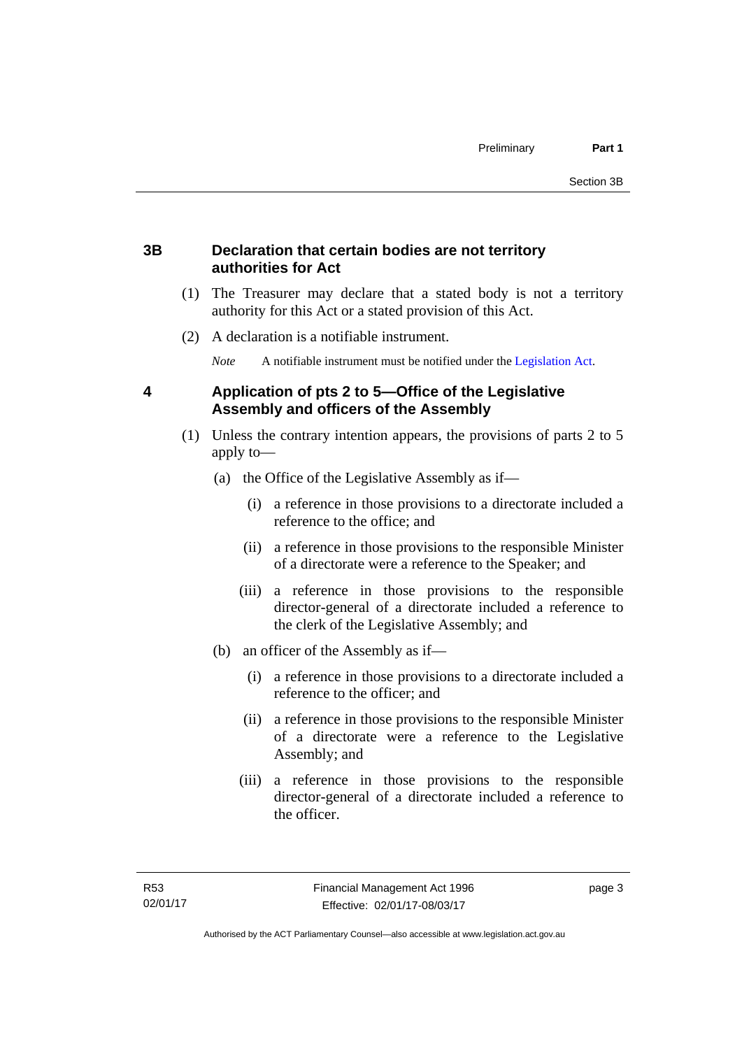## 3B Declaration that certain bodies are not territory authorities for Act

(1) The Treasurer may declare that a stated body is not a territory authority for this Act or a stated provision of this Act.

(2) A declaration is a notifiable instrument.

*Note* A notifiable instrument must be notified under the Legislation Act.

## 4 Application of pts 2 to 5—Office of the Legislative Assembly and officers of the Assembly

(1) Unless the contrary intention appears, the provisions of parts 2 to 5 apply to—

(a) the Office of the Legislative Assembly as if—

(i) a reference in those provisions to a directorate included a reference to the office; and

(ii) a reference in those provisions to the responsible Minister of a directorate were a reference to the Speaker; and

(iii) a reference in those provisions to the responsible director-general of a directorate included a reference to the clerk of the Legislative Assembly; and

(b) an officer of the Assembly as if—

(i) a reference in those provisions to a directorate included a reference to the officer; and

(ii) a reference in those provisions to the responsible Minister of a directorate were a reference to the Legislative Assembly; and

(iii) a reference in those provisions to the responsible director-general of a directorate included a reference to the officer.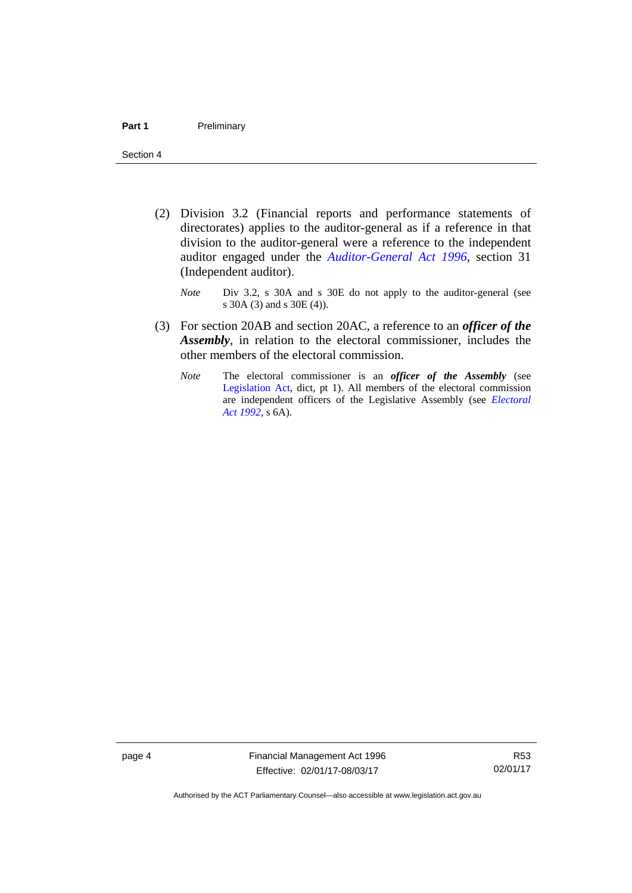(2) Division 3.2 (Financial reports and performance statements of directorates) applies to the auditor-general as if a reference in that division to the auditor-general were a reference to the independent auditor engaged under the *Auditor-General Act 1996*, section 31 (Independent auditor).

*Note* Div 3.2, s 30A and s 30E do not apply to the auditor-general (see s 30A (3) and s 30E (4)).

(3) For section 20AB and section 20AC, a reference to an ***officer of the Assembly***, in relation to the electoral commissioner, includes the other members of the electoral commission.

*Note* The electoral commissioner is an ***officer of the Assembly*** (see Legislation Act, dict, pt 1). All members of the electoral commission are independent officers of the Legislative Assembly (see *Electoral Act 1992*, s 6A).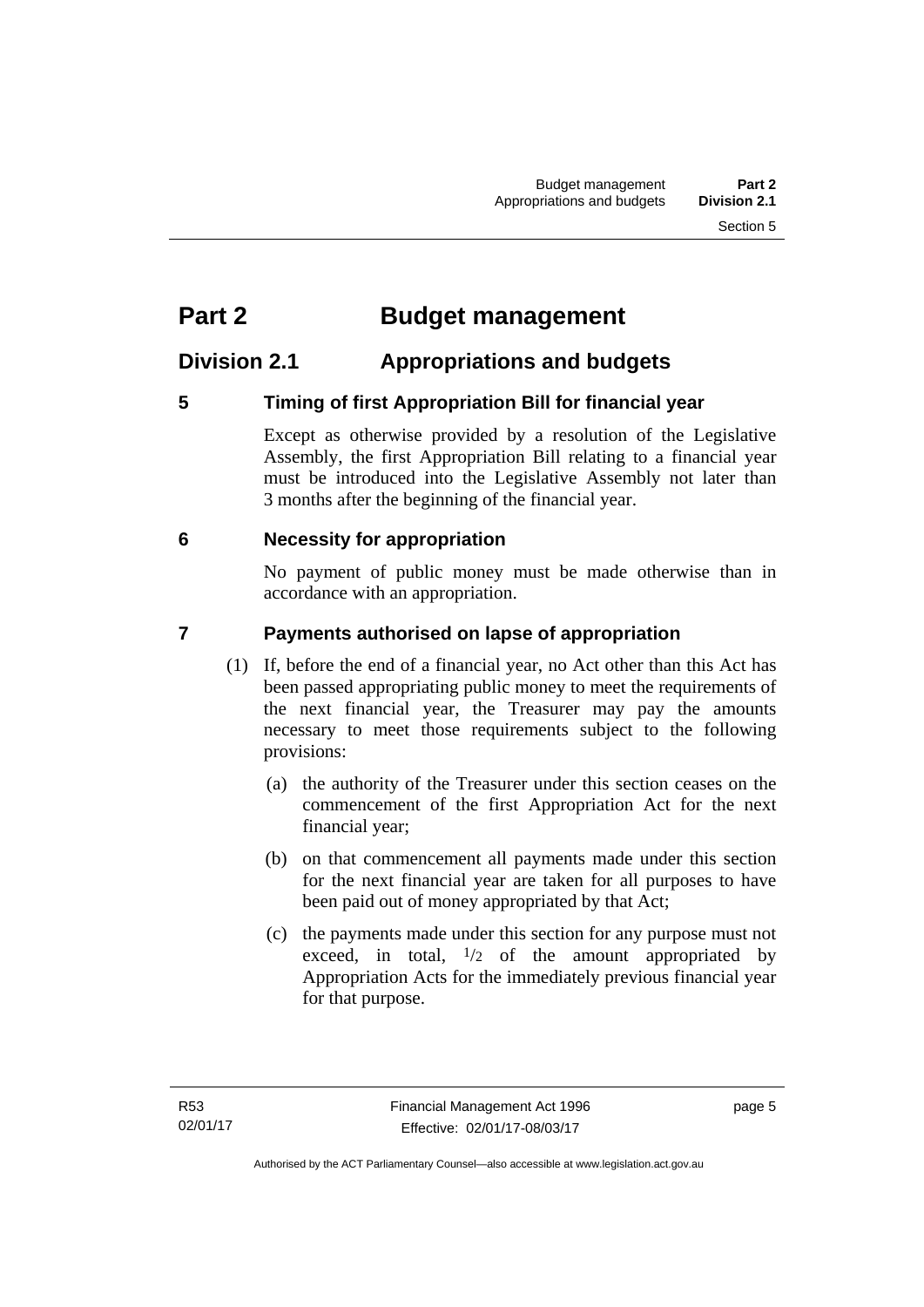# Part 2 Budget management

## Division 2.1 Appropriations and budgets

### 5 Timing of first Appropriation Bill for financial year

Except as otherwise provided by a resolution of the Legislative Assembly, the first Appropriation Bill relating to a financial year must be introduced into the Legislative Assembly not later than 3 months after the beginning of the financial year.

### 6 Necessity for appropriation

No payment of public money must be made otherwise than in accordance with an appropriation.

### 7 Payments authorised on lapse of appropriation

(1) If, before the end of a financial year, no Act other than this Act has been passed appropriating public money to meet the requirements of the next financial year, the Treasurer may pay the amounts necessary to meet those requirements subject to the following provisions:

(a) the authority of the Treasurer under this section ceases on the commencement of the first Appropriation Act for the next financial year;

(b) on that commencement all payments made under this section for the next financial year are taken for all purposes to have been paid out of money appropriated by that Act;

(c) the payments made under this section for any purpose must not exceed, in total, $^1/_2$ of the amount appropriated by Appropriation Acts for the immediately previous financial year for that purpose.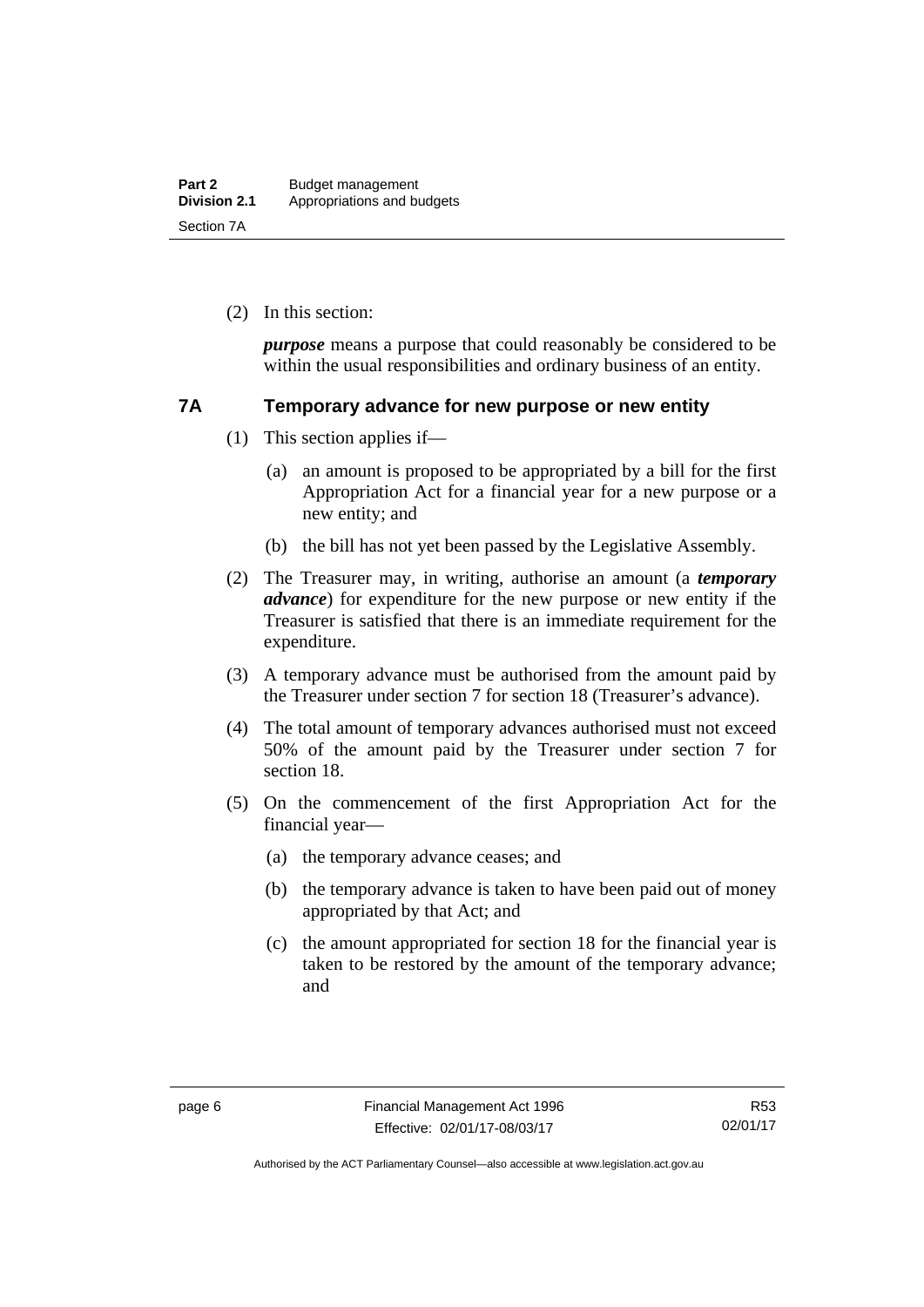(2) In this section:

***purpose*** means a purpose that could reasonably be considered to be within the usual responsibilities and ordinary business of an entity.

## 7A Temporary advance for new purpose or new entity

(1) This section applies if—

(a) an amount is proposed to be appropriated by a bill for the first Appropriation Act for a financial year for a new purpose or a new entity; and

(b) the bill has not yet been passed by the Legislative Assembly.

(2) The Treasurer may, in writing, authorise an amount (a ***temporary advance***) for expenditure for the new purpose or new entity if the Treasurer is satisfied that there is an immediate requirement for the expenditure.

(3) A temporary advance must be authorised from the amount paid by the Treasurer under section 7 for section 18 (Treasurer's advance).

(4) The total amount of temporary advances authorised must not exceed 50% of the amount paid by the Treasurer under section 7 for section 18.

(5) On the commencement of the first Appropriation Act for the financial year—

(a) the temporary advance ceases; and

(b) the temporary advance is taken to have been paid out of money appropriated by that Act; and

(c) the amount appropriated for section 18 for the financial year is taken to be restored by the amount of the temporary advance; and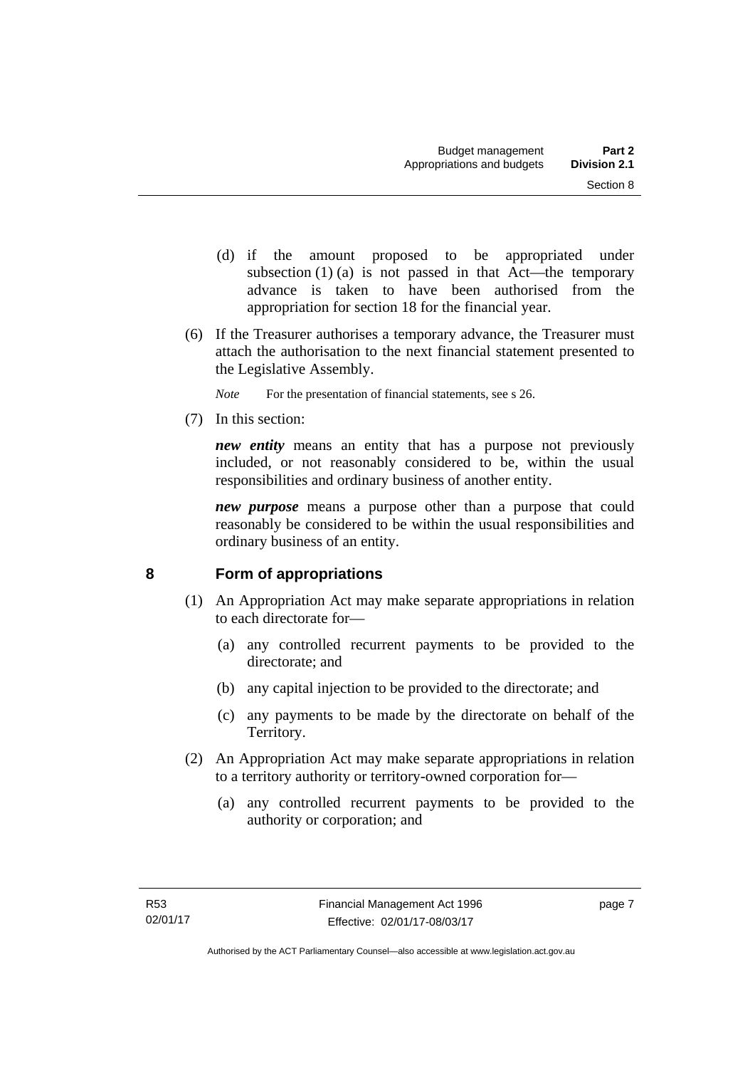(d) if the amount proposed to be appropriated under subsection (1) (a) is not passed in that Act—the temporary advance is taken to have been authorised from the appropriation for section 18 for the financial year.

(6) If the Treasurer authorises a temporary advance, the Treasurer must attach the authorisation to the next financial statement presented to the Legislative Assembly.

*Note* For the presentation of financial statements, see s 26.

(7) In this section:

***new entity*** means an entity that has a purpose not previously included, or not reasonably considered to be, within the usual responsibilities and ordinary business of another entity.

***new purpose*** means a purpose other than a purpose that could reasonably be considered to be within the usual responsibilities and ordinary business of an entity.

## 8 Form of appropriations

(1) An Appropriation Act may make separate appropriations in relation to each directorate for—

(a) any controlled recurrent payments to be provided to the directorate; and

(b) any capital injection to be provided to the directorate; and

(c) any payments to be made by the directorate on behalf of the Territory.

(2) An Appropriation Act may make separate appropriations in relation to a territory authority or territory-owned corporation for—

(a) any controlled recurrent payments to be provided to the authority or corporation; and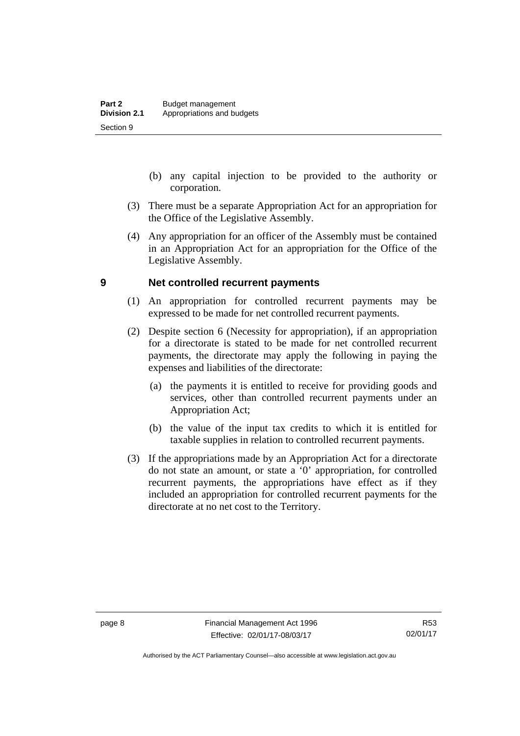(b) any capital injection to be provided to the authority or corporation.

(3) There must be a separate Appropriation Act for an appropriation for the Office of the Legislative Assembly.

(4) Any appropriation for an officer of the Assembly must be contained in an Appropriation Act for an appropriation for the Office of the Legislative Assembly.

## 9 Net controlled recurrent payments

(1) An appropriation for controlled recurrent payments may be expressed to be made for net controlled recurrent payments.

(2) Despite section 6 (Necessity for appropriation), if an appropriation for a directorate is stated to be made for net controlled recurrent payments, the directorate may apply the following in paying the expenses and liabilities of the directorate:

(a) the payments it is entitled to receive for providing goods and services, other than controlled recurrent payments under an Appropriation Act;

(b) the value of the input tax credits to which it is entitled for taxable supplies in relation to controlled recurrent payments.

(3) If the appropriations made by an Appropriation Act for a directorate do not state an amount, or state a '0' appropriation, for controlled recurrent payments, the appropriations have effect as if they included an appropriation for controlled recurrent payments for the directorate at no net cost to the Territory.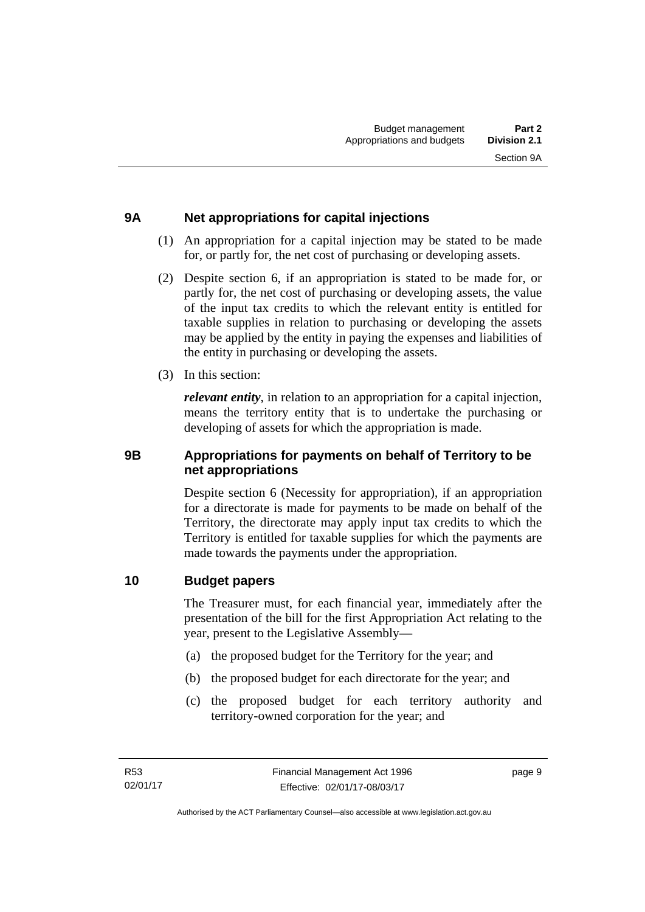## 9A Net appropriations for capital injections

(1) An appropriation for a capital injection may be stated to be made for, or partly for, the net cost of purchasing or developing assets.

(2) Despite section 6, if an appropriation is stated to be made for, or partly for, the net cost of purchasing or developing assets, the value of the input tax credits to which the relevant entity is entitled for taxable supplies in relation to purchasing or developing the assets may be applied by the entity in paying the expenses and liabilities of the entity in purchasing or developing the assets.

(3) In this section:

***relevant entity***, in relation to an appropriation for a capital injection, means the territory entity that is to undertake the purchasing or developing of assets for which the appropriation is made.

## 9B Appropriations for payments on behalf of Territory to be net appropriations

Despite section 6 (Necessity for appropriation), if an appropriation for a directorate is made for payments to be made on behalf of the Territory, the directorate may apply input tax credits to which the Territory is entitled for taxable supplies for which the payments are made towards the payments under the appropriation.

## 10 Budget papers

The Treasurer must, for each financial year, immediately after the presentation of the bill for the first Appropriation Act relating to the year, present to the Legislative Assembly—

(a) the proposed budget for the Territory for the year; and

(b) the proposed budget for each directorate for the year; and

(c) the proposed budget for each territory authority and territory-owned corporation for the year; and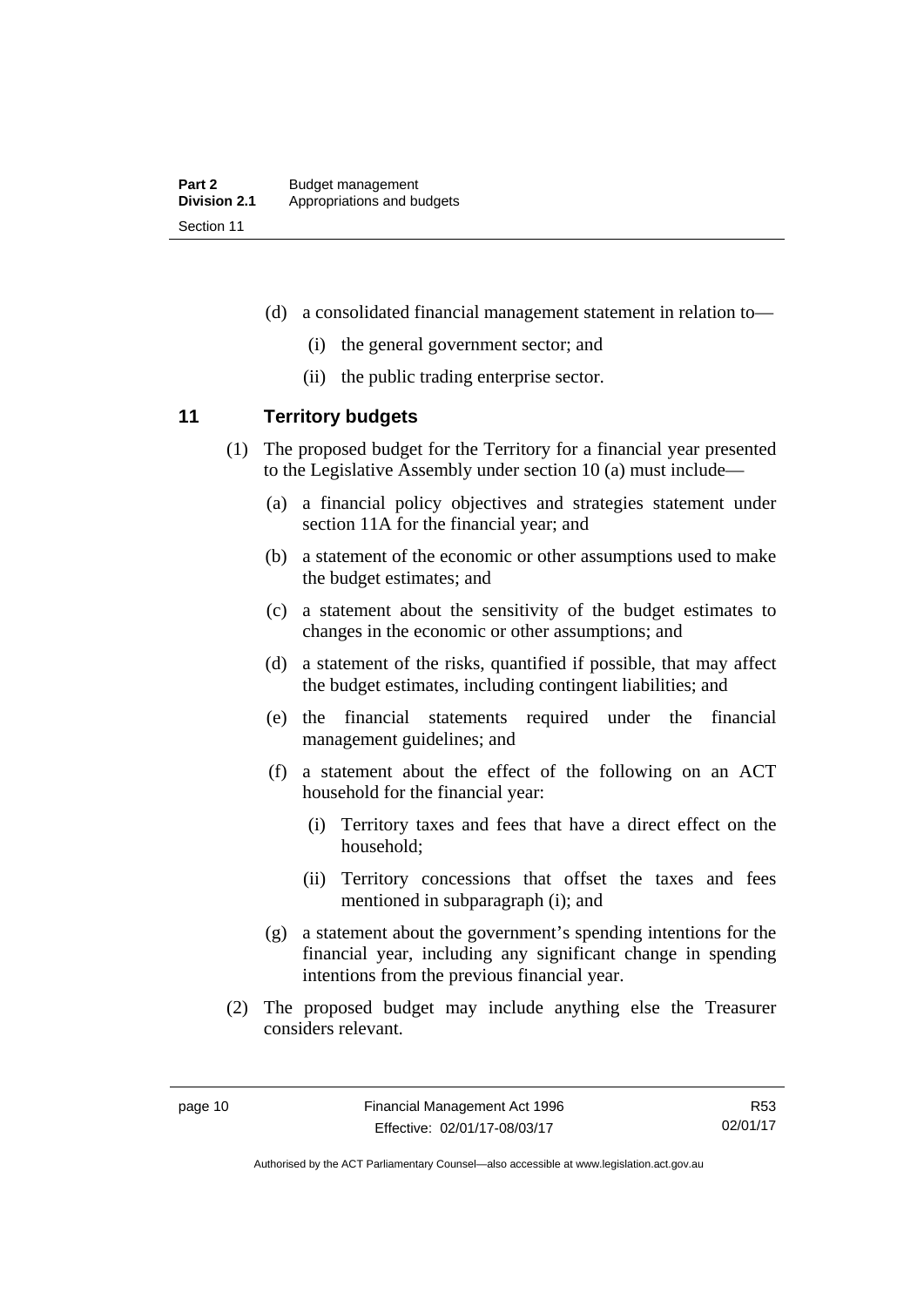(d) a consolidated financial management statement in relation to—

  (i) the general government sector; and

  (ii) the public trading enterprise sector.

## 11 Territory budgets

(1) The proposed budget for the Territory for a financial year presented to the Legislative Assembly under section 10 (a) must include—

  (a) a financial policy objectives and strategies statement under section 11A for the financial year; and

  (b) a statement of the economic or other assumptions used to make the budget estimates; and

  (c) a statement about the sensitivity of the budget estimates to changes in the economic or other assumptions; and

  (d) a statement of the risks, quantified if possible, that may affect the budget estimates, including contingent liabilities; and

  (e) the financial statements required under the financial management guidelines; and

  (f) a statement about the effect of the following on an ACT household for the financial year:

    (i) Territory taxes and fees that have a direct effect on the household;

    (ii) Territory concessions that offset the taxes and fees mentioned in subparagraph (i); and

  (g) a statement about the government's spending intentions for the financial year, including any significant change in spending intentions from the previous financial year.

(2) The proposed budget may include anything else the Treasurer considers relevant.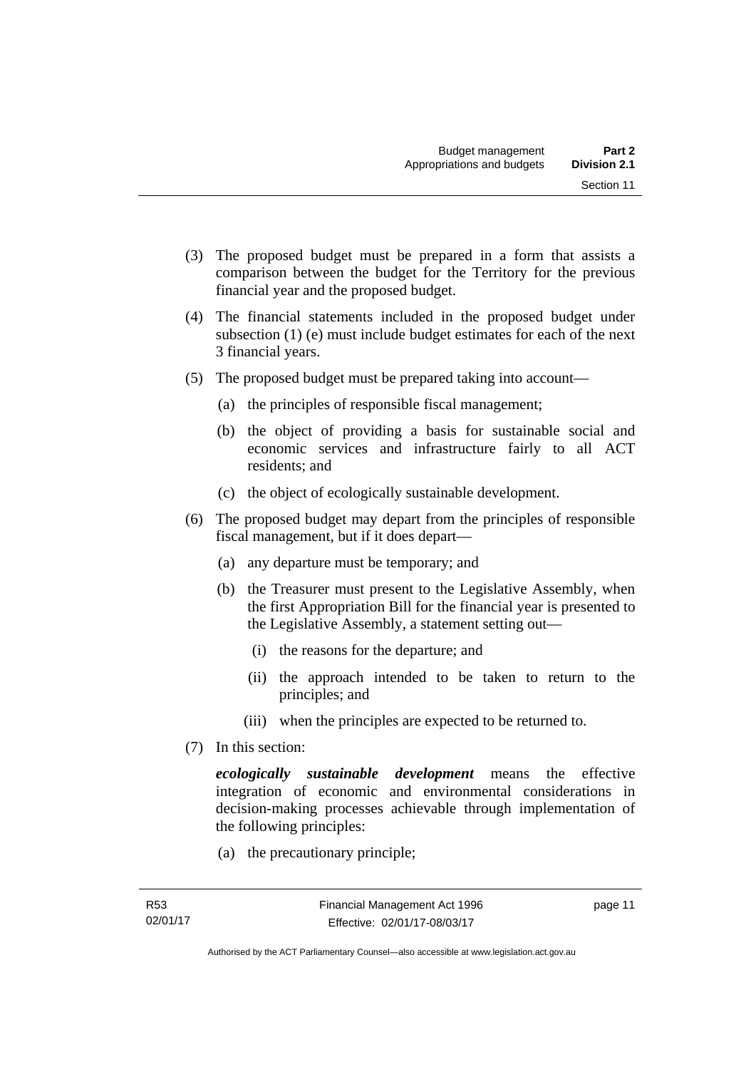(3) The proposed budget must be prepared in a form that assists a comparison between the budget for the Territory for the previous financial year and the proposed budget.

(4) The financial statements included in the proposed budget under subsection (1) (e) must include budget estimates for each of the next 3 financial years.

(5) The proposed budget must be prepared taking into account—

(a) the principles of responsible fiscal management;

(b) the object of providing a basis for sustainable social and economic services and infrastructure fairly to all ACT residents; and

(c) the object of ecologically sustainable development.

(6) The proposed budget may depart from the principles of responsible fiscal management, but if it does depart—

(a) any departure must be temporary; and

(b) the Treasurer must present to the Legislative Assembly, when the first Appropriation Bill for the financial year is presented to the Legislative Assembly, a statement setting out—

(i) the reasons for the departure; and

(ii) the approach intended to be taken to return to the principles; and

(iii) when the principles are expected to be returned to.

(7) In this section:

***ecologically sustainable development*** means the effective integration of economic and environmental considerations in decision-making processes achievable through implementation of the following principles:

(a) the precautionary principle;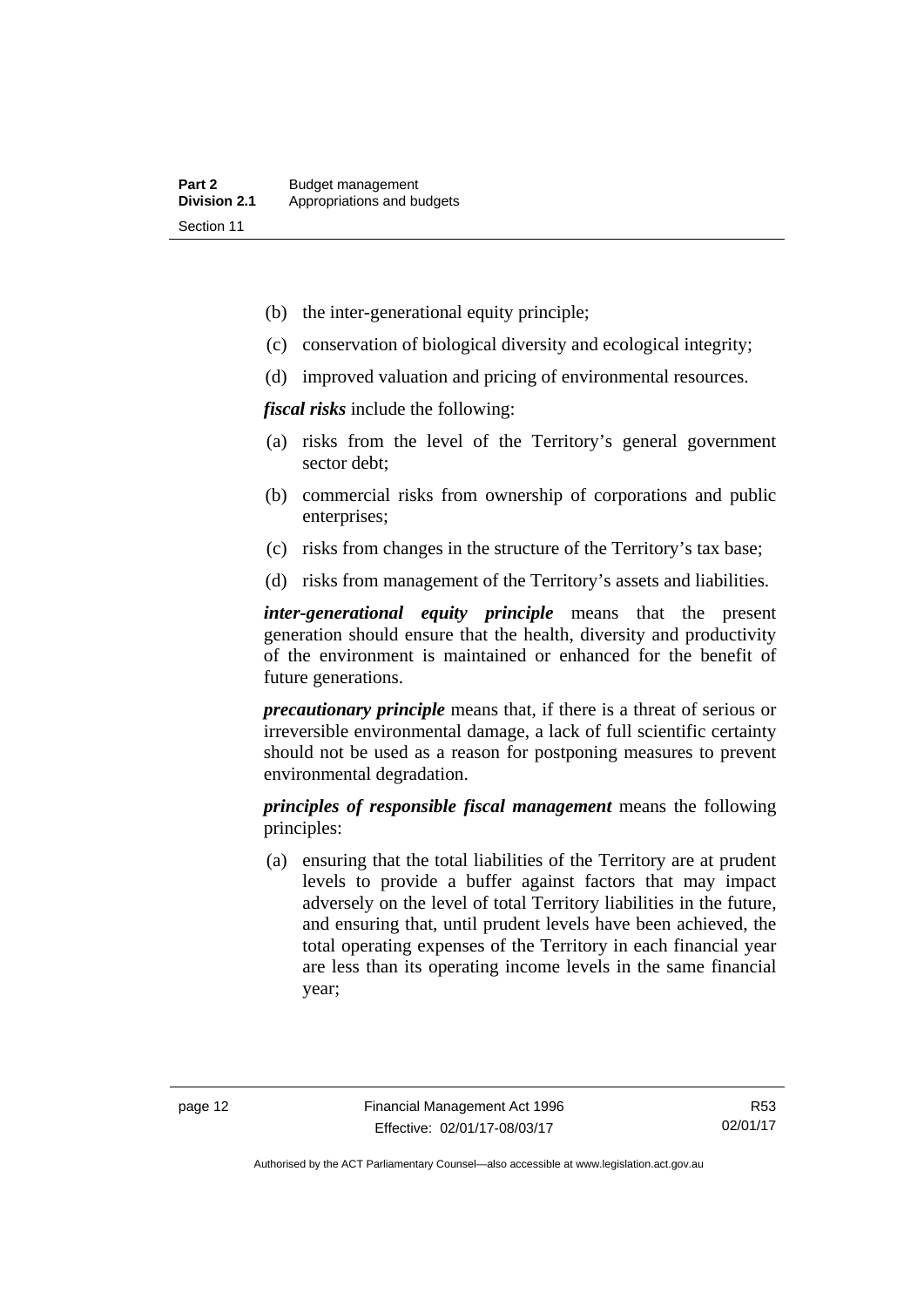(b) the inter-generational equity principle;

(c) conservation of biological diversity and ecological integrity;

(d) improved valuation and pricing of environmental resources.

***fiscal risks*** include the following:

(a) risks from the level of the Territory's general government sector debt;

(b) commercial risks from ownership of corporations and public enterprises;

(c) risks from changes in the structure of the Territory's tax base;

(d) risks from management of the Territory's assets and liabilities.

***inter-generational equity principle*** means that the present generation should ensure that the health, diversity and productivity of the environment is maintained or enhanced for the benefit of future generations.

***precautionary principle*** means that, if there is a threat of serious or irreversible environmental damage, a lack of full scientific certainty should not be used as a reason for postponing measures to prevent environmental degradation.

***principles of responsible fiscal management*** means the following principles:

(a) ensuring that the total liabilities of the Territory are at prudent levels to provide a buffer against factors that may impact adversely on the level of total Territory liabilities in the future, and ensuring that, until prudent levels have been achieved, the total operating expenses of the Territory in each financial year are less than its operating income levels in the same financial year;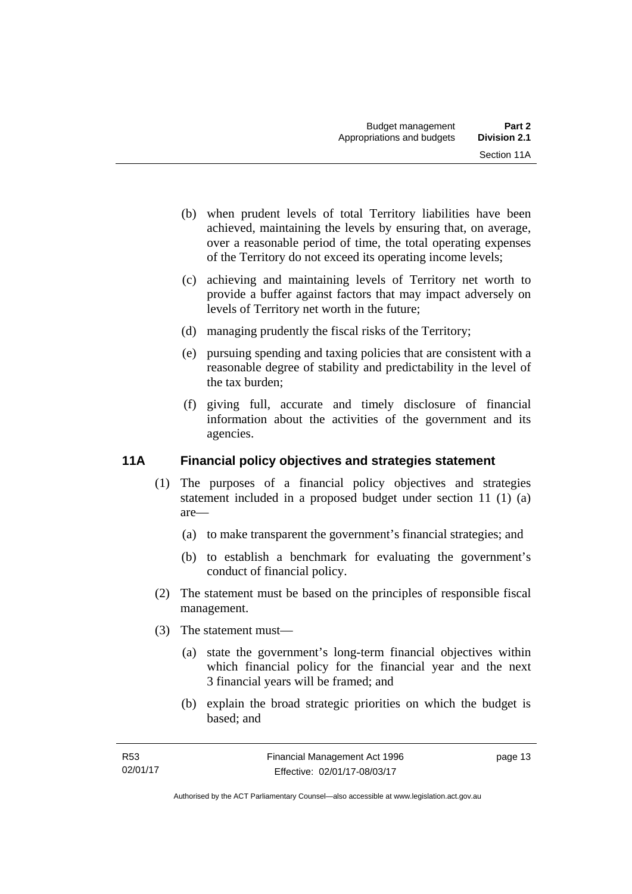(b) when prudent levels of total Territory liabilities have been achieved, maintaining the levels by ensuring that, on average, over a reasonable period of time, the total operating expenses of the Territory do not exceed its operating income levels;

(c) achieving and maintaining levels of Territory net worth to provide a buffer against factors that may impact adversely on levels of Territory net worth in the future;

(d) managing prudently the fiscal risks of the Territory;

(e) pursuing spending and taxing policies that are consistent with a reasonable degree of stability and predictability in the level of the tax burden;

(f) giving full, accurate and timely disclosure of financial information about the activities of the government and its agencies.

## 11A Financial policy objectives and strategies statement

(1) The purposes of a financial policy objectives and strategies statement included in a proposed budget under section 11 (1) (a) are—

(a) to make transparent the government's financial strategies; and

(b) to establish a benchmark for evaluating the government's conduct of financial policy.

(2) The statement must be based on the principles of responsible fiscal management.

(3) The statement must—

(a) state the government's long-term financial objectives within which financial policy for the financial year and the next 3 financial years will be framed; and

(b) explain the broad strategic priorities on which the budget is based; and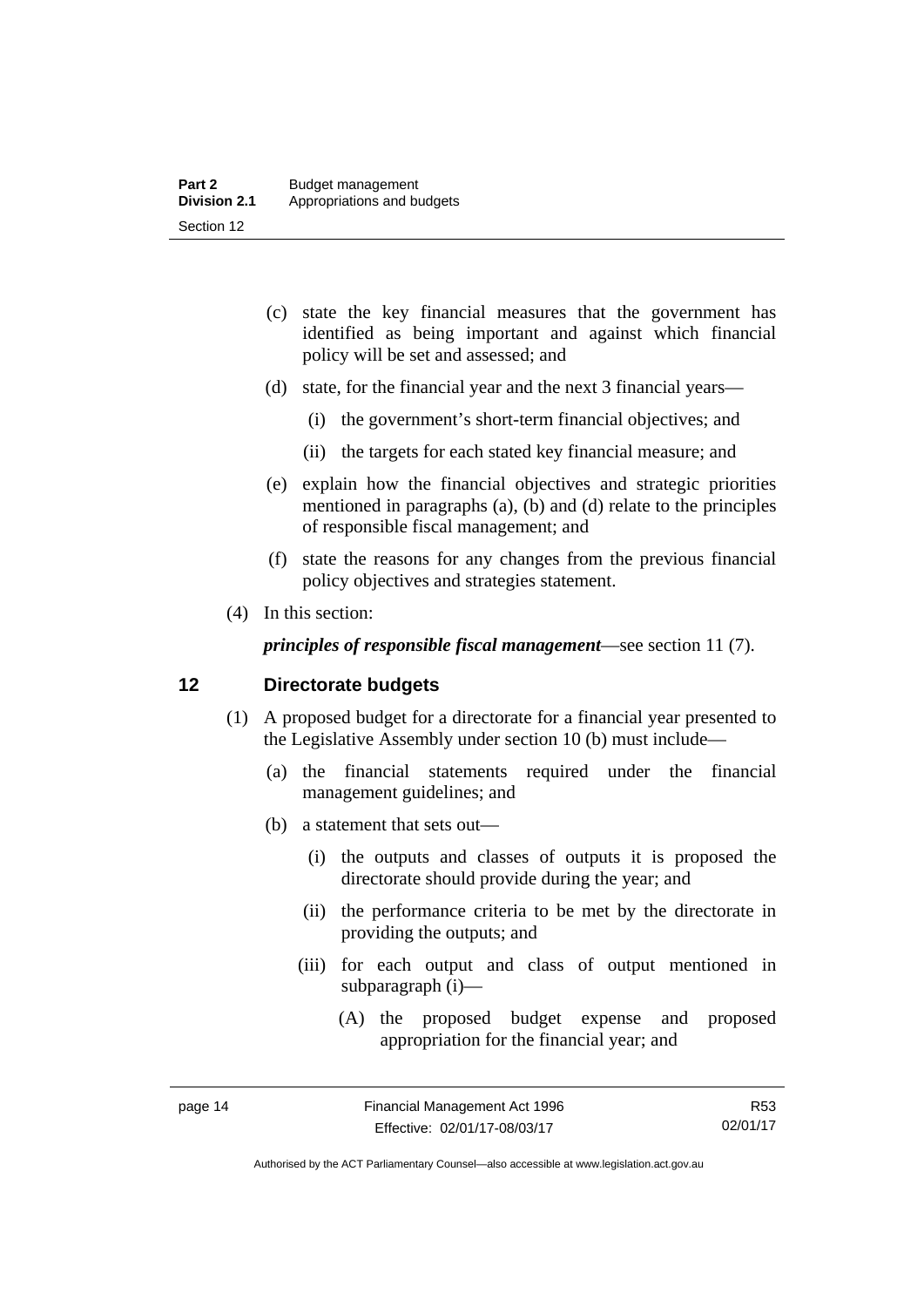(c) state the key financial measures that the government has identified as being important and against which financial policy will be set and assessed; and

(d) state, for the financial year and the next 3 financial years—

(i) the government's short-term financial objectives; and

(ii) the targets for each stated key financial measure; and

(e) explain how the financial objectives and strategic priorities mentioned in paragraphs (a), (b) and (d) relate to the principles of responsible fiscal management; and

(f) state the reasons for any changes from the previous financial policy objectives and strategies statement.

(4) In this section:

***principles of responsible fiscal management***—see section 11 (7).

## 12 Directorate budgets

(1) A proposed budget for a directorate for a financial year presented to the Legislative Assembly under section 10 (b) must include—

(a) the financial statements required under the financial management guidelines; and

(b) a statement that sets out—

(i) the outputs and classes of outputs it is proposed the directorate should provide during the year; and

(ii) the performance criteria to be met by the directorate in providing the outputs; and

(iii) for each output and class of output mentioned in subparagraph (i)—

(A) the proposed budget expense and proposed appropriation for the financial year; and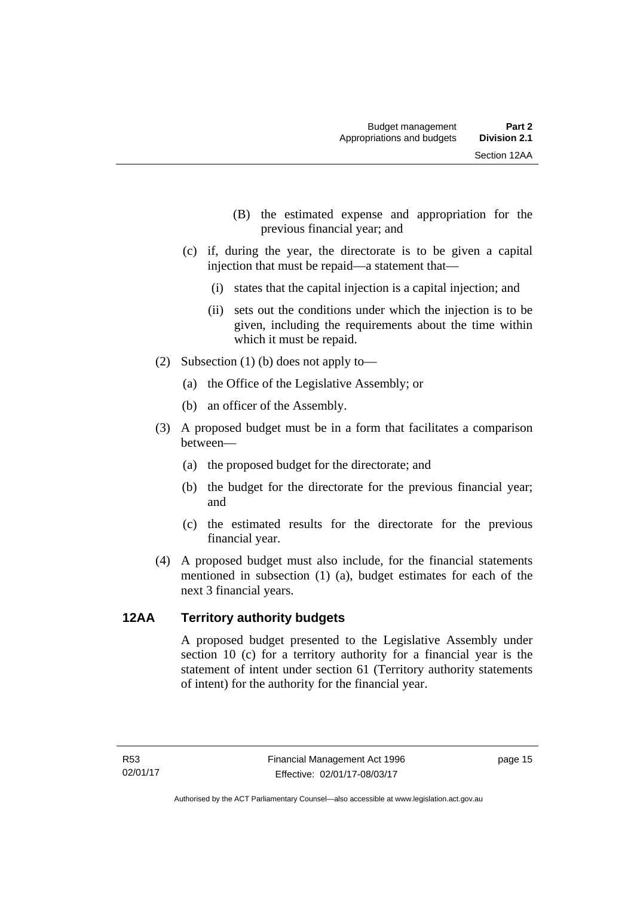(B) the estimated expense and appropriation for the previous financial year; and

(c) if, during the year, the directorate is to be given a capital injection that must be repaid—a statement that—

(i) states that the capital injection is a capital injection; and

(ii) sets out the conditions under which the injection is to be given, including the requirements about the time within which it must be repaid.

(2) Subsection (1) (b) does not apply to—

(a) the Office of the Legislative Assembly; or

(b) an officer of the Assembly.

(3) A proposed budget must be in a form that facilitates a comparison between—

(a) the proposed budget for the directorate; and

(b) the budget for the directorate for the previous financial year; and

(c) the estimated results for the directorate for the previous financial year.

(4) A proposed budget must also include, for the financial statements mentioned in subsection (1) (a), budget estimates for each of the next 3 financial years.

## 12AA Territory authority budgets

A proposed budget presented to the Legislative Assembly under section 10 (c) for a territory authority for a financial year is the statement of intent under section 61 (Territory authority statements of intent) for the authority for the financial year.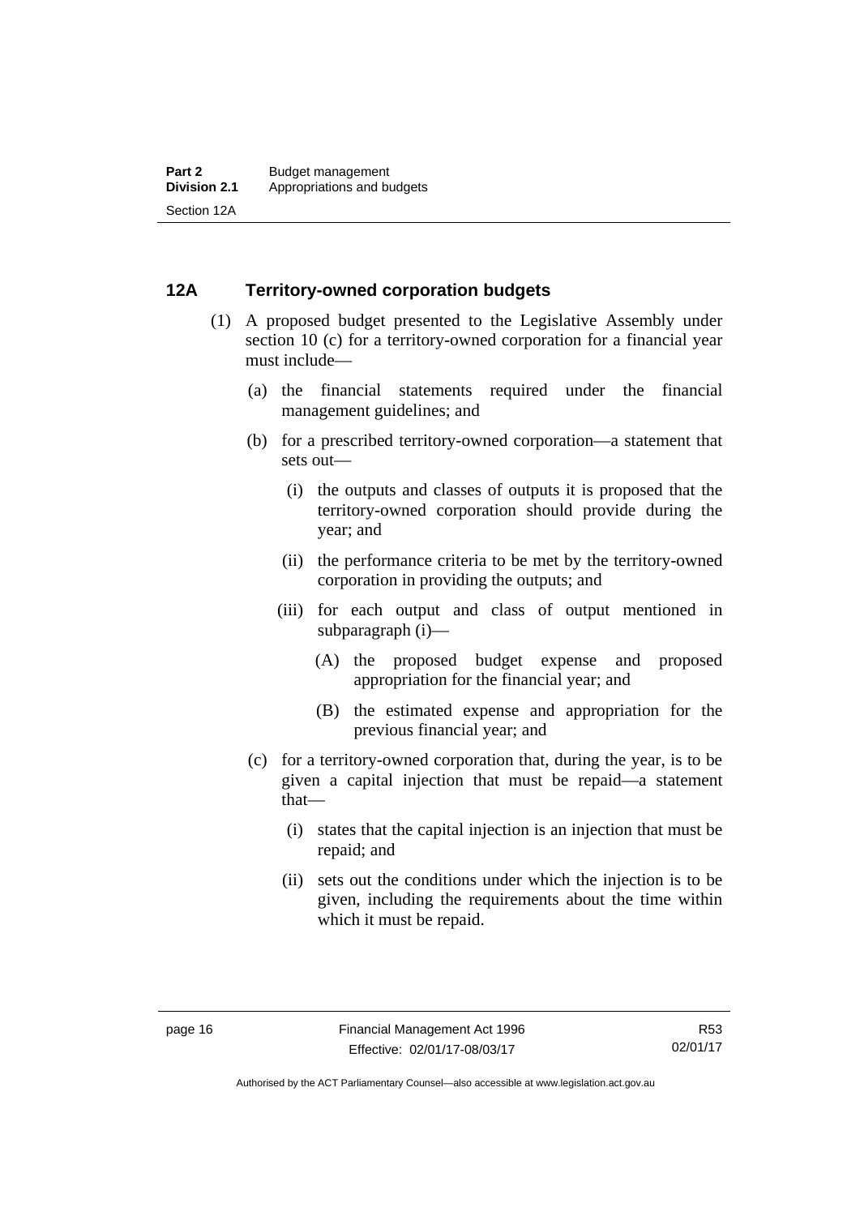## 12A Territory-owned corporation budgets

(1) A proposed budget presented to the Legislative Assembly under section 10 (c) for a territory-owned corporation for a financial year must include—

(a) the financial statements required under the financial management guidelines; and

(b) for a prescribed territory-owned corporation—a statement that sets out—

(i) the outputs and classes of outputs it is proposed that the territory-owned corporation should provide during the year; and

(ii) the performance criteria to be met by the territory-owned corporation in providing the outputs; and

(iii) for each output and class of output mentioned in subparagraph (i)—

(A) the proposed budget expense and proposed appropriation for the financial year; and

(B) the estimated expense and appropriation for the previous financial year; and

(c) for a territory-owned corporation that, during the year, is to be given a capital injection that must be repaid—a statement that—

(i) states that the capital injection is an injection that must be repaid; and

(ii) sets out the conditions under which the injection is to be given, including the requirements about the time within which it must be repaid.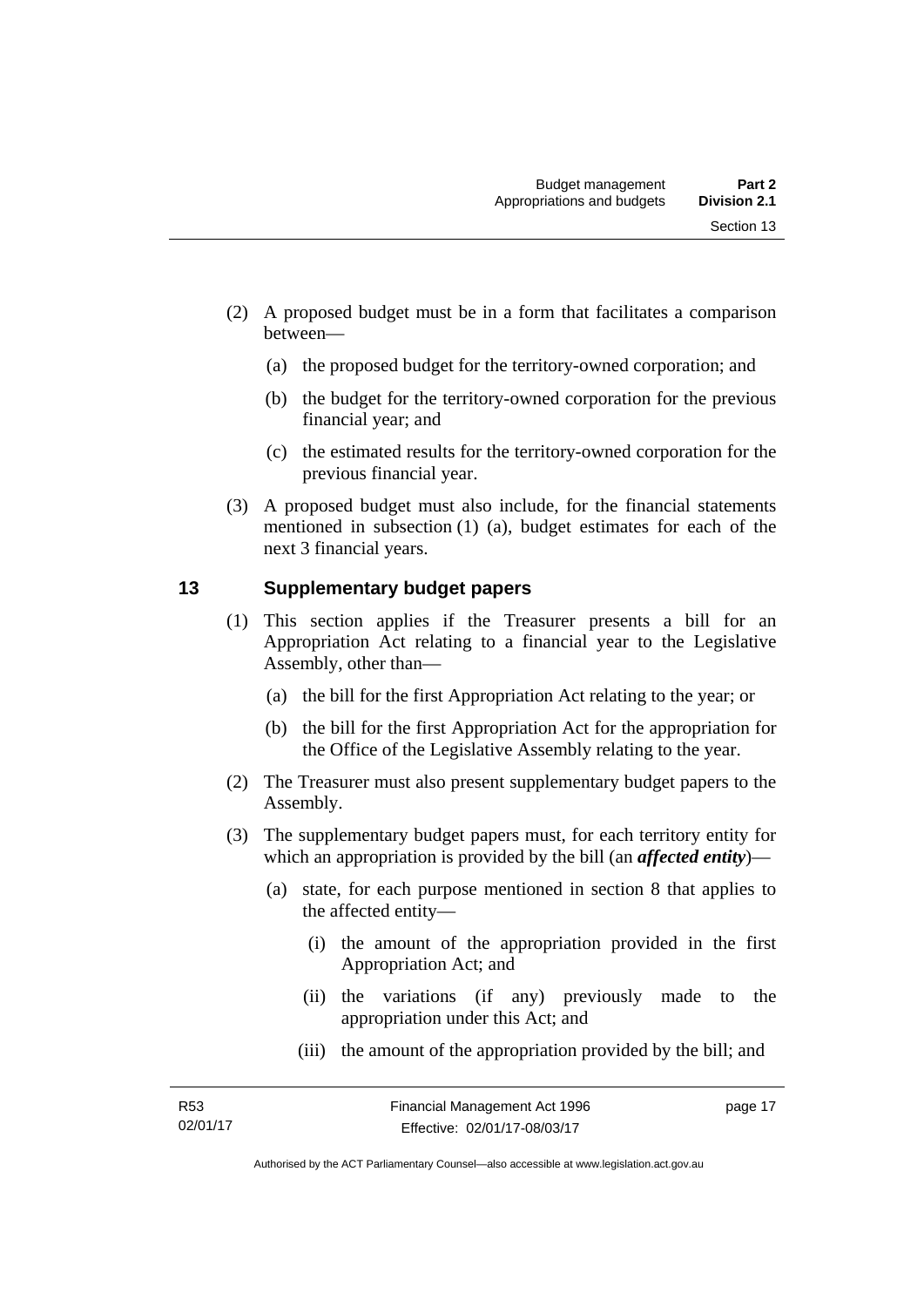(2) A proposed budget must be in a form that facilitates a comparison between—

(a) the proposed budget for the territory-owned corporation; and

(b) the budget for the territory-owned corporation for the previous financial year; and

(c) the estimated results for the territory-owned corporation for the previous financial year.

(3) A proposed budget must also include, for the financial statements mentioned in subsection (1) (a), budget estimates for each of the next 3 financial years.

## 13 Supplementary budget papers

(1) This section applies if the Treasurer presents a bill for an Appropriation Act relating to a financial year to the Legislative Assembly, other than—

(a) the bill for the first Appropriation Act relating to the year; or

(b) the bill for the first Appropriation Act for the appropriation for the Office of the Legislative Assembly relating to the year.

(2) The Treasurer must also present supplementary budget papers to the Assembly.

(3) The supplementary budget papers must, for each territory entity for which an appropriation is provided by the bill (an ***affected entity***)—

(a) state, for each purpose mentioned in section 8 that applies to the affected entity—

(i) the amount of the appropriation provided in the first Appropriation Act; and

(ii) the variations (if any) previously made to the appropriation under this Act; and

(iii) the amount of the appropriation provided by the bill; and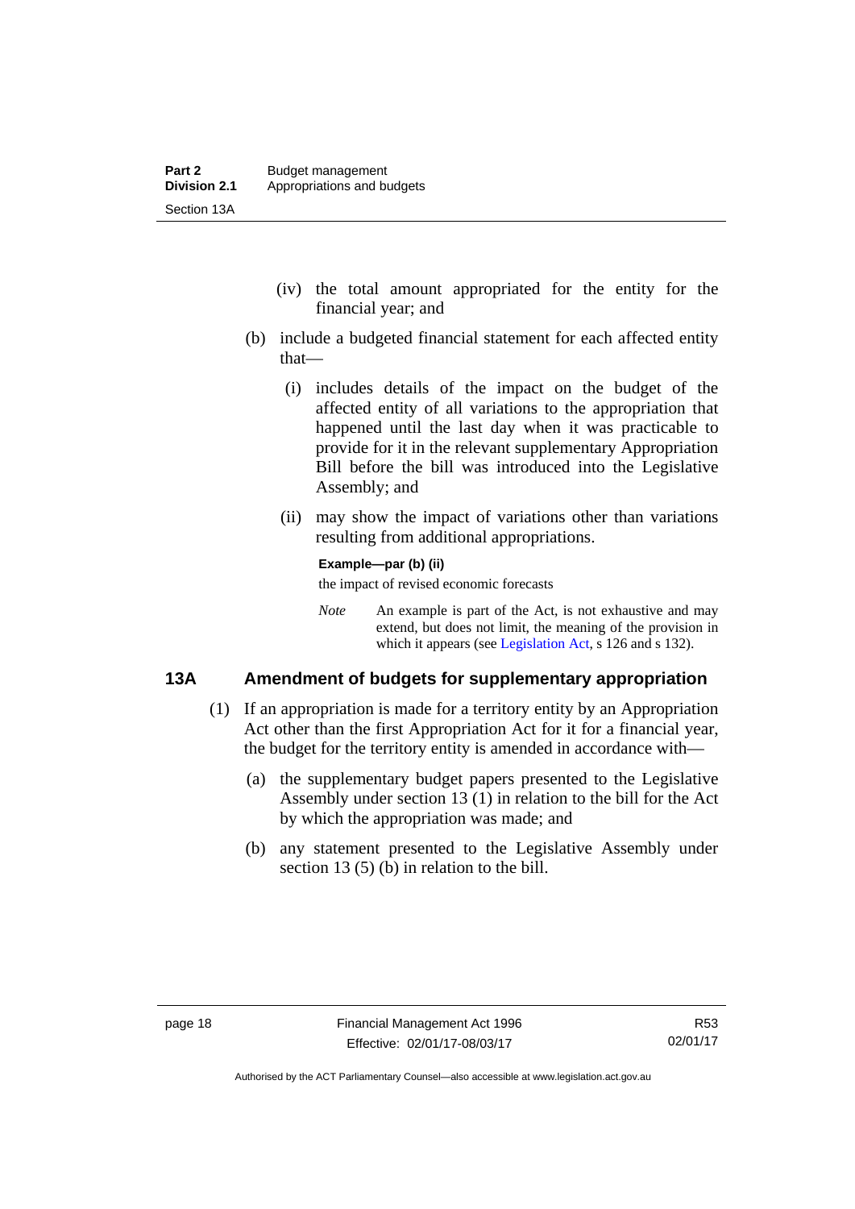(iv) the total amount appropriated for the entity for the financial year; and

(b) include a budgeted financial statement for each affected entity that—

(i) includes details of the impact on the budget of the affected entity of all variations to the appropriation that happened until the last day when it was practicable to provide for it in the relevant supplementary Appropriation Bill before the bill was introduced into the Legislative Assembly; and

(ii) may show the impact of variations other than variations resulting from additional appropriations.

**Example—par (b) (ii)**

the impact of revised economic forecasts

*Note* An example is part of the Act, is not exhaustive and may extend, but does not limit, the meaning of the provision in which it appears (see Legislation Act, s 126 and s 132).

### 13A Amendment of budgets for supplementary appropriation

(1) If an appropriation is made for a territory entity by an Appropriation Act other than the first Appropriation Act for it for a financial year, the budget for the territory entity is amended in accordance with—

(a) the supplementary budget papers presented to the Legislative Assembly under section 13 (1) in relation to the bill for the Act by which the appropriation was made; and

(b) any statement presented to the Legislative Assembly under section 13 (5) (b) in relation to the bill.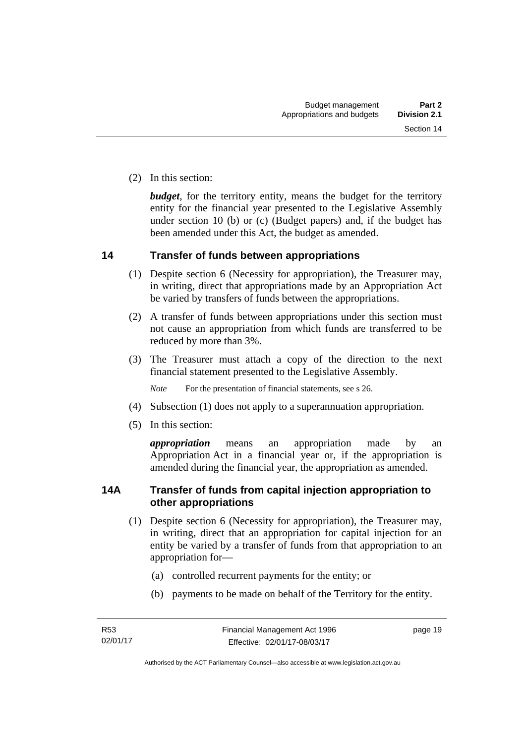(2) In this section:

***budget***, for the territory entity, means the budget for the territory entity for the financial year presented to the Legislative Assembly under section 10 (b) or (c) (Budget papers) and, if the budget has been amended under this Act, the budget as amended.

### 14 Transfer of funds between appropriations

(1) Despite section 6 (Necessity for appropriation), the Treasurer may, in writing, direct that appropriations made by an Appropriation Act be varied by transfers of funds between the appropriations.

(2) A transfer of funds between appropriations under this section must not cause an appropriation from which funds are transferred to be reduced by more than 3%.

(3) The Treasurer must attach a copy of the direction to the next financial statement presented to the Legislative Assembly.

*Note* For the presentation of financial statements, see s 26.

(4) Subsection (1) does not apply to a superannuation appropriation.

(5) In this section:

***appropriation*** means an appropriation made by an Appropriation Act in a financial year or, if the appropriation is amended during the financial year, the appropriation as amended.

### 14A Transfer of funds from capital injection appropriation to other appropriations

(1) Despite section 6 (Necessity for appropriation), the Treasurer may, in writing, direct that an appropriation for capital injection for an entity be varied by a transfer of funds from that appropriation to an appropriation for—

(a) controlled recurrent payments for the entity; or

(b) payments to be made on behalf of the Territory for the entity.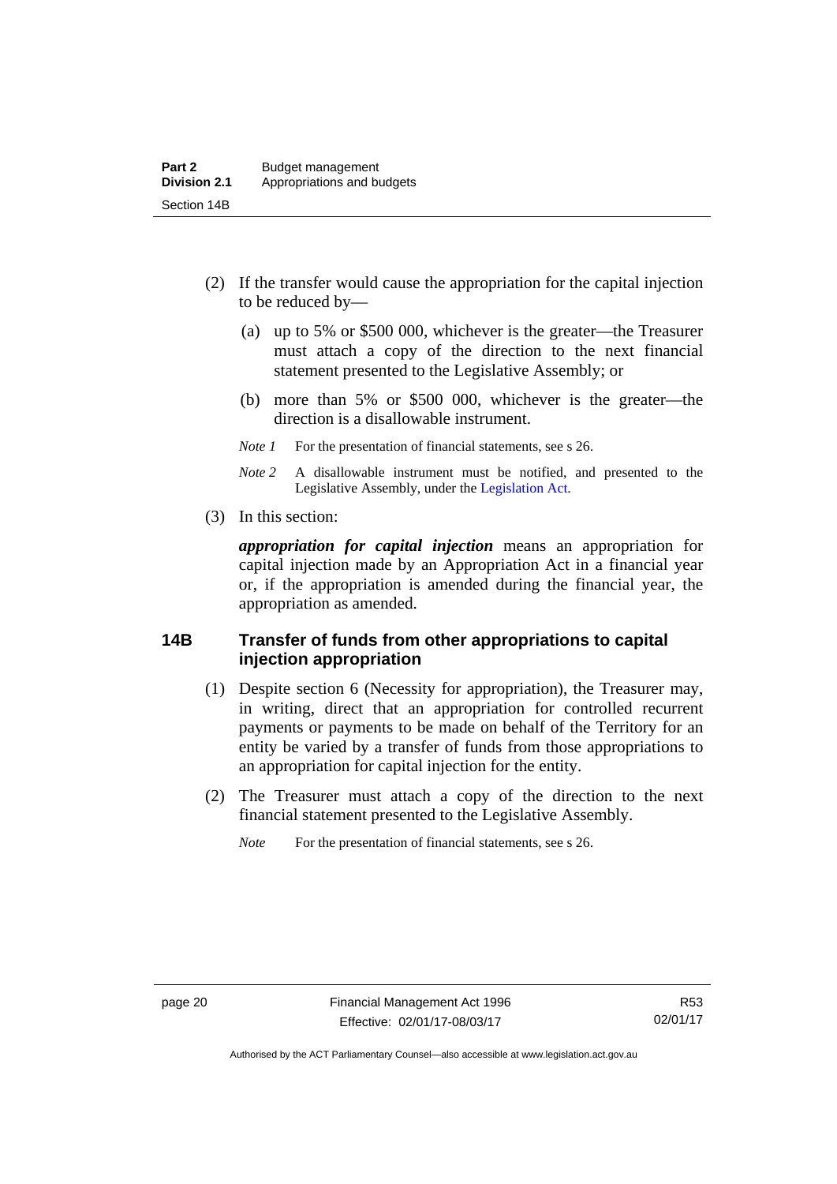(2) If the transfer would cause the appropriation for the capital injection to be reduced by—

(a) up to 5% or $500 000, whichever is the greater—the Treasurer must attach a copy of the direction to the next financial statement presented to the Legislative Assembly; or

(b) more than 5% or $500 000, whichever is the greater—the direction is a disallowable instrument.

*Note 1* For the presentation of financial statements, see s 26.

*Note 2* A disallowable instrument must be notified, and presented to the Legislative Assembly, under the Legislation Act.

(3) In this section:

***appropriation for capital injection*** means an appropriation for capital injection made by an Appropriation Act in a financial year or, if the appropriation is amended during the financial year, the appropriation as amended.

## 14B Transfer of funds from other appropriations to capital injection appropriation

(1) Despite section 6 (Necessity for appropriation), the Treasurer may, in writing, direct that an appropriation for controlled recurrent payments or payments to be made on behalf of the Territory for an entity be varied by a transfer of funds from those appropriations to an appropriation for capital injection for the entity.

(2) The Treasurer must attach a copy of the direction to the next financial statement presented to the Legislative Assembly.

*Note* For the presentation of financial statements, see s 26.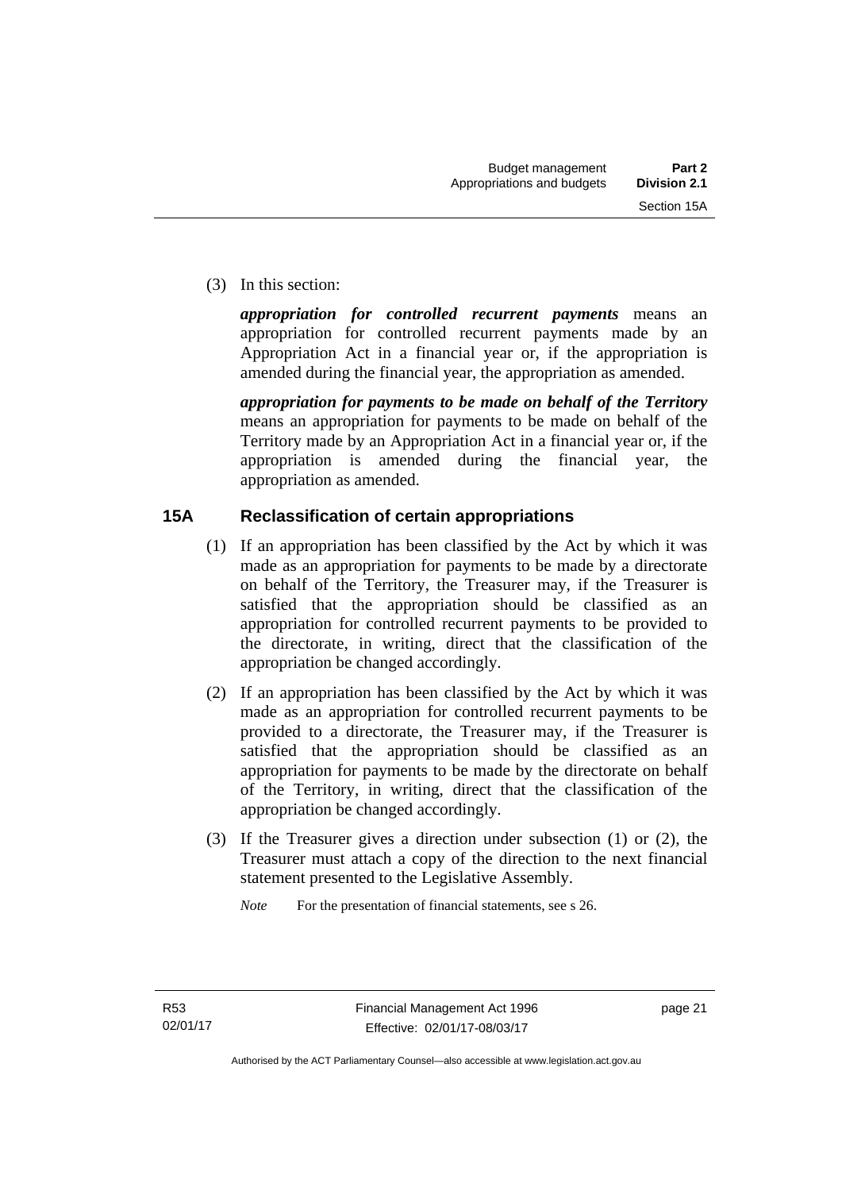(3) In this section:

***appropriation for controlled recurrent payments*** means an appropriation for controlled recurrent payments made by an Appropriation Act in a financial year or, if the appropriation is amended during the financial year, the appropriation as amended.

***appropriation for payments to be made on behalf of the Territory*** means an appropriation for payments to be made on behalf of the Territory made by an Appropriation Act in a financial year or, if the appropriation is amended during the financial year, the appropriation as amended.

## 15A Reclassification of certain appropriations

(1) If an appropriation has been classified by the Act by which it was made as an appropriation for payments to be made by a directorate on behalf of the Territory, the Treasurer may, if the Treasurer is satisfied that the appropriation should be classified as an appropriation for controlled recurrent payments to be provided to the directorate, in writing, direct that the classification of the appropriation be changed accordingly.

(2) If an appropriation has been classified by the Act by which it was made as an appropriation for controlled recurrent payments to be provided to a directorate, the Treasurer may, if the Treasurer is satisfied that the appropriation should be classified as an appropriation for payments to be made by the directorate on behalf of the Territory, in writing, direct that the classification of the appropriation be changed accordingly.

(3) If the Treasurer gives a direction under subsection (1) or (2), the Treasurer must attach a copy of the direction to the next financial statement presented to the Legislative Assembly.

*Note* For the presentation of financial statements, see s 26.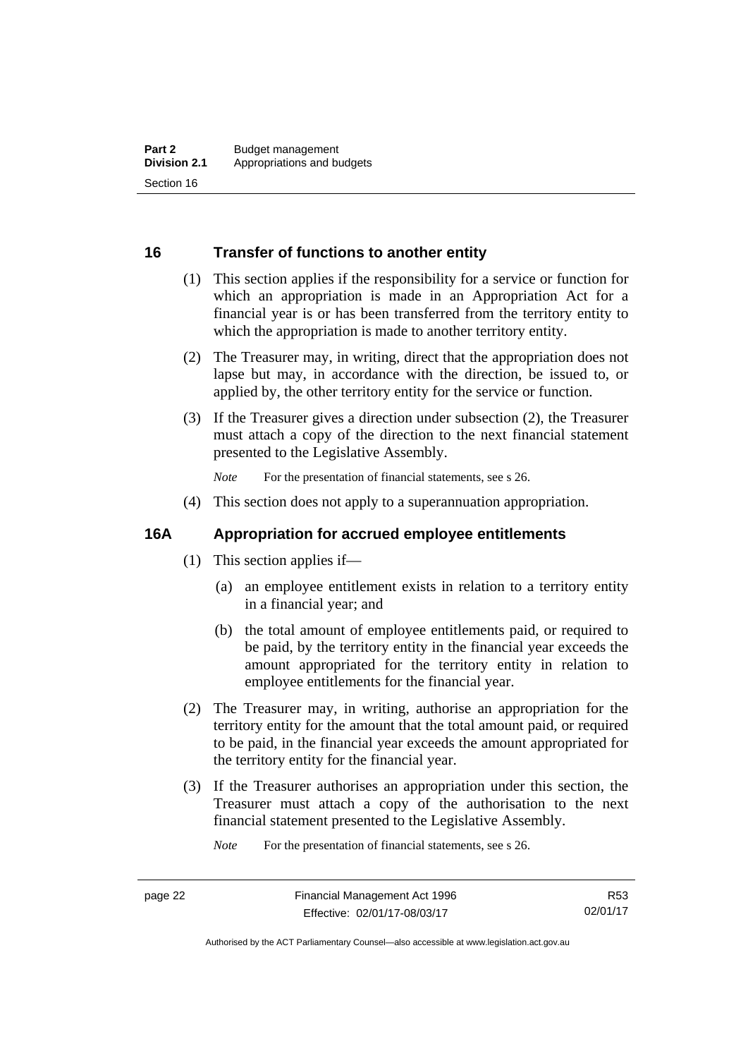## 16 Transfer of functions to another entity

(1) This section applies if the responsibility for a service or function for which an appropriation is made in an Appropriation Act for a financial year is or has been transferred from the territory entity to which the appropriation is made to another territory entity.

(2) The Treasurer may, in writing, direct that the appropriation does not lapse but may, in accordance with the direction, be issued to, or applied by, the other territory entity for the service or function.

(3) If the Treasurer gives a direction under subsection (2), the Treasurer must attach a copy of the direction to the next financial statement presented to the Legislative Assembly.

*Note* For the presentation of financial statements, see s 26.

(4) This section does not apply to a superannuation appropriation.

## 16A Appropriation for accrued employee entitlements

(1) This section applies if—

(a) an employee entitlement exists in relation to a territory entity in a financial year; and

(b) the total amount of employee entitlements paid, or required to be paid, by the territory entity in the financial year exceeds the amount appropriated for the territory entity in relation to employee entitlements for the financial year.

(2) The Treasurer may, in writing, authorise an appropriation for the territory entity for the amount that the total amount paid, or required to be paid, in the financial year exceeds the amount appropriated for the territory entity for the financial year.

(3) If the Treasurer authorises an appropriation under this section, the Treasurer must attach a copy of the authorisation to the next financial statement presented to the Legislative Assembly.

*Note* For the presentation of financial statements, see s 26.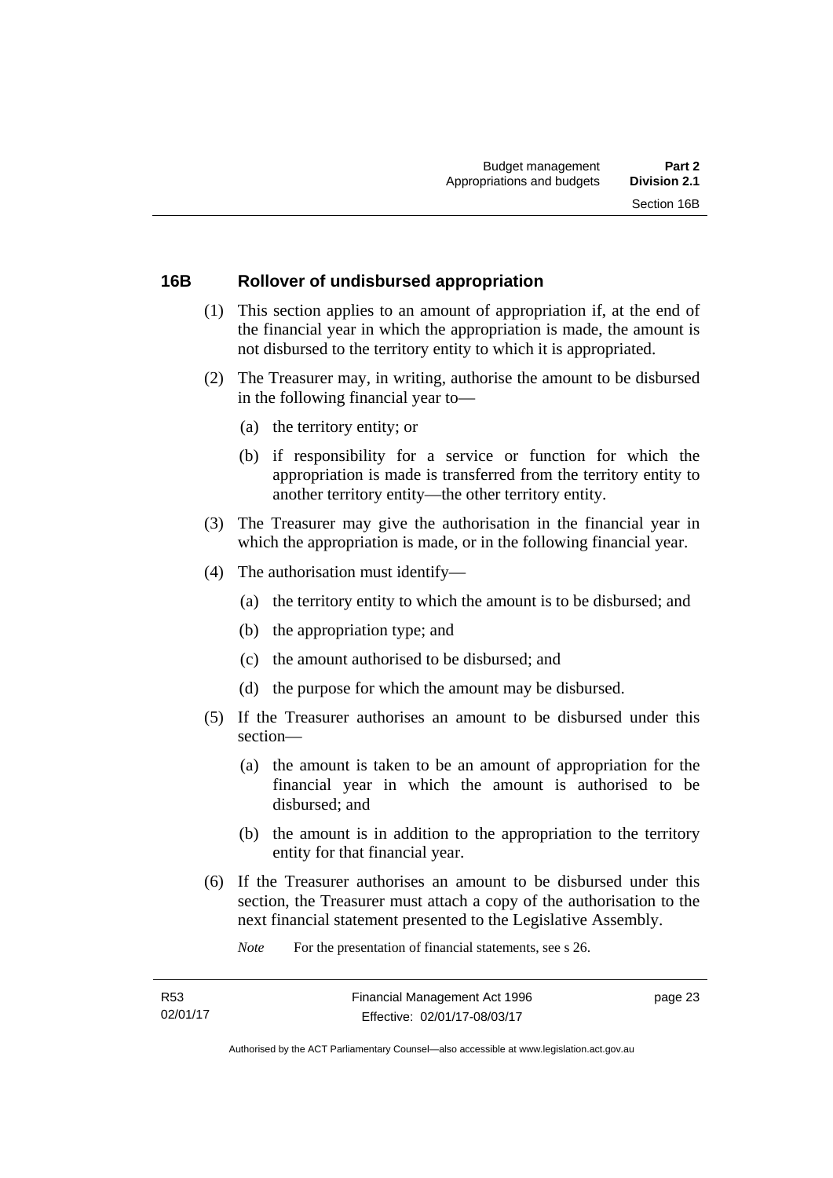## 16B Rollover of undisbursed appropriation

(1) This section applies to an amount of appropriation if, at the end of the financial year in which the appropriation is made, the amount is not disbursed to the territory entity to which it is appropriated.

(2) The Treasurer may, in writing, authorise the amount to be disbursed in the following financial year to—

(a) the territory entity; or

(b) if responsibility for a service or function for which the appropriation is made is transferred from the territory entity to another territory entity—the other territory entity.

(3) The Treasurer may give the authorisation in the financial year in which the appropriation is made, or in the following financial year.

(4) The authorisation must identify—

(a) the territory entity to which the amount is to be disbursed; and

(b) the appropriation type; and

(c) the amount authorised to be disbursed; and

(d) the purpose for which the amount may be disbursed.

(5) If the Treasurer authorises an amount to be disbursed under this section—

(a) the amount is taken to be an amount of appropriation for the financial year in which the amount is authorised to be disbursed; and

(b) the amount is in addition to the appropriation to the territory entity for that financial year.

(6) If the Treasurer authorises an amount to be disbursed under this section, the Treasurer must attach a copy of the authorisation to the next financial statement presented to the Legislative Assembly.

*Note* For the presentation of financial statements, see s 26.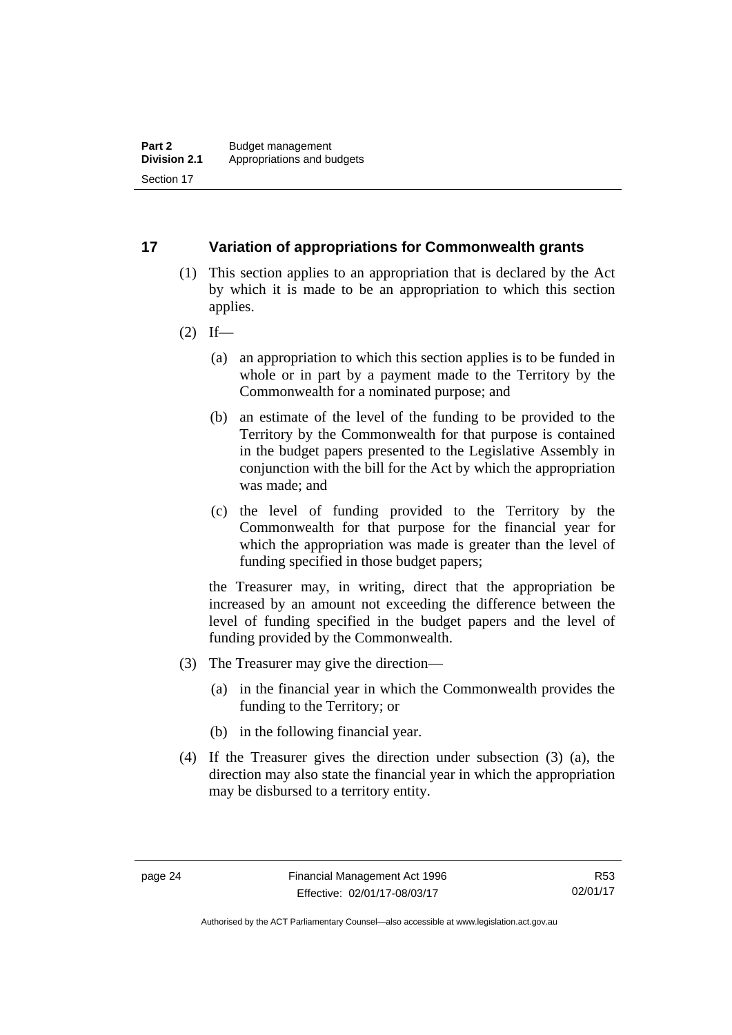## 17 Variation of appropriations for Commonwealth grants

(1) This section applies to an appropriation that is declared by the Act by which it is made to be an appropriation to which this section applies.

(2) If—

(a) an appropriation to which this section applies is to be funded in whole or in part by a payment made to the Territory by the Commonwealth for a nominated purpose; and

(b) an estimate of the level of the funding to be provided to the Territory by the Commonwealth for that purpose is contained in the budget papers presented to the Legislative Assembly in conjunction with the bill for the Act by which the appropriation was made; and

(c) the level of funding provided to the Territory by the Commonwealth for that purpose for the financial year for which the appropriation was made is greater than the level of funding specified in those budget papers;

the Treasurer may, in writing, direct that the appropriation be increased by an amount not exceeding the difference between the level of funding specified in the budget papers and the level of funding provided by the Commonwealth.

(3) The Treasurer may give the direction—

(a) in the financial year in which the Commonwealth provides the funding to the Territory; or

(b) in the following financial year.

(4) If the Treasurer gives the direction under subsection (3) (a), the direction may also state the financial year in which the appropriation may be disbursed to a territory entity.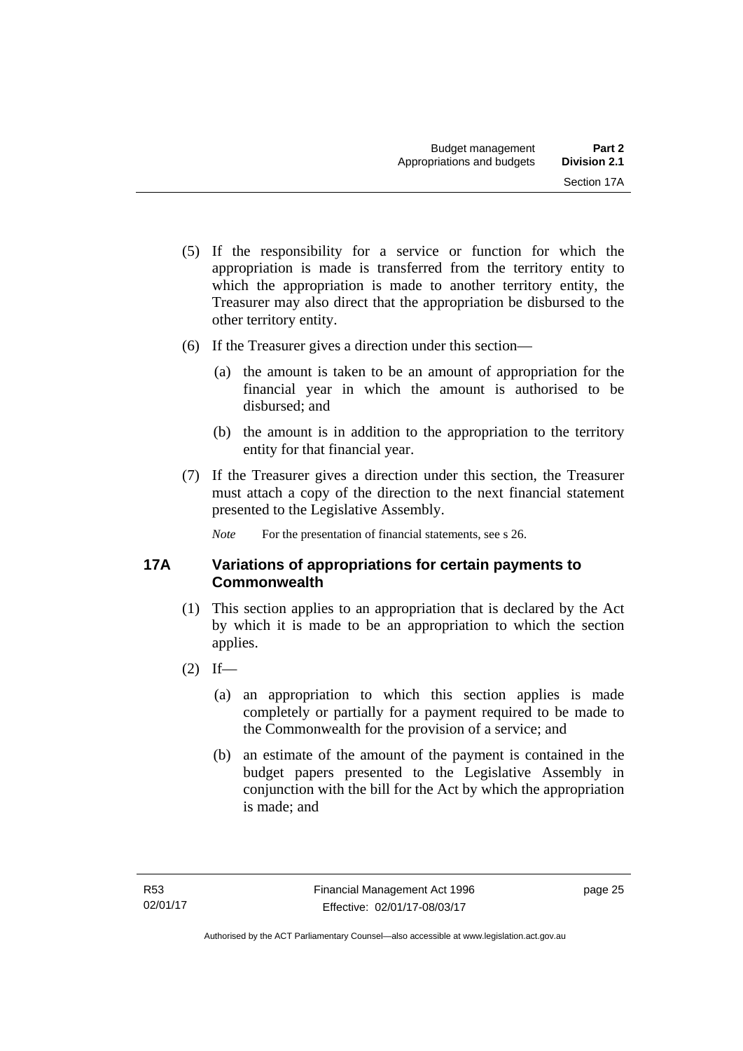(5) If the responsibility for a service or function for which the appropriation is made is transferred from the territory entity to which the appropriation is made to another territory entity, the Treasurer may also direct that the appropriation be disbursed to the other territory entity.

(6) If the Treasurer gives a direction under this section—

(a) the amount is taken to be an amount of appropriation for the financial year in which the amount is authorised to be disbursed; and

(b) the amount is in addition to the appropriation to the territory entity for that financial year.

(7) If the Treasurer gives a direction under this section, the Treasurer must attach a copy of the direction to the next financial statement presented to the Legislative Assembly.

*Note* For the presentation of financial statements, see s 26.

### 17A Variations of appropriations for certain payments to Commonwealth

(1) This section applies to an appropriation that is declared by the Act by which it is made to be an appropriation to which the section applies.

(2) If—

(a) an appropriation to which this section applies is made completely or partially for a payment required to be made to the Commonwealth for the provision of a service; and

(b) an estimate of the amount of the payment is contained in the budget papers presented to the Legislative Assembly in conjunction with the bill for the Act by which the appropriation is made; and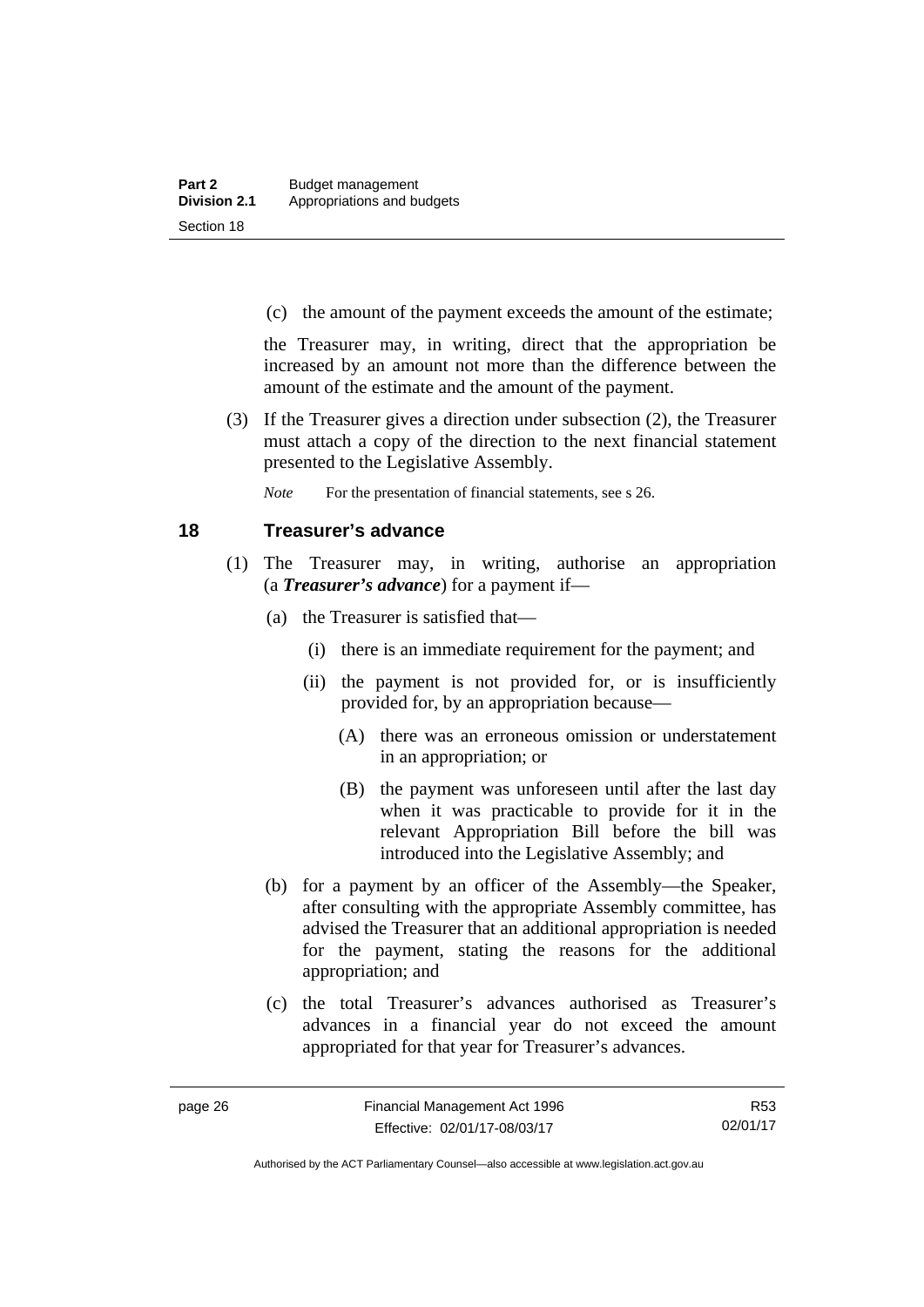(c) the amount of the payment exceeds the amount of the estimate;

the Treasurer may, in writing, direct that the appropriation be increased by an amount not more than the difference between the amount of the estimate and the amount of the payment.

(3) If the Treasurer gives a direction under subsection (2), the Treasurer must attach a copy of the direction to the next financial statement presented to the Legislative Assembly.

*Note* For the presentation of financial statements, see s 26.

## 18 Treasurer's advance

(1) The Treasurer may, in writing, authorise an appropriation (a ***Treasurer's advance***) for a payment if—

(a) the Treasurer is satisfied that—

(i) there is an immediate requirement for the payment; and

(ii) the payment is not provided for, or is insufficiently provided for, by an appropriation because—

(A) there was an erroneous omission or understatement in an appropriation; or

(B) the payment was unforeseen until after the last day when it was practicable to provide for it in the relevant Appropriation Bill before the bill was introduced into the Legislative Assembly; and

(b) for a payment by an officer of the Assembly—the Speaker, after consulting with the appropriate Assembly committee, has advised the Treasurer that an additional appropriation is needed for the payment, stating the reasons for the additional appropriation; and

(c) the total Treasurer's advances authorised as Treasurer's advances in a financial year do not exceed the amount appropriated for that year for Treasurer's advances.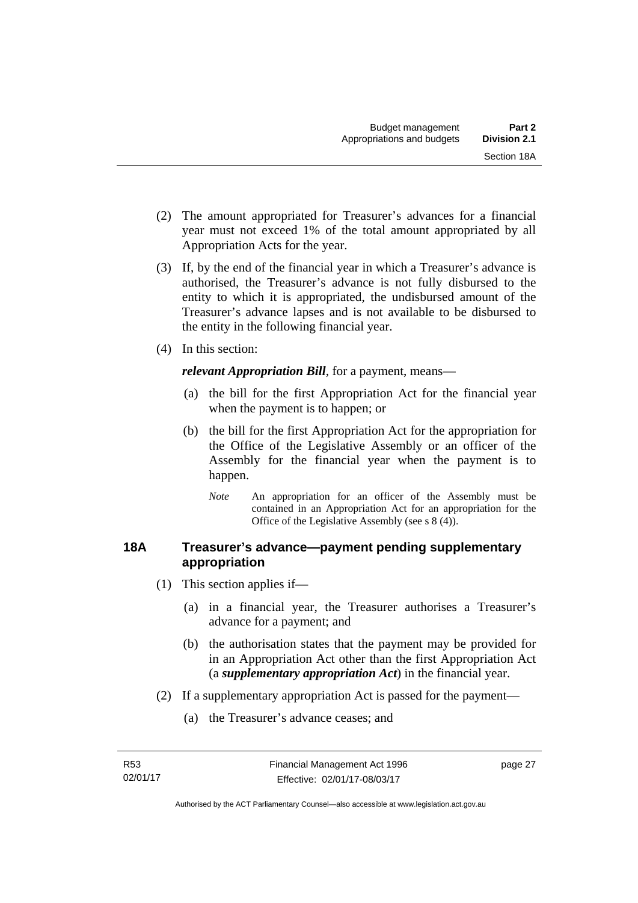(2) The amount appropriated for Treasurer's advances for a financial year must not exceed 1% of the total amount appropriated by all Appropriation Acts for the year.

(3) If, by the end of the financial year in which a Treasurer's advance is authorised, the Treasurer's advance is not fully disbursed to the entity to which it is appropriated, the undisbursed amount of the Treasurer's advance lapses and is not available to be disbursed to the entity in the following financial year.

(4) In this section:

***relevant Appropriation Bill***, for a payment, means—

(a) the bill for the first Appropriation Act for the financial year when the payment is to happen; or

(b) the bill for the first Appropriation Act for the appropriation for the Office of the Legislative Assembly or an officer of the Assembly for the financial year when the payment is to happen.

*Note* An appropriation for an officer of the Assembly must be contained in an Appropriation Act for an appropriation for the Office of the Legislative Assembly (see s 8 (4)).

### 18A Treasurer's advance—payment pending supplementary appropriation

(1) This section applies if—

(a) in a financial year, the Treasurer authorises a Treasurer's advance for a payment; and

(b) the authorisation states that the payment may be provided for in an Appropriation Act other than the first Appropriation Act (a ***supplementary appropriation Act***) in the financial year.

(2) If a supplementary appropriation Act is passed for the payment—

(a) the Treasurer's advance ceases; and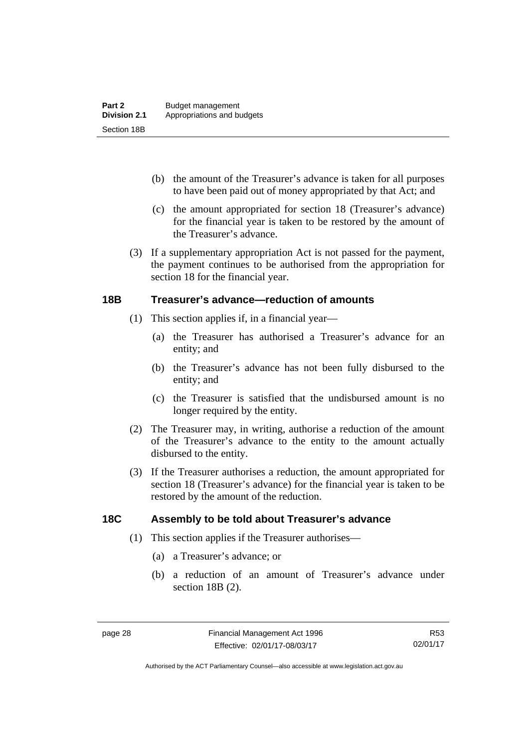(b) the amount of the Treasurer's advance is taken for all purposes to have been paid out of money appropriated by that Act; and

(c) the amount appropriated for section 18 (Treasurer's advance) for the financial year is taken to be restored by the amount of the Treasurer's advance.

(3) If a supplementary appropriation Act is not passed for the payment, the payment continues to be authorised from the appropriation for section 18 for the financial year.

### 18B Treasurer's advance—reduction of amounts

(1) This section applies if, in a financial year—

(a) the Treasurer has authorised a Treasurer's advance for an entity; and

(b) the Treasurer's advance has not been fully disbursed to the entity; and

(c) the Treasurer is satisfied that the undisbursed amount is no longer required by the entity.

(2) The Treasurer may, in writing, authorise a reduction of the amount of the Treasurer's advance to the entity to the amount actually disbursed to the entity.

(3) If the Treasurer authorises a reduction, the amount appropriated for section 18 (Treasurer's advance) for the financial year is taken to be restored by the amount of the reduction.

### 18C Assembly to be told about Treasurer's advance

(1) This section applies if the Treasurer authorises—

(a) a Treasurer's advance; or

(b) a reduction of an amount of Treasurer's advance under section 18B (2).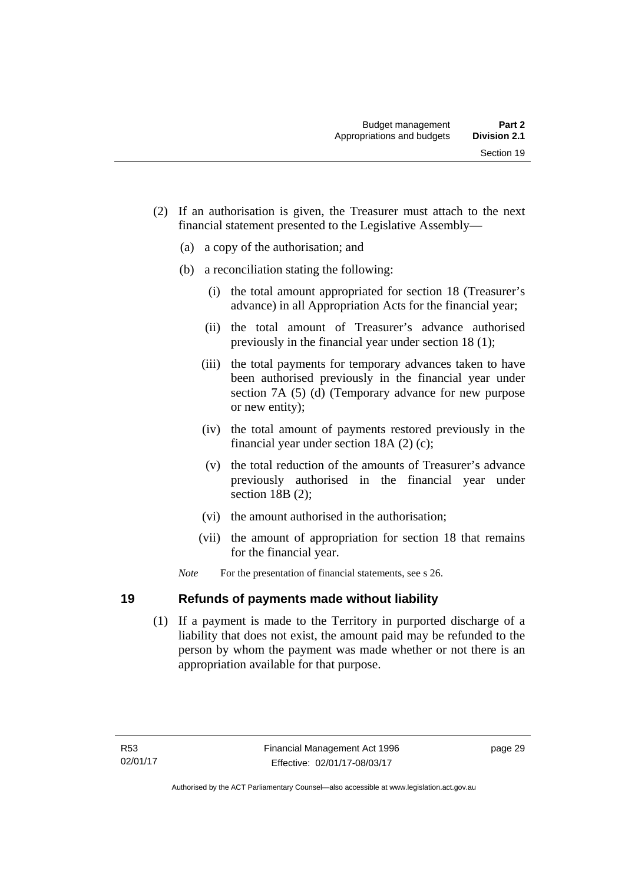(2) If an authorisation is given, the Treasurer must attach to the next financial statement presented to the Legislative Assembly—

(a) a copy of the authorisation; and

(b) a reconciliation stating the following:

(i) the total amount appropriated for section 18 (Treasurer's advance) in all Appropriation Acts for the financial year;

(ii) the total amount of Treasurer's advance authorised previously in the financial year under section 18 (1);

(iii) the total payments for temporary advances taken to have been authorised previously in the financial year under section 7A (5) (d) (Temporary advance for new purpose or new entity);

(iv) the total amount of payments restored previously in the financial year under section 18A (2) (c);

(v) the total reduction of the amounts of Treasurer's advance previously authorised in the financial year under section 18B (2);

(vi) the amount authorised in the authorisation;

(vii) the amount of appropriation for section 18 that remains for the financial year.

*Note* For the presentation of financial statements, see s 26.

## 19 Refunds of payments made without liability

(1) If a payment is made to the Territory in purported discharge of a liability that does not exist, the amount paid may be refunded to the person by whom the payment was made whether or not there is an appropriation available for that purpose.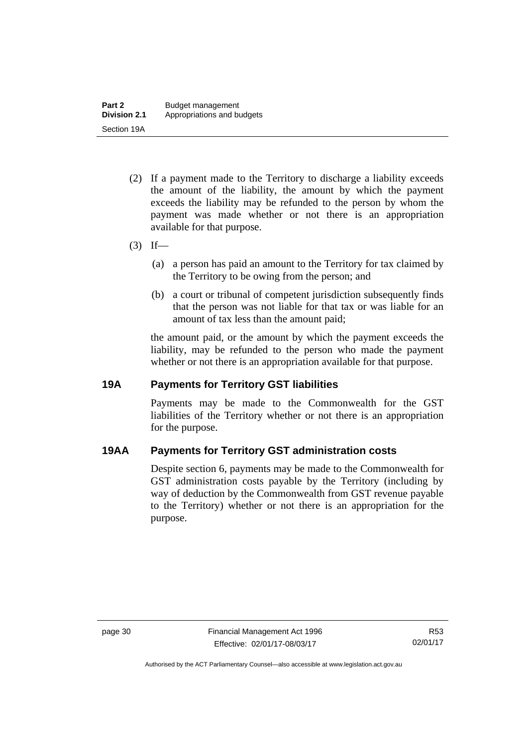(2) If a payment made to the Territory to discharge a liability exceeds the amount of the liability, the amount by which the payment exceeds the liability may be refunded to the person by whom the payment was made whether or not there is an appropriation available for that purpose.

(3) If—

(a) a person has paid an amount to the Territory for tax claimed by the Territory to be owing from the person; and

(b) a court or tribunal of competent jurisdiction subsequently finds that the person was not liable for that tax or was liable for an amount of tax less than the amount paid;

the amount paid, or the amount by which the payment exceeds the liability, may be refunded to the person who made the payment whether or not there is an appropriation available for that purpose.

## 19A Payments for Territory GST liabilities

Payments may be made to the Commonwealth for the GST liabilities of the Territory whether or not there is an appropriation for the purpose.

## 19AA Payments for Territory GST administration costs

Despite section 6, payments may be made to the Commonwealth for GST administration costs payable by the Territory (including by way of deduction by the Commonwealth from GST revenue payable to the Territory) whether or not there is an appropriation for the purpose.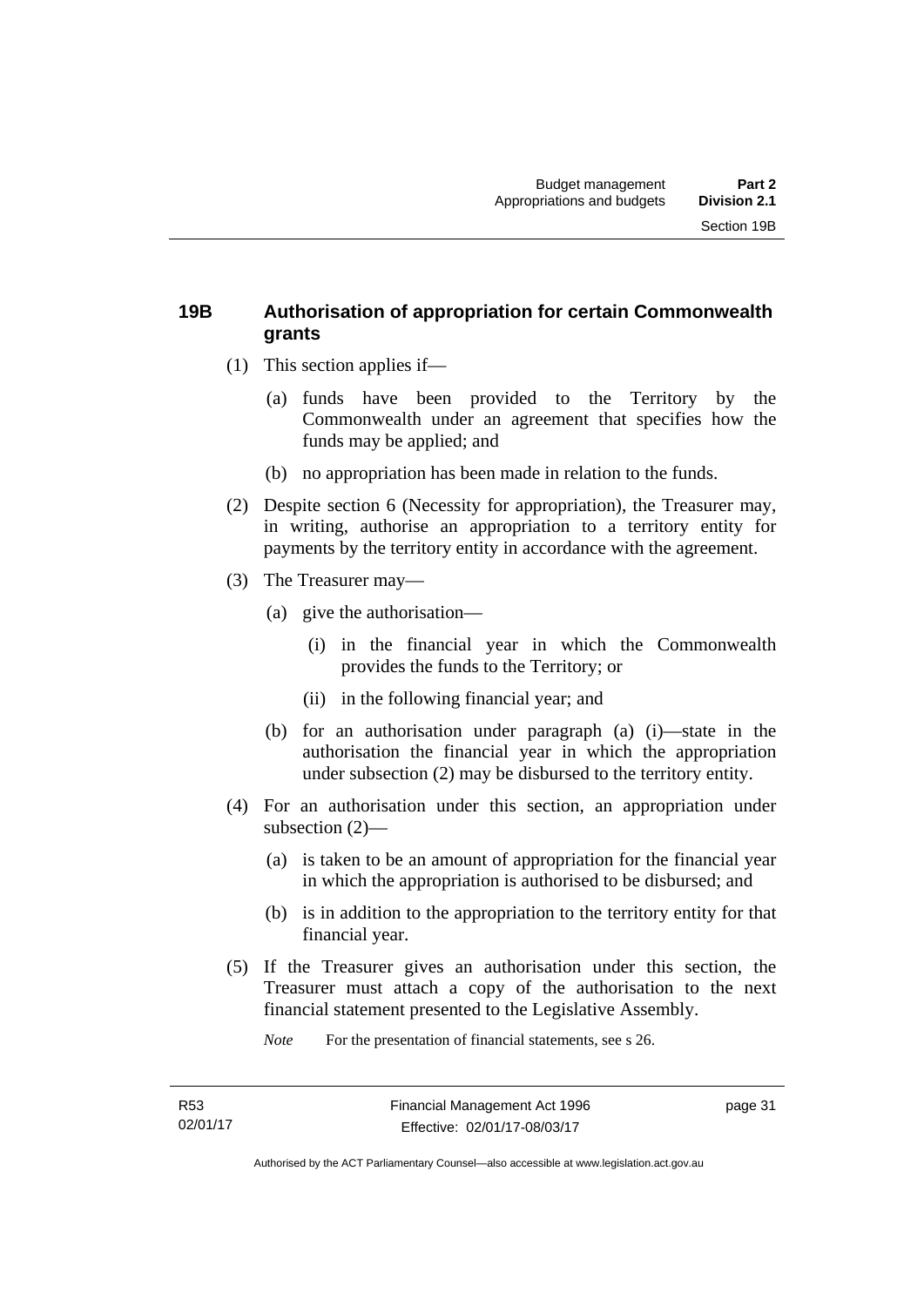## 19B Authorisation of appropriation for certain Commonwealth grants

(1) This section applies if—

(a) funds have been provided to the Territory by the Commonwealth under an agreement that specifies how the funds may be applied; and

(b) no appropriation has been made in relation to the funds.

(2) Despite section 6 (Necessity for appropriation), the Treasurer may, in writing, authorise an appropriation to a territory entity for payments by the territory entity in accordance with the agreement.

(3) The Treasurer may—

(a) give the authorisation—

(i) in the financial year in which the Commonwealth provides the funds to the Territory; or

(ii) in the following financial year; and

(b) for an authorisation under paragraph (a) (i)—state in the authorisation the financial year in which the appropriation under subsection (2) may be disbursed to the territory entity.

(4) For an authorisation under this section, an appropriation under subsection (2)—

(a) is taken to be an amount of appropriation for the financial year in which the appropriation is authorised to be disbursed; and

(b) is in addition to the appropriation to the territory entity for that financial year.

(5) If the Treasurer gives an authorisation under this section, the Treasurer must attach a copy of the authorisation to the next financial statement presented to the Legislative Assembly.

*Note* For the presentation of financial statements, see s 26.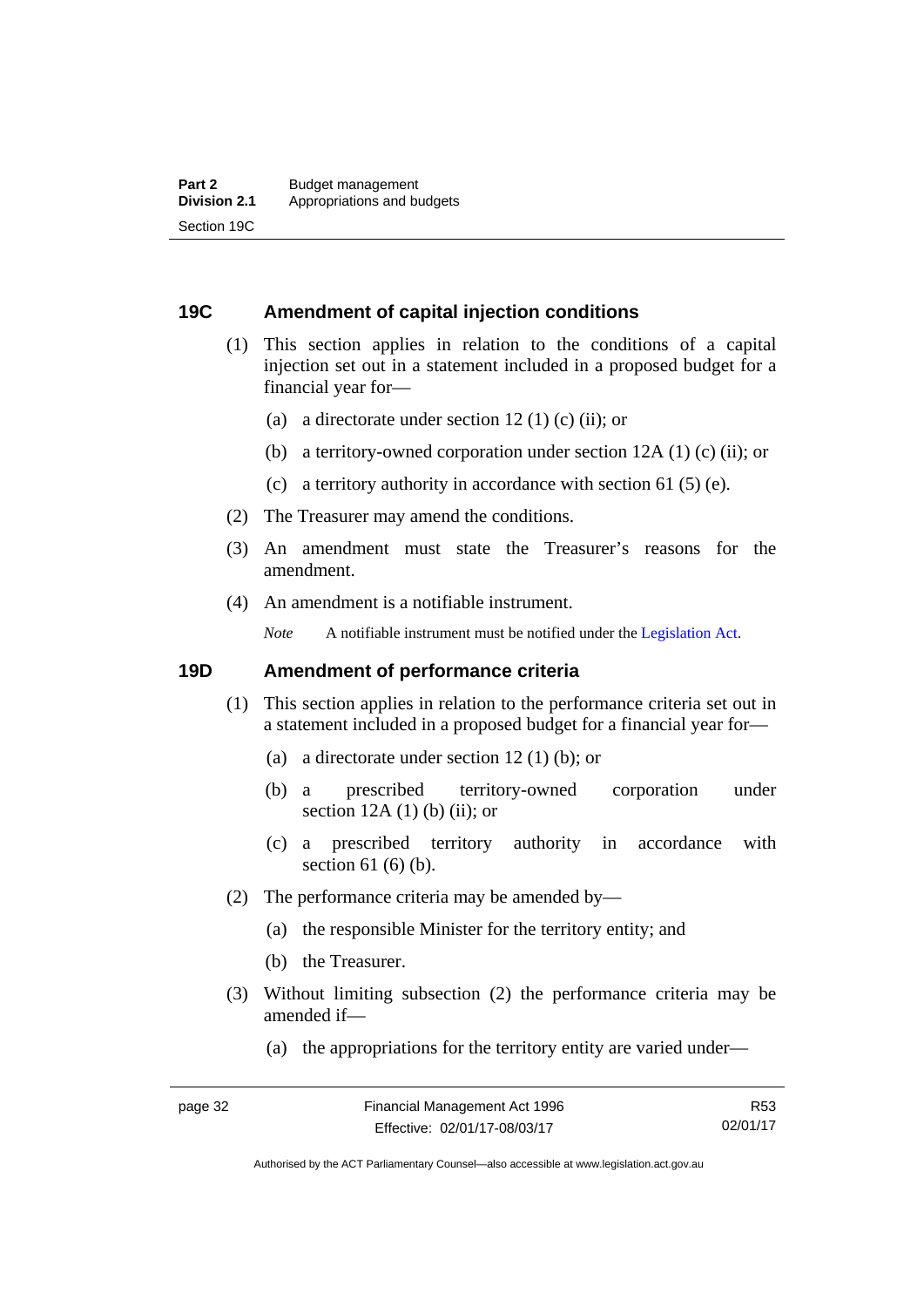## 19C Amendment of capital injection conditions

(1) This section applies in relation to the conditions of a capital injection set out in a statement included in a proposed budget for a financial year for—

(a) a directorate under section 12 (1) (c) (ii); or

(b) a territory-owned corporation under section 12A (1) (c) (ii); or

(c) a territory authority in accordance with section 61 (5) (e).

(2) The Treasurer may amend the conditions.

(3) An amendment must state the Treasurer's reasons for the amendment.

(4) An amendment is a notifiable instrument.

*Note* A notifiable instrument must be notified under the Legislation Act.

## 19D Amendment of performance criteria

(1) This section applies in relation to the performance criteria set out in a statement included in a proposed budget for a financial year for—

(a) a directorate under section 12 (1) (b); or

(b) a prescribed territory-owned corporation under section 12A (1) (b) (ii); or

(c) a prescribed territory authority in accordance with section 61 (6) (b).

(2) The performance criteria may be amended by—

(a) the responsible Minister for the territory entity; and

(b) the Treasurer.

(3) Without limiting subsection (2) the performance criteria may be amended if—

(a) the appropriations for the territory entity are varied under—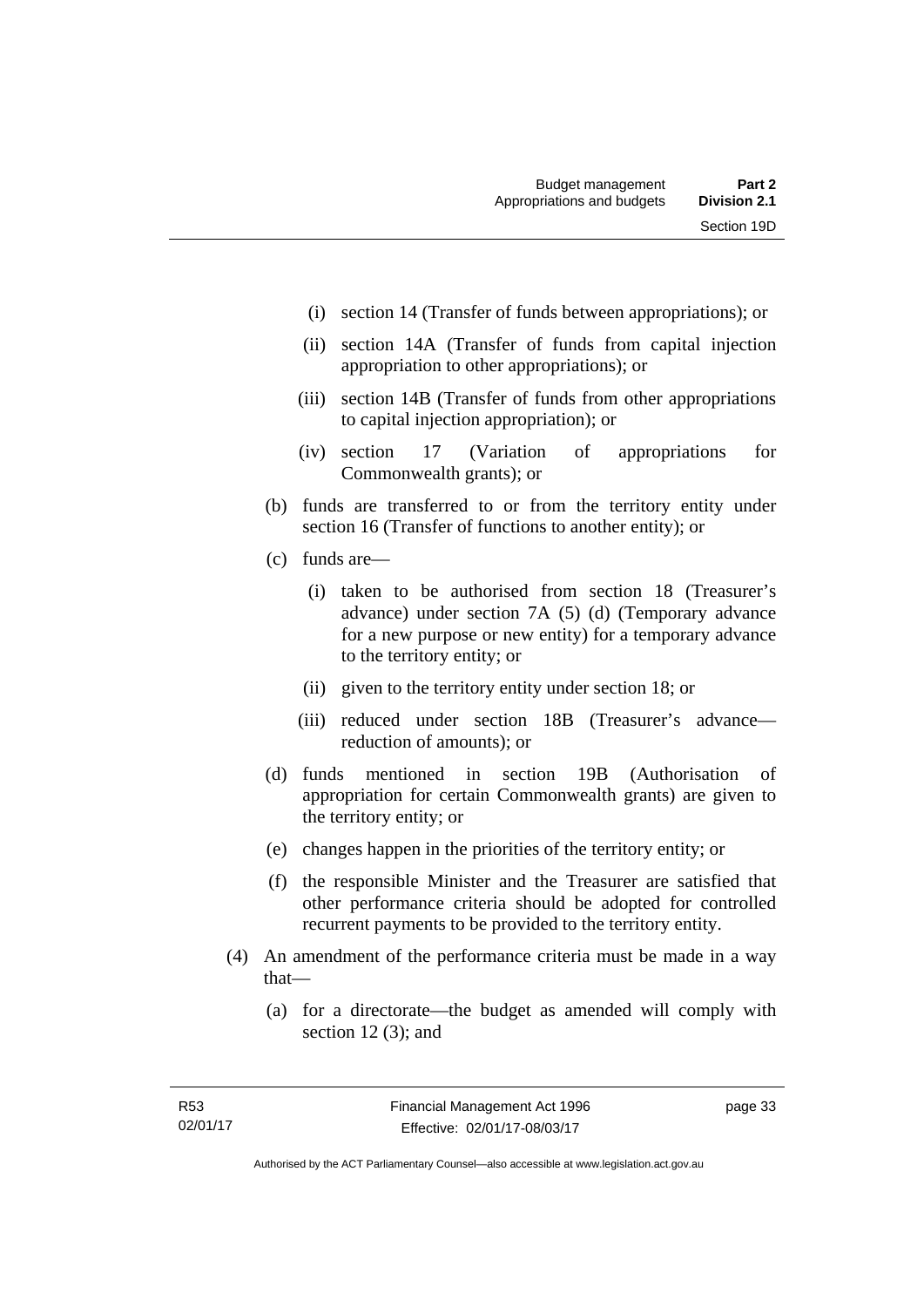(i) section 14 (Transfer of funds between appropriations); or

(ii) section 14A (Transfer of funds from capital injection appropriation to other appropriations); or

(iii) section 14B (Transfer of funds from other appropriations to capital injection appropriation); or

(iv) section 17 (Variation of appropriations for Commonwealth grants); or

(b) funds are transferred to or from the territory entity under section 16 (Transfer of functions to another entity); or

(c) funds are—

(i) taken to be authorised from section 18 (Treasurer's advance) under section 7A (5) (d) (Temporary advance for a new purpose or new entity) for a temporary advance to the territory entity; or

(ii) given to the territory entity under section 18; or

(iii) reduced under section 18B (Treasurer's advance—reduction of amounts); or

(d) funds mentioned in section 19B (Authorisation of appropriation for certain Commonwealth grants) are given to the territory entity; or

(e) changes happen in the priorities of the territory entity; or

(f) the responsible Minister and the Treasurer are satisfied that other performance criteria should be adopted for controlled recurrent payments to be provided to the territory entity.

(4) An amendment of the performance criteria must be made in a way that—

(a) for a directorate—the budget as amended will comply with section 12 (3); and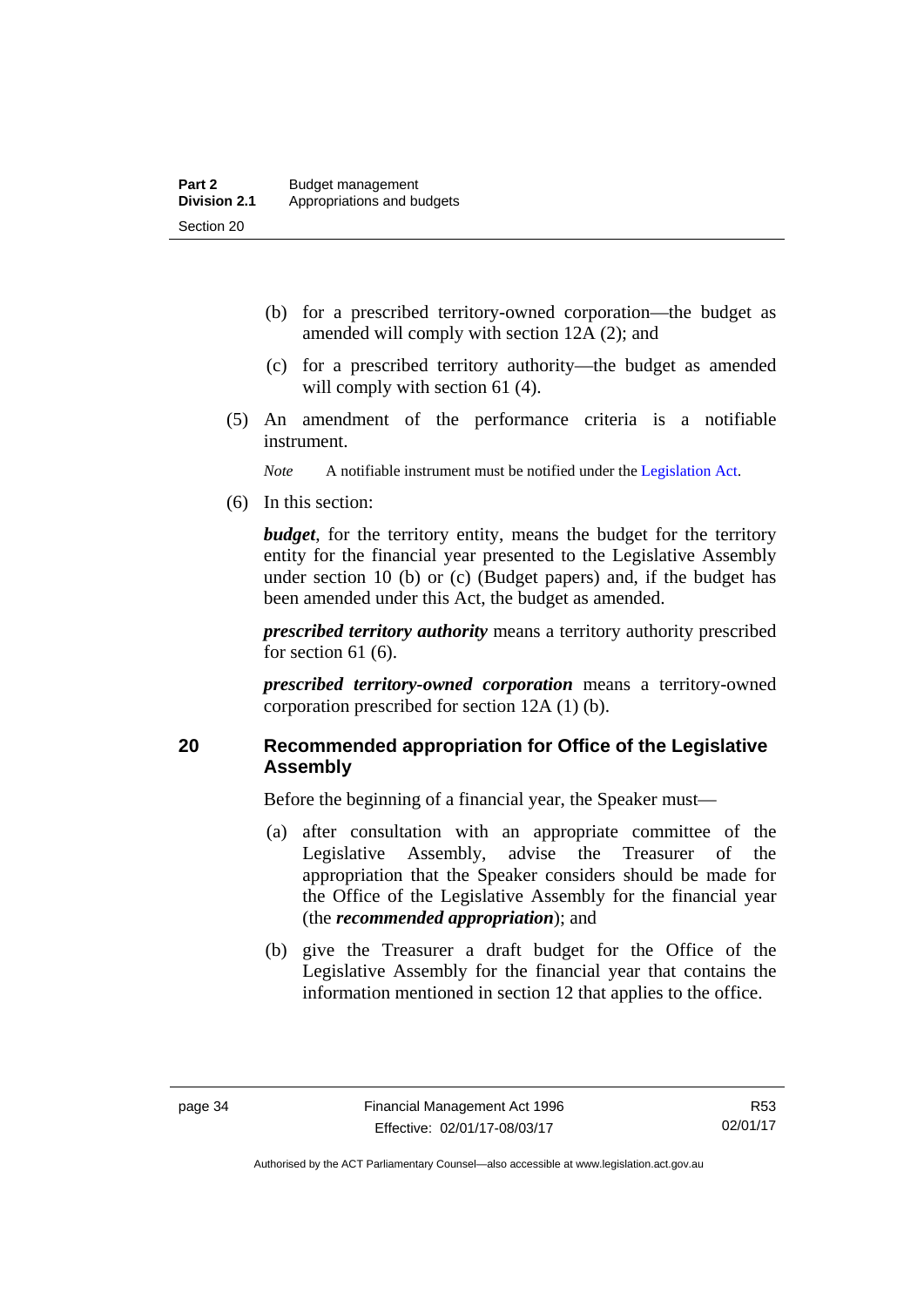(b) for a prescribed territory-owned corporation—the budget as amended will comply with section 12A (2); and

(c) for a prescribed territory authority—the budget as amended will comply with section 61 (4).

(5) An amendment of the performance criteria is a notifiable instrument.

*Note* A notifiable instrument must be notified under the Legislation Act.

(6) In this section:

***budget***, for the territory entity, means the budget for the territory entity for the financial year presented to the Legislative Assembly under section 10 (b) or (c) (Budget papers) and, if the budget has been amended under this Act, the budget as amended.

***prescribed territory authority*** means a territory authority prescribed for section 61 (6).

***prescribed territory-owned corporation*** means a territory-owned corporation prescribed for section 12A (1) (b).

## 20 Recommended appropriation for Office of the Legislative Assembly

Before the beginning of a financial year, the Speaker must—

(a) after consultation with an appropriate committee of the Legislative Assembly, advise the Treasurer of the appropriation that the Speaker considers should be made for the Office of the Legislative Assembly for the financial year (the ***recommended appropriation***); and

(b) give the Treasurer a draft budget for the Office of the Legislative Assembly for the financial year that contains the information mentioned in section 12 that applies to the office.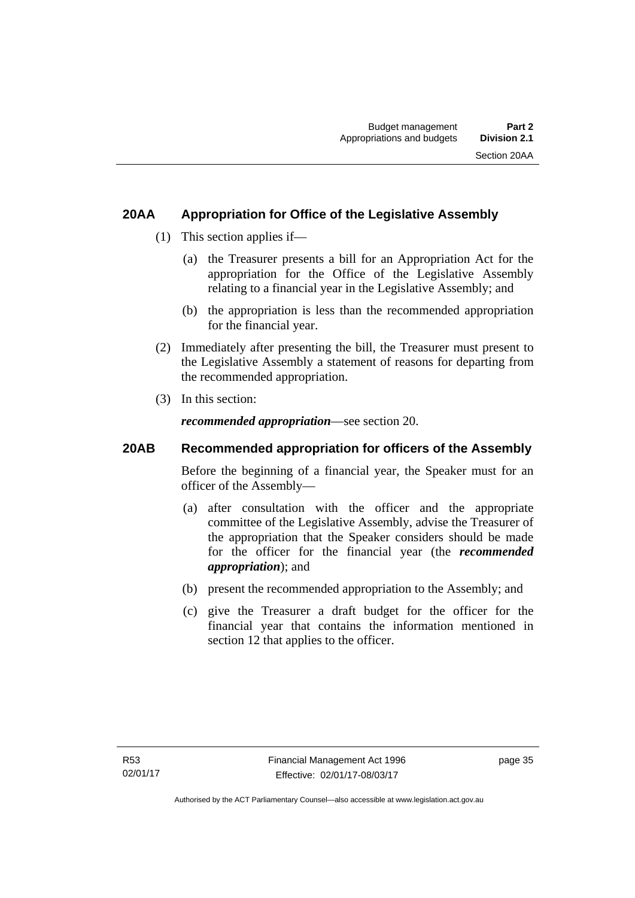### 20AA Appropriation for Office of the Legislative Assembly

(1) This section applies if—

(a) the Treasurer presents a bill for an Appropriation Act for the appropriation for the Office of the Legislative Assembly relating to a financial year in the Legislative Assembly; and

(b) the appropriation is less than the recommended appropriation for the financial year.

(2) Immediately after presenting the bill, the Treasurer must present to the Legislative Assembly a statement of reasons for departing from the recommended appropriation.

(3) In this section:

***recommended appropriation***—see section 20.

### 20AB Recommended appropriation for officers of the Assembly

Before the beginning of a financial year, the Speaker must for an officer of the Assembly—

(a) after consultation with the officer and the appropriate committee of the Legislative Assembly, advise the Treasurer of the appropriation that the Speaker considers should be made for the officer for the financial year (the ***recommended appropriation***); and

(b) present the recommended appropriation to the Assembly; and

(c) give the Treasurer a draft budget for the officer for the financial year that contains the information mentioned in section 12 that applies to the officer.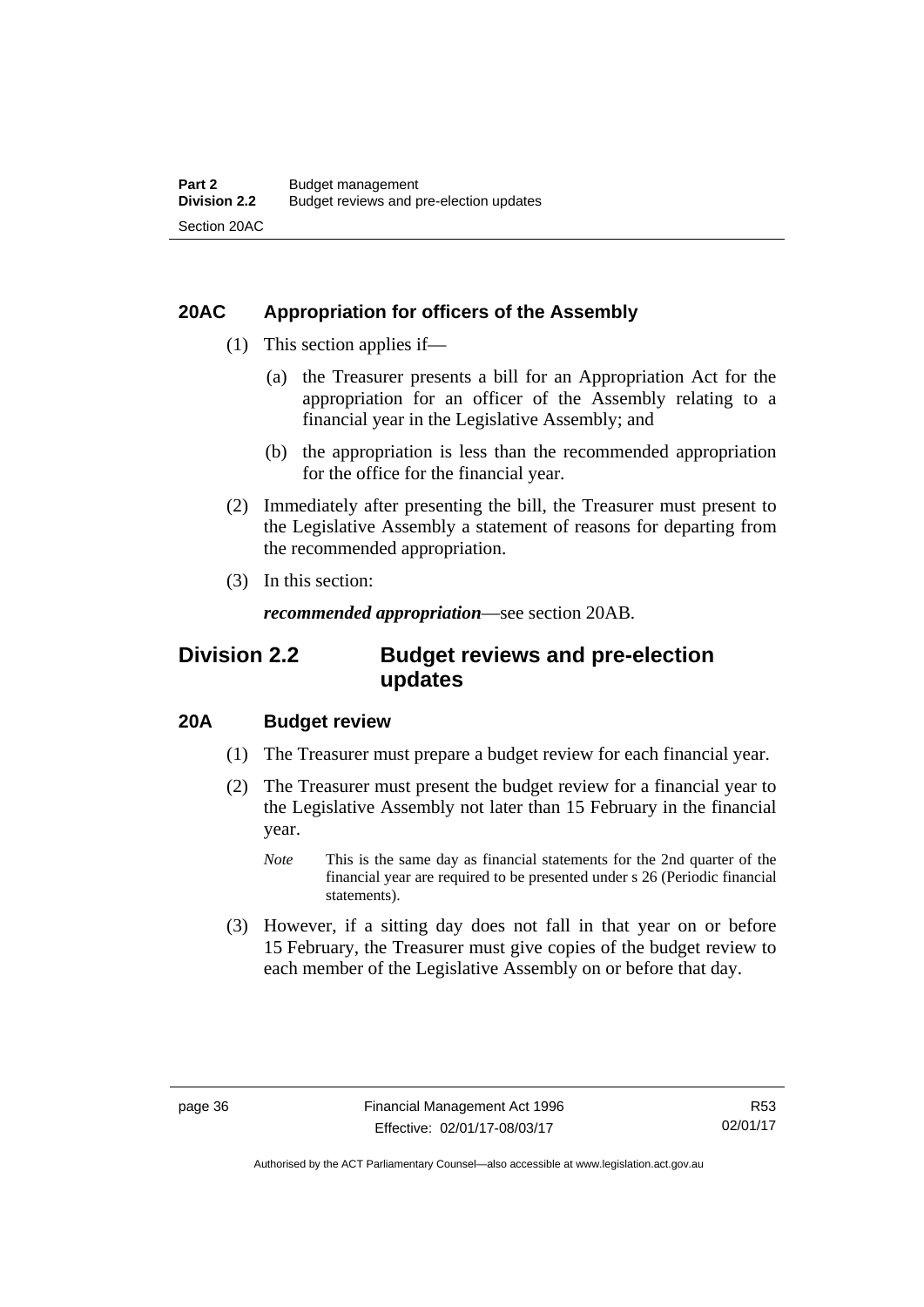### 20AC Appropriation for officers of the Assembly

(1) This section applies if—

(a) the Treasurer presents a bill for an Appropriation Act for the appropriation for an officer of the Assembly relating to a financial year in the Legislative Assembly; and

(b) the appropriation is less than the recommended appropriation for the office for the financial year.

(2) Immediately after presenting the bill, the Treasurer must present to the Legislative Assembly a statement of reasons for departing from the recommended appropriation.

(3) In this section:

***recommended appropriation***—see section 20AB.

## Division 2.2 Budget reviews and pre-election updates

### 20A Budget review

(1) The Treasurer must prepare a budget review for each financial year.

(2) The Treasurer must present the budget review for a financial year to the Legislative Assembly not later than 15 February in the financial year.

*Note* This is the same day as financial statements for the 2nd quarter of the financial year are required to be presented under s 26 (Periodic financial statements).

(3) However, if a sitting day does not fall in that year on or before 15 February, the Treasurer must give copies of the budget review to each member of the Legislative Assembly on or before that day.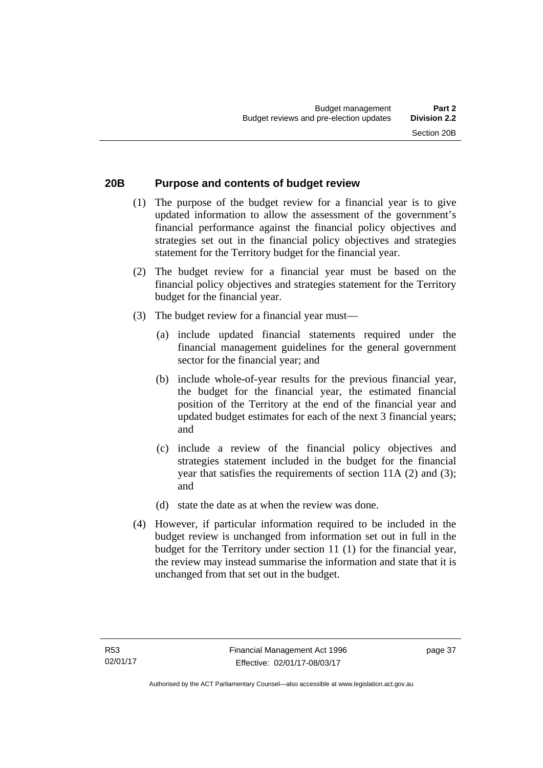## 20B Purpose and contents of budget review

(1) The purpose of the budget review for a financial year is to give updated information to allow the assessment of the government's financial performance against the financial policy objectives and strategies set out in the financial policy objectives and strategies statement for the Territory budget for the financial year.

(2) The budget review for a financial year must be based on the financial policy objectives and strategies statement for the Territory budget for the financial year.

(3) The budget review for a financial year must—

(a) include updated financial statements required under the financial management guidelines for the general government sector for the financial year; and

(b) include whole-of-year results for the previous financial year, the budget for the financial year, the estimated financial position of the Territory at the end of the financial year and updated budget estimates for each of the next 3 financial years; and

(c) include a review of the financial policy objectives and strategies statement included in the budget for the financial year that satisfies the requirements of section 11A (2) and (3); and

(d) state the date as at when the review was done.

(4) However, if particular information required to be included in the budget review is unchanged from information set out in full in the budget for the Territory under section 11 (1) for the financial year, the review may instead summarise the information and state that it is unchanged from that set out in the budget.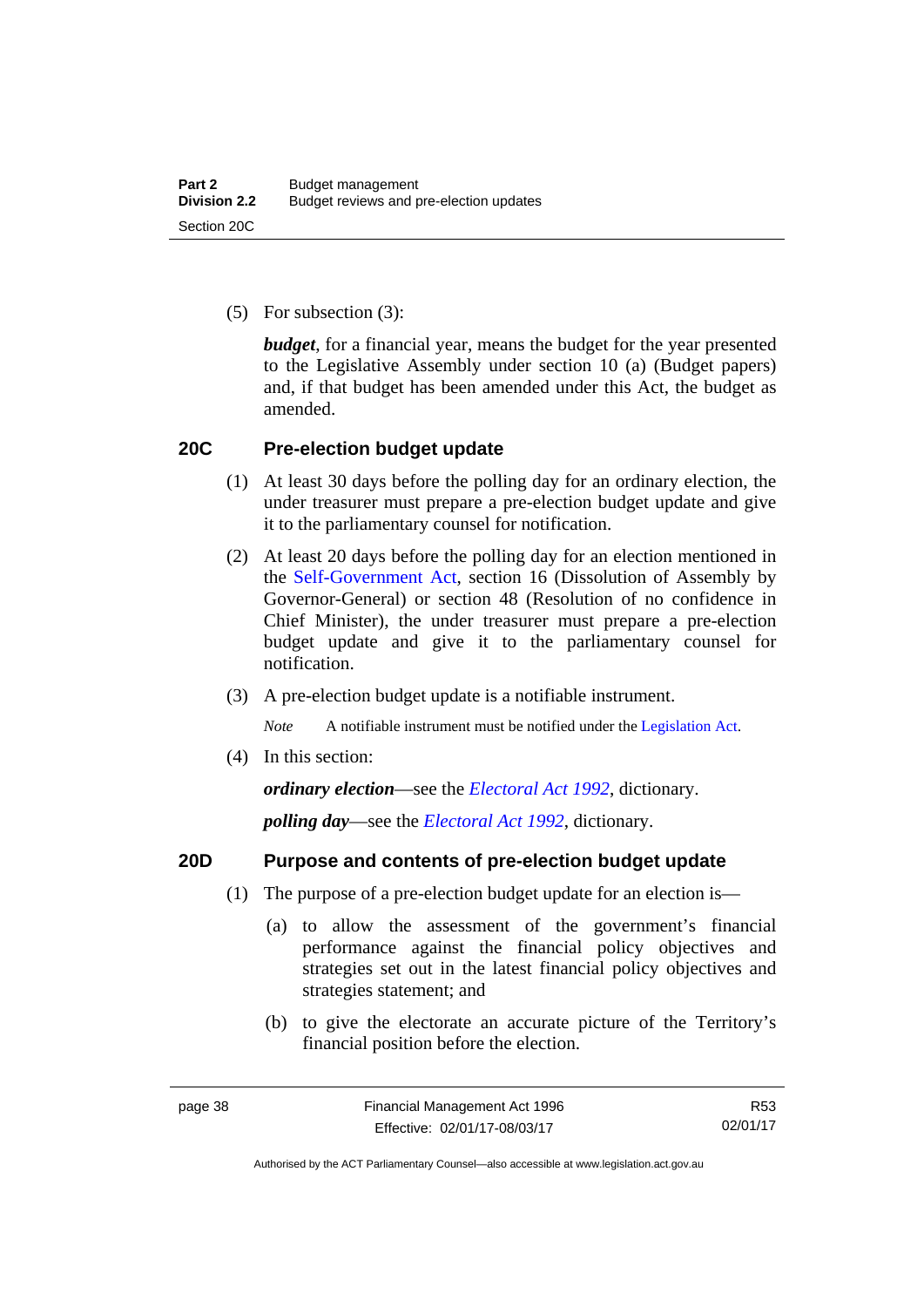(5) For subsection (3):

***budget***, for a financial year, means the budget for the year presented to the Legislative Assembly under section 10 (a) (Budget papers) and, if that budget has been amended under this Act, the budget as amended.

## 20C Pre-election budget update

(1) At least 30 days before the polling day for an ordinary election, the under treasurer must prepare a pre-election budget update and give it to the parliamentary counsel for notification.

(2) At least 20 days before the polling day for an election mentioned in the Self-Government Act, section 16 (Dissolution of Assembly by Governor-General) or section 48 (Resolution of no confidence in Chief Minister), the under treasurer must prepare a pre-election budget update and give it to the parliamentary counsel for notification.

(3) A pre-election budget update is a notifiable instrument.

*Note* A notifiable instrument must be notified under the Legislation Act.

(4) In this section:

***ordinary election***—see the *Electoral Act 1992*, dictionary.

***polling day***—see the *Electoral Act 1992*, dictionary.

## 20D Purpose and contents of pre-election budget update

(1) The purpose of a pre-election budget update for an election is—

(a) to allow the assessment of the government's financial performance against the financial policy objectives and strategies set out in the latest financial policy objectives and strategies statement; and

(b) to give the electorate an accurate picture of the Territory's financial position before the election.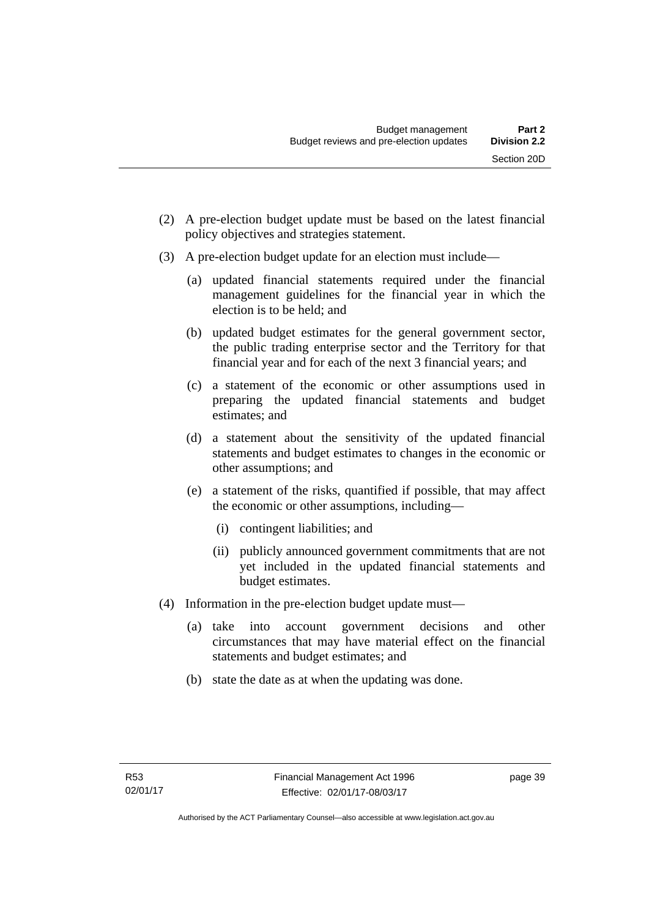(2) A pre-election budget update must be based on the latest financial policy objectives and strategies statement.

(3) A pre-election budget update for an election must include—

  (a) updated financial statements required under the financial management guidelines for the financial year in which the election is to be held; and

  (b) updated budget estimates for the general government sector, the public trading enterprise sector and the Territory for that financial year and for each of the next 3 financial years; and

  (c) a statement of the economic or other assumptions used in preparing the updated financial statements and budget estimates; and

  (d) a statement about the sensitivity of the updated financial statements and budget estimates to changes in the economic or other assumptions; and

  (e) a statement of the risks, quantified if possible, that may affect the economic or other assumptions, including—

    (i) contingent liabilities; and

    (ii) publicly announced government commitments that are not yet included in the updated financial statements and budget estimates.

(4) Information in the pre-election budget update must—

  (a) take into account government decisions and other circumstances that may have material effect on the financial statements and budget estimates; and

  (b) state the date as at when the updating was done.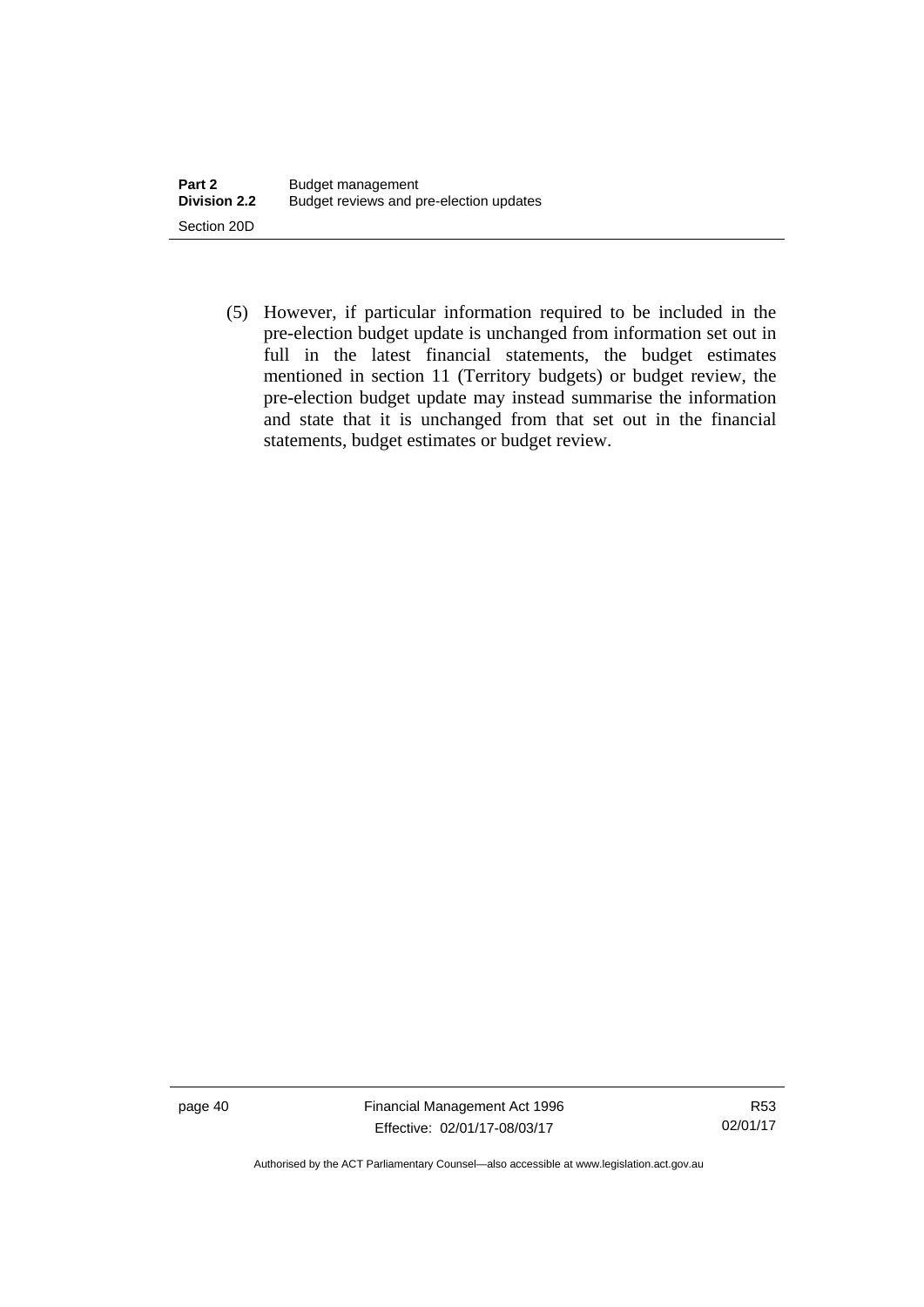(5) However, if particular information required to be included in the pre-election budget update is unchanged from information set out in full in the latest financial statements, the budget estimates mentioned in section 11 (Territory budgets) or budget review, the pre-election budget update may instead summarise the information and state that it is unchanged from that set out in the financial statements, budget estimates or budget review.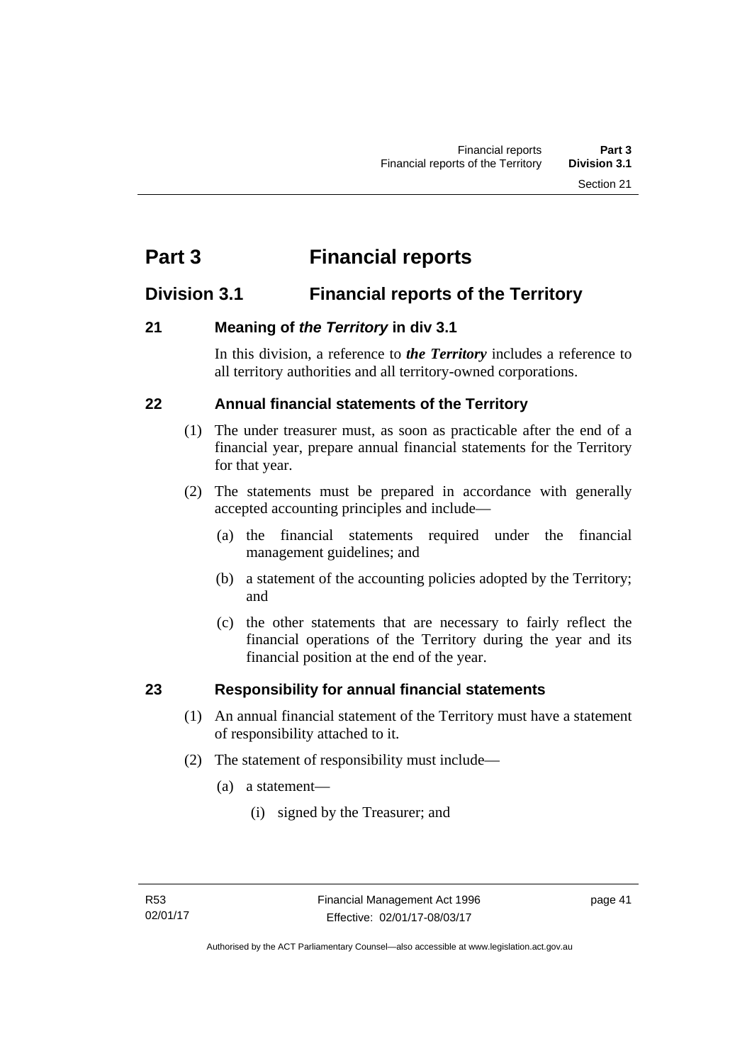# Part 3 Financial reports

## Division 3.1 Financial reports of the Territory

### 21 Meaning of *the Territory* in div 3.1

In this division, a reference to ***the Territory*** includes a reference to all territory authorities and all territory-owned corporations.

### 22 Annual financial statements of the Territory

(1) The under treasurer must, as soon as practicable after the end of a financial year, prepare annual financial statements for the Territory for that year.

(2) The statements must be prepared in accordance with generally accepted accounting principles and include—

- (a) the financial statements required under the financial management guidelines; and
- (b) a statement of the accounting policies adopted by the Territory; and
- (c) the other statements that are necessary to fairly reflect the financial operations of the Territory during the year and its financial position at the end of the year.

### 23 Responsibility for annual financial statements

(1) An annual financial statement of the Territory must have a statement of responsibility attached to it.

(2) The statement of responsibility must include—

- (a) a statement—
  - (i) signed by the Treasurer; and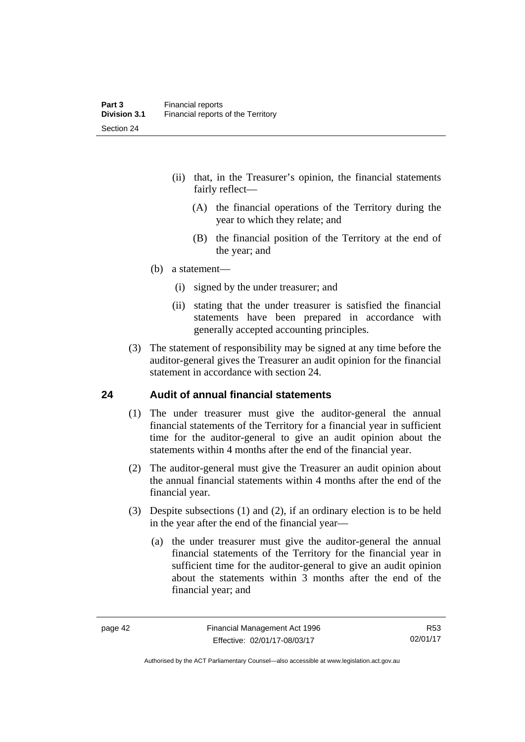- (ii) that, in the Treasurer's opinion, the financial statements fairly reflect—
  - (A) the financial operations of the Territory during the year to which they relate; and
  - (B) the financial position of the Territory at the end of the year; and
- (b) a statement—
  - (i) signed by the under treasurer; and
  - (ii) stating that the under treasurer is satisfied the financial statements have been prepared in accordance with generally accepted accounting principles.

(3) The statement of responsibility may be signed at any time before the auditor-general gives the Treasurer an audit opinion for the financial statement in accordance with section 24.

## 24 Audit of annual financial statements

(1) The under treasurer must give the auditor-general the annual financial statements of the Territory for a financial year in sufficient time for the auditor-general to give an audit opinion about the statements within 4 months after the end of the financial year.

(2) The auditor-general must give the Treasurer an audit opinion about the annual financial statements within 4 months after the end of the financial year.

(3) Despite subsections (1) and (2), if an ordinary election is to be held in the year after the end of the financial year—

- (a) the under treasurer must give the auditor-general the annual financial statements of the Territory for the financial year in sufficient time for the auditor-general to give an audit opinion about the statements within 3 months after the end of the financial year; and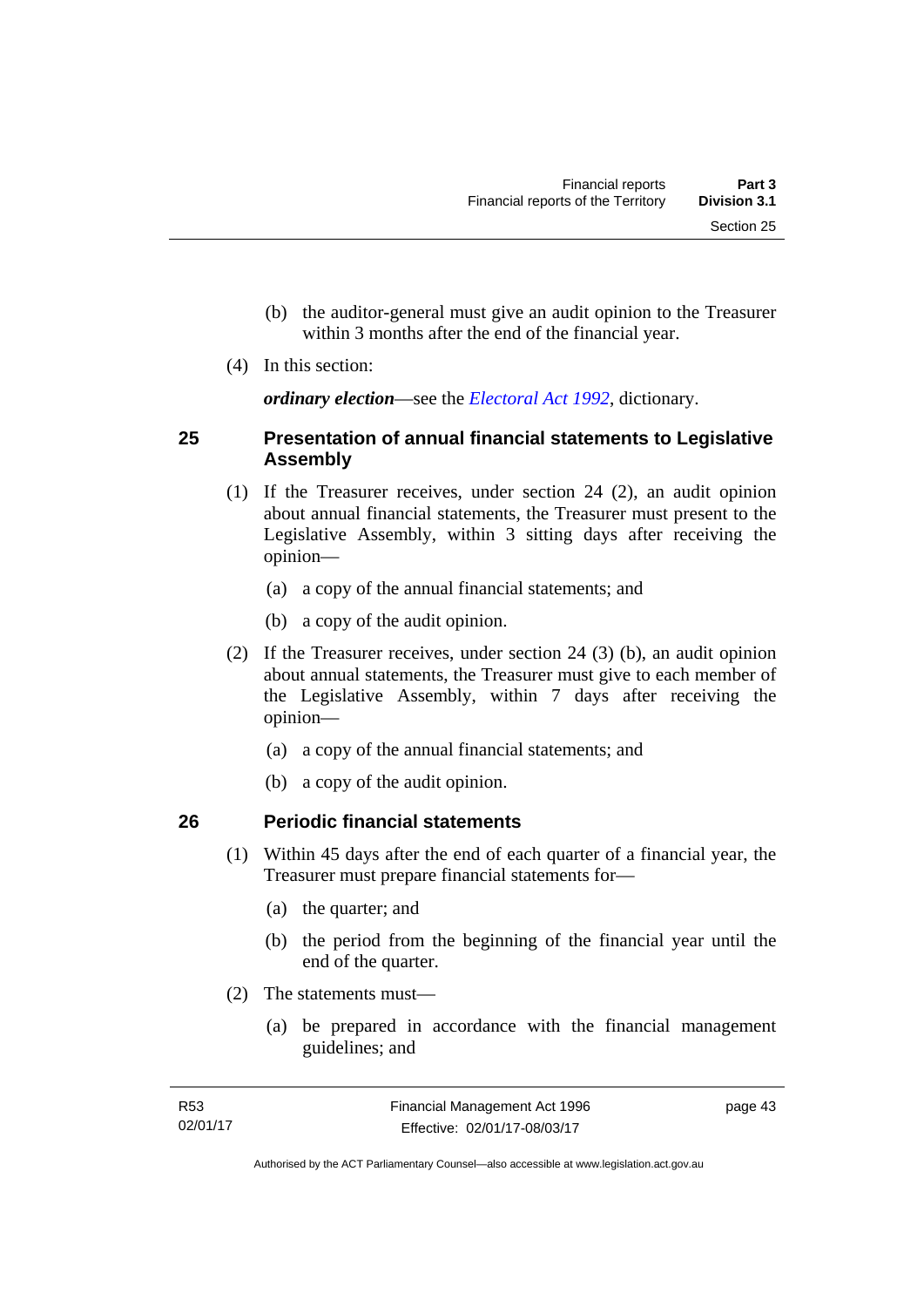(b) the auditor-general must give an audit opinion to the Treasurer within 3 months after the end of the financial year.

(4) In this section:

***ordinary election***—see the *Electoral Act 1992*, dictionary.

## 25 Presentation of annual financial statements to Legislative Assembly

(1) If the Treasurer receives, under section 24 (2), an audit opinion about annual financial statements, the Treasurer must present to the Legislative Assembly, within 3 sitting days after receiving the opinion—

(a) a copy of the annual financial statements; and

(b) a copy of the audit opinion.

(2) If the Treasurer receives, under section 24 (3) (b), an audit opinion about annual statements, the Treasurer must give to each member of the Legislative Assembly, within 7 days after receiving the opinion—

(a) a copy of the annual financial statements; and

(b) a copy of the audit opinion.

## 26 Periodic financial statements

(1) Within 45 days after the end of each quarter of a financial year, the Treasurer must prepare financial statements for—

(a) the quarter; and

(b) the period from the beginning of the financial year until the end of the quarter.

(2) The statements must—

(a) be prepared in accordance with the financial management guidelines; and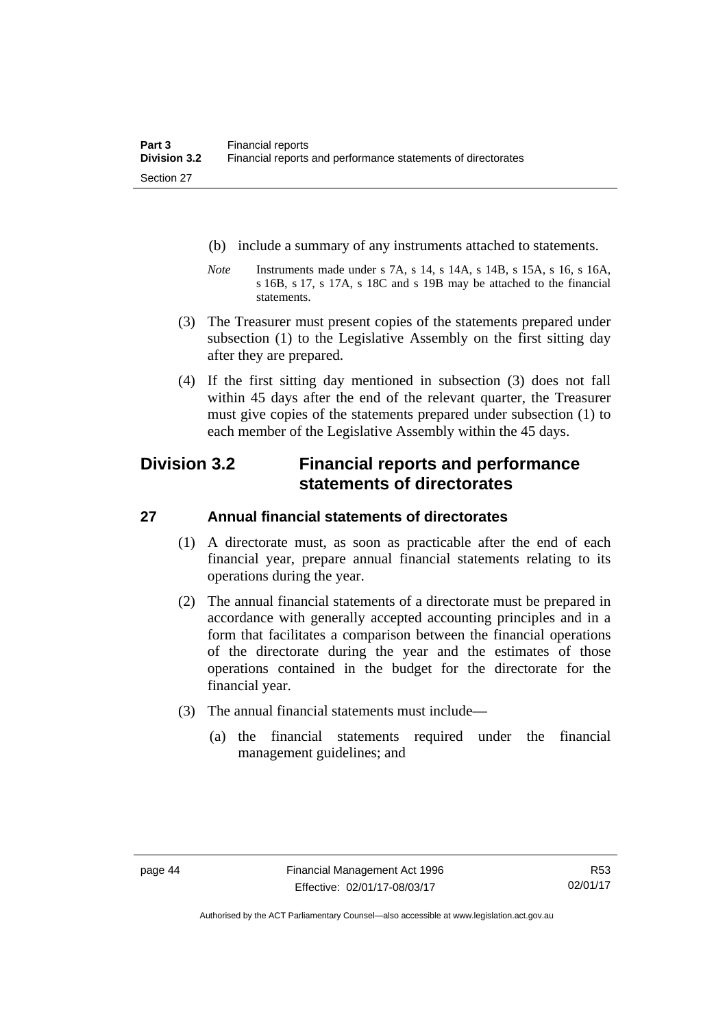(b) include a summary of any instruments attached to statements.

*Note* Instruments made under s 7A, s 14, s 14A, s 14B, s 15A, s 16, s 16A, s 16B, s 17, s 17A, s 18C and s 19B may be attached to the financial statements.

(3) The Treasurer must present copies of the statements prepared under subsection (1) to the Legislative Assembly on the first sitting day after they are prepared.

(4) If the first sitting day mentioned in subsection (3) does not fall within 45 days after the end of the relevant quarter, the Treasurer must give copies of the statements prepared under subsection (1) to each member of the Legislative Assembly within the 45 days.

## Division 3.2 Financial reports and performance statements of directorates

### 27 Annual financial statements of directorates

(1) A directorate must, as soon as practicable after the end of each financial year, prepare annual financial statements relating to its operations during the year.

(2) The annual financial statements of a directorate must be prepared in accordance with generally accepted accounting principles and in a form that facilitates a comparison between the financial operations of the directorate during the year and the estimates of those operations contained in the budget for the directorate for the financial year.

(3) The annual financial statements must include—

(a) the financial statements required under the financial management guidelines; and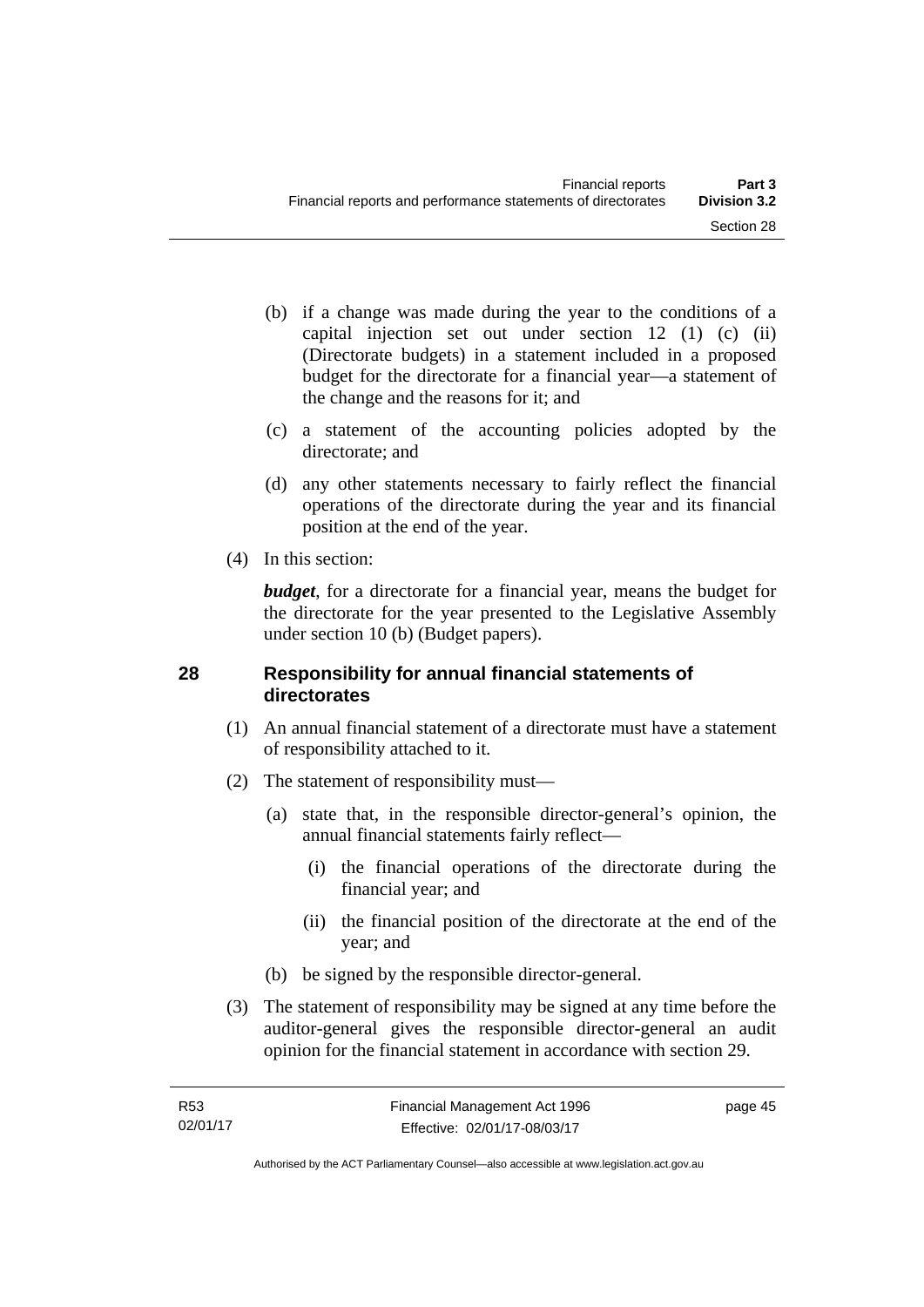(b) if a change was made during the year to the conditions of a capital injection set out under section 12 (1) (c) (ii) (Directorate budgets) in a statement included in a proposed budget for the directorate for a financial year—a statement of the change and the reasons for it; and

(c) a statement of the accounting policies adopted by the directorate; and

(d) any other statements necessary to fairly reflect the financial operations of the directorate during the year and its financial position at the end of the year.

(4) In this section:

***budget***, for a directorate for a financial year, means the budget for the directorate for the year presented to the Legislative Assembly under section 10 (b) (Budget papers).

## 28 Responsibility for annual financial statements of directorates

(1) An annual financial statement of a directorate must have a statement of responsibility attached to it.

(2) The statement of responsibility must—

(a) state that, in the responsible director-general's opinion, the annual financial statements fairly reflect—

(i) the financial operations of the directorate during the financial year; and

(ii) the financial position of the directorate at the end of the year; and

(b) be signed by the responsible director-general.

(3) The statement of responsibility may be signed at any time before the auditor-general gives the responsible director-general an audit opinion for the financial statement in accordance with section 29.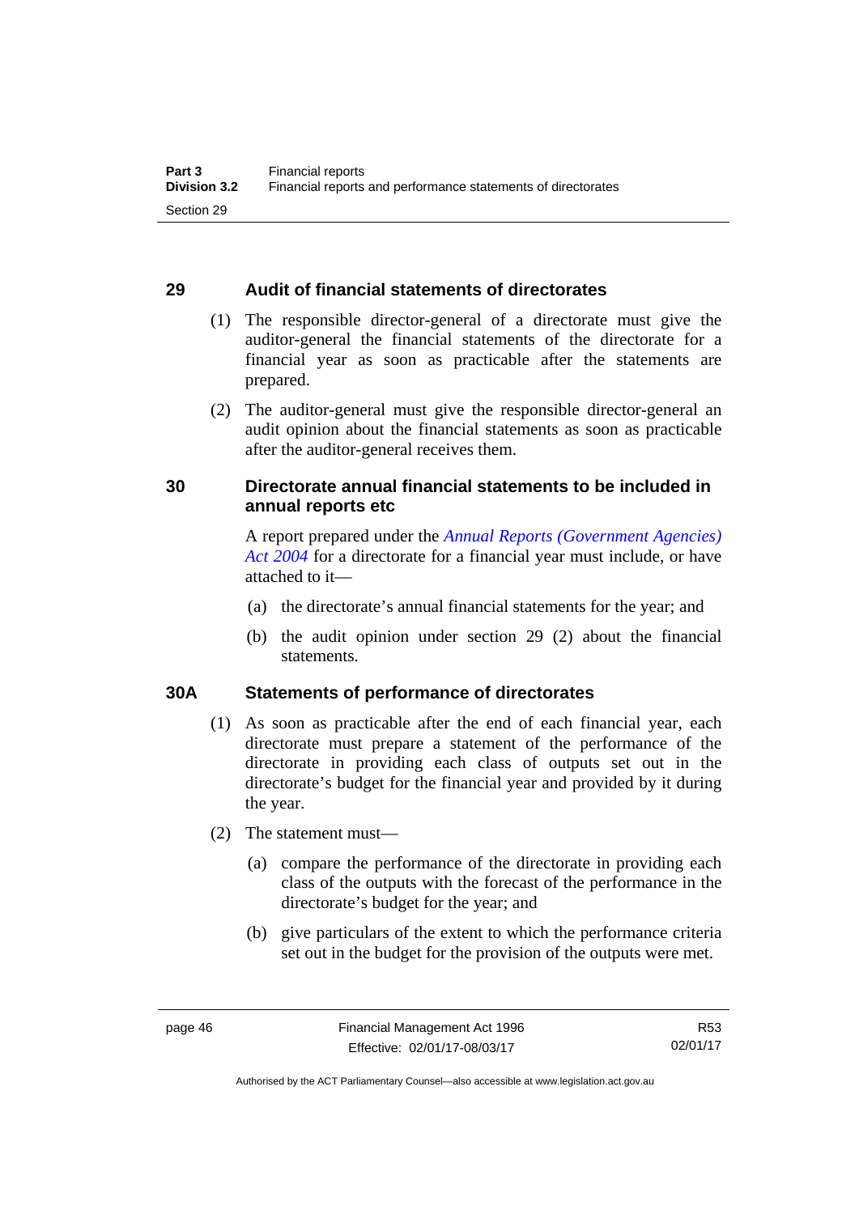## 29 Audit of financial statements of directorates

(1) The responsible director-general of a directorate must give the auditor-general the financial statements of the directorate for a financial year as soon as practicable after the statements are prepared.

(2) The auditor-general must give the responsible director-general an audit opinion about the financial statements as soon as practicable after the auditor-general receives them.

## 30 Directorate annual financial statements to be included in annual reports etc

A report prepared under the *Annual Reports (Government Agencies) Act 2004* for a directorate for a financial year must include, or have attached to it—

(a) the directorate's annual financial statements for the year; and

(b) the audit opinion under section 29 (2) about the financial statements.

## 30A Statements of performance of directorates

(1) As soon as practicable after the end of each financial year, each directorate must prepare a statement of the performance of the directorate in providing each class of outputs set out in the directorate's budget for the financial year and provided by it during the year.

(2) The statement must—

(a) compare the performance of the directorate in providing each class of the outputs with the forecast of the performance in the directorate's budget for the year; and

(b) give particulars of the extent to which the performance criteria set out in the budget for the provision of the outputs were met.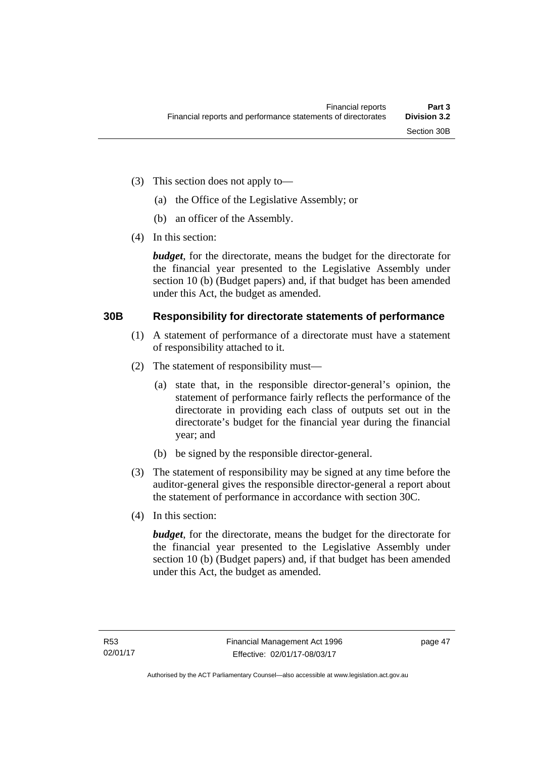(3) This section does not apply to—

(a) the Office of the Legislative Assembly; or

(b) an officer of the Assembly.

(4) In this section:

***budget***, for the directorate, means the budget for the directorate for the financial year presented to the Legislative Assembly under section 10 (b) (Budget papers) and, if that budget has been amended under this Act, the budget as amended.

## 30B Responsibility for directorate statements of performance

(1) A statement of performance of a directorate must have a statement of responsibility attached to it.

(2) The statement of responsibility must—

(a) state that, in the responsible director-general's opinion, the statement of performance fairly reflects the performance of the directorate in providing each class of outputs set out in the directorate's budget for the financial year during the financial year; and

(b) be signed by the responsible director-general.

(3) The statement of responsibility may be signed at any time before the auditor-general gives the responsible director-general a report about the statement of performance in accordance with section 30C.

(4) In this section:

***budget***, for the directorate, means the budget for the directorate for the financial year presented to the Legislative Assembly under section 10 (b) (Budget papers) and, if that budget has been amended under this Act, the budget as amended.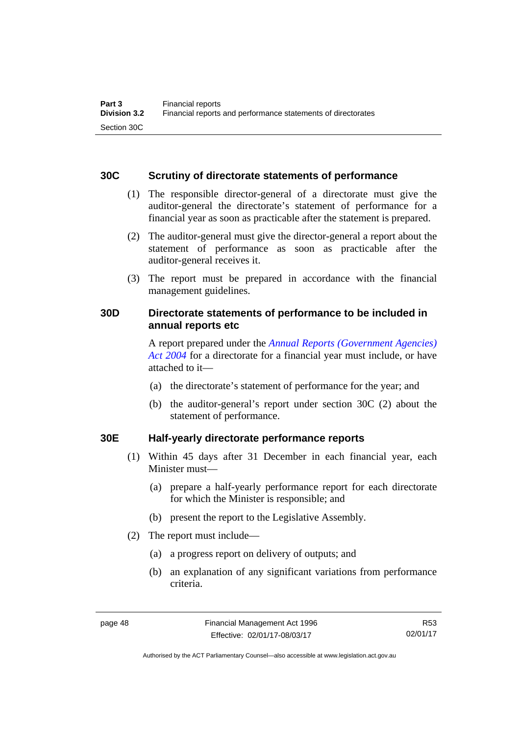## 30C Scrutiny of directorate statements of performance

(1) The responsible director-general of a directorate must give the auditor-general the directorate's statement of performance for a financial year as soon as practicable after the statement is prepared.

(2) The auditor-general must give the director-general a report about the statement of performance as soon as practicable after the auditor-general receives it.

(3) The report must be prepared in accordance with the financial management guidelines.

## 30D Directorate statements of performance to be included in annual reports etc

A report prepared under the *Annual Reports (Government Agencies) Act 2004* for a directorate for a financial year must include, or have attached to it—

(a) the directorate's statement of performance for the year; and

(b) the auditor-general's report under section 30C (2) about the statement of performance.

## 30E Half-yearly directorate performance reports

(1) Within 45 days after 31 December in each financial year, each Minister must—

(a) prepare a half-yearly performance report for each directorate for which the Minister is responsible; and

(b) present the report to the Legislative Assembly.

(2) The report must include—

(a) a progress report on delivery of outputs; and

(b) an explanation of any significant variations from performance criteria.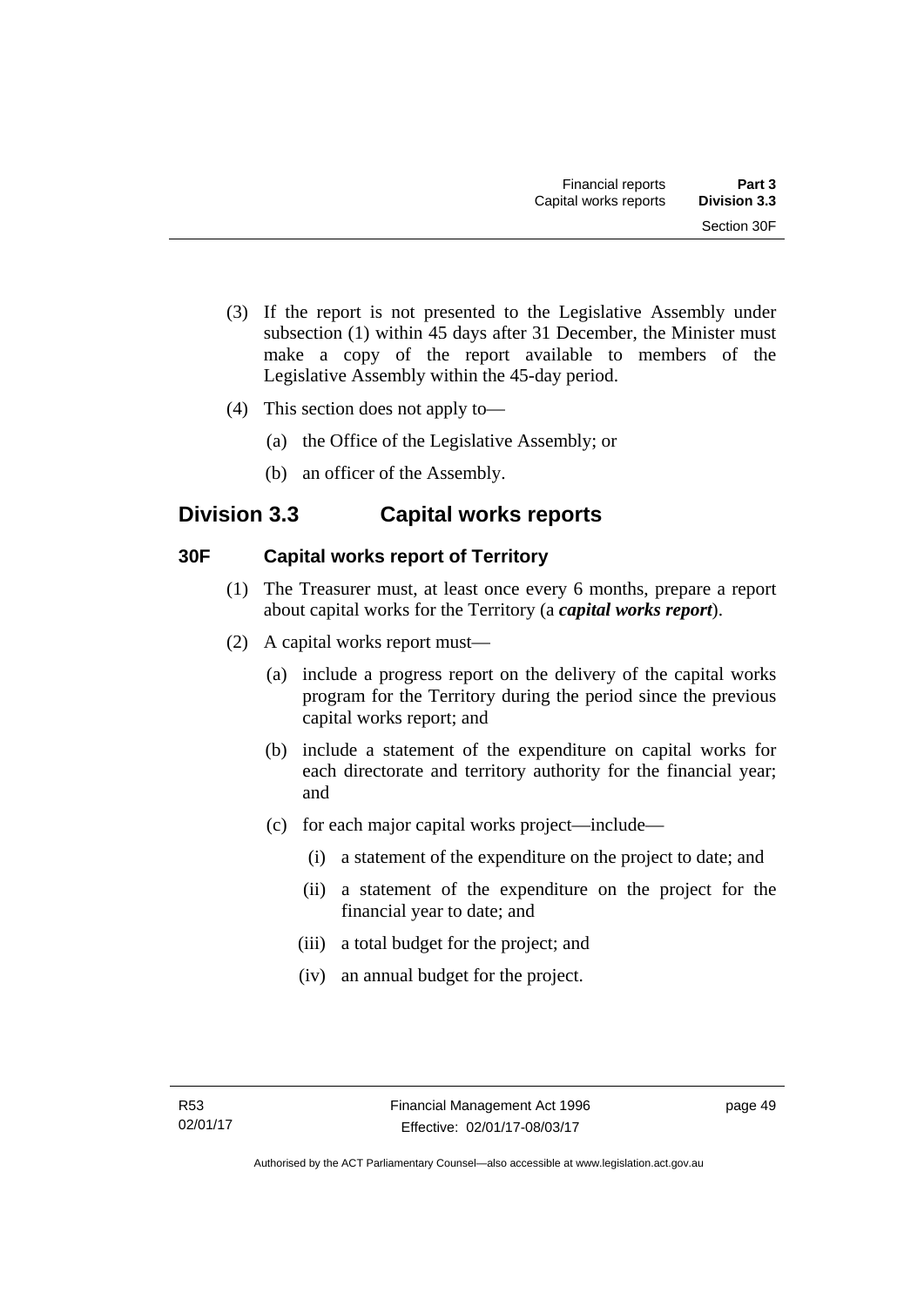(3) If the report is not presented to the Legislative Assembly under subsection (1) within 45 days after 31 December, the Minister must make a copy of the report available to members of the Legislative Assembly within the 45-day period.

(4) This section does not apply to—

(a) the Office of the Legislative Assembly; or

(b) an officer of the Assembly.

## Division 3.3 Capital works reports

### 30F Capital works report of Territory

(1) The Treasurer must, at least once every 6 months, prepare a report about capital works for the Territory (a ***capital works report***).

(2) A capital works report must—

(a) include a progress report on the delivery of the capital works program for the Territory during the period since the previous capital works report; and

(b) include a statement of the expenditure on capital works for each directorate and territory authority for the financial year; and

(c) for each major capital works project—include—

(i) a statement of the expenditure on the project to date; and

(ii) a statement of the expenditure on the project for the financial year to date; and

(iii) a total budget for the project; and

(iv) an annual budget for the project.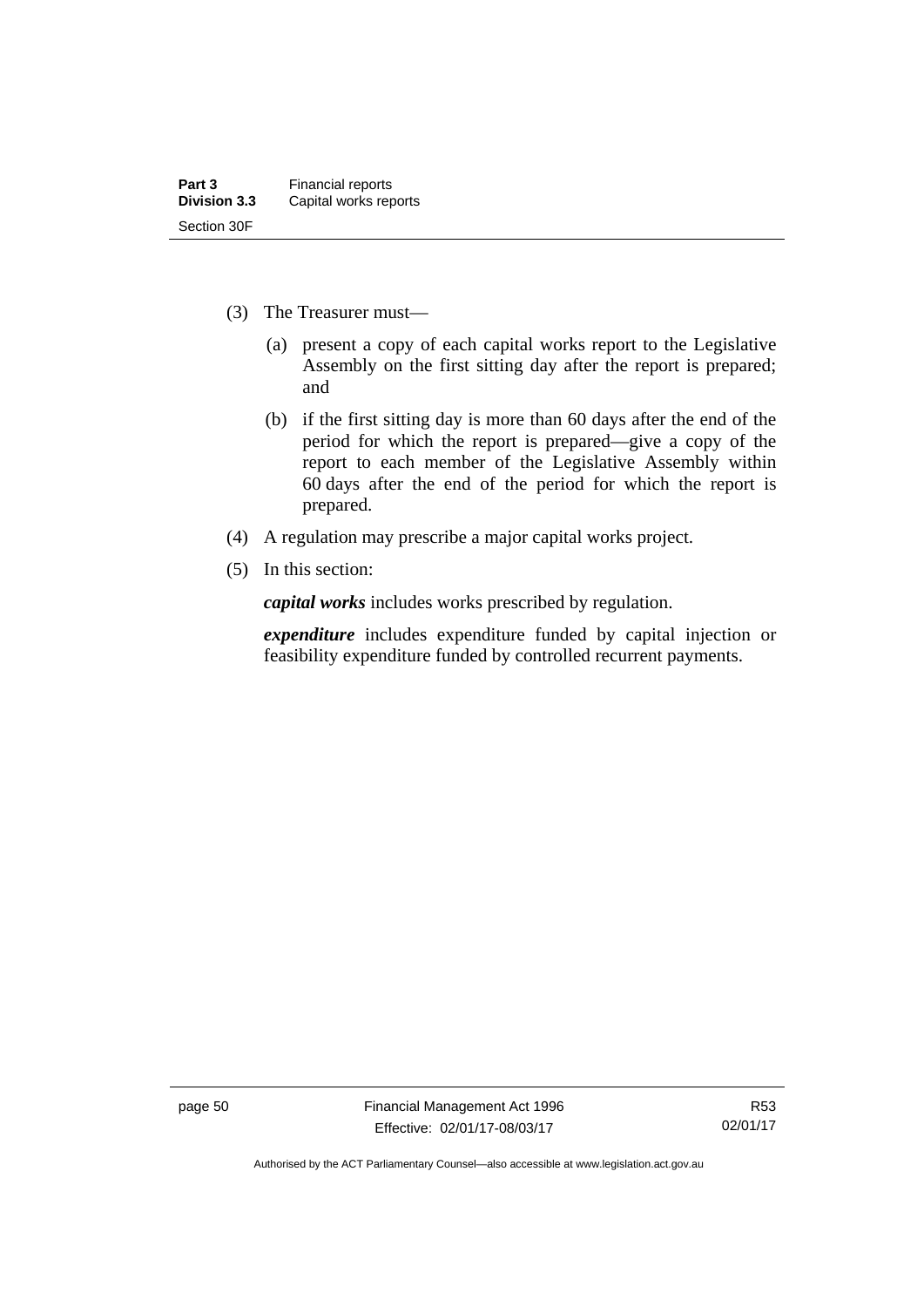(3) The Treasurer must—

(a) present a copy of each capital works report to the Legislative Assembly on the first sitting day after the report is prepared; and

(b) if the first sitting day is more than 60 days after the end of the period for which the report is prepared—give a copy of the report to each member of the Legislative Assembly within 60 days after the end of the period for which the report is prepared.

(4) A regulation may prescribe a major capital works project.

(5) In this section:

***capital works*** includes works prescribed by regulation.

***expenditure*** includes expenditure funded by capital injection or feasibility expenditure funded by controlled recurrent payments.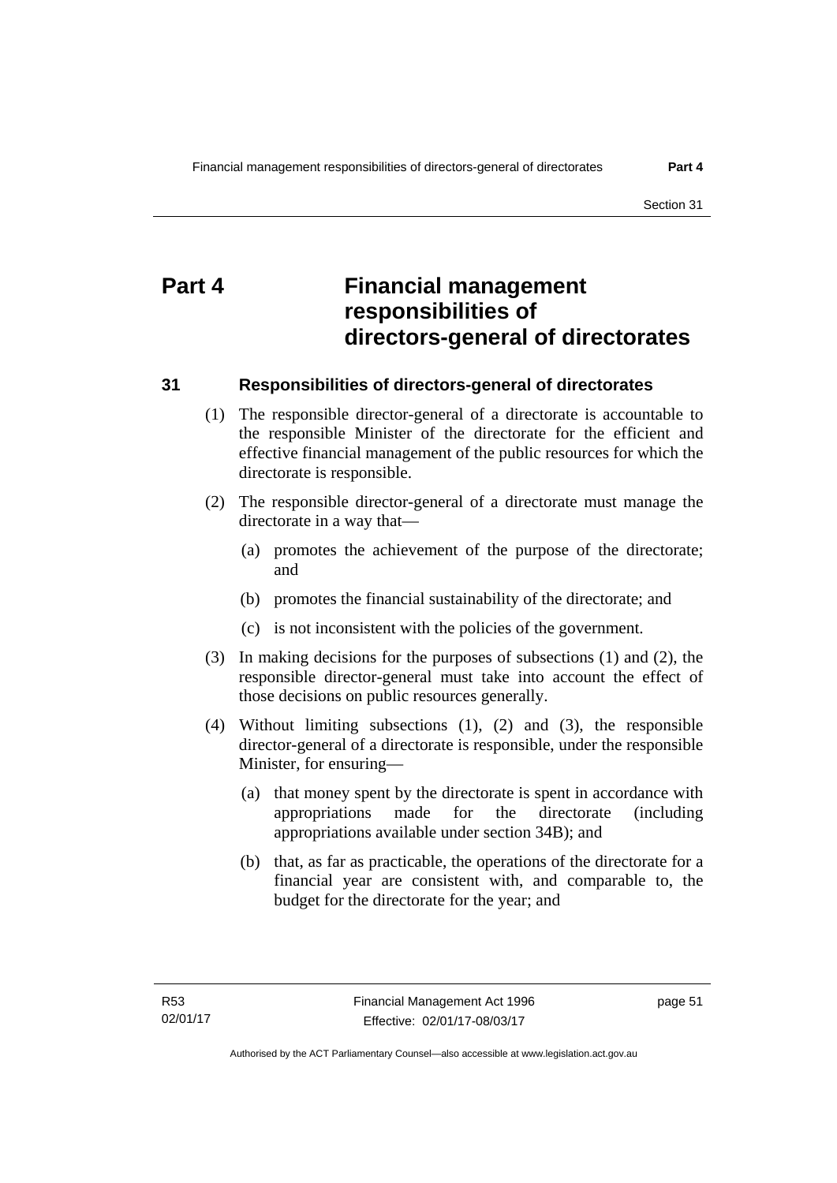# Part 4 Financial management responsibilities of directors-general of directorates

## 31 Responsibilities of directors-general of directorates

(1) The responsible director-general of a directorate is accountable to the responsible Minister of the directorate for the efficient and effective financial management of the public resources for which the directorate is responsible.

(2) The responsible director-general of a directorate must manage the directorate in a way that—

(a) promotes the achievement of the purpose of the directorate; and

(b) promotes the financial sustainability of the directorate; and

(c) is not inconsistent with the policies of the government.

(3) In making decisions for the purposes of subsections (1) and (2), the responsible director-general must take into account the effect of those decisions on public resources generally.

(4) Without limiting subsections (1), (2) and (3), the responsible director-general of a directorate is responsible, under the responsible Minister, for ensuring—

(a) that money spent by the directorate is spent in accordance with appropriations made for the directorate (including appropriations available under section 34B); and

(b) that, as far as practicable, the operations of the directorate for a financial year are consistent with, and comparable to, the budget for the directorate for the year; and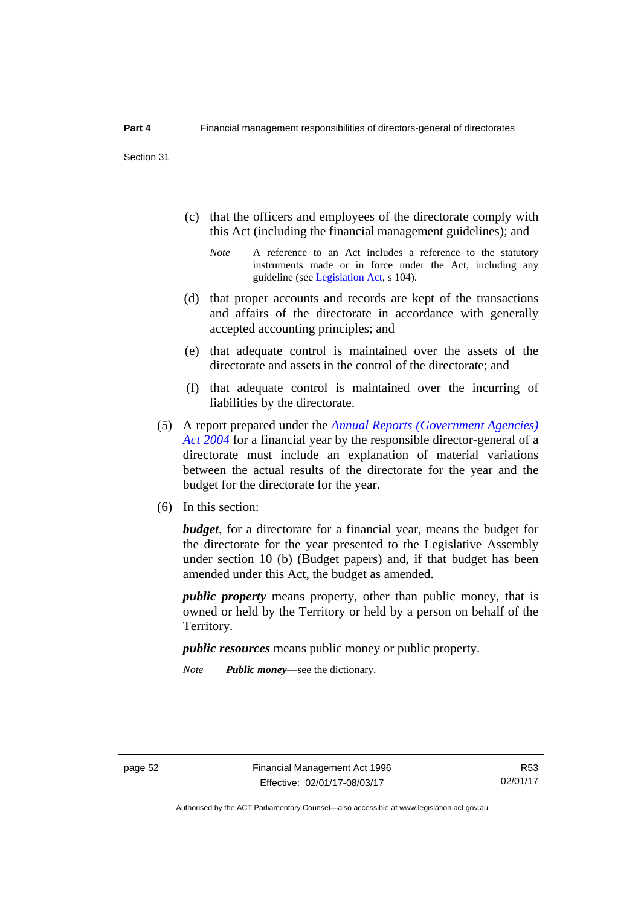(c) that the officers and employees of the directorate comply with this Act (including the financial management guidelines); and

*Note* A reference to an Act includes a reference to the statutory instruments made or in force under the Act, including any guideline (see Legislation Act, s 104).

(d) that proper accounts and records are kept of the transactions and affairs of the directorate in accordance with generally accepted accounting principles; and

(e) that adequate control is maintained over the assets of the directorate and assets in the control of the directorate; and

(f) that adequate control is maintained over the incurring of liabilities by the directorate.

(5) A report prepared under the *Annual Reports (Government Agencies) Act 2004* for a financial year by the responsible director-general of a directorate must include an explanation of material variations between the actual results of the directorate for the year and the budget for the directorate for the year.

(6) In this section:

***budget***, for a directorate for a financial year, means the budget for the directorate for the year presented to the Legislative Assembly under section 10 (b) (Budget papers) and, if that budget has been amended under this Act, the budget as amended.

***public property*** means property, other than public money, that is owned or held by the Territory or held by a person on behalf of the Territory.

***public resources*** means public money or public property.

*Note* ***Public money***—see the dictionary.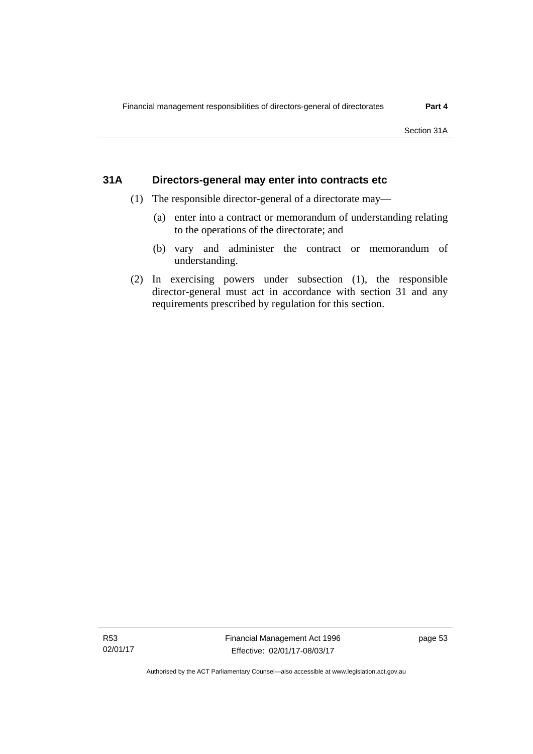## 31A Directors-general may enter into contracts etc

(1) The responsible director-general of a directorate may—

(a) enter into a contract or memorandum of understanding relating to the operations of the directorate; and

(b) vary and administer the contract or memorandum of understanding.

(2) In exercising powers under subsection (1), the responsible director-general must act in accordance with section 31 and any requirements prescribed by regulation for this section.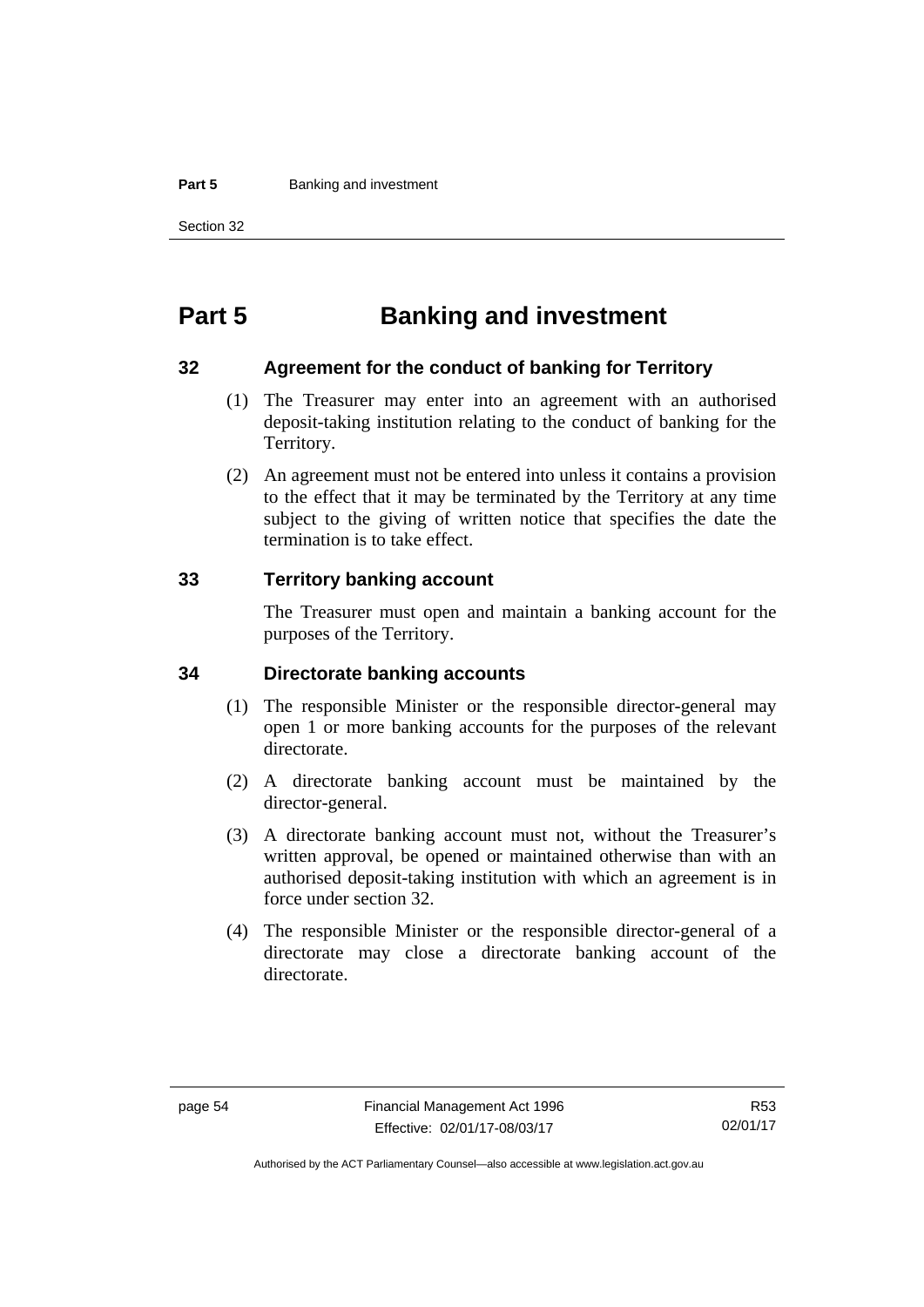# Part 5 Banking and investment

## 32 Agreement for the conduct of banking for Territory

(1) The Treasurer may enter into an agreement with an authorised deposit-taking institution relating to the conduct of banking for the Territory.

(2) An agreement must not be entered into unless it contains a provision to the effect that it may be terminated by the Territory at any time subject to the giving of written notice that specifies the date the termination is to take effect.

## 33 Territory banking account

The Treasurer must open and maintain a banking account for the purposes of the Territory.

## 34 Directorate banking accounts

(1) The responsible Minister or the responsible director-general may open 1 or more banking accounts for the purposes of the relevant directorate.

(2) A directorate banking account must be maintained by the director-general.

(3) A directorate banking account must not, without the Treasurer's written approval, be opened or maintained otherwise than with an authorised deposit-taking institution with which an agreement is in force under section 32.

(4) The responsible Minister or the responsible director-general of a directorate may close a directorate banking account of the directorate.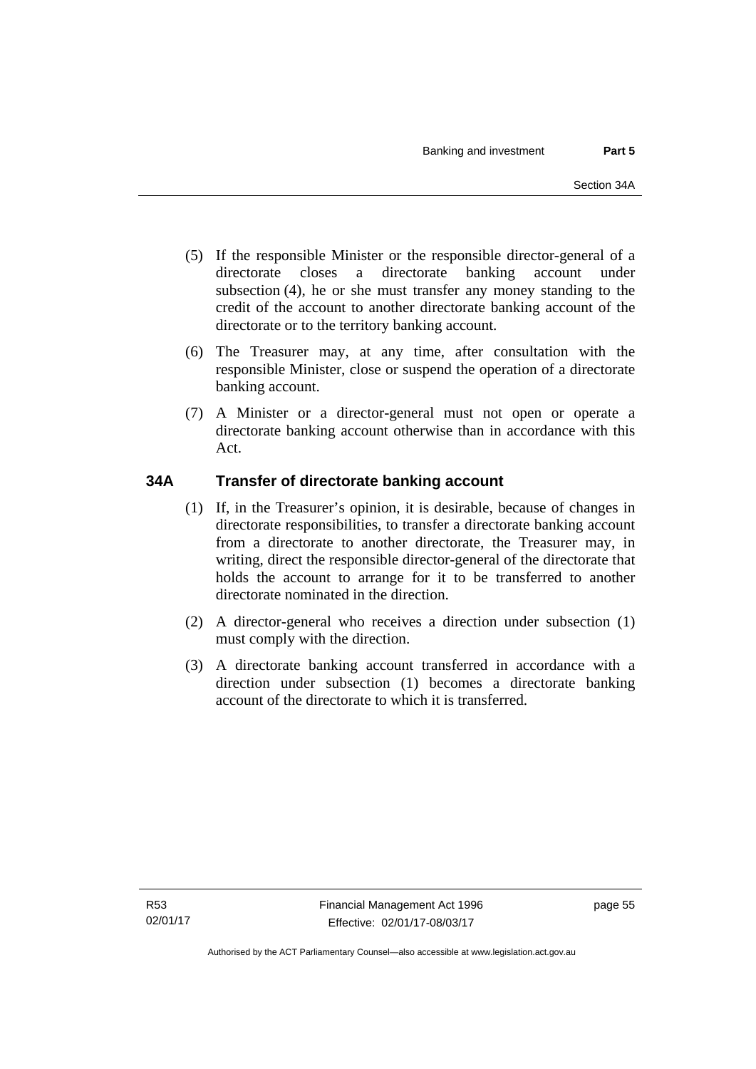(5) If the responsible Minister or the responsible director-general of a directorate closes a directorate banking account under subsection (4), he or she must transfer any money standing to the credit of the account to another directorate banking account of the directorate or to the territory banking account.

(6) The Treasurer may, at any time, after consultation with the responsible Minister, close or suspend the operation of a directorate banking account.

(7) A Minister or a director-general must not open or operate a directorate banking account otherwise than in accordance with this Act.

## 34A Transfer of directorate banking account

(1) If, in the Treasurer's opinion, it is desirable, because of changes in directorate responsibilities, to transfer a directorate banking account from a directorate to another directorate, the Treasurer may, in writing, direct the responsible director-general of the directorate that holds the account to arrange for it to be transferred to another directorate nominated in the direction.

(2) A director-general who receives a direction under subsection (1) must comply with the direction.

(3) A directorate banking account transferred in accordance with a direction under subsection (1) becomes a directorate banking account of the directorate to which it is transferred.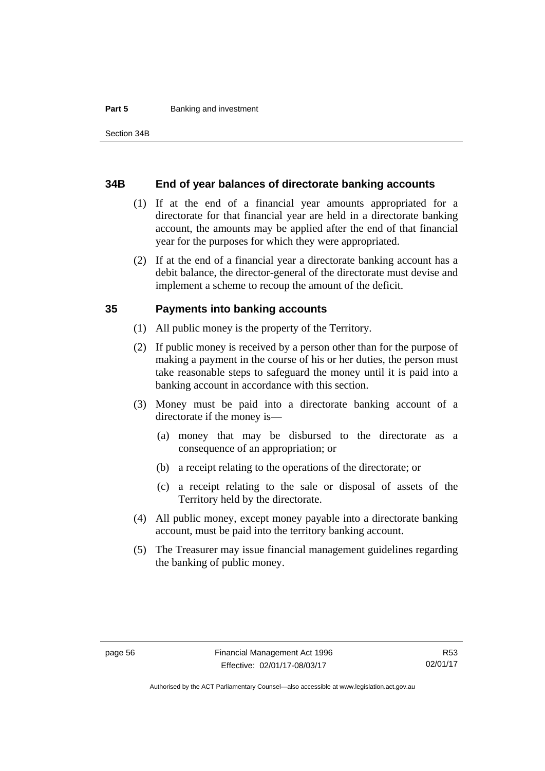### 34B End of year balances of directorate banking accounts

(1) If at the end of a financial year amounts appropriated for a directorate for that financial year are held in a directorate banking account, the amounts may be applied after the end of that financial year for the purposes for which they were appropriated.

(2) If at the end of a financial year a directorate banking account has a debit balance, the director-general of the directorate must devise and implement a scheme to recoup the amount of the deficit.

### 35 Payments into banking accounts

(1) All public money is the property of the Territory.

(2) If public money is received by a person other than for the purpose of making a payment in the course of his or her duties, the person must take reasonable steps to safeguard the money until it is paid into a banking account in accordance with this section.

(3) Money must be paid into a directorate banking account of a directorate if the money is—

(a) money that may be disbursed to the directorate as a consequence of an appropriation; or

(b) a receipt relating to the operations of the directorate; or

(c) a receipt relating to the sale or disposal of assets of the Territory held by the directorate.

(4) All public money, except money payable into a directorate banking account, must be paid into the territory banking account.

(5) The Treasurer may issue financial management guidelines regarding the banking of public money.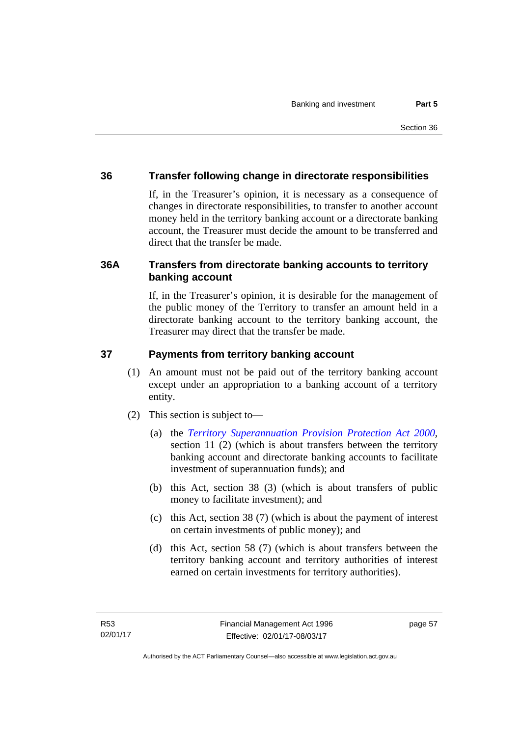## 36 Transfer following change in directorate responsibilities

If, in the Treasurer's opinion, it is necessary as a consequence of changes in directorate responsibilities, to transfer to another account money held in the territory banking account or a directorate banking account, the Treasurer must decide the amount to be transferred and direct that the transfer be made.

## 36A Transfers from directorate banking accounts to territory banking account

If, in the Treasurer's opinion, it is desirable for the management of the public money of the Territory to transfer an amount held in a directorate banking account to the territory banking account, the Treasurer may direct that the transfer be made.

## 37 Payments from territory banking account

(1) An amount must not be paid out of the territory banking account except under an appropriation to a banking account of a territory entity.

(2) This section is subject to—

(a) the *Territory Superannuation Provision Protection Act 2000*, section 11 (2) (which is about transfers between the territory banking account and directorate banking accounts to facilitate investment of superannuation funds); and

(b) this Act, section 38 (3) (which is about transfers of public money to facilitate investment); and

(c) this Act, section 38 (7) (which is about the payment of interest on certain investments of public money); and

(d) this Act, section 58 (7) (which is about transfers between the territory banking account and territory authorities of interest earned on certain investments for territory authorities).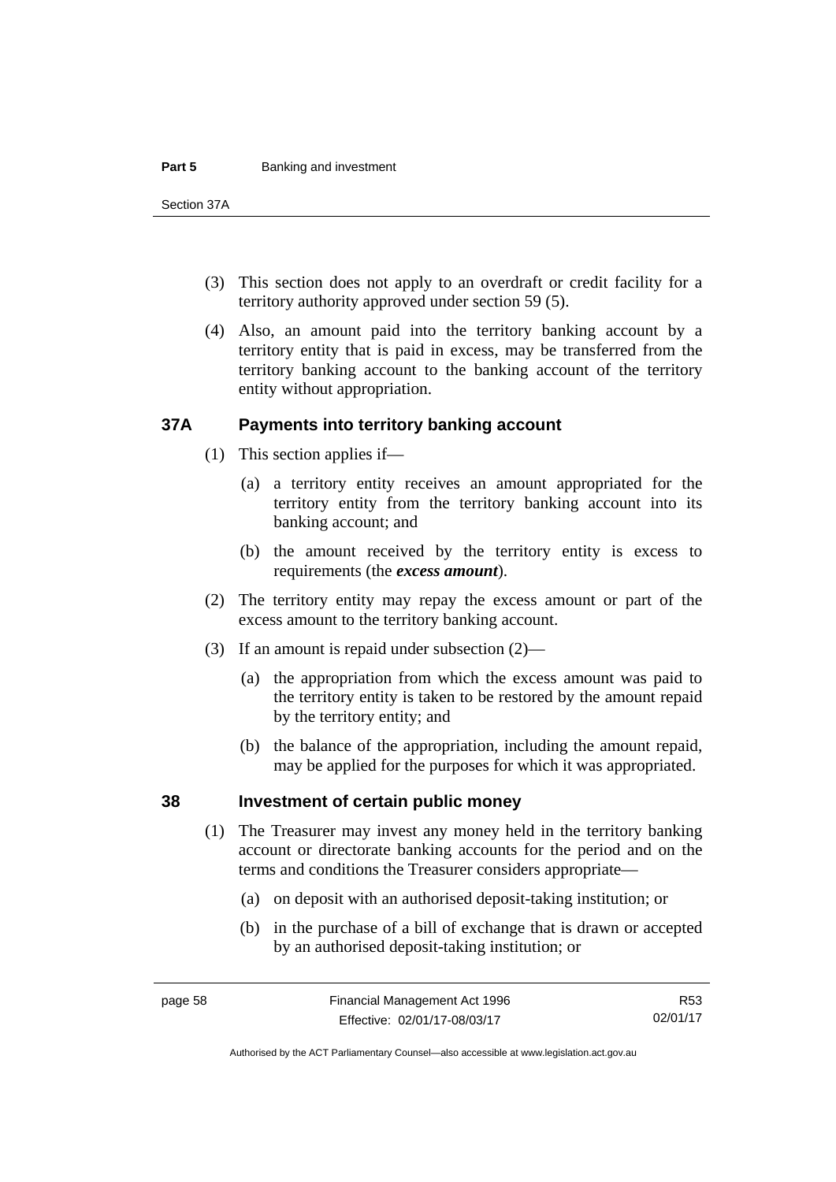(3) This section does not apply to an overdraft or credit facility for a territory authority approved under section 59 (5).

(4) Also, an amount paid into the territory banking account by a territory entity that is paid in excess, may be transferred from the territory banking account to the banking account of the territory entity without appropriation.

## 37A Payments into territory banking account

(1) This section applies if—

(a) a territory entity receives an amount appropriated for the territory entity from the territory banking account into its banking account; and

(b) the amount received by the territory entity is excess to requirements (the ***excess amount***).

(2) The territory entity may repay the excess amount or part of the excess amount to the territory banking account.

(3) If an amount is repaid under subsection (2)—

(a) the appropriation from which the excess amount was paid to the territory entity is taken to be restored by the amount repaid by the territory entity; and

(b) the balance of the appropriation, including the amount repaid, may be applied for the purposes for which it was appropriated.

## 38 Investment of certain public money

(1) The Treasurer may invest any money held in the territory banking account or directorate banking accounts for the period and on the terms and conditions the Treasurer considers appropriate—

(a) on deposit with an authorised deposit-taking institution; or

(b) in the purchase of a bill of exchange that is drawn or accepted by an authorised deposit-taking institution; or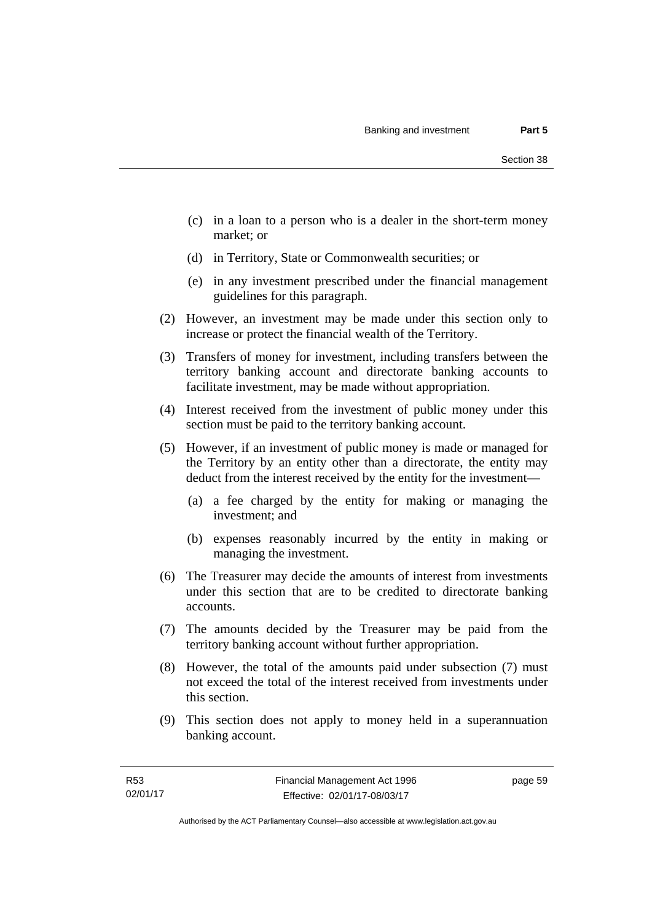(c) in a loan to a person who is a dealer in the short-term money market; or

(d) in Territory, State or Commonwealth securities; or

(e) in any investment prescribed under the financial management guidelines for this paragraph.

(2) However, an investment may be made under this section only to increase or protect the financial wealth of the Territory.

(3) Transfers of money for investment, including transfers between the territory banking account and directorate banking accounts to facilitate investment, may be made without appropriation.

(4) Interest received from the investment of public money under this section must be paid to the territory banking account.

(5) However, if an investment of public money is made or managed for the Territory by an entity other than a directorate, the entity may deduct from the interest received by the entity for the investment—

(a) a fee charged by the entity for making or managing the investment; and

(b) expenses reasonably incurred by the entity in making or managing the investment.

(6) The Treasurer may decide the amounts of interest from investments under this section that are to be credited to directorate banking accounts.

(7) The amounts decided by the Treasurer may be paid from the territory banking account without further appropriation.

(8) However, the total of the amounts paid under subsection (7) must not exceed the total of the interest received from investments under this section.

(9) This section does not apply to money held in a superannuation banking account.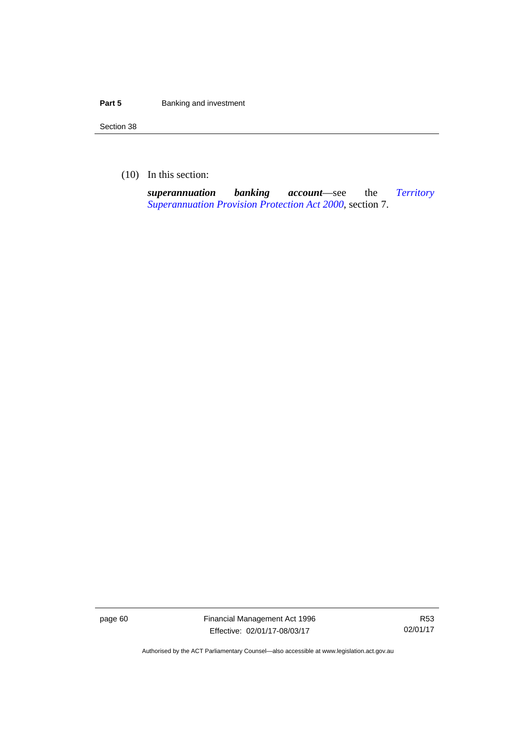(10) In this section:

***superannuation banking account***—see the *Territory Superannuation Provision Protection Act 2000*, section 7.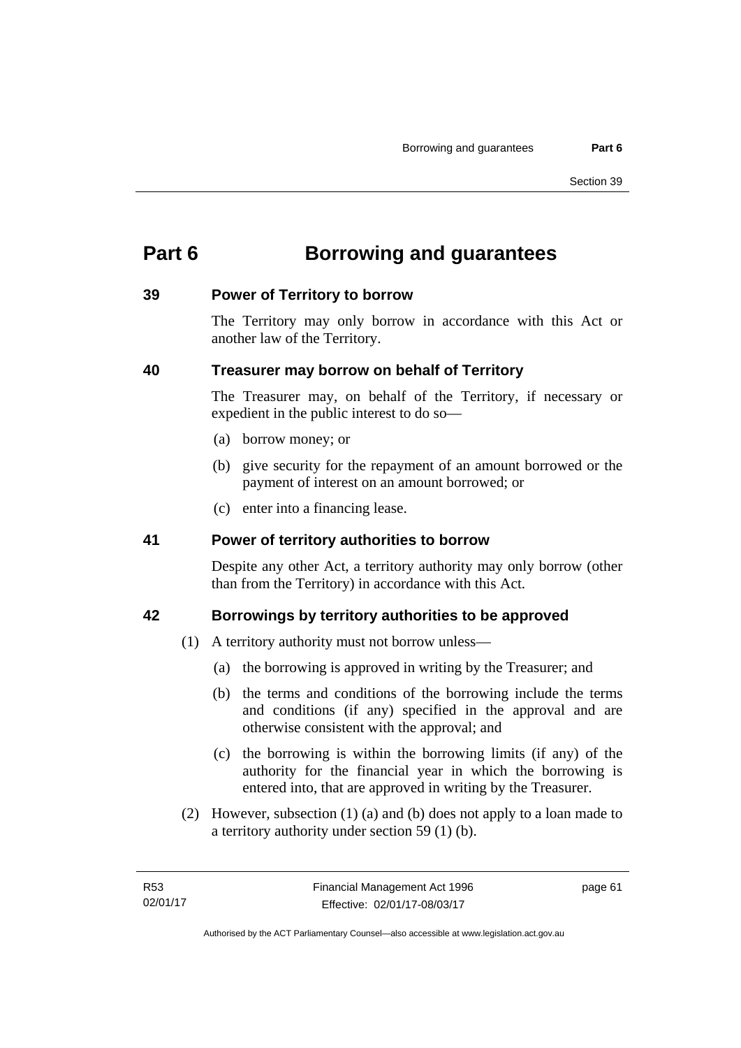# Part 6 Borrowing and guarantees

## 39 Power of Territory to borrow

The Territory may only borrow in accordance with this Act or another law of the Territory.

## 40 Treasurer may borrow on behalf of Territory

The Treasurer may, on behalf of the Territory, if necessary or expedient in the public interest to do so—

(a) borrow money; or

(b) give security for the repayment of an amount borrowed or the payment of interest on an amount borrowed; or

(c) enter into a financing lease.

## 41 Power of territory authorities to borrow

Despite any other Act, a territory authority may only borrow (other than from the Territory) in accordance with this Act.

## 42 Borrowings by territory authorities to be approved

(1) A territory authority must not borrow unless—

(a) the borrowing is approved in writing by the Treasurer; and

(b) the terms and conditions of the borrowing include the terms and conditions (if any) specified in the approval and are otherwise consistent with the approval; and

(c) the borrowing is within the borrowing limits (if any) of the authority for the financial year in which the borrowing is entered into, that are approved in writing by the Treasurer.

(2) However, subsection (1) (a) and (b) does not apply to a loan made to a territory authority under section 59 (1) (b).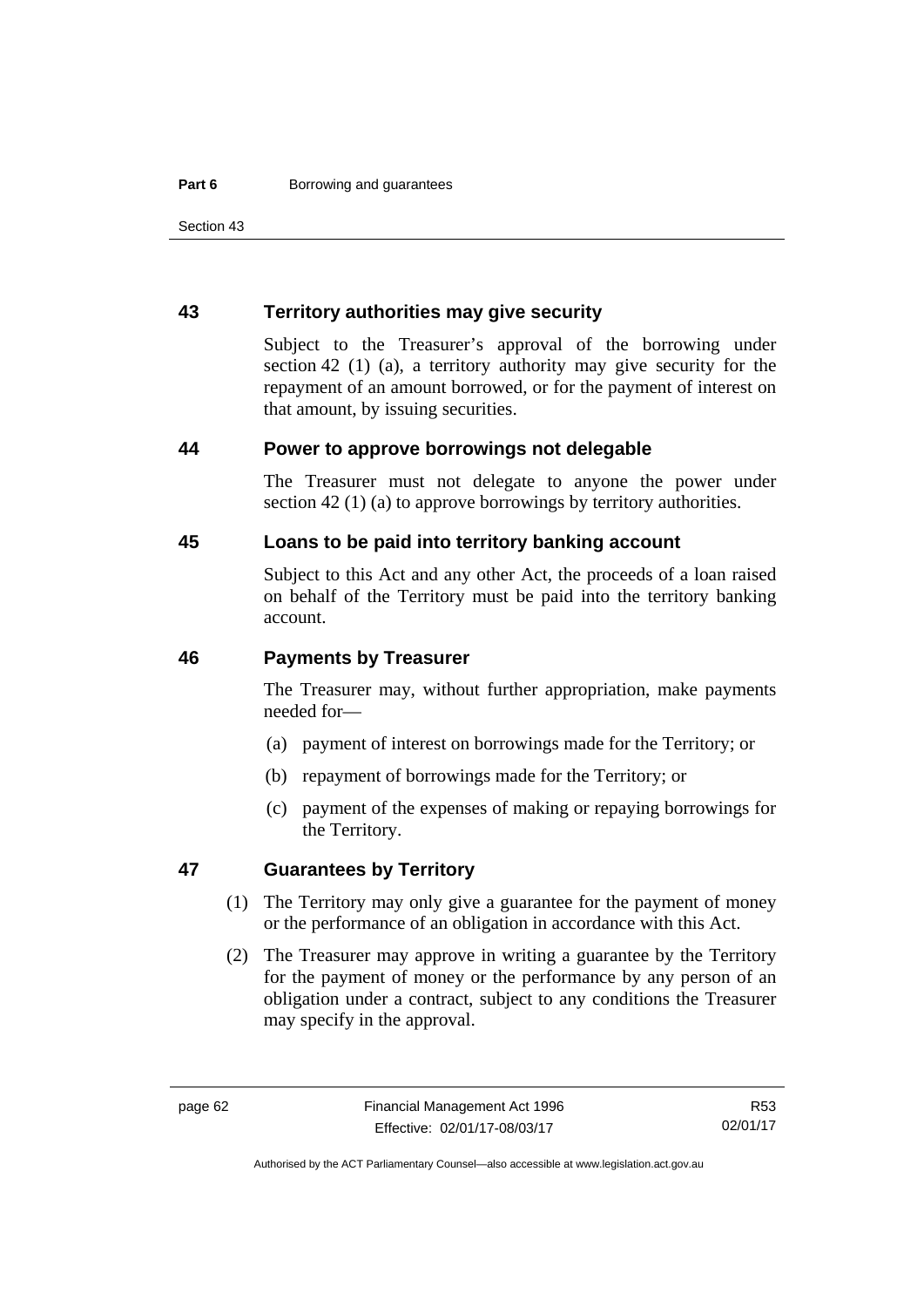## 43 Territory authorities may give security

Subject to the Treasurer's approval of the borrowing under section 42 (1) (a), a territory authority may give security for the repayment of an amount borrowed, or for the payment of interest on that amount, by issuing securities.

## 44 Power to approve borrowings not delegable

The Treasurer must not delegate to anyone the power under section 42 (1) (a) to approve borrowings by territory authorities.

## 45 Loans to be paid into territory banking account

Subject to this Act and any other Act, the proceeds of a loan raised on behalf of the Territory must be paid into the territory banking account.

## 46 Payments by Treasurer

The Treasurer may, without further appropriation, make payments needed for—

(a) payment of interest on borrowings made for the Territory; or

(b) repayment of borrowings made for the Territory; or

(c) payment of the expenses of making or repaying borrowings for the Territory.

## 47 Guarantees by Territory

(1) The Territory may only give a guarantee for the payment of money or the performance of an obligation in accordance with this Act.

(2) The Treasurer may approve in writing a guarantee by the Territory for the payment of money or the performance by any person of an obligation under a contract, subject to any conditions the Treasurer may specify in the approval.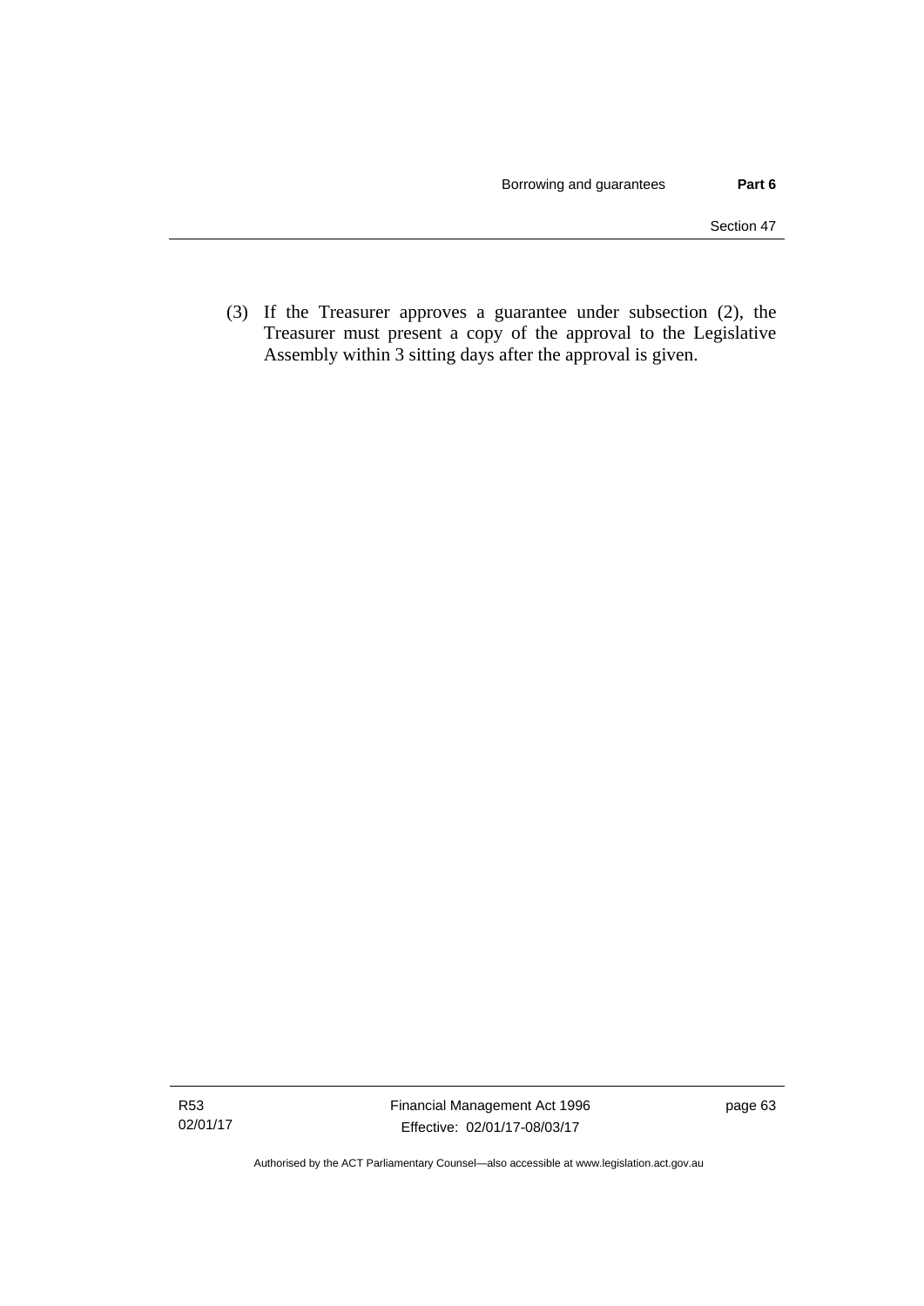(3) If the Treasurer approves a guarantee under subsection (2), the Treasurer must present a copy of the approval to the Legislative Assembly within 3 sitting days after the approval is given.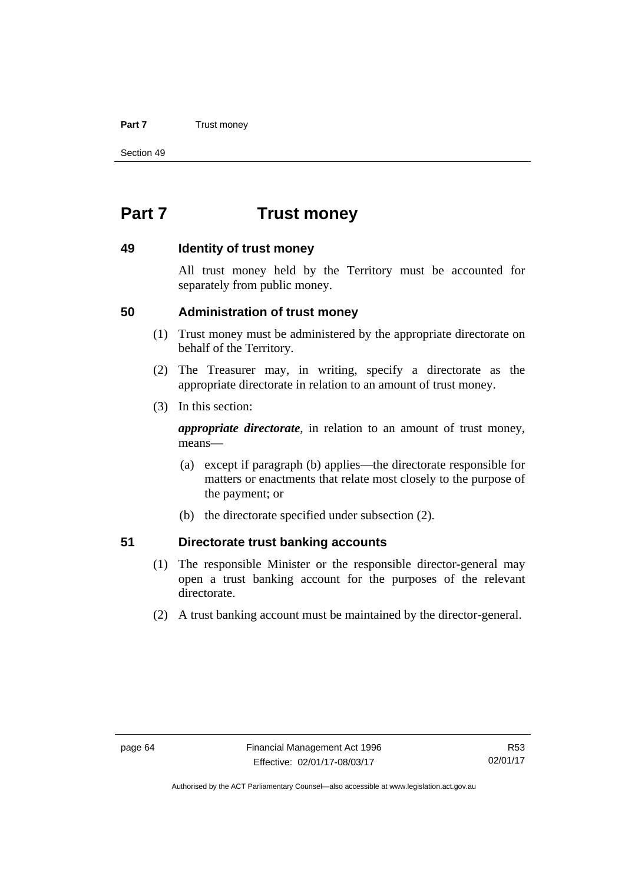# Part 7 Trust money

## 49 Identity of trust money

All trust money held by the Territory must be accounted for separately from public money.

## 50 Administration of trust money

(1) Trust money must be administered by the appropriate directorate on behalf of the Territory.

(2) The Treasurer may, in writing, specify a directorate as the appropriate directorate in relation to an amount of trust money.

(3) In this section:

***appropriate directorate***, in relation to an amount of trust money, means—

(a) except if paragraph (b) applies—the directorate responsible for matters or enactments that relate most closely to the purpose of the payment; or

(b) the directorate specified under subsection (2).

## 51 Directorate trust banking accounts

(1) The responsible Minister or the responsible director-general may open a trust banking account for the purposes of the relevant directorate.

(2) A trust banking account must be maintained by the director-general.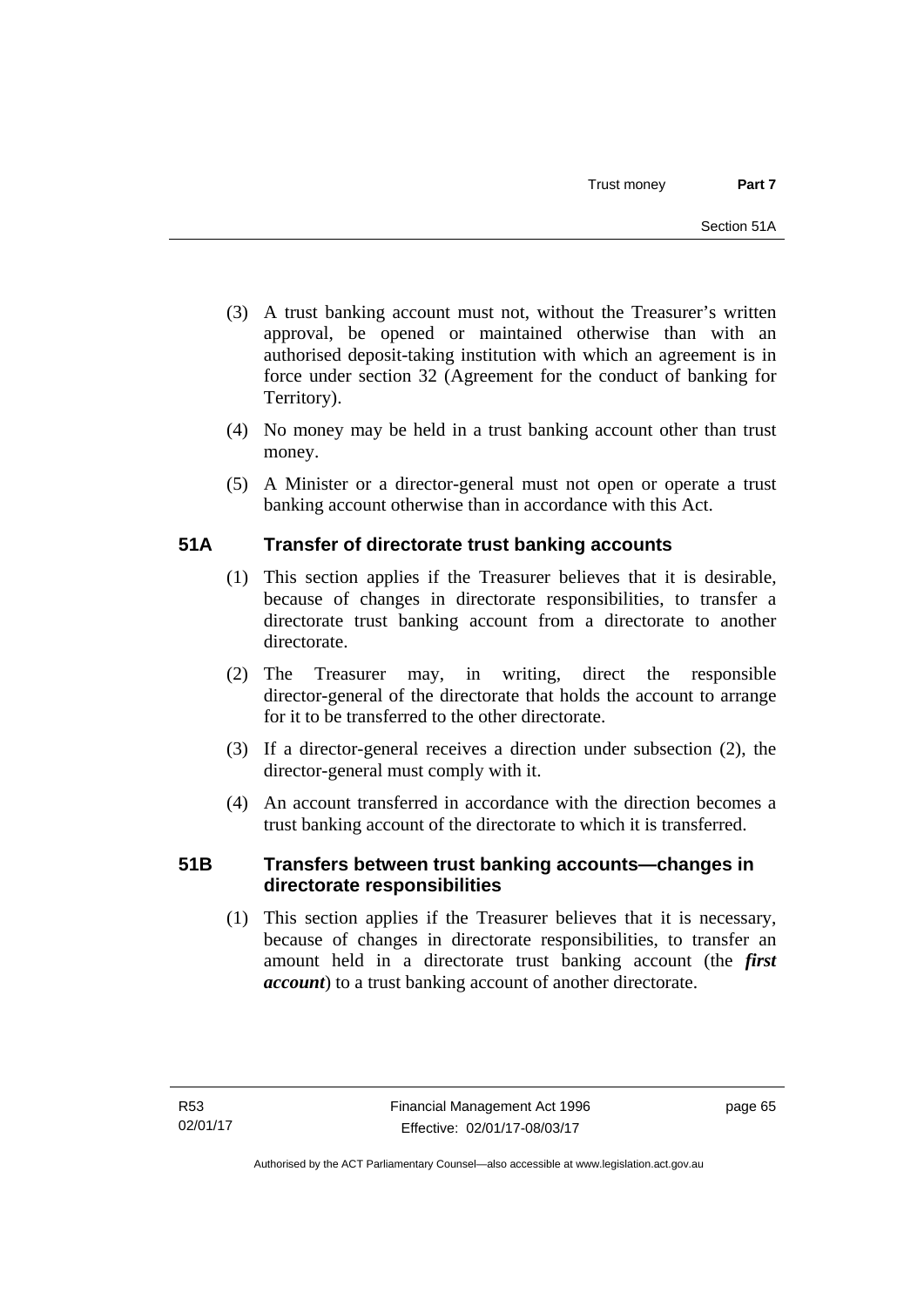(3) A trust banking account must not, without the Treasurer's written approval, be opened or maintained otherwise than with an authorised deposit-taking institution with which an agreement is in force under section 32 (Agreement for the conduct of banking for Territory).

(4) No money may be held in a trust banking account other than trust money.

(5) A Minister or a director-general must not open or operate a trust banking account otherwise than in accordance with this Act.

## 51A Transfer of directorate trust banking accounts

(1) This section applies if the Treasurer believes that it is desirable, because of changes in directorate responsibilities, to transfer a directorate trust banking account from a directorate to another directorate.

(2) The Treasurer may, in writing, direct the responsible director-general of the directorate that holds the account to arrange for it to be transferred to the other directorate.

(3) If a director-general receives a direction under subsection (2), the director-general must comply with it.

(4) An account transferred in accordance with the direction becomes a trust banking account of the directorate to which it is transferred.

## 51B Transfers between trust banking accounts—changes in directorate responsibilities

(1) This section applies if the Treasurer believes that it is necessary, because of changes in directorate responsibilities, to transfer an amount held in a directorate trust banking account (the ***first account***) to a trust banking account of another directorate.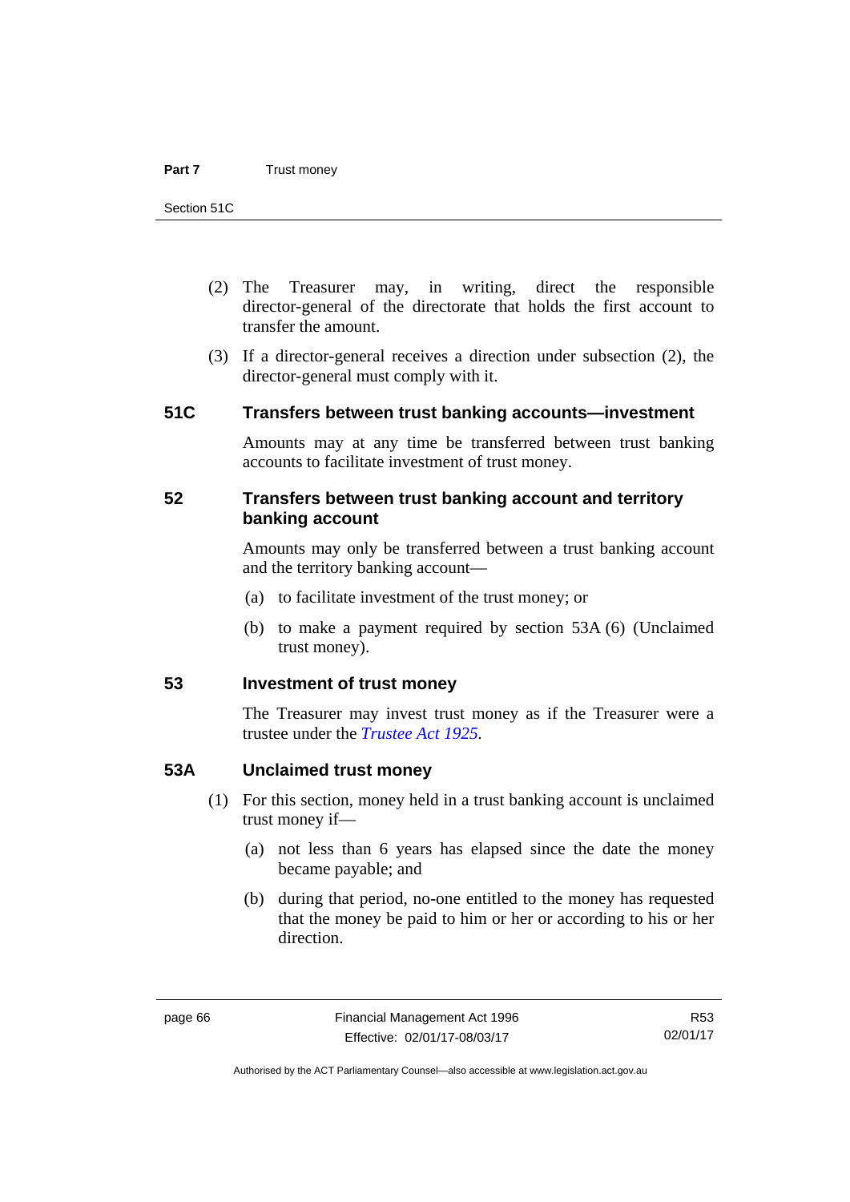(2) The Treasurer may, in writing, direct the responsible director-general of the directorate that holds the first account to transfer the amount.

(3) If a director-general receives a direction under subsection (2), the director-general must comply with it.

### 51C Transfers between trust banking accounts—investment

Amounts may at any time be transferred between trust banking accounts to facilitate investment of trust money.

### 52 Transfers between trust banking account and territory banking account

Amounts may only be transferred between a trust banking account and the territory banking account—

(a) to facilitate investment of the trust money; or

(b) to make a payment required by section 53A (6) (Unclaimed trust money).

### 53 Investment of trust money

The Treasurer may invest trust money as if the Treasurer were a trustee under the *Trustee Act 1925*.

### 53A Unclaimed trust money

(1) For this section, money held in a trust banking account is unclaimed trust money if—

(a) not less than 6 years has elapsed since the date the money became payable; and

(b) during that period, no-one entitled to the money has requested that the money be paid to him or her or according to his or her direction.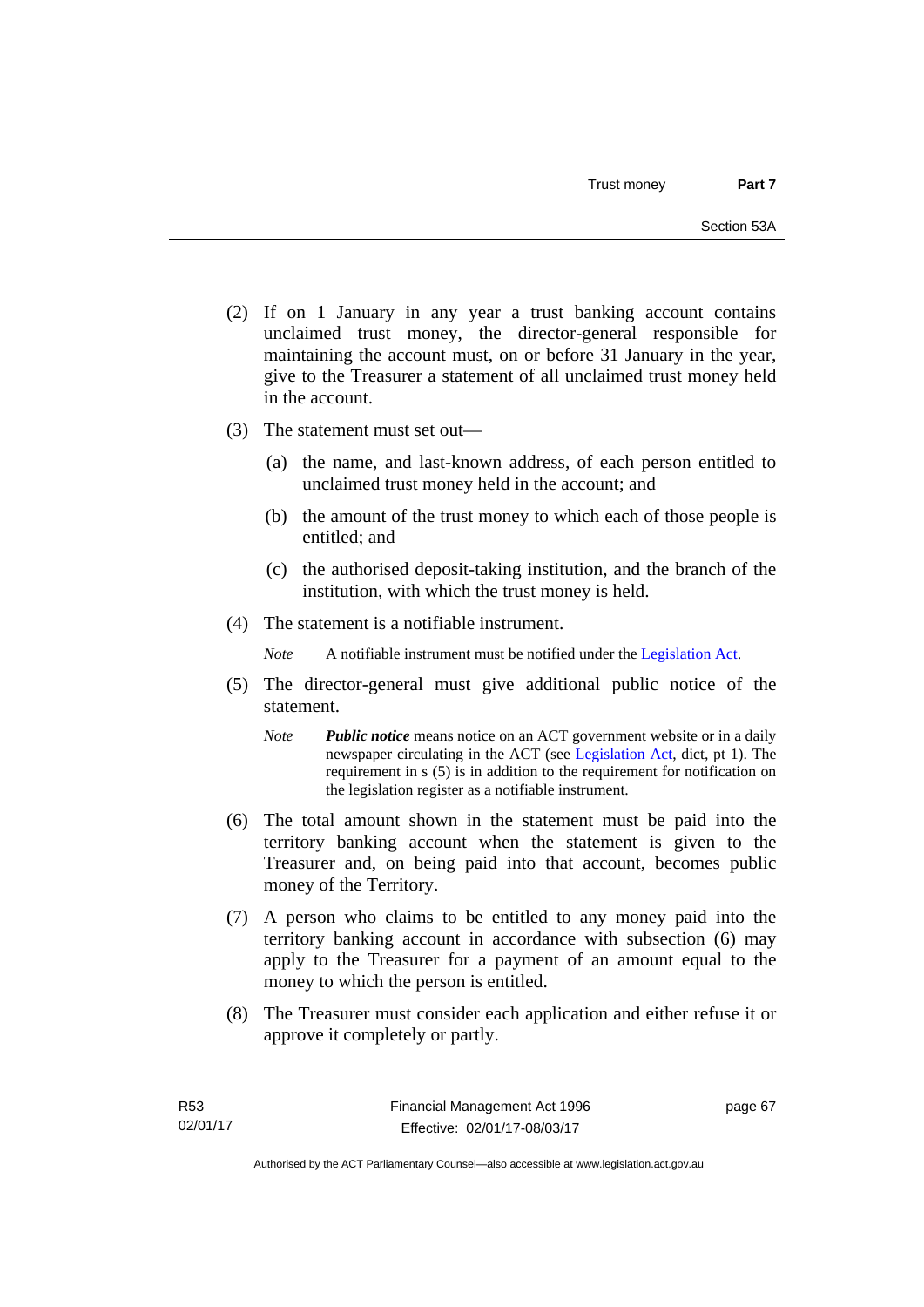(2) If on 1 January in any year a trust banking account contains unclaimed trust money, the director-general responsible for maintaining the account must, on or before 31 January in the year, give to the Treasurer a statement of all unclaimed trust money held in the account.

(3) The statement must set out—

  (a) the name, and last-known address, of each person entitled to unclaimed trust money held in the account; and

  (b) the amount of the trust money to which each of those people is entitled; and

  (c) the authorised deposit-taking institution, and the branch of the institution, with which the trust money is held.

(4) The statement is a notifiable instrument.

*Note* A notifiable instrument must be notified under the Legislation Act.

(5) The director-general must give additional public notice of the statement.

*Note* ***Public notice*** means notice on an ACT government website or in a daily newspaper circulating in the ACT (see Legislation Act, dict, pt 1). The requirement in s (5) is in addition to the requirement for notification on the legislation register as a notifiable instrument.

(6) The total amount shown in the statement must be paid into the territory banking account when the statement is given to the Treasurer and, on being paid into that account, becomes public money of the Territory.

(7) A person who claims to be entitled to any money paid into the territory banking account in accordance with subsection (6) may apply to the Treasurer for a payment of an amount equal to the money to which the person is entitled.

(8) The Treasurer must consider each application and either refuse it or approve it completely or partly.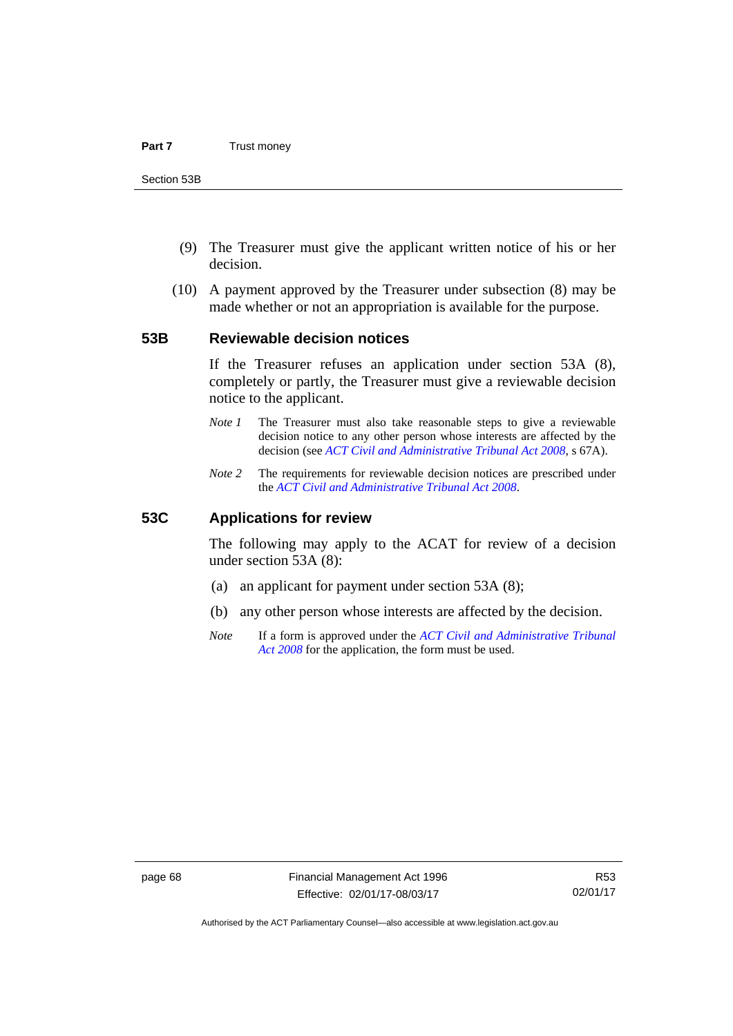(9) The Treasurer must give the applicant written notice of his or her decision.

(10) A payment approved by the Treasurer under subsection (8) may be made whether or not an appropriation is available for the purpose.

## 53B Reviewable decision notices

If the Treasurer refuses an application under section 53A (8), completely or partly, the Treasurer must give a reviewable decision notice to the applicant.

*Note 1* The Treasurer must also take reasonable steps to give a reviewable decision notice to any other person whose interests are affected by the decision (see *ACT Civil and Administrative Tribunal Act 2008*, s 67A).

*Note 2* The requirements for reviewable decision notices are prescribed under the *ACT Civil and Administrative Tribunal Act 2008*.

## 53C Applications for review

The following may apply to the ACAT for review of a decision under section 53A (8):

(a) an applicant for payment under section 53A (8);

(b) any other person whose interests are affected by the decision.

*Note* If a form is approved under the *ACT Civil and Administrative Tribunal Act 2008* for the application, the form must be used.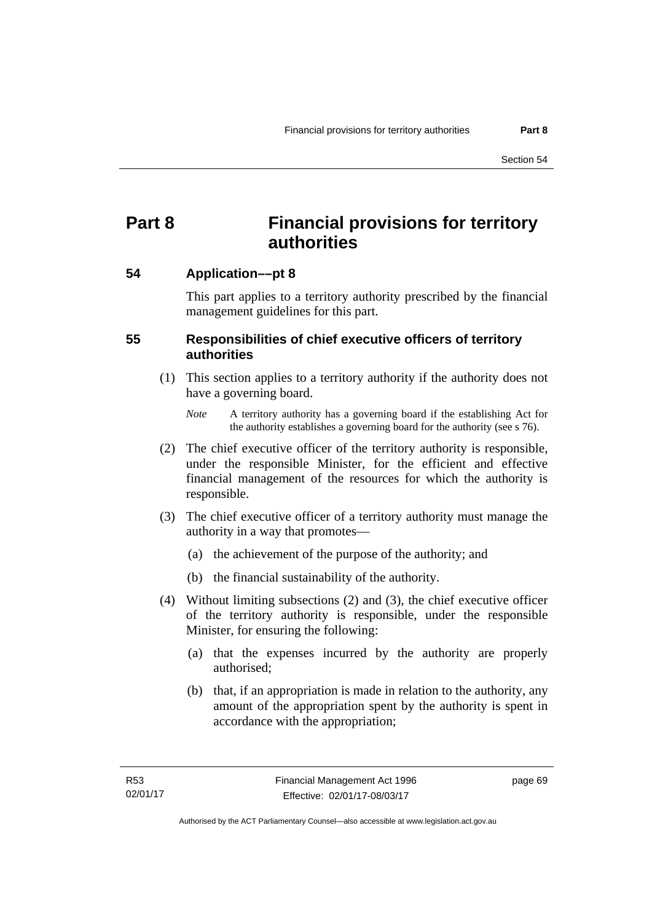# Part 8 Financial provisions for territory authorities

## 54 Application––pt 8

This part applies to a territory authority prescribed by the financial management guidelines for this part.

## 55 Responsibilities of chief executive officers of territory authorities

(1) This section applies to a territory authority if the authority does not have a governing board.

*Note* A territory authority has a governing board if the establishing Act for the authority establishes a governing board for the authority (see s 76).

(2) The chief executive officer of the territory authority is responsible, under the responsible Minister, for the efficient and effective financial management of the resources for which the authority is responsible.

(3) The chief executive officer of a territory authority must manage the authority in a way that promotes—

(a) the achievement of the purpose of the authority; and

(b) the financial sustainability of the authority.

(4) Without limiting subsections (2) and (3), the chief executive officer of the territory authority is responsible, under the responsible Minister, for ensuring the following:

(a) that the expenses incurred by the authority are properly authorised;

(b) that, if an appropriation is made in relation to the authority, any amount of the appropriation spent by the authority is spent in accordance with the appropriation;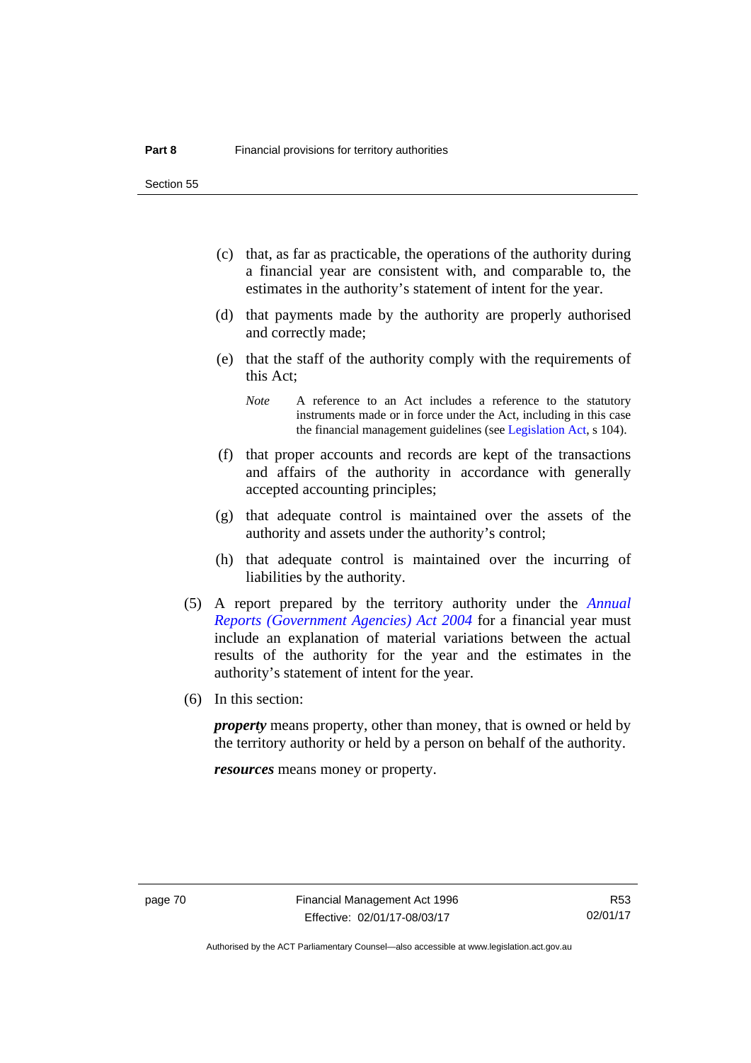(c) that, as far as practicable, the operations of the authority during a financial year are consistent with, and comparable to, the estimates in the authority's statement of intent for the year.

(d) that payments made by the authority are properly authorised and correctly made;

(e) that the staff of the authority comply with the requirements of this Act;

*Note* A reference to an Act includes a reference to the statutory instruments made or in force under the Act, including in this case the financial management guidelines (see Legislation Act, s 104).

(f) that proper accounts and records are kept of the transactions and affairs of the authority in accordance with generally accepted accounting principles;

(g) that adequate control is maintained over the assets of the authority and assets under the authority's control;

(h) that adequate control is maintained over the incurring of liabilities by the authority.

(5) A report prepared by the territory authority under the *Annual Reports (Government Agencies) Act 2004* for a financial year must include an explanation of material variations between the actual results of the authority for the year and the estimates in the authority's statement of intent for the year.

(6) In this section:

***property*** means property, other than money, that is owned or held by the territory authority or held by a person on behalf of the authority.

***resources*** means money or property.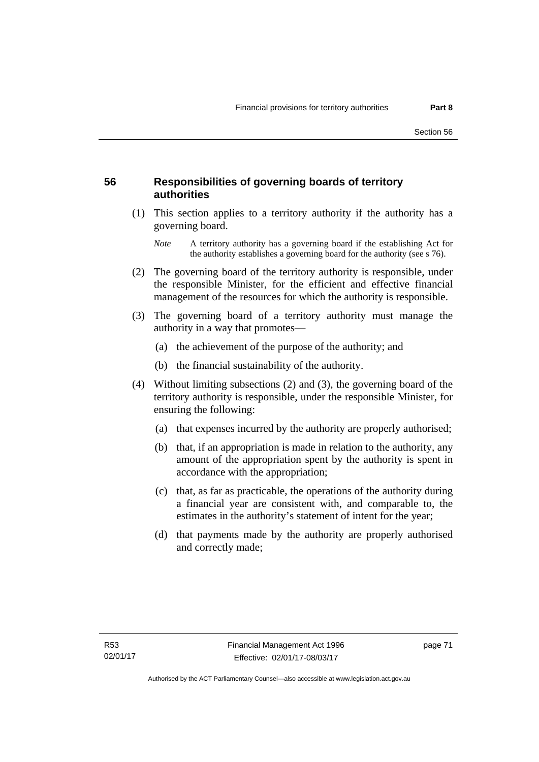## 56 Responsibilities of governing boards of territory authorities

(1) This section applies to a territory authority if the authority has a governing board.

*Note* A territory authority has a governing board if the establishing Act for the authority establishes a governing board for the authority (see s 76).

(2) The governing board of the territory authority is responsible, under the responsible Minister, for the efficient and effective financial management of the resources for which the authority is responsible.

(3) The governing board of a territory authority must manage the authority in a way that promotes—

(a) the achievement of the purpose of the authority; and

(b) the financial sustainability of the authority.

(4) Without limiting subsections (2) and (3), the governing board of the territory authority is responsible, under the responsible Minister, for ensuring the following:

(a) that expenses incurred by the authority are properly authorised;

(b) that, if an appropriation is made in relation to the authority, any amount of the appropriation spent by the authority is spent in accordance with the appropriation;

(c) that, as far as practicable, the operations of the authority during a financial year are consistent with, and comparable to, the estimates in the authority's statement of intent for the year;

(d) that payments made by the authority are properly authorised and correctly made;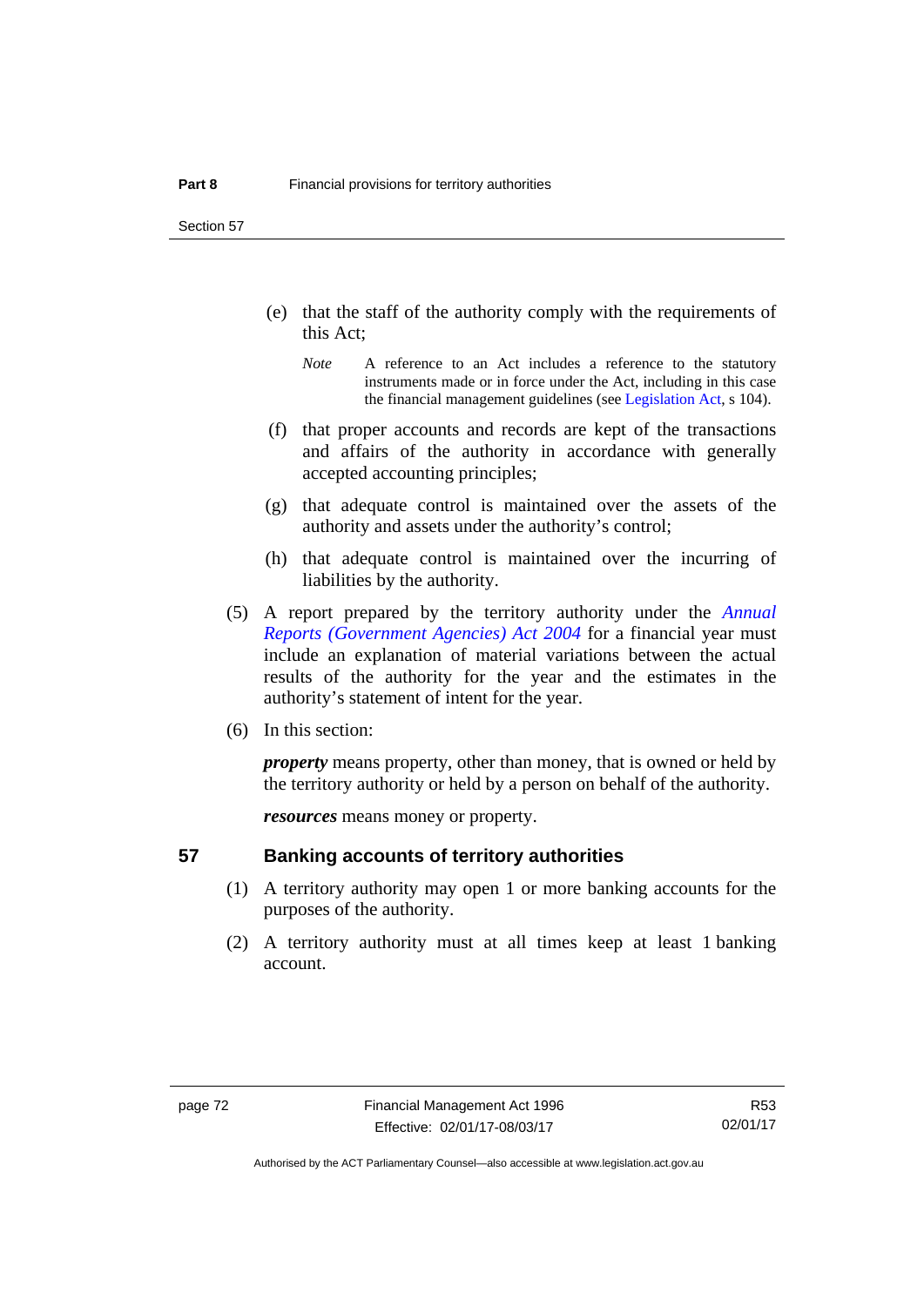(e) that the staff of the authority comply with the requirements of this Act;

*Note* A reference to an Act includes a reference to the statutory instruments made or in force under the Act, including in this case the financial management guidelines (see Legislation Act, s 104).

(f) that proper accounts and records are kept of the transactions and affairs of the authority in accordance with generally accepted accounting principles;

(g) that adequate control is maintained over the assets of the authority and assets under the authority's control;

(h) that adequate control is maintained over the incurring of liabilities by the authority.

(5) A report prepared by the territory authority under the *Annual Reports (Government Agencies) Act 2004* for a financial year must include an explanation of material variations between the actual results of the authority for the year and the estimates in the authority's statement of intent for the year.

(6) In this section:

***property*** means property, other than money, that is owned or held by the territory authority or held by a person on behalf of the authority.

***resources*** means money or property.

## 57 Banking accounts of territory authorities

(1) A territory authority may open 1 or more banking accounts for the purposes of the authority.

(2) A territory authority must at all times keep at least 1 banking account.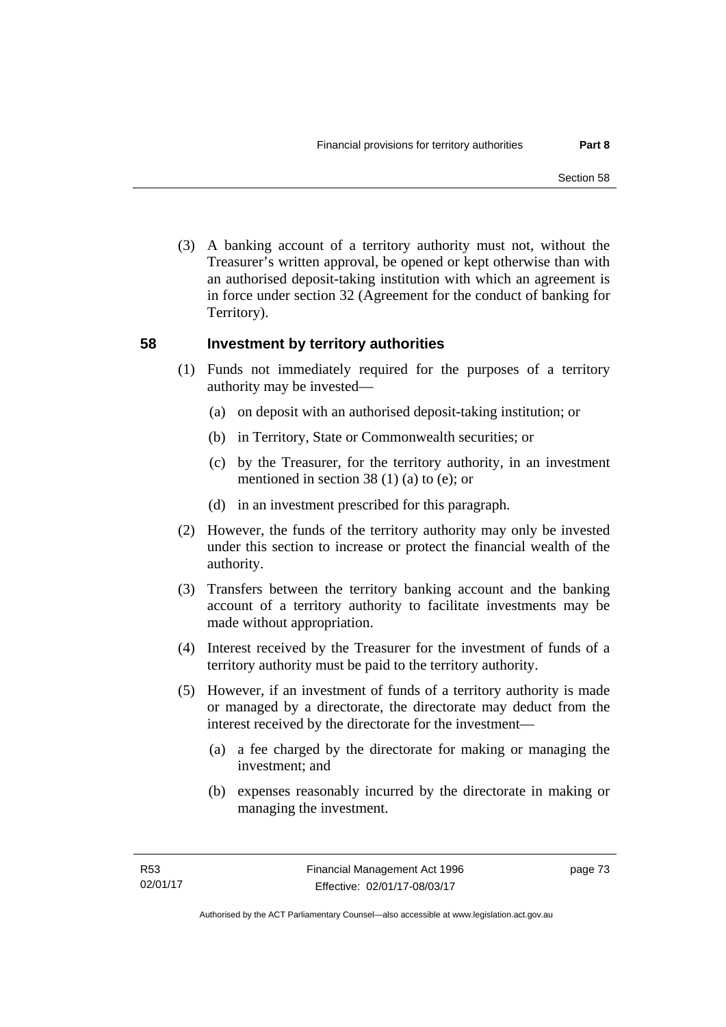(3) A banking account of a territory authority must not, without the Treasurer's written approval, be opened or kept otherwise than with an authorised deposit-taking institution with which an agreement is in force under section 32 (Agreement for the conduct of banking for Territory).

## 58 Investment by territory authorities

(1) Funds not immediately required for the purposes of a territory authority may be invested—

(a) on deposit with an authorised deposit-taking institution; or

(b) in Territory, State or Commonwealth securities; or

(c) by the Treasurer, for the territory authority, in an investment mentioned in section 38 (1) (a) to (e); or

(d) in an investment prescribed for this paragraph.

(2) However, the funds of the territory authority may only be invested under this section to increase or protect the financial wealth of the authority.

(3) Transfers between the territory banking account and the banking account of a territory authority to facilitate investments may be made without appropriation.

(4) Interest received by the Treasurer for the investment of funds of a territory authority must be paid to the territory authority.

(5) However, if an investment of funds of a territory authority is made or managed by a directorate, the directorate may deduct from the interest received by the directorate for the investment—

(a) a fee charged by the directorate for making or managing the investment; and

(b) expenses reasonably incurred by the directorate in making or managing the investment.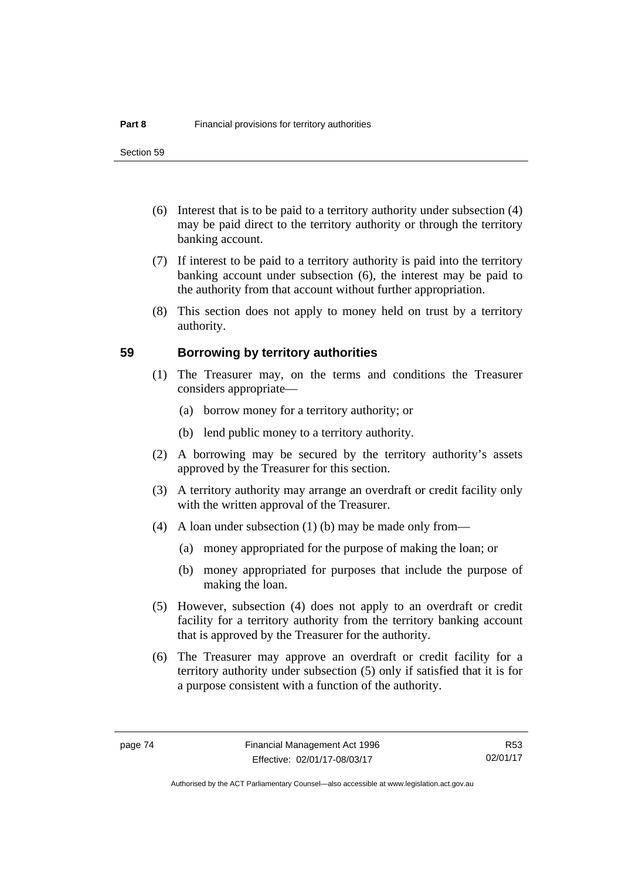(6) Interest that is to be paid to a territory authority under subsection (4) may be paid direct to the territory authority or through the territory banking account.

(7) If interest to be paid to a territory authority is paid into the territory banking account under subsection (6), the interest may be paid to the authority from that account without further appropriation.

(8) This section does not apply to money held on trust by a territory authority.

## 59 Borrowing by territory authorities

(1) The Treasurer may, on the terms and conditions the Treasurer considers appropriate—

(a) borrow money for a territory authority; or

(b) lend public money to a territory authority.

(2) A borrowing may be secured by the territory authority's assets approved by the Treasurer for this section.

(3) A territory authority may arrange an overdraft or credit facility only with the written approval of the Treasurer.

(4) A loan under subsection (1) (b) may be made only from—

(a) money appropriated for the purpose of making the loan; or

(b) money appropriated for purposes that include the purpose of making the loan.

(5) However, subsection (4) does not apply to an overdraft or credit facility for a territory authority from the territory banking account that is approved by the Treasurer for the authority.

(6) The Treasurer may approve an overdraft or credit facility for a territory authority under subsection (5) only if satisfied that it is for a purpose consistent with a function of the authority.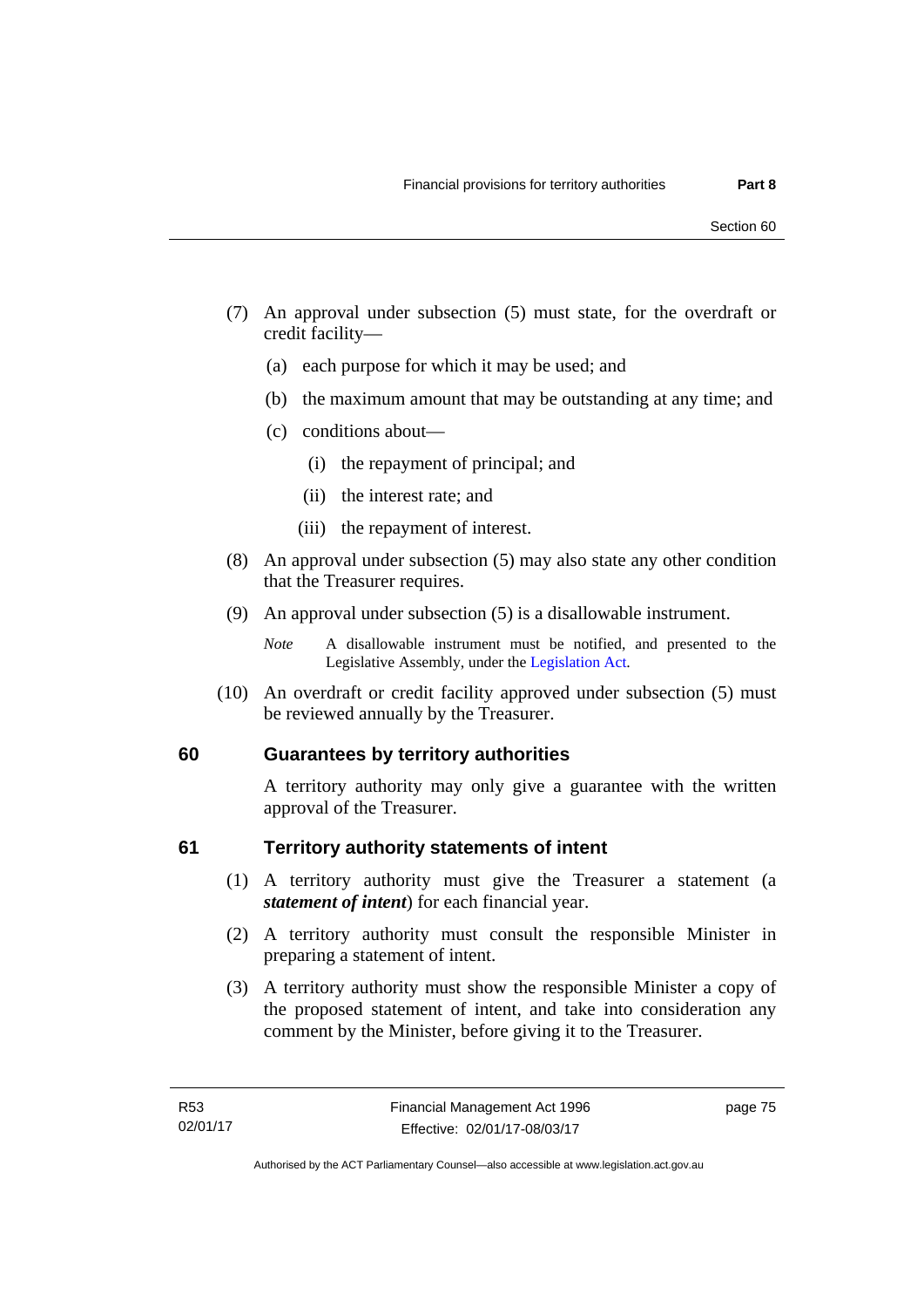(7) An approval under subsection (5) must state, for the overdraft or credit facility—

(a) each purpose for which it may be used; and

(b) the maximum amount that may be outstanding at any time; and

(c) conditions about—

(i) the repayment of principal; and

(ii) the interest rate; and

(iii) the repayment of interest.

(8) An approval under subsection (5) may also state any other condition that the Treasurer requires.

(9) An approval under subsection (5) is a disallowable instrument.

*Note* A disallowable instrument must be notified, and presented to the Legislative Assembly, under the Legislation Act.

(10) An overdraft or credit facility approved under subsection (5) must be reviewed annually by the Treasurer.

## 60 Guarantees by territory authorities

A territory authority may only give a guarantee with the written approval of the Treasurer.

## 61 Territory authority statements of intent

(1) A territory authority must give the Treasurer a statement (a ***statement of intent***) for each financial year.

(2) A territory authority must consult the responsible Minister in preparing a statement of intent.

(3) A territory authority must show the responsible Minister a copy of the proposed statement of intent, and take into consideration any comment by the Minister, before giving it to the Treasurer.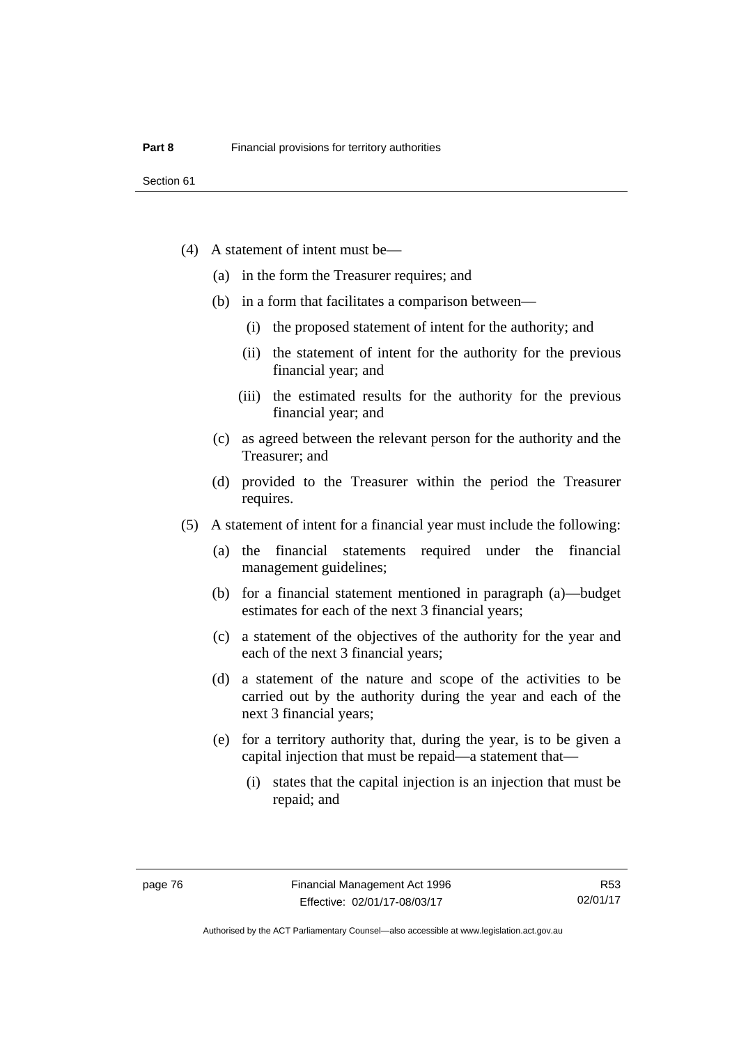(4) A statement of intent must be—

  (a) in the form the Treasurer requires; and

  (b) in a form that facilitates a comparison between—

    (i) the proposed statement of intent for the authority; and

    (ii) the statement of intent for the authority for the previous financial year; and

    (iii) the estimated results for the authority for the previous financial year; and

  (c) as agreed between the relevant person for the authority and the Treasurer; and

  (d) provided to the Treasurer within the period the Treasurer requires.

(5) A statement of intent for a financial year must include the following:

  (a) the financial statements required under the financial management guidelines;

  (b) for a financial statement mentioned in paragraph (a)—budget estimates for each of the next 3 financial years;

  (c) a statement of the objectives of the authority for the year and each of the next 3 financial years;

  (d) a statement of the nature and scope of the activities to be carried out by the authority during the year and each of the next 3 financial years;

  (e) for a territory authority that, during the year, is to be given a capital injection that must be repaid—a statement that—

    (i) states that the capital injection is an injection that must be repaid; and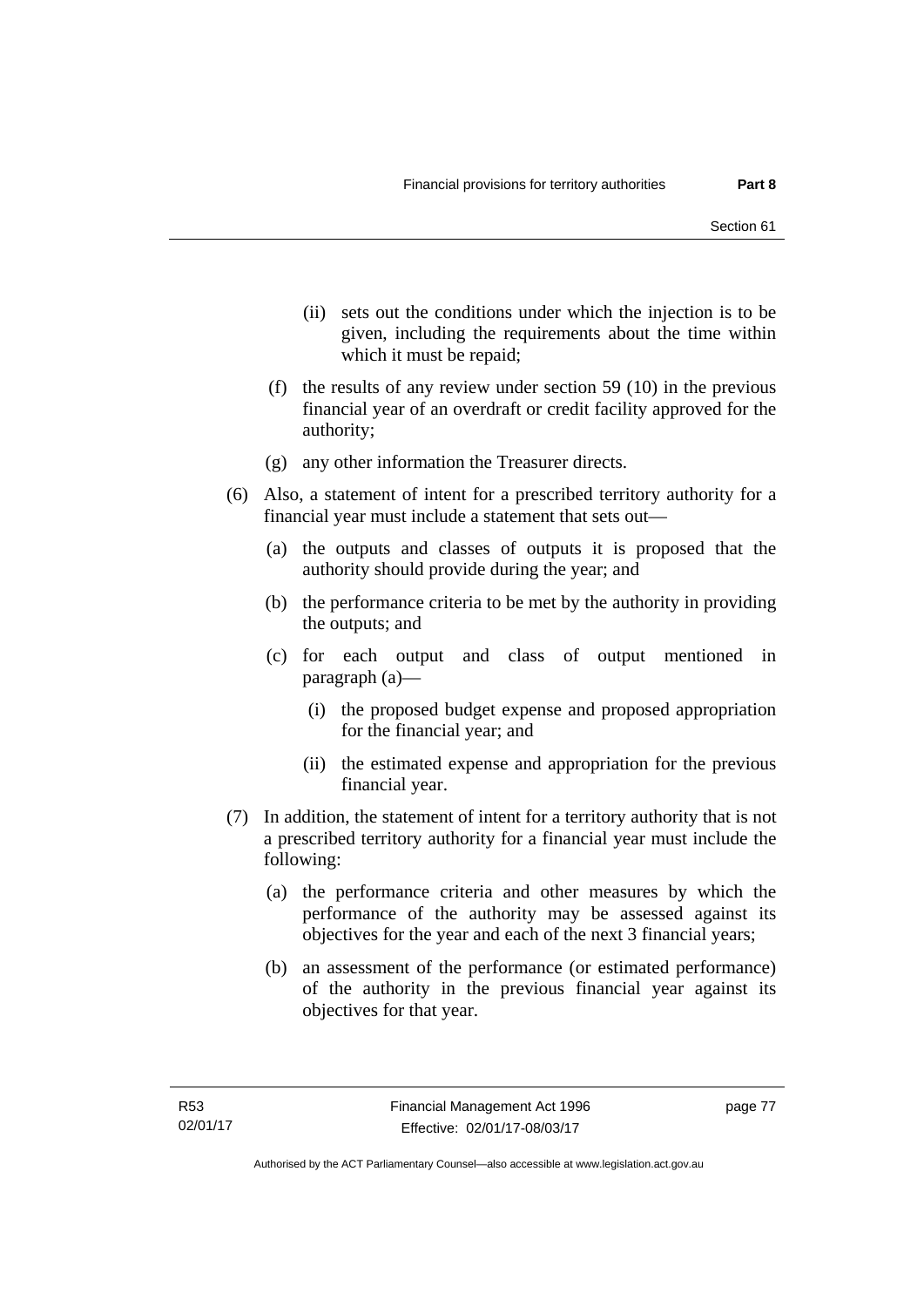(ii) sets out the conditions under which the injection is to be given, including the requirements about the time within which it must be repaid;

(f) the results of any review under section 59 (10) in the previous financial year of an overdraft or credit facility approved for the authority;

(g) any other information the Treasurer directs.

(6) Also, a statement of intent for a prescribed territory authority for a financial year must include a statement that sets out—

(a) the outputs and classes of outputs it is proposed that the authority should provide during the year; and

(b) the performance criteria to be met by the authority in providing the outputs; and

(c) for each output and class of output mentioned in paragraph (a)—

(i) the proposed budget expense and proposed appropriation for the financial year; and

(ii) the estimated expense and appropriation for the previous financial year.

(7) In addition, the statement of intent for a territory authority that is not a prescribed territory authority for a financial year must include the following:

(a) the performance criteria and other measures by which the performance of the authority may be assessed against its objectives for the year and each of the next 3 financial years;

(b) an assessment of the performance (or estimated performance) of the authority in the previous financial year against its objectives for that year.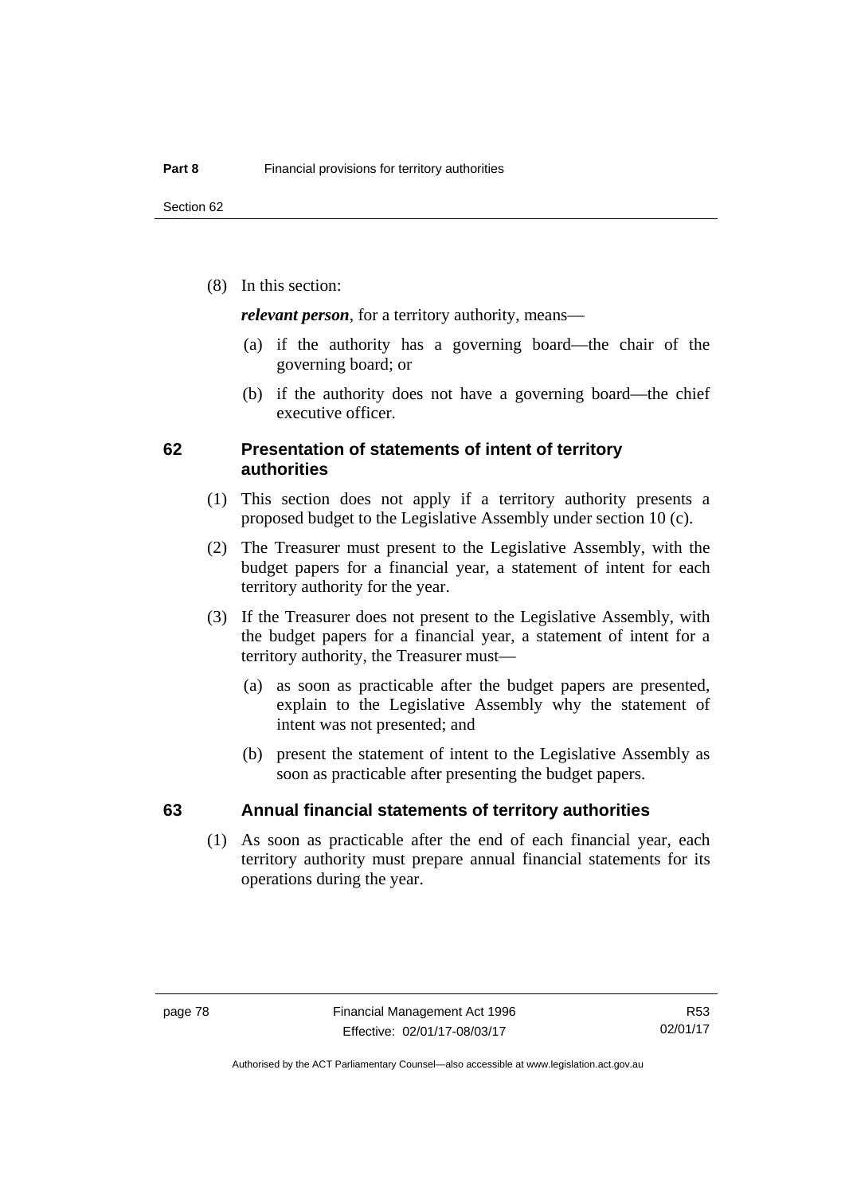(8) In this section:

***relevant person***, for a territory authority, means—

(a) if the authority has a governing board—the chair of the governing board; or

(b) if the authority does not have a governing board—the chief executive officer.

## 62 Presentation of statements of intent of territory authorities

(1) This section does not apply if a territory authority presents a proposed budget to the Legislative Assembly under section 10 (c).

(2) The Treasurer must present to the Legislative Assembly, with the budget papers for a financial year, a statement of intent for each territory authority for the year.

(3) If the Treasurer does not present to the Legislative Assembly, with the budget papers for a financial year, a statement of intent for a territory authority, the Treasurer must—

(a) as soon as practicable after the budget papers are presented, explain to the Legislative Assembly why the statement of intent was not presented; and

(b) present the statement of intent to the Legislative Assembly as soon as practicable after presenting the budget papers.

## 63 Annual financial statements of territory authorities

(1) As soon as practicable after the end of each financial year, each territory authority must prepare annual financial statements for its operations during the year.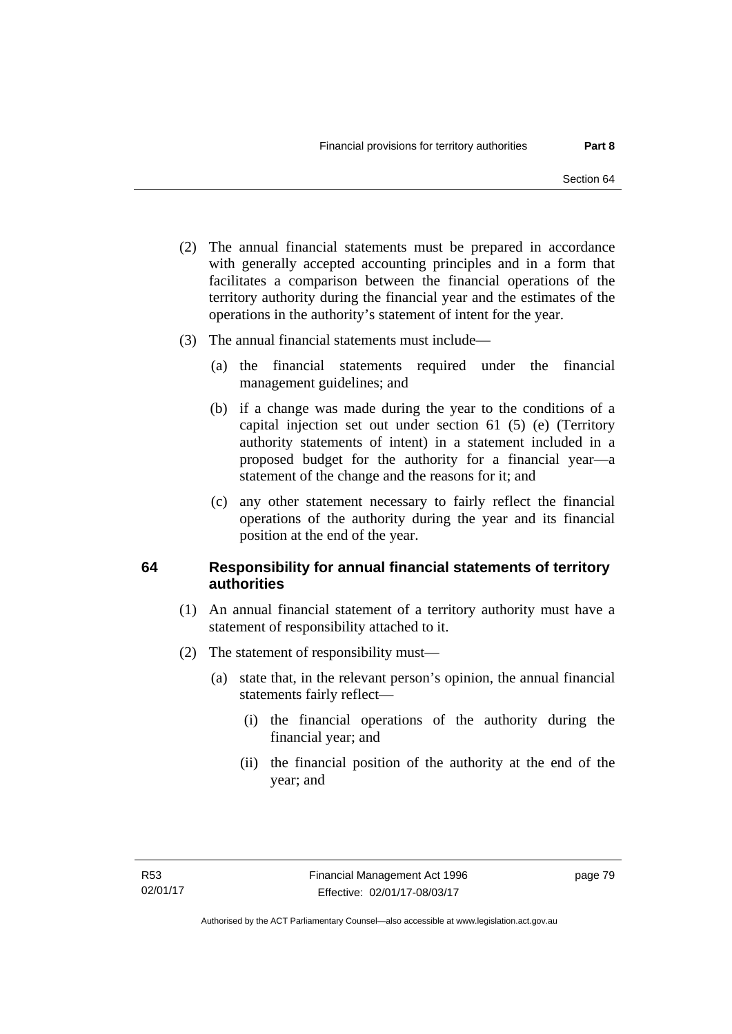(2) The annual financial statements must be prepared in accordance with generally accepted accounting principles and in a form that facilitates a comparison between the financial operations of the territory authority during the financial year and the estimates of the operations in the authority's statement of intent for the year.

(3) The annual financial statements must include—

(a) the financial statements required under the financial management guidelines; and

(b) if a change was made during the year to the conditions of a capital injection set out under section 61 (5) (e) (Territory authority statements of intent) in a statement included in a proposed budget for the authority for a financial year—a statement of the change and the reasons for it; and

(c) any other statement necessary to fairly reflect the financial operations of the authority during the year and its financial position at the end of the year.

## 64 Responsibility for annual financial statements of territory authorities

(1) An annual financial statement of a territory authority must have a statement of responsibility attached to it.

(2) The statement of responsibility must—

(a) state that, in the relevant person's opinion, the annual financial statements fairly reflect—

(i) the financial operations of the authority during the financial year; and

(ii) the financial position of the authority at the end of the year; and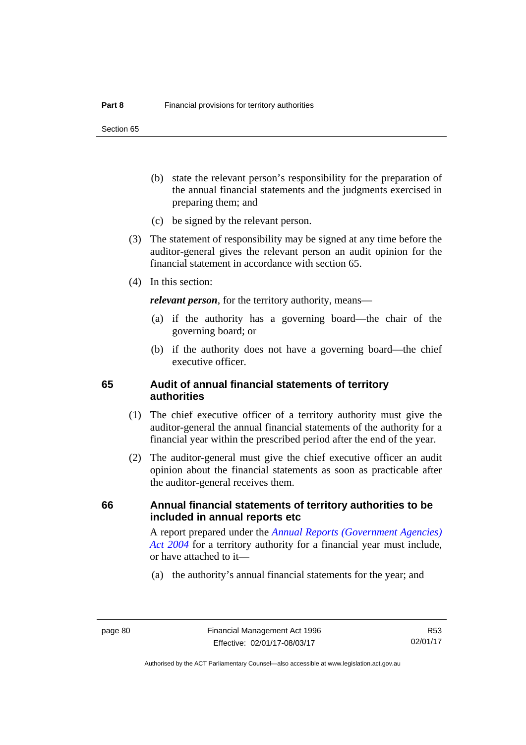(b) state the relevant person's responsibility for the preparation of the annual financial statements and the judgments exercised in preparing them; and

(c) be signed by the relevant person.

(3) The statement of responsibility may be signed at any time before the auditor-general gives the relevant person an audit opinion for the financial statement in accordance with section 65.

(4) In this section:

***relevant person***, for the territory authority, means—

(a) if the authority has a governing board—the chair of the governing board; or

(b) if the authority does not have a governing board—the chief executive officer.

## 65 Audit of annual financial statements of territory authorities

(1) The chief executive officer of a territory authority must give the auditor-general the annual financial statements of the authority for a financial year within the prescribed period after the end of the year.

(2) The auditor-general must give the chief executive officer an audit opinion about the financial statements as soon as practicable after the auditor-general receives them.

## 66 Annual financial statements of territory authorities to be included in annual reports etc

A report prepared under the *Annual Reports (Government Agencies) Act 2004* for a territory authority for a financial year must include, or have attached to it—

(a) the authority's annual financial statements for the year; and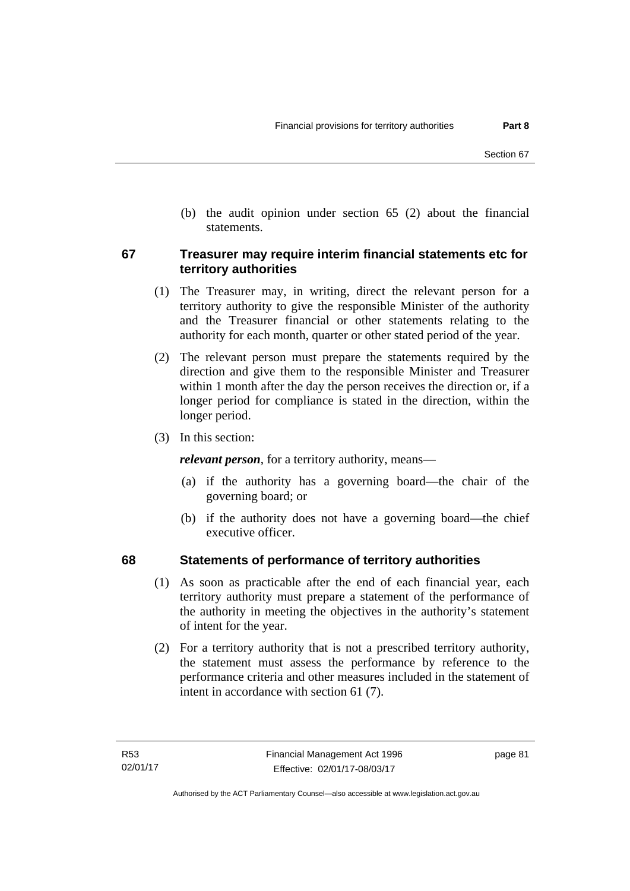(b) the audit opinion under section 65 (2) about the financial statements.

## 67 Treasurer may require interim financial statements etc for territory authorities

(1) The Treasurer may, in writing, direct the relevant person for a territory authority to give the responsible Minister of the authority and the Treasurer financial or other statements relating to the authority for each month, quarter or other stated period of the year.

(2) The relevant person must prepare the statements required by the direction and give them to the responsible Minister and Treasurer within 1 month after the day the person receives the direction or, if a longer period for compliance is stated in the direction, within the longer period.

(3) In this section:

***relevant person***, for a territory authority, means—

(a) if the authority has a governing board—the chair of the governing board; or

(b) if the authority does not have a governing board—the chief executive officer.

## 68 Statements of performance of territory authorities

(1) As soon as practicable after the end of each financial year, each territory authority must prepare a statement of the performance of the authority in meeting the objectives in the authority's statement of intent for the year.

(2) For a territory authority that is not a prescribed territory authority, the statement must assess the performance by reference to the performance criteria and other measures included in the statement of intent in accordance with section 61 (7).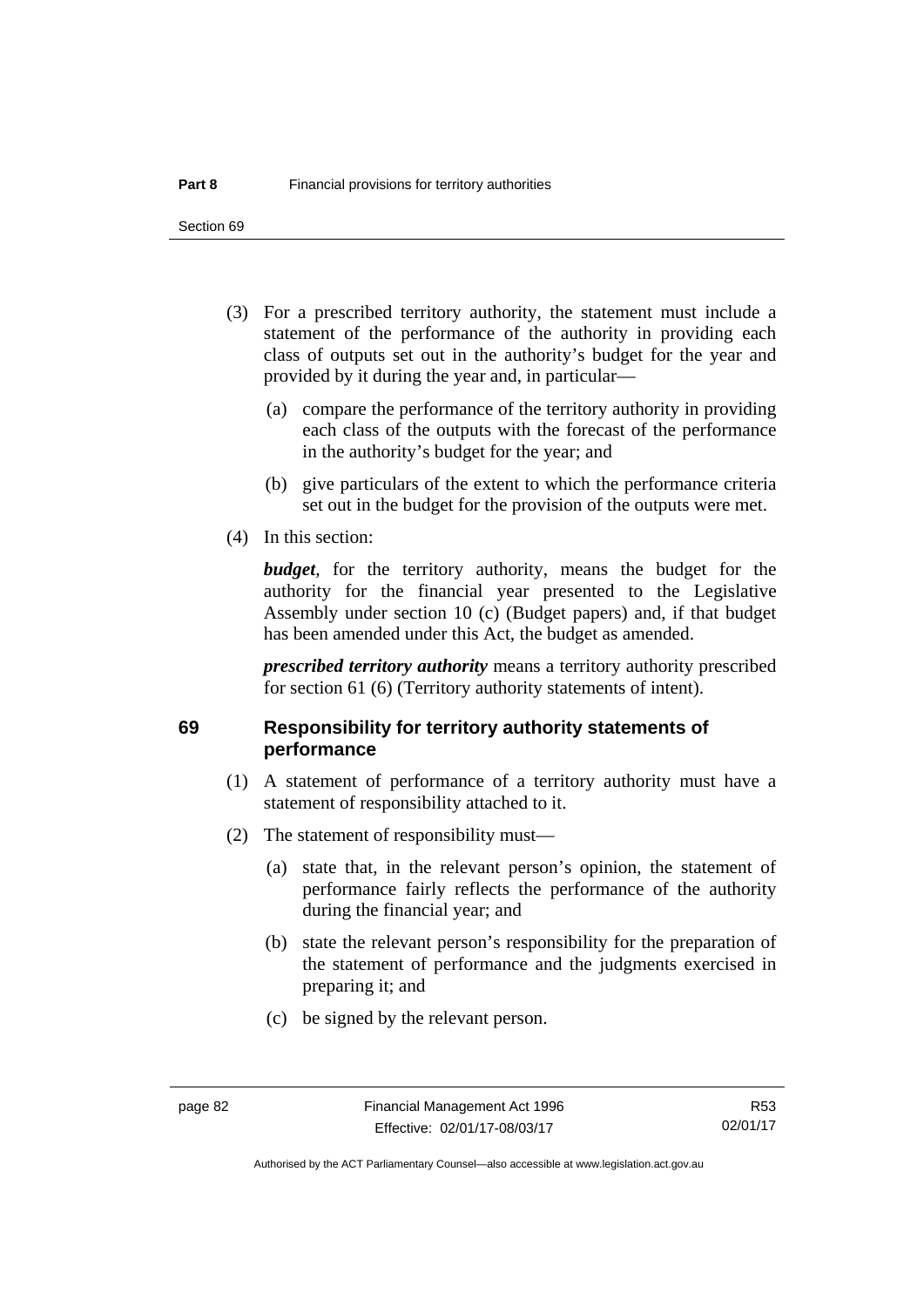(3) For a prescribed territory authority, the statement must include a statement of the performance of the authority in providing each class of outputs set out in the authority's budget for the year and provided by it during the year and, in particular—

(a) compare the performance of the territory authority in providing each class of the outputs with the forecast of the performance in the authority's budget for the year; and

(b) give particulars of the extent to which the performance criteria set out in the budget for the provision of the outputs were met.

(4) In this section:

***budget***, for the territory authority, means the budget for the authority for the financial year presented to the Legislative Assembly under section 10 (c) (Budget papers) and, if that budget has been amended under this Act, the budget as amended.

***prescribed territory authority*** means a territory authority prescribed for section 61 (6) (Territory authority statements of intent).

## 69 Responsibility for territory authority statements of performance

(1) A statement of performance of a territory authority must have a statement of responsibility attached to it.

(2) The statement of responsibility must—

(a) state that, in the relevant person's opinion, the statement of performance fairly reflects the performance of the authority during the financial year; and

(b) state the relevant person's responsibility for the preparation of the statement of performance and the judgments exercised in preparing it; and

(c) be signed by the relevant person.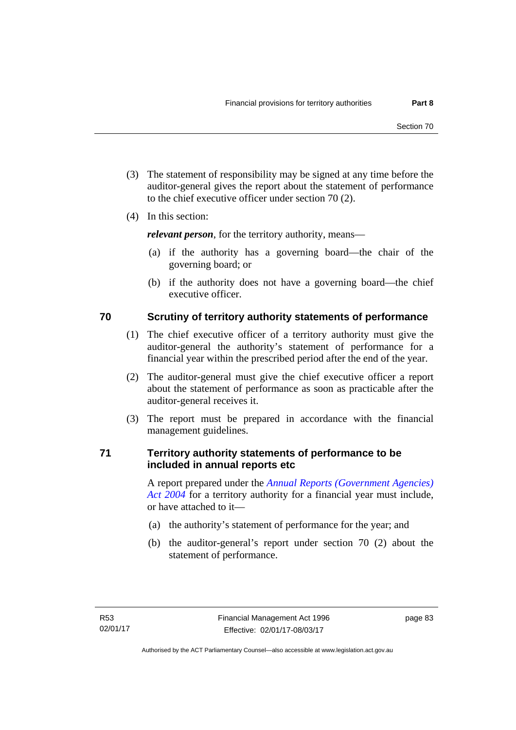(3) The statement of responsibility may be signed at any time before the auditor-general gives the report about the statement of performance to the chief executive officer under section 70 (2).

(4) In this section:

***relevant person***, for the territory authority, means—

(a) if the authority has a governing board—the chair of the governing board; or

(b) if the authority does not have a governing board—the chief executive officer.

## 70 Scrutiny of territory authority statements of performance

(1) The chief executive officer of a territory authority must give the auditor-general the authority's statement of performance for a financial year within the prescribed period after the end of the year.

(2) The auditor-general must give the chief executive officer a report about the statement of performance as soon as practicable after the auditor-general receives it.

(3) The report must be prepared in accordance with the financial management guidelines.

## 71 Territory authority statements of performance to be included in annual reports etc

A report prepared under the *Annual Reports (Government Agencies) Act 2004* for a territory authority for a financial year must include, or have attached to it—

(a) the authority's statement of performance for the year; and

(b) the auditor-general's report under section 70 (2) about the statement of performance.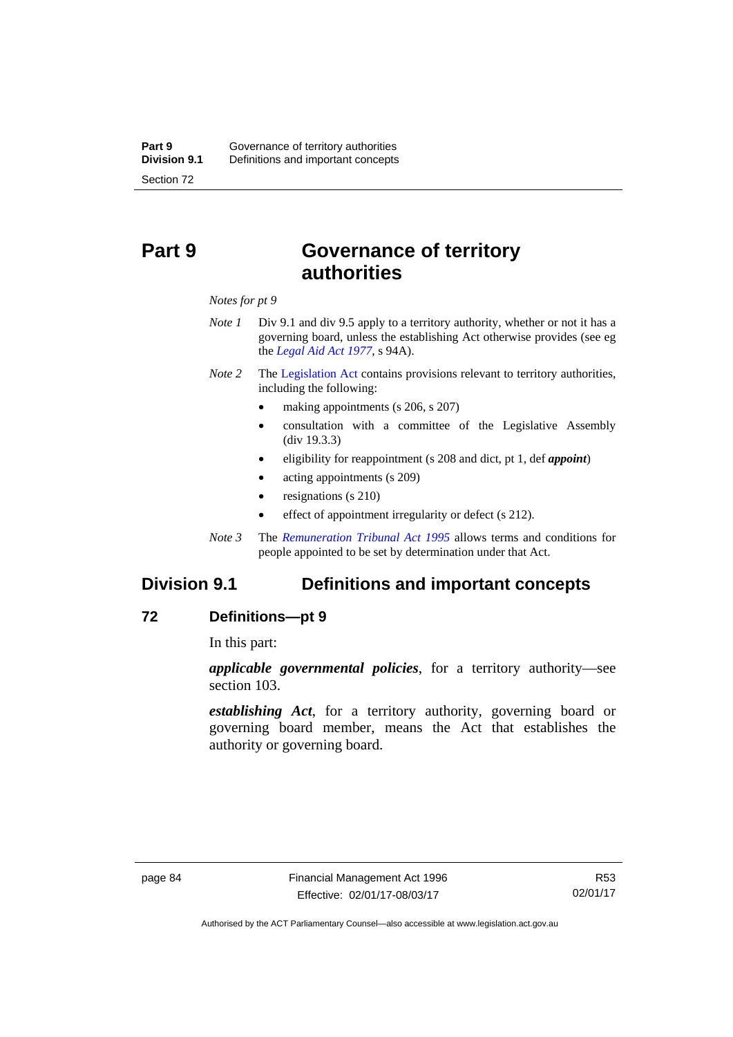# Part 9 Governance of territory authorities

*Notes for pt 9*

*Note 1* Div 9.1 and div 9.5 apply to a territory authority, whether or not it has a governing board, unless the establishing Act otherwise provides (see eg the *Legal Aid Act 1977*, s 94A).

*Note 2* The Legislation Act contains provisions relevant to territory authorities, including the following:

- making appointments (s 206, s 207)
- consultation with a committee of the Legislative Assembly (div 19.3.3)
- eligibility for reappointment (s 208 and dict, pt 1, def ***appoint***)
- acting appointments (s 209)
- resignations (s 210)
- effect of appointment irregularity or defect (s 212).

*Note 3* The *Remuneration Tribunal Act 1995* allows terms and conditions for people appointed to be set by determination under that Act.

## Division 9.1 Definitions and important concepts

### 72 Definitions—pt 9

In this part:

***applicable governmental policies***, for a territory authority—see section 103.

***establishing Act***, for a territory authority, governing board or governing board member, means the Act that establishes the authority or governing board.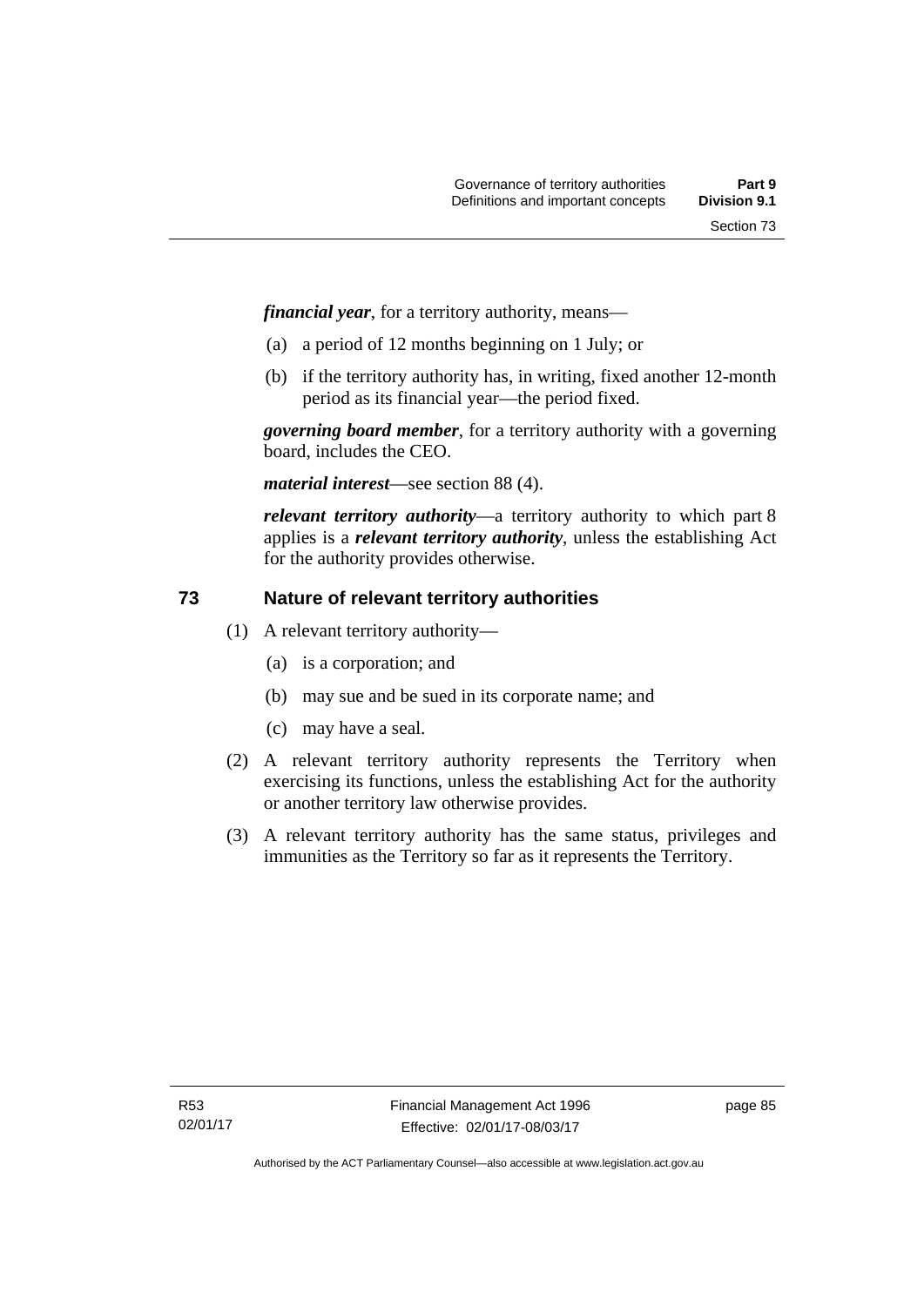***financial year***, for a territory authority, means—

(a) a period of 12 months beginning on 1 July; or

(b) if the territory authority has, in writing, fixed another 12-month period as its financial year—the period fixed.

***governing board member***, for a territory authority with a governing board, includes the CEO.

***material interest***—see section 88 (4).

***relevant territory authority***—a territory authority to which part 8 applies is a ***relevant territory authority***, unless the establishing Act for the authority provides otherwise.

## 73 Nature of relevant territory authorities

(1) A relevant territory authority—

(a) is a corporation; and

(b) may sue and be sued in its corporate name; and

(c) may have a seal.

(2) A relevant territory authority represents the Territory when exercising its functions, unless the establishing Act for the authority or another territory law otherwise provides.

(3) A relevant territory authority has the same status, privileges and immunities as the Territory so far as it represents the Territory.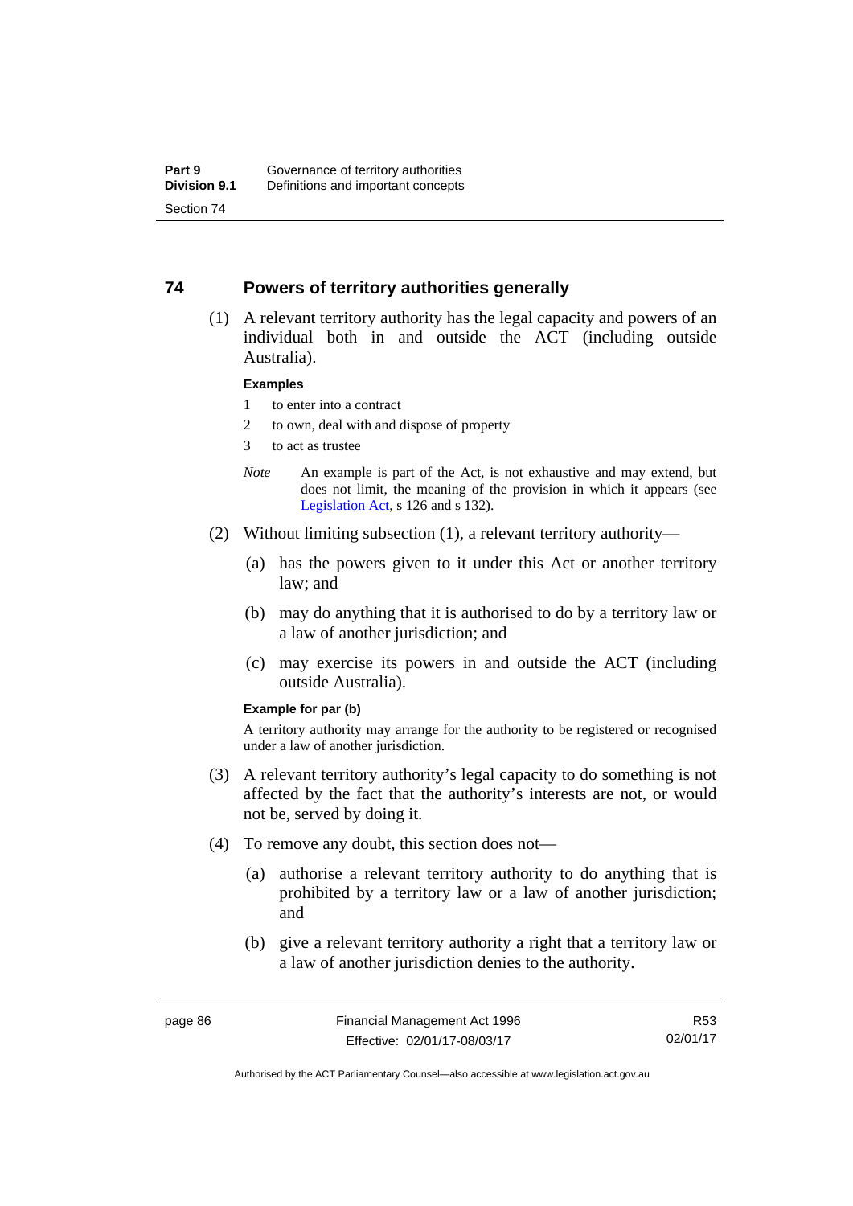## 74 Powers of territory authorities generally

(1) A relevant territory authority has the legal capacity and powers of an individual both in and outside the ACT (including outside Australia).

**Examples**

1 to enter into a contract

2 to own, deal with and dispose of property

3 to act as trustee

*Note* An example is part of the Act, is not exhaustive and may extend, but does not limit, the meaning of the provision in which it appears (see Legislation Act, s 126 and s 132).

(2) Without limiting subsection (1), a relevant territory authority—

(a) has the powers given to it under this Act or another territory law; and

(b) may do anything that it is authorised to do by a territory law or a law of another jurisdiction; and

(c) may exercise its powers in and outside the ACT (including outside Australia).

**Example for par (b)**

A territory authority may arrange for the authority to be registered or recognised under a law of another jurisdiction.

(3) A relevant territory authority's legal capacity to do something is not affected by the fact that the authority's interests are not, or would not be, served by doing it.

(4) To remove any doubt, this section does not—

(a) authorise a relevant territory authority to do anything that is prohibited by a territory law or a law of another jurisdiction; and

(b) give a relevant territory authority a right that a territory law or a law of another jurisdiction denies to the authority.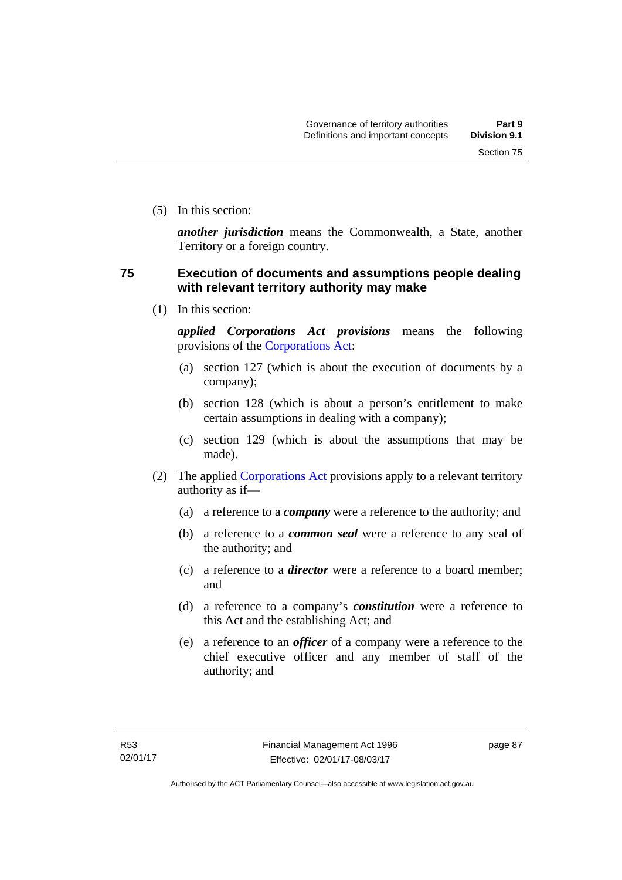(5) In this section:

***another jurisdiction*** means the Commonwealth, a State, another Territory or a foreign country.

## 75 Execution of documents and assumptions people dealing with relevant territory authority may make

(1) In this section:

***applied Corporations Act provisions*** means the following provisions of the Corporations Act:

(a) section 127 (which is about the execution of documents by a company);

(b) section 128 (which is about a person's entitlement to make certain assumptions in dealing with a company);

(c) section 129 (which is about the assumptions that may be made).

(2) The applied Corporations Act provisions apply to a relevant territory authority as if—

(a) a reference to a ***company*** were a reference to the authority; and

(b) a reference to a ***common seal*** were a reference to any seal of the authority; and

(c) a reference to a ***director*** were a reference to a board member; and

(d) a reference to a company's ***constitution*** were a reference to this Act and the establishing Act; and

(e) a reference to an ***officer*** of a company were a reference to the chief executive officer and any member of staff of the authority; and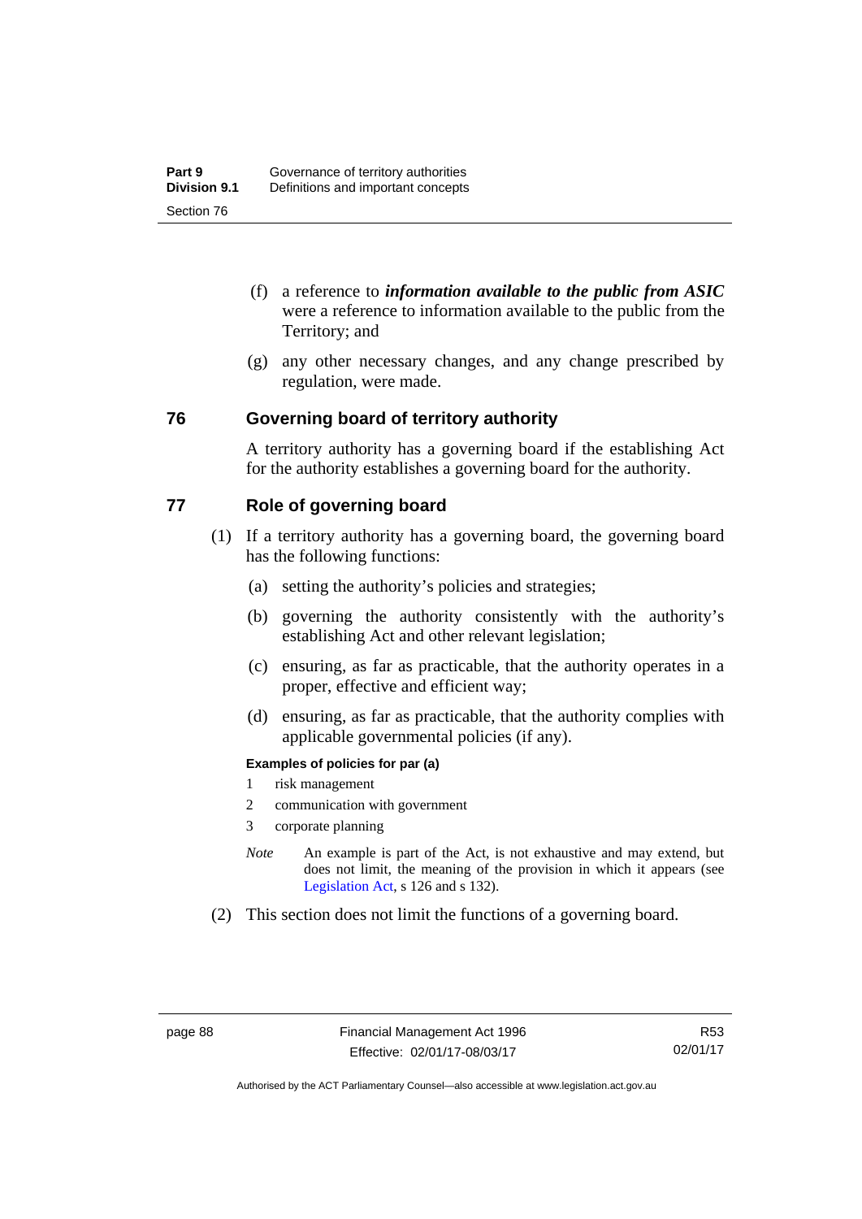(f) a reference to ***information available to the public from ASIC*** were a reference to information available to the public from the Territory; and

(g) any other necessary changes, and any change prescribed by regulation, were made.

## 76 Governing board of territory authority

A territory authority has a governing board if the establishing Act for the authority establishes a governing board for the authority.

## 77 Role of governing board

(1) If a territory authority has a governing board, the governing board has the following functions:

(a) setting the authority's policies and strategies;

(b) governing the authority consistently with the authority's establishing Act and other relevant legislation;

(c) ensuring, as far as practicable, that the authority operates in a proper, effective and efficient way;

(d) ensuring, as far as practicable, that the authority complies with applicable governmental policies (if any).

**Examples of policies for par (a)**

1 risk management

2 communication with government

3 corporate planning

*Note* An example is part of the Act, is not exhaustive and may extend, but does not limit, the meaning of the provision in which it appears (see Legislation Act, s 126 and s 132).

(2) This section does not limit the functions of a governing board.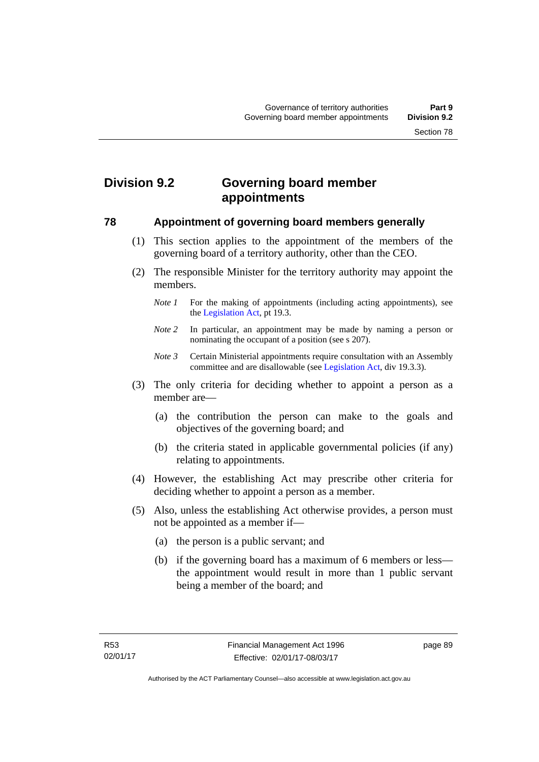## Division 9.2 Governing board member appointments

### 78 Appointment of governing board members generally

(1) This section applies to the appointment of the members of the governing board of a territory authority, other than the CEO.

(2) The responsible Minister for the territory authority may appoint the members.

*Note 1* For the making of appointments (including acting appointments), see the Legislation Act, pt 19.3.

*Note 2* In particular, an appointment may be made by naming a person or nominating the occupant of a position (see s 207).

*Note 3* Certain Ministerial appointments require consultation with an Assembly committee and are disallowable (see Legislation Act, div 19.3.3).

(3) The only criteria for deciding whether to appoint a person as a member are—

(a) the contribution the person can make to the goals and objectives of the governing board; and

(b) the criteria stated in applicable governmental policies (if any) relating to appointments.

(4) However, the establishing Act may prescribe other criteria for deciding whether to appoint a person as a member.

(5) Also, unless the establishing Act otherwise provides, a person must not be appointed as a member if—

(a) the person is a public servant; and

(b) if the governing board has a maximum of 6 members or less—the appointment would result in more than 1 public servant being a member of the board; and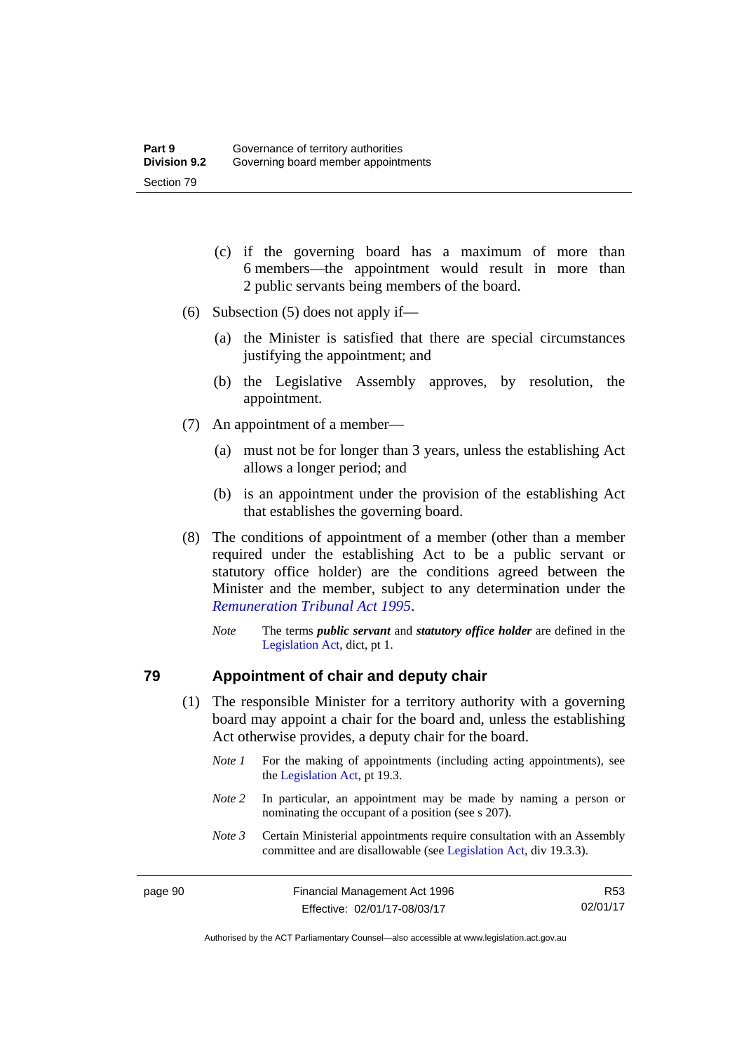(c) if the governing board has a maximum of more than 6 members—the appointment would result in more than 2 public servants being members of the board.

(6) Subsection (5) does not apply if—

(a) the Minister is satisfied that there are special circumstances justifying the appointment; and

(b) the Legislative Assembly approves, by resolution, the appointment.

(7) An appointment of a member—

(a) must not be for longer than 3 years, unless the establishing Act allows a longer period; and

(b) is an appointment under the provision of the establishing Act that establishes the governing board.

(8) The conditions of appointment of a member (other than a member required under the establishing Act to be a public servant or statutory office holder) are the conditions agreed between the Minister and the member, subject to any determination under the *Remuneration Tribunal Act 1995*.

*Note* The terms ***public servant*** and ***statutory office holder*** are defined in the Legislation Act, dict, pt 1.

## 79 Appointment of chair and deputy chair

(1) The responsible Minister for a territory authority with a governing board may appoint a chair for the board and, unless the establishing Act otherwise provides, a deputy chair for the board.

*Note 1* For the making of appointments (including acting appointments), see the Legislation Act, pt 19.3.

*Note 2* In particular, an appointment may be made by naming a person or nominating the occupant of a position (see s 207).

*Note 3* Certain Ministerial appointments require consultation with an Assembly committee and are disallowable (see Legislation Act, div 19.3.3).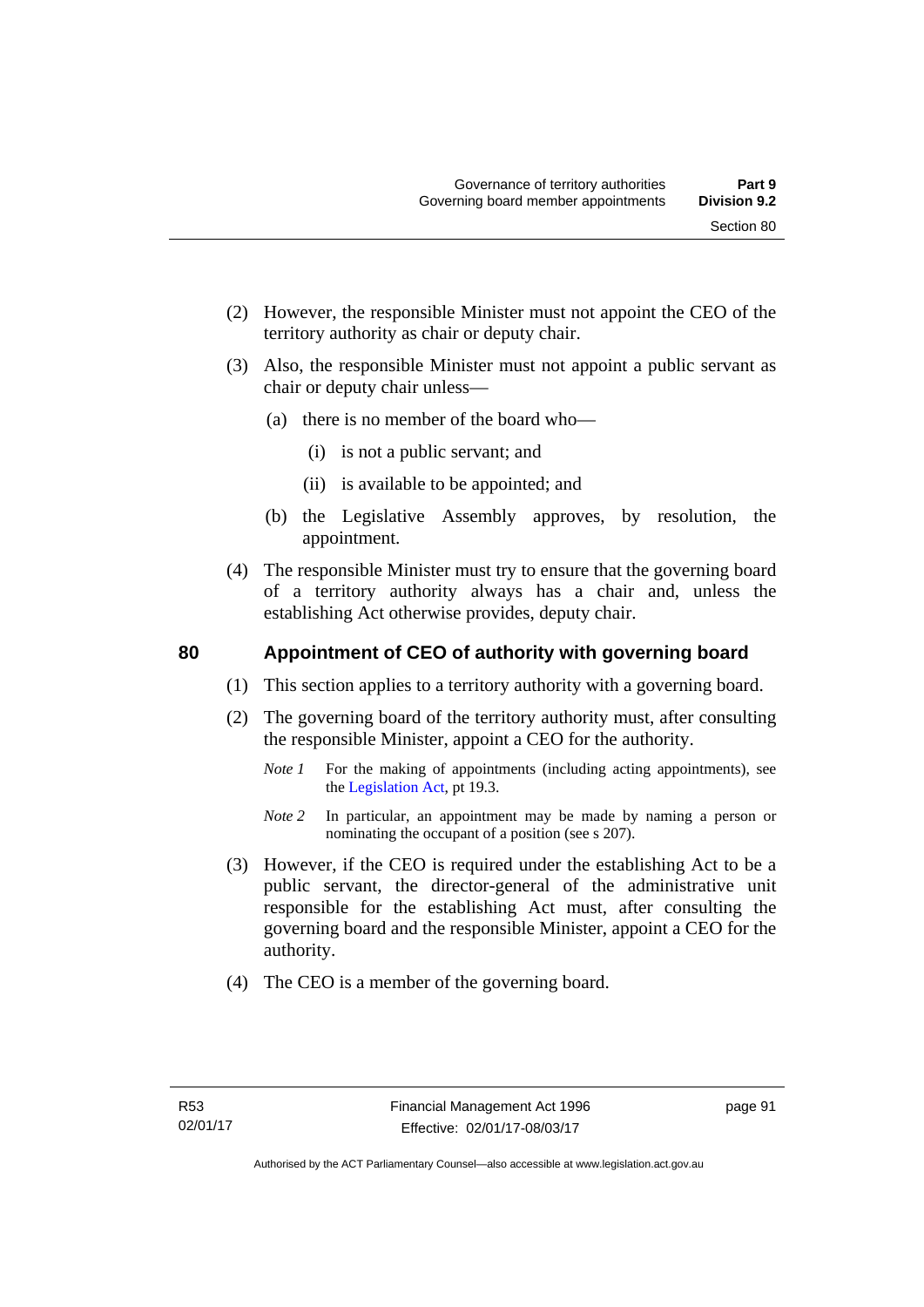(2) However, the responsible Minister must not appoint the CEO of the territory authority as chair or deputy chair.

(3) Also, the responsible Minister must not appoint a public servant as chair or deputy chair unless—

  (a) there is no member of the board who—

    (i) is not a public servant; and

    (ii) is available to be appointed; and

  (b) the Legislative Assembly approves, by resolution, the appointment.

(4) The responsible Minister must try to ensure that the governing board of a territory authority always has a chair and, unless the establishing Act otherwise provides, deputy chair.

## 80 Appointment of CEO of authority with governing board

(1) This section applies to a territory authority with a governing board.

(2) The governing board of the territory authority must, after consulting the responsible Minister, appoint a CEO for the authority.

*Note 1* For the making of appointments (including acting appointments), see the Legislation Act, pt 19.3.

*Note 2* In particular, an appointment may be made by naming a person or nominating the occupant of a position (see s 207).

(3) However, if the CEO is required under the establishing Act to be a public servant, the director-general of the administrative unit responsible for the establishing Act must, after consulting the governing board and the responsible Minister, appoint a CEO for the authority.

(4) The CEO is a member of the governing board.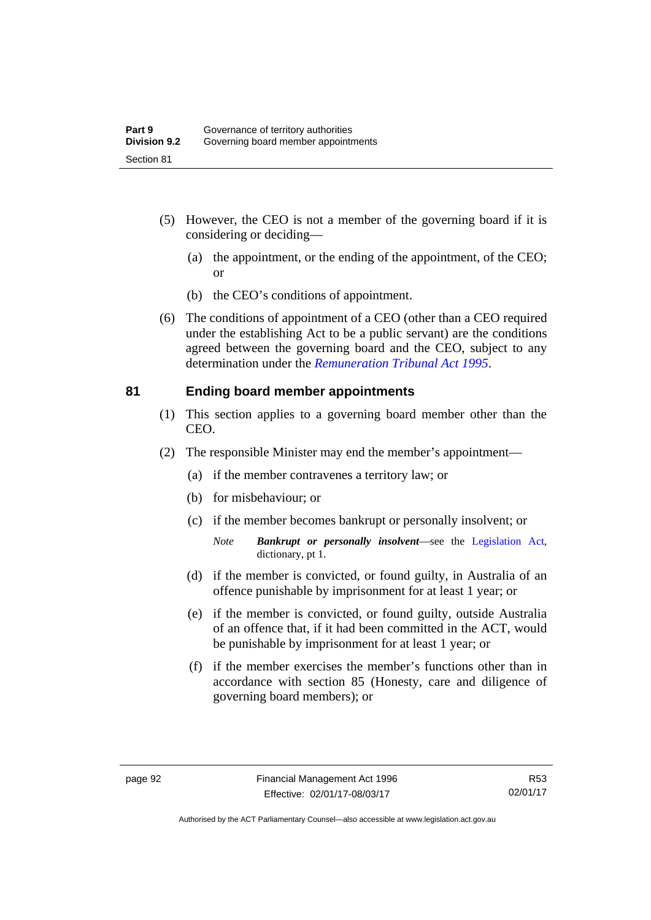(5) However, the CEO is not a member of the governing board if it is considering or deciding—

(a) the appointment, or the ending of the appointment, of the CEO; or

(b) the CEO's conditions of appointment.

(6) The conditions of appointment of a CEO (other than a CEO required under the establishing Act to be a public servant) are the conditions agreed between the governing board and the CEO, subject to any determination under the *Remuneration Tribunal Act 1995*.

## 81 Ending board member appointments

(1) This section applies to a governing board member other than the CEO.

(2) The responsible Minister may end the member's appointment—

(a) if the member contravenes a territory law; or

(b) for misbehaviour; or

(c) if the member becomes bankrupt or personally insolvent; or

*Note* ***Bankrupt or personally insolvent***—see the Legislation Act, dictionary, pt 1.

(d) if the member is convicted, or found guilty, in Australia of an offence punishable by imprisonment for at least 1 year; or

(e) if the member is convicted, or found guilty, outside Australia of an offence that, if it had been committed in the ACT, would be punishable by imprisonment for at least 1 year; or

(f) if the member exercises the member's functions other than in accordance with section 85 (Honesty, care and diligence of governing board members); or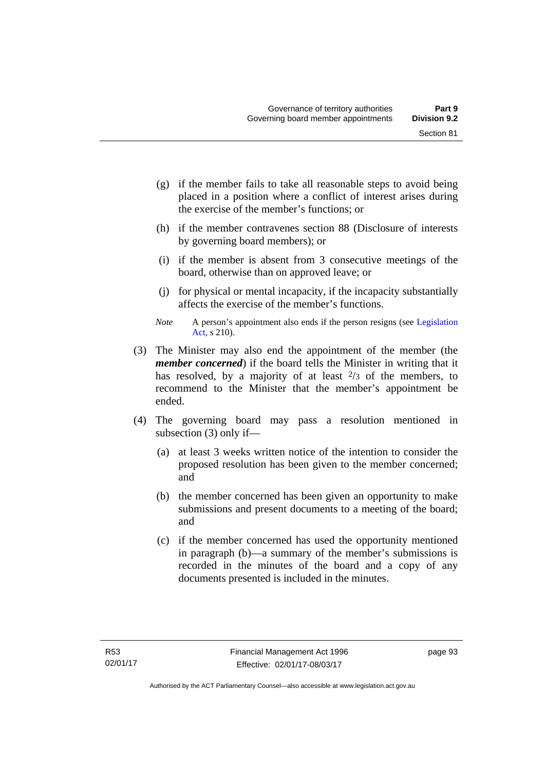(g) if the member fails to take all reasonable steps to avoid being placed in a position where a conflict of interest arises during the exercise of the member's functions; or

(h) if the member contravenes section 88 (Disclosure of interests by governing board members); or

(i) if the member is absent from 3 consecutive meetings of the board, otherwise than on approved leave; or

(j) for physical or mental incapacity, if the incapacity substantially affects the exercise of the member's functions.

*Note* A person's appointment also ends if the person resigns (see Legislation Act, s 210).

(3) The Minister may also end the appointment of the member (the ***member concerned***) if the board tells the Minister in writing that it has resolved, by a majority of at least $2/3$ of the members, to recommend to the Minister that the member's appointment be ended.

(4) The governing board may pass a resolution mentioned in subsection (3) only if—

(a) at least 3 weeks written notice of the intention to consider the proposed resolution has been given to the member concerned; and

(b) the member concerned has been given an opportunity to make submissions and present documents to a meeting of the board; and

(c) if the member concerned has used the opportunity mentioned in paragraph (b)—a summary of the member's submissions is recorded in the minutes of the board and a copy of any documents presented is included in the minutes.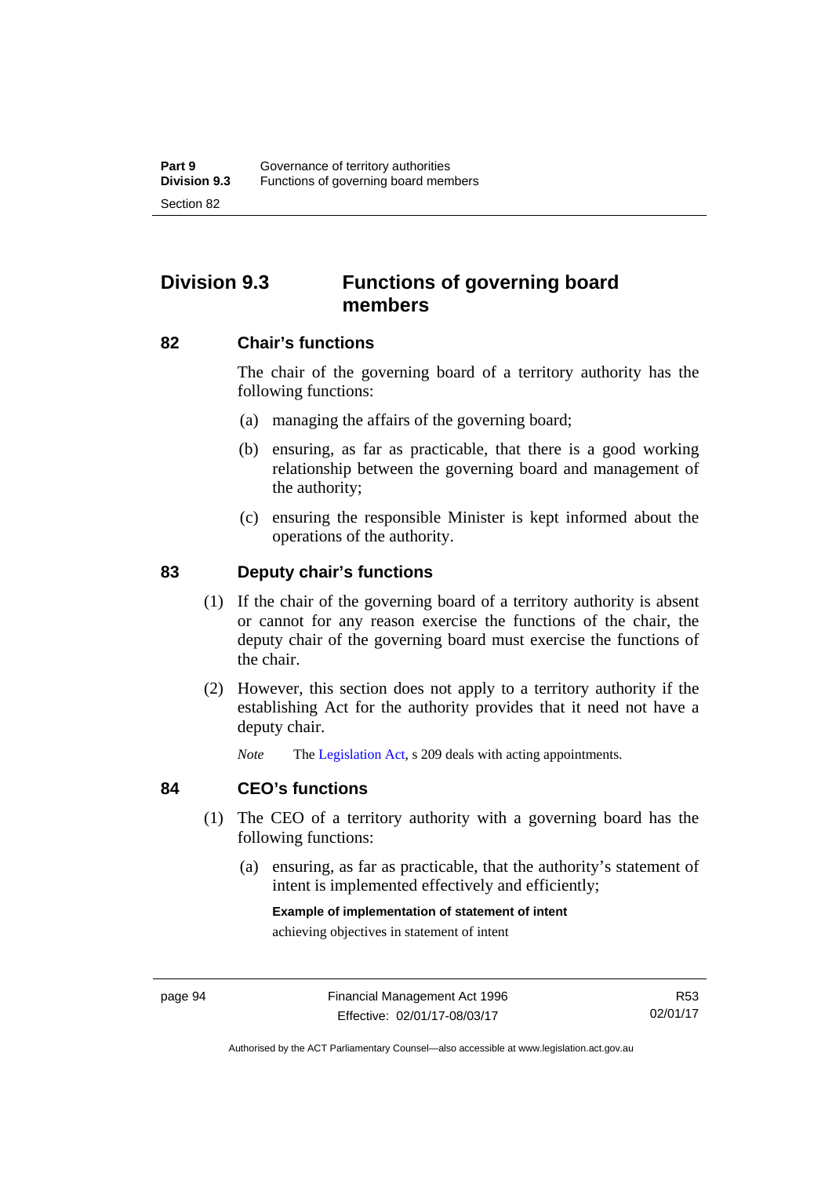## Division 9.3 Functions of governing board members

### 82 Chair's functions

The chair of the governing board of a territory authority has the following functions:

(a) managing the affairs of the governing board;

(b) ensuring, as far as practicable, that there is a good working relationship between the governing board and management of the authority;

(c) ensuring the responsible Minister is kept informed about the operations of the authority.

### 83 Deputy chair's functions

(1) If the chair of the governing board of a territory authority is absent or cannot for any reason exercise the functions of the chair, the deputy chair of the governing board must exercise the functions of the chair.

(2) However, this section does not apply to a territory authority if the establishing Act for the authority provides that it need not have a deputy chair.

*Note* The Legislation Act, s 209 deals with acting appointments.

### 84 CEO's functions

(1) The CEO of a territory authority with a governing board has the following functions:

(a) ensuring, as far as practicable, that the authority's statement of intent is implemented effectively and efficiently;

**Example of implementation of statement of intent**

achieving objectives in statement of intent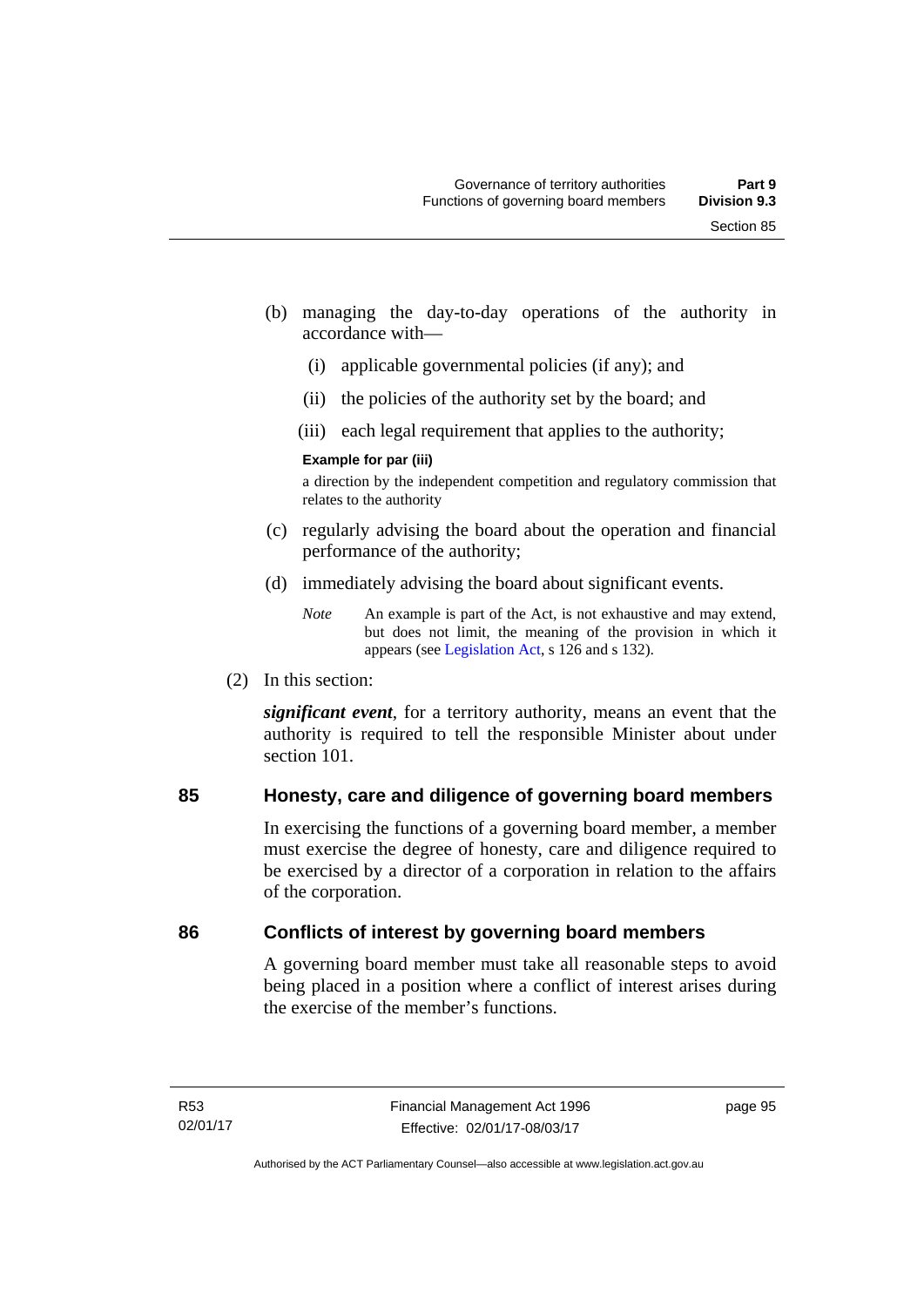(b) managing the day-to-day operations of the authority in accordance with—

  (i) applicable governmental policies (if any); and

  (ii) the policies of the authority set by the board; and

  (iii) each legal requirement that applies to the authority;

**Example for par (iii)**

a direction by the independent competition and regulatory commission that relates to the authority

(c) regularly advising the board about the operation and financial performance of the authority;

(d) immediately advising the board about significant events.

*Note* An example is part of the Act, is not exhaustive and may extend, but does not limit, the meaning of the provision in which it appears (see Legislation Act, s 126 and s 132).

(2) In this section:

***significant event***, for a territory authority, means an event that the authority is required to tell the responsible Minister about under section 101.

## 85 Honesty, care and diligence of governing board members

In exercising the functions of a governing board member, a member must exercise the degree of honesty, care and diligence required to be exercised by a director of a corporation in relation to the affairs of the corporation.

## 86 Conflicts of interest by governing board members

A governing board member must take all reasonable steps to avoid being placed in a position where a conflict of interest arises during the exercise of the member's functions.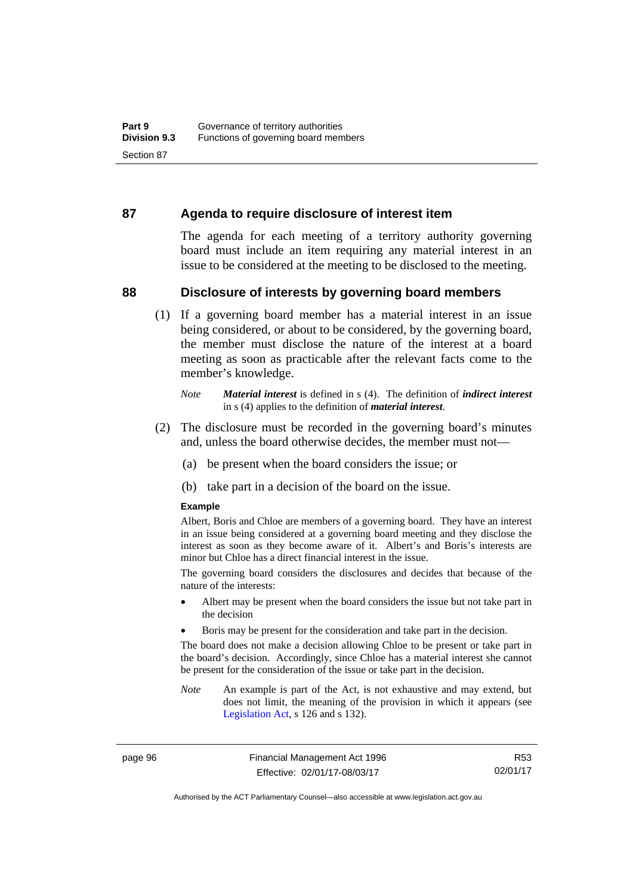## 87 Agenda to require disclosure of interest item

The agenda for each meeting of a territory authority governing board must include an item requiring any material interest in an issue to be considered at the meeting to be disclosed to the meeting.

## 88 Disclosure of interests by governing board members

(1) If a governing board member has a material interest in an issue being considered, or about to be considered, by the governing board, the member must disclose the nature of the interest at a board meeting as soon as practicable after the relevant facts come to the member's knowledge.

*Note* ***Material interest*** is defined in s (4). The definition of ***indirect interest*** in s (4) applies to the definition of ***material interest***.

(2) The disclosure must be recorded in the governing board's minutes and, unless the board otherwise decides, the member must not—

(a) be present when the board considers the issue; or

(b) take part in a decision of the board on the issue.

**Example**

Albert, Boris and Chloe are members of a governing board. They have an interest in an issue being considered at a governing board meeting and they disclose the interest as soon as they become aware of it. Albert's and Boris's interests are minor but Chloe has a direct financial interest in the issue.

The governing board considers the disclosures and decides that because of the nature of the interests:

- Albert may be present when the board considers the issue but not take part in the decision
- Boris may be present for the consideration and take part in the decision.

The board does not make a decision allowing Chloe to be present or take part in the board's decision. Accordingly, since Chloe has a material interest she cannot be present for the consideration of the issue or take part in the decision.

*Note* An example is part of the Act, is not exhaustive and may extend, but does not limit, the meaning of the provision in which it appears (see Legislation Act, s 126 and s 132).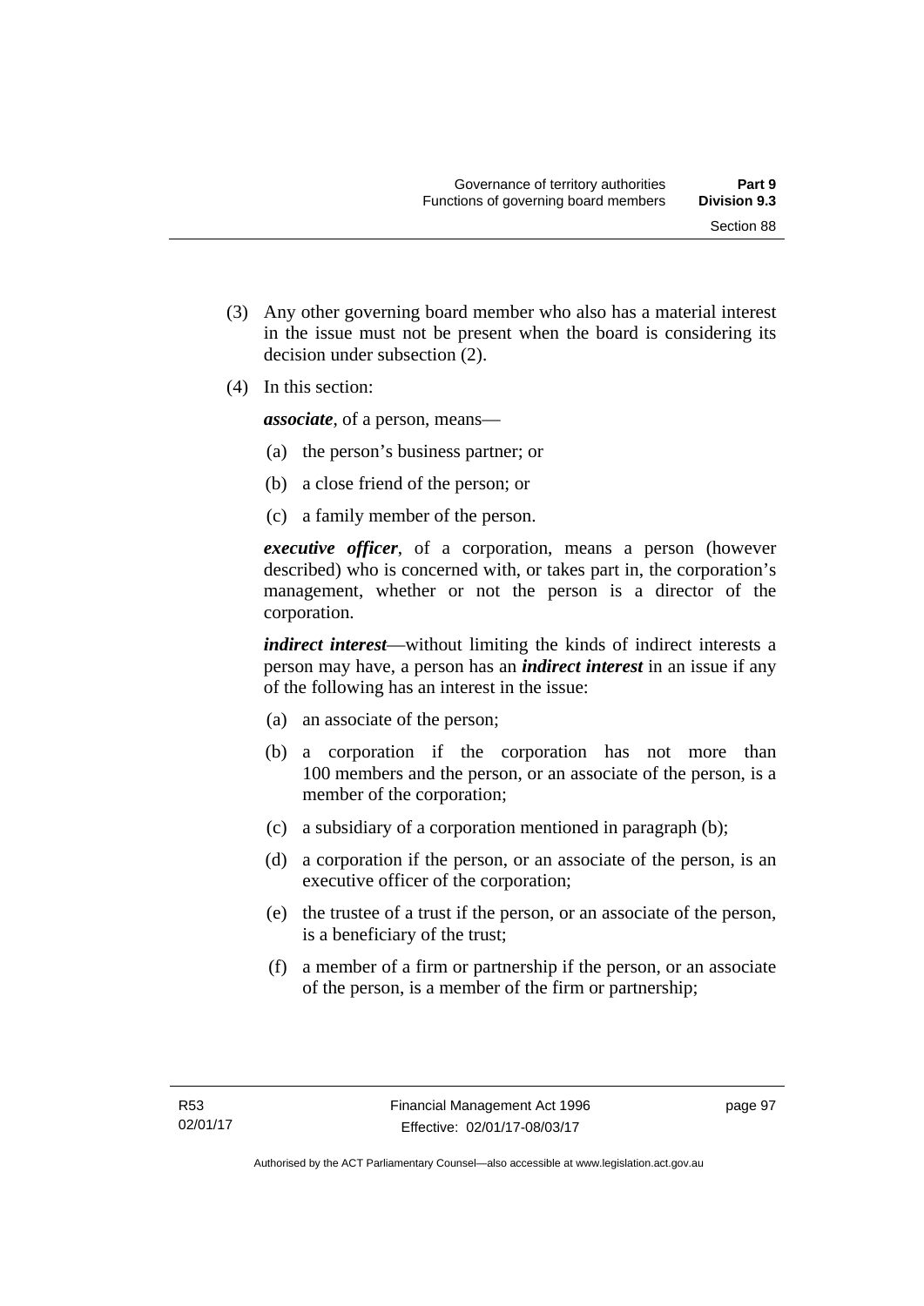(3) Any other governing board member who also has a material interest in the issue must not be present when the board is considering its decision under subsection (2).

(4) In this section:

***associate***, of a person, means—

(a) the person's business partner; or

(b) a close friend of the person; or

(c) a family member of the person.

***executive officer***, of a corporation, means a person (however described) who is concerned with, or takes part in, the corporation's management, whether or not the person is a director of the corporation.

***indirect interest***—without limiting the kinds of indirect interests a person may have, a person has an ***indirect interest*** in an issue if any of the following has an interest in the issue:

(a) an associate of the person;

(b) a corporation if the corporation has not more than 100 members and the person, or an associate of the person, is a member of the corporation;

(c) a subsidiary of a corporation mentioned in paragraph (b);

(d) a corporation if the person, or an associate of the person, is an executive officer of the corporation;

(e) the trustee of a trust if the person, or an associate of the person, is a beneficiary of the trust;

(f) a member of a firm or partnership if the person, or an associate of the person, is a member of the firm or partnership;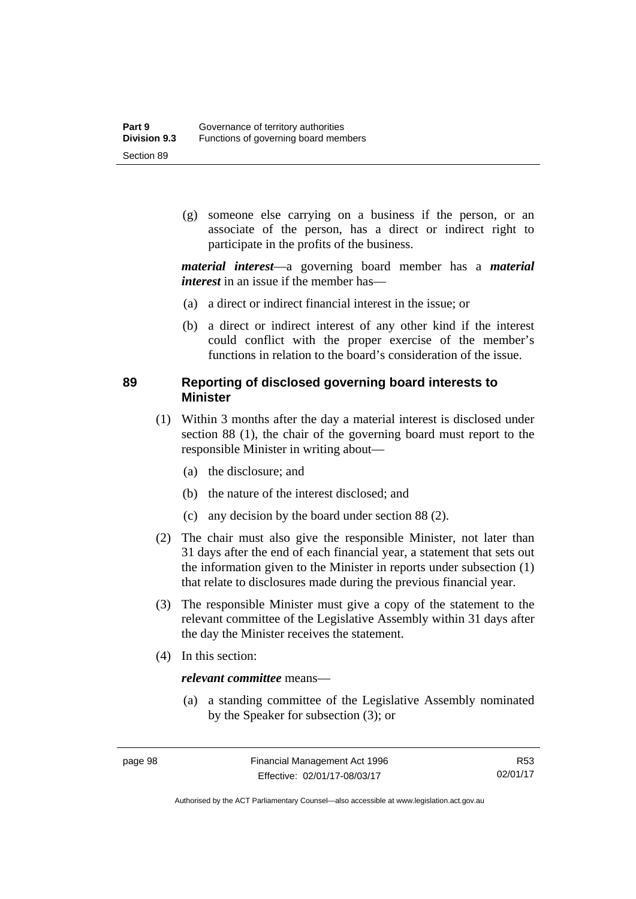(g) someone else carrying on a business if the person, or an associate of the person, has a direct or indirect right to participate in the profits of the business.

***material interest***—a governing board member has a ***material interest*** in an issue if the member has—

(a) a direct or indirect financial interest in the issue; or

(b) a direct or indirect interest of any other kind if the interest could conflict with the proper exercise of the member's functions in relation to the board's consideration of the issue.

## 89 Reporting of disclosed governing board interests to Minister

(1) Within 3 months after the day a material interest is disclosed under section 88 (1), the chair of the governing board must report to the responsible Minister in writing about—

(a) the disclosure; and

(b) the nature of the interest disclosed; and

(c) any decision by the board under section 88 (2).

(2) The chair must also give the responsible Minister, not later than 31 days after the end of each financial year, a statement that sets out the information given to the Minister in reports under subsection (1) that relate to disclosures made during the previous financial year.

(3) The responsible Minister must give a copy of the statement to the relevant committee of the Legislative Assembly within 31 days after the day the Minister receives the statement.

(4) In this section:

***relevant committee*** means—

(a) a standing committee of the Legislative Assembly nominated by the Speaker for subsection (3); or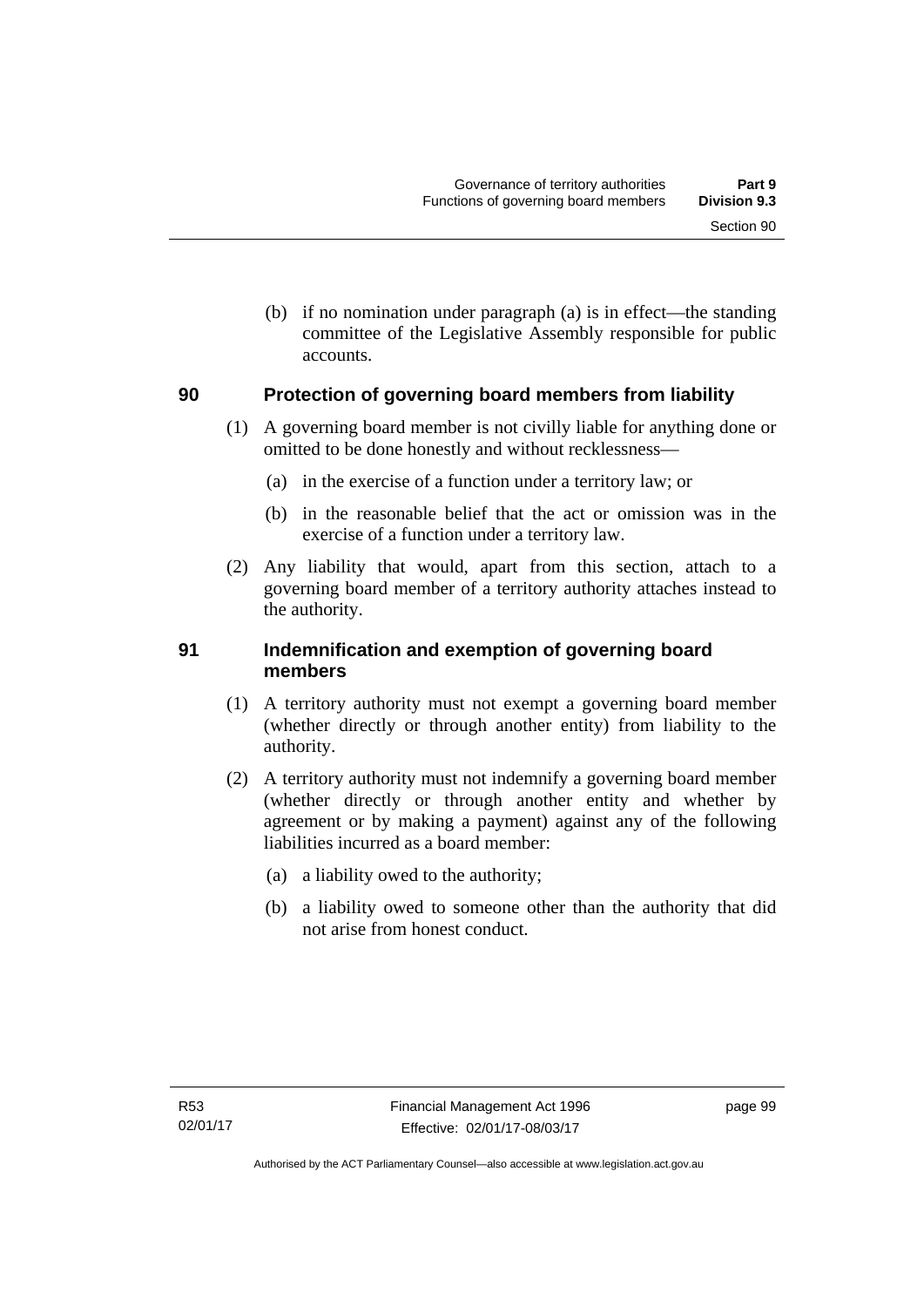(b) if no nomination under paragraph (a) is in effect—the standing committee of the Legislative Assembly responsible for public accounts.

## 90 Protection of governing board members from liability

(1) A governing board member is not civilly liable for anything done or omitted to be done honestly and without recklessness—

(a) in the exercise of a function under a territory law; or

(b) in the reasonable belief that the act or omission was in the exercise of a function under a territory law.

(2) Any liability that would, apart from this section, attach to a governing board member of a territory authority attaches instead to the authority.

## 91 Indemnification and exemption of governing board members

(1) A territory authority must not exempt a governing board member (whether directly or through another entity) from liability to the authority.

(2) A territory authority must not indemnify a governing board member (whether directly or through another entity and whether by agreement or by making a payment) against any of the following liabilities incurred as a board member:

(a) a liability owed to the authority;

(b) a liability owed to someone other than the authority that did not arise from honest conduct.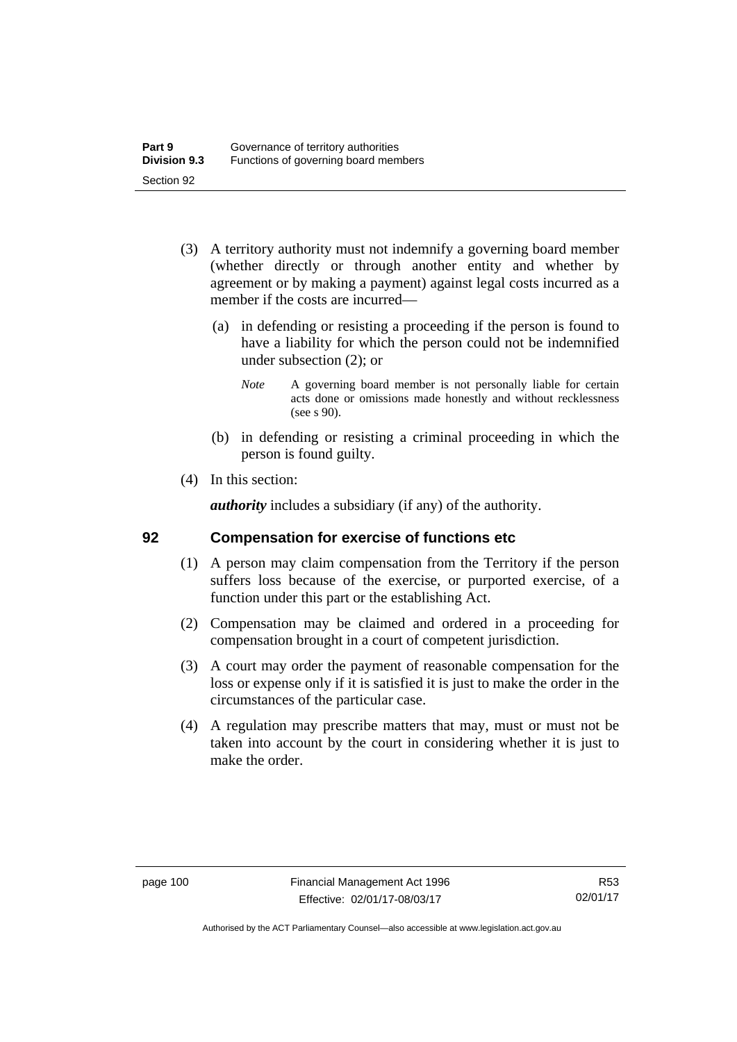(3) A territory authority must not indemnify a governing board member (whether directly or through another entity and whether by agreement or by making a payment) against legal costs incurred as a member if the costs are incurred—

(a) in defending or resisting a proceeding if the person is found to have a liability for which the person could not be indemnified under subsection (2); or

*Note* A governing board member is not personally liable for certain acts done or omissions made honestly and without recklessness (see s 90).

(b) in defending or resisting a criminal proceeding in which the person is found guilty.

(4) In this section:

***authority*** includes a subsidiary (if any) of the authority.

## 92 Compensation for exercise of functions etc

(1) A person may claim compensation from the Territory if the person suffers loss because of the exercise, or purported exercise, of a function under this part or the establishing Act.

(2) Compensation may be claimed and ordered in a proceeding for compensation brought in a court of competent jurisdiction.

(3) A court may order the payment of reasonable compensation for the loss or expense only if it is satisfied it is just to make the order in the circumstances of the particular case.

(4) A regulation may prescribe matters that may, must or must not be taken into account by the court in considering whether it is just to make the order.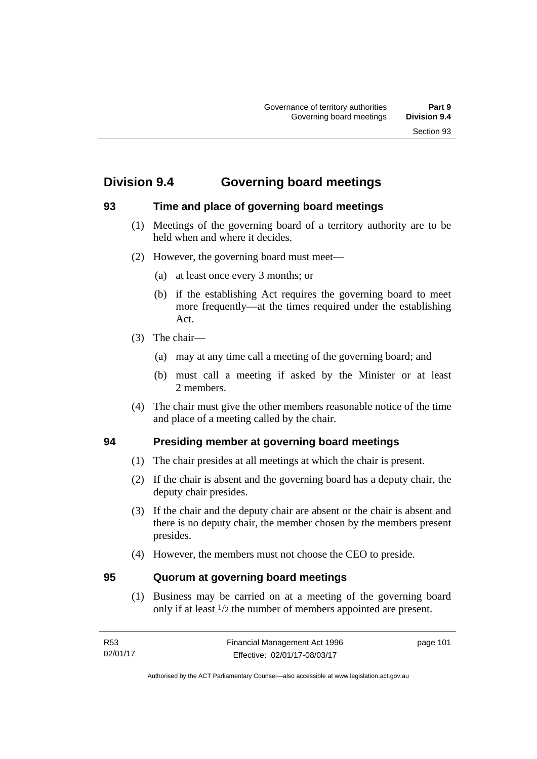## Division 9.4 Governing board meetings

### 93 Time and place of governing board meetings

(1) Meetings of the governing board of a territory authority are to be held when and where it decides.

(2) However, the governing board must meet—

(a) at least once every 3 months; or

(b) if the establishing Act requires the governing board to meet more frequently—at the times required under the establishing Act.

(3) The chair—

(a) may at any time call a meeting of the governing board; and

(b) must call a meeting if asked by the Minister or at least 2 members.

(4) The chair must give the other members reasonable notice of the time and place of a meeting called by the chair.

### 94 Presiding member at governing board meetings

(1) The chair presides at all meetings at which the chair is present.

(2) If the chair is absent and the governing board has a deputy chair, the deputy chair presides.

(3) If the chair and the deputy chair are absent or the chair is absent and there is no deputy chair, the member chosen by the members present presides.

(4) However, the members must not choose the CEO to preside.

### 95 Quorum at governing board meetings

(1) Business may be carried on at a meeting of the governing board only if at least $^1/_2$ the number of members appointed are present.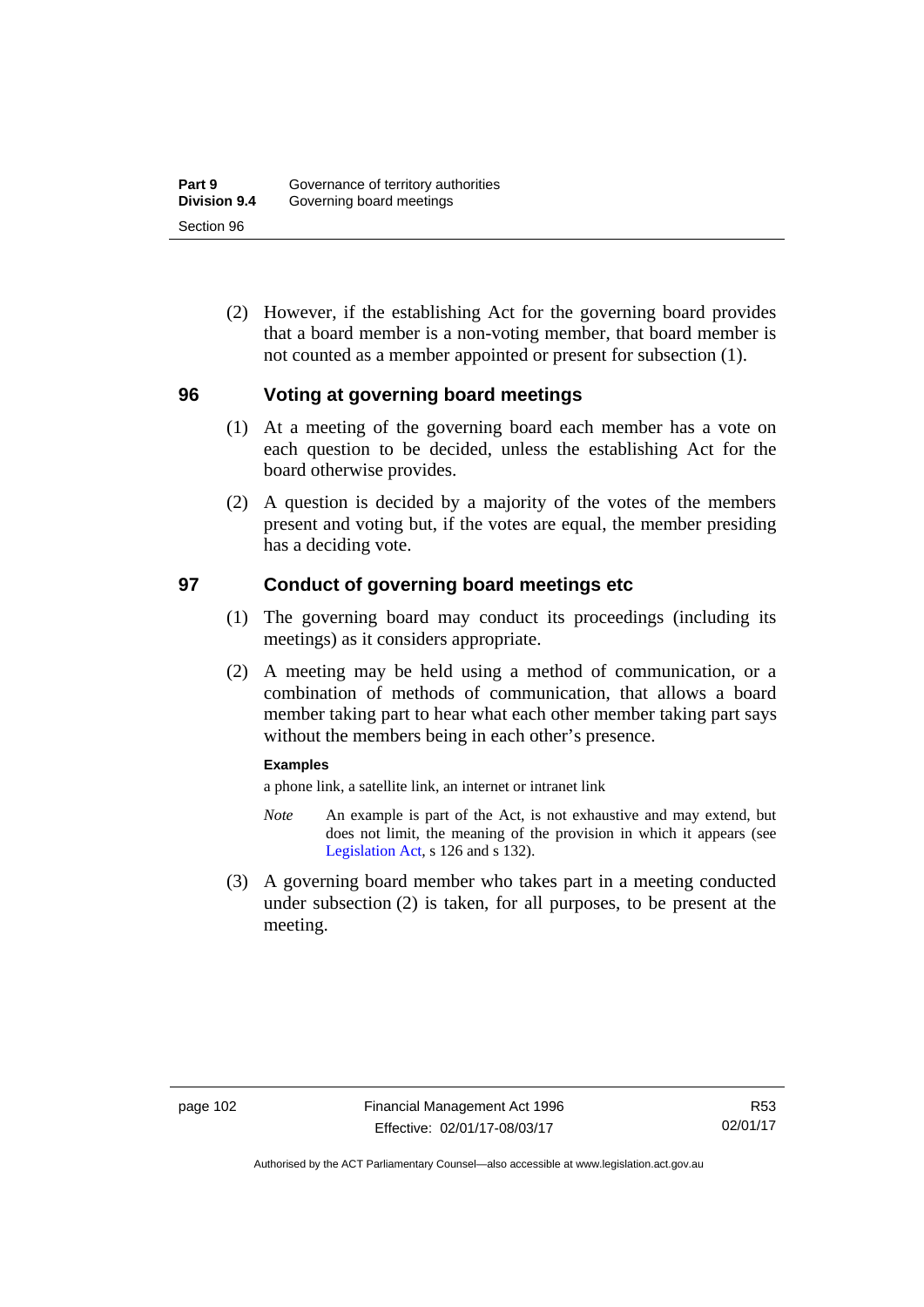(2) However, if the establishing Act for the governing board provides that a board member is a non-voting member, that board member is not counted as a member appointed or present for subsection (1).

## 96 Voting at governing board meetings

(1) At a meeting of the governing board each member has a vote on each question to be decided, unless the establishing Act for the board otherwise provides.

(2) A question is decided by a majority of the votes of the members present and voting but, if the votes are equal, the member presiding has a deciding vote.

## 97 Conduct of governing board meetings etc

(1) The governing board may conduct its proceedings (including its meetings) as it considers appropriate.

(2) A meeting may be held using a method of communication, or a combination of methods of communication, that allows a board member taking part to hear what each other member taking part says without the members being in each other's presence.

**Examples**

a phone link, a satellite link, an internet or intranet link

*Note* An example is part of the Act, is not exhaustive and may extend, but does not limit, the meaning of the provision in which it appears (see Legislation Act, s 126 and s 132).

(3) A governing board member who takes part in a meeting conducted under subsection (2) is taken, for all purposes, to be present at the meeting.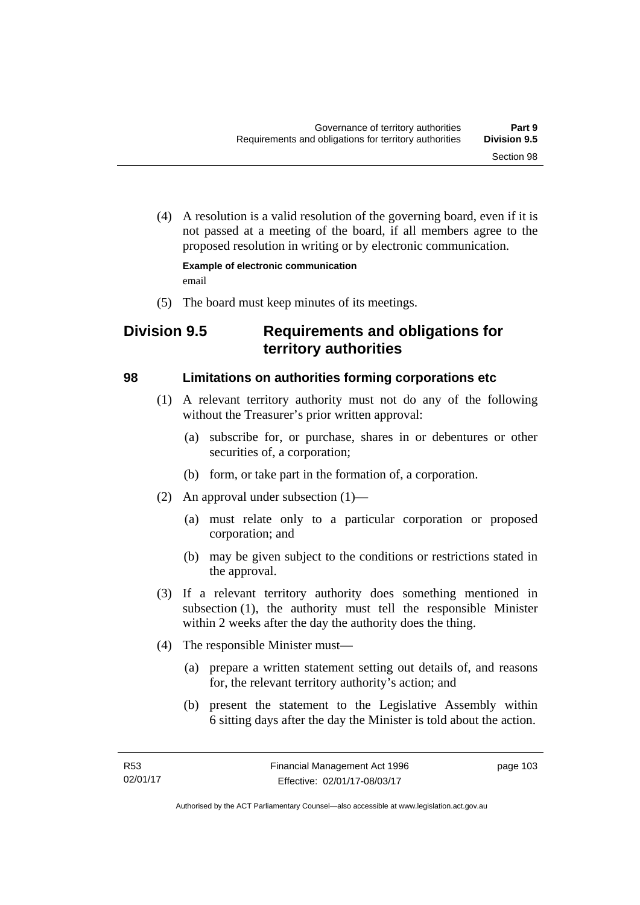(4) A resolution is a valid resolution of the governing board, even if it is not passed at a meeting of the board, if all members agree to the proposed resolution in writing or by electronic communication.

**Example of electronic communication**

email

(5) The board must keep minutes of its meetings.

## Division 9.5 Requirements and obligations for territory authorities

### 98 Limitations on authorities forming corporations etc

(1) A relevant territory authority must not do any of the following without the Treasurer's prior written approval:

(a) subscribe for, or purchase, shares in or debentures or other securities of, a corporation;

(b) form, or take part in the formation of, a corporation.

(2) An approval under subsection (1)—

(a) must relate only to a particular corporation or proposed corporation; and

(b) may be given subject to the conditions or restrictions stated in the approval.

(3) If a relevant territory authority does something mentioned in subsection (1), the authority must tell the responsible Minister within 2 weeks after the day the authority does the thing.

(4) The responsible Minister must—

(a) prepare a written statement setting out details of, and reasons for, the relevant territory authority's action; and

(b) present the statement to the Legislative Assembly within 6 sitting days after the day the Minister is told about the action.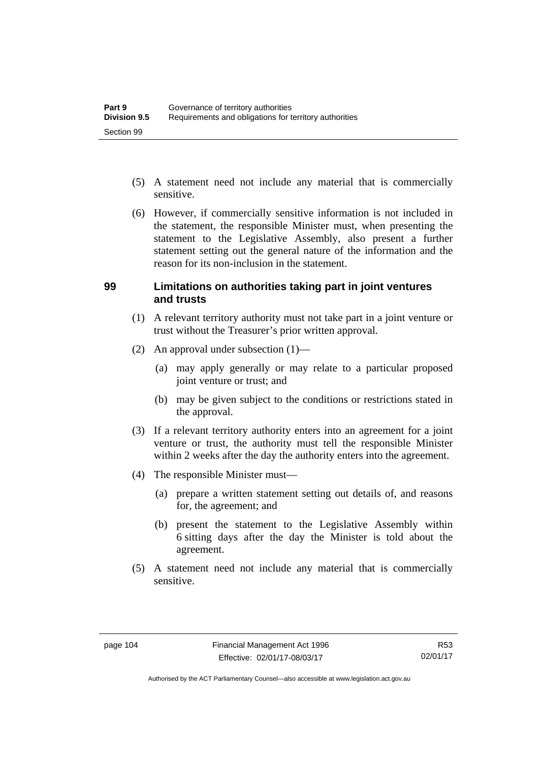(5) A statement need not include any material that is commercially sensitive.

(6) However, if commercially sensitive information is not included in the statement, the responsible Minister must, when presenting the statement to the Legislative Assembly, also present a further statement setting out the general nature of the information and the reason for its non-inclusion in the statement.

## 99 Limitations on authorities taking part in joint ventures and trusts

(1) A relevant territory authority must not take part in a joint venture or trust without the Treasurer's prior written approval.

(2) An approval under subsection (1)—

(a) may apply generally or may relate to a particular proposed joint venture or trust; and

(b) may be given subject to the conditions or restrictions stated in the approval.

(3) If a relevant territory authority enters into an agreement for a joint venture or trust, the authority must tell the responsible Minister within 2 weeks after the day the authority enters into the agreement.

(4) The responsible Minister must—

(a) prepare a written statement setting out details of, and reasons for, the agreement; and

(b) present the statement to the Legislative Assembly within 6 sitting days after the day the Minister is told about the agreement.

(5) A statement need not include any material that is commercially sensitive.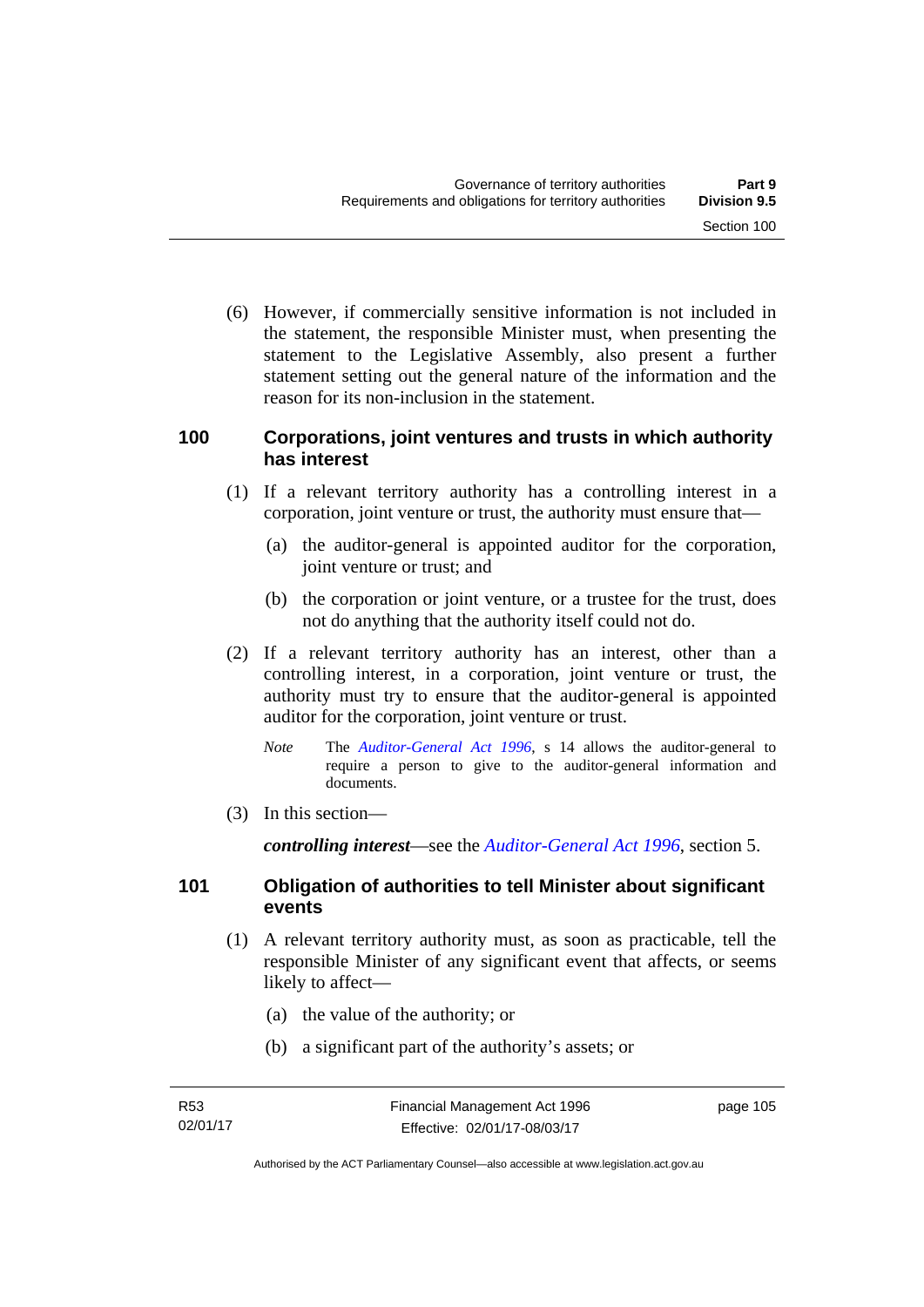(6) However, if commercially sensitive information is not included in the statement, the responsible Minister must, when presenting the statement to the Legislative Assembly, also present a further statement setting out the general nature of the information and the reason for its non-inclusion in the statement.

### 100 Corporations, joint ventures and trusts in which authority has interest

(1) If a relevant territory authority has a controlling interest in a corporation, joint venture or trust, the authority must ensure that—

(a) the auditor-general is appointed auditor for the corporation, joint venture or trust; and

(b) the corporation or joint venture, or a trustee for the trust, does not do anything that the authority itself could not do.

(2) If a relevant territory authority has an interest, other than a controlling interest, in a corporation, joint venture or trust, the authority must try to ensure that the auditor-general is appointed auditor for the corporation, joint venture or trust.

*Note* The *Auditor-General Act 1996*, s 14 allows the auditor-general to require a person to give to the auditor-general information and documents.

(3) In this section—

***controlling interest***—see the *Auditor-General Act 1996*, section 5.

### 101 Obligation of authorities to tell Minister about significant events

(1) A relevant territory authority must, as soon as practicable, tell the responsible Minister of any significant event that affects, or seems likely to affect—

(a) the value of the authority; or

(b) a significant part of the authority's assets; or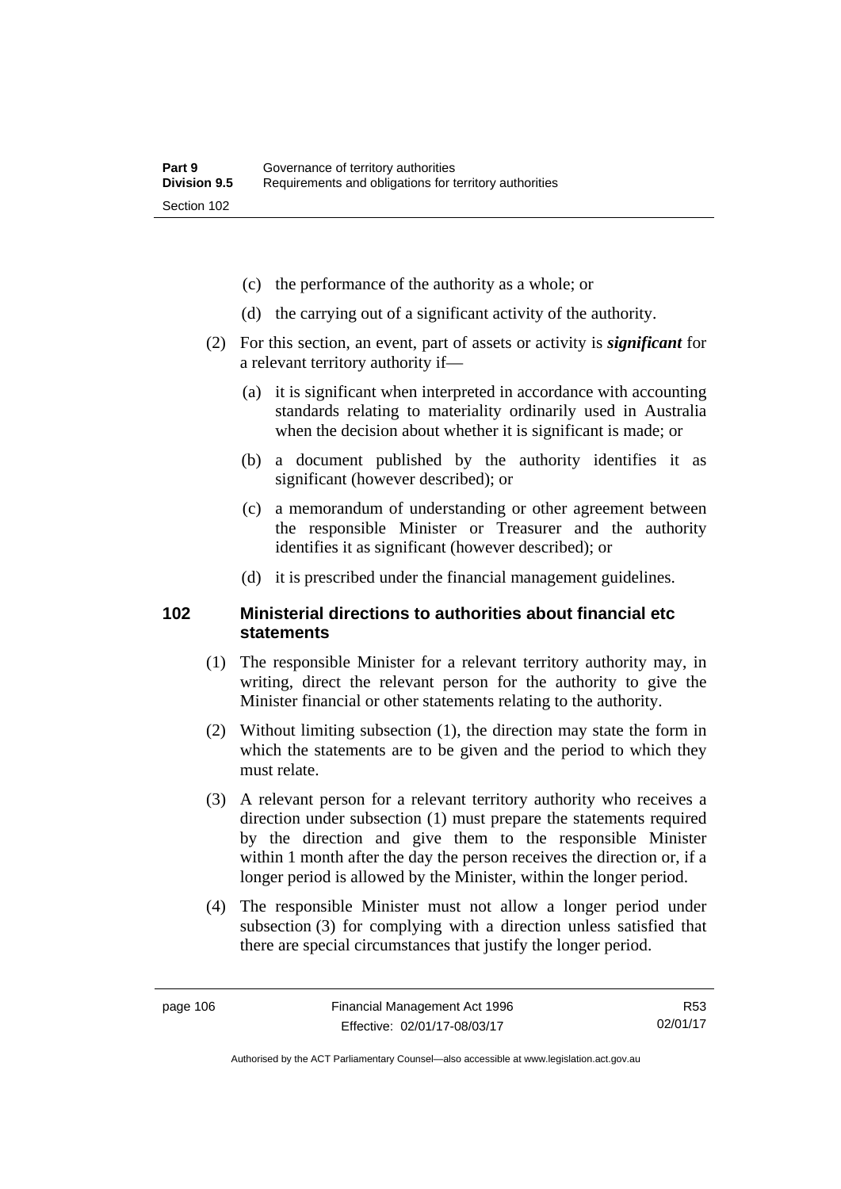(c) the performance of the authority as a whole; or

(d) the carrying out of a significant activity of the authority.

(2) For this section, an event, part of assets or activity is ***significant*** for a relevant territory authority if—

(a) it is significant when interpreted in accordance with accounting standards relating to materiality ordinarily used in Australia when the decision about whether it is significant is made; or

(b) a document published by the authority identifies it as significant (however described); or

(c) a memorandum of understanding or other agreement between the responsible Minister or Treasurer and the authority identifies it as significant (however described); or

(d) it is prescribed under the financial management guidelines.

### 102 Ministerial directions to authorities about financial etc statements

(1) The responsible Minister for a relevant territory authority may, in writing, direct the relevant person for the authority to give the Minister financial or other statements relating to the authority.

(2) Without limiting subsection (1), the direction may state the form in which the statements are to be given and the period to which they must relate.

(3) A relevant person for a relevant territory authority who receives a direction under subsection (1) must prepare the statements required by the direction and give them to the responsible Minister within 1 month after the day the person receives the direction or, if a longer period is allowed by the Minister, within the longer period.

(4) The responsible Minister must not allow a longer period under subsection (3) for complying with a direction unless satisfied that there are special circumstances that justify the longer period.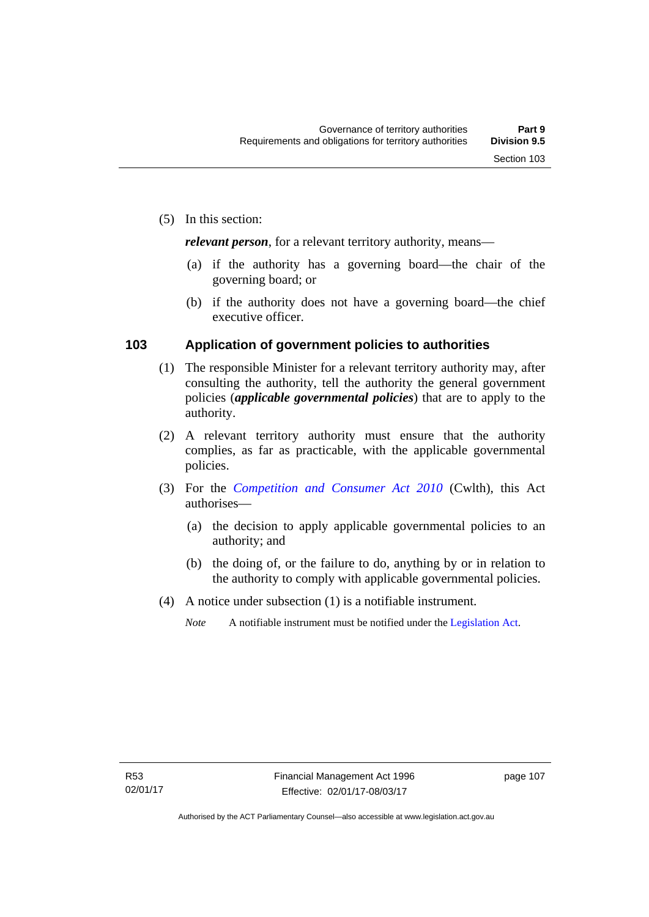(5) In this section:

***relevant person***, for a relevant territory authority, means—

(a) if the authority has a governing board—the chair of the governing board; or

(b) if the authority does not have a governing board—the chief executive officer.

## 103 Application of government policies to authorities

(1) The responsible Minister for a relevant territory authority may, after consulting the authority, tell the authority the general government policies (***applicable governmental policies***) that are to apply to the authority.

(2) A relevant territory authority must ensure that the authority complies, as far as practicable, with the applicable governmental policies.

(3) For the *Competition and Consumer Act 2010* (Cwlth), this Act authorises—

(a) the decision to apply applicable governmental policies to an authority; and

(b) the doing of, or the failure to do, anything by or in relation to the authority to comply with applicable governmental policies.

(4) A notice under subsection (1) is a notifiable instrument.

*Note* A notifiable instrument must be notified under the Legislation Act.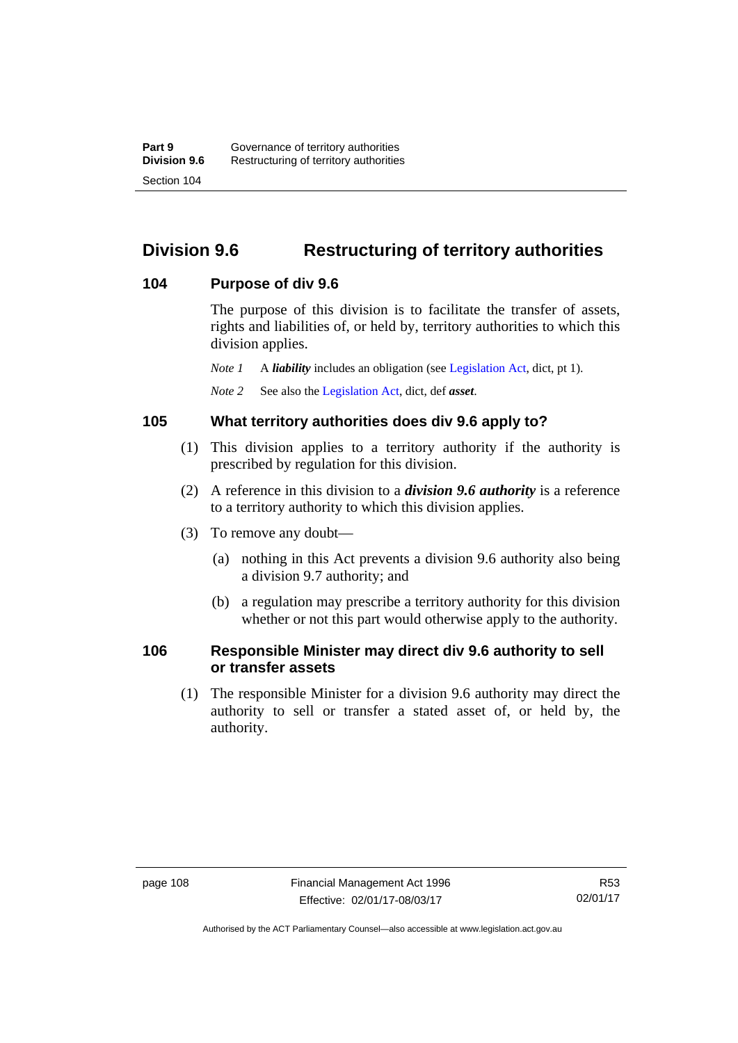## Division 9.6 Restructuring of territory authorities

### 104 Purpose of div 9.6

The purpose of this division is to facilitate the transfer of assets, rights and liabilities of, or held by, territory authorities to which this division applies.

*Note 1* A ***liability*** includes an obligation (see Legislation Act, dict, pt 1).

*Note 2* See also the Legislation Act, dict, def ***asset***.

### 105 What territory authorities does div 9.6 apply to?

(1) This division applies to a territory authority if the authority is prescribed by regulation for this division.

(2) A reference in this division to a ***division 9.6 authority*** is a reference to a territory authority to which this division applies.

(3) To remove any doubt—

(a) nothing in this Act prevents a division 9.6 authority also being a division 9.7 authority; and

(b) a regulation may prescribe a territory authority for this division whether or not this part would otherwise apply to the authority.

### 106 Responsible Minister may direct div 9.6 authority to sell or transfer assets

(1) The responsible Minister for a division 9.6 authority may direct the authority to sell or transfer a stated asset of, or held by, the authority.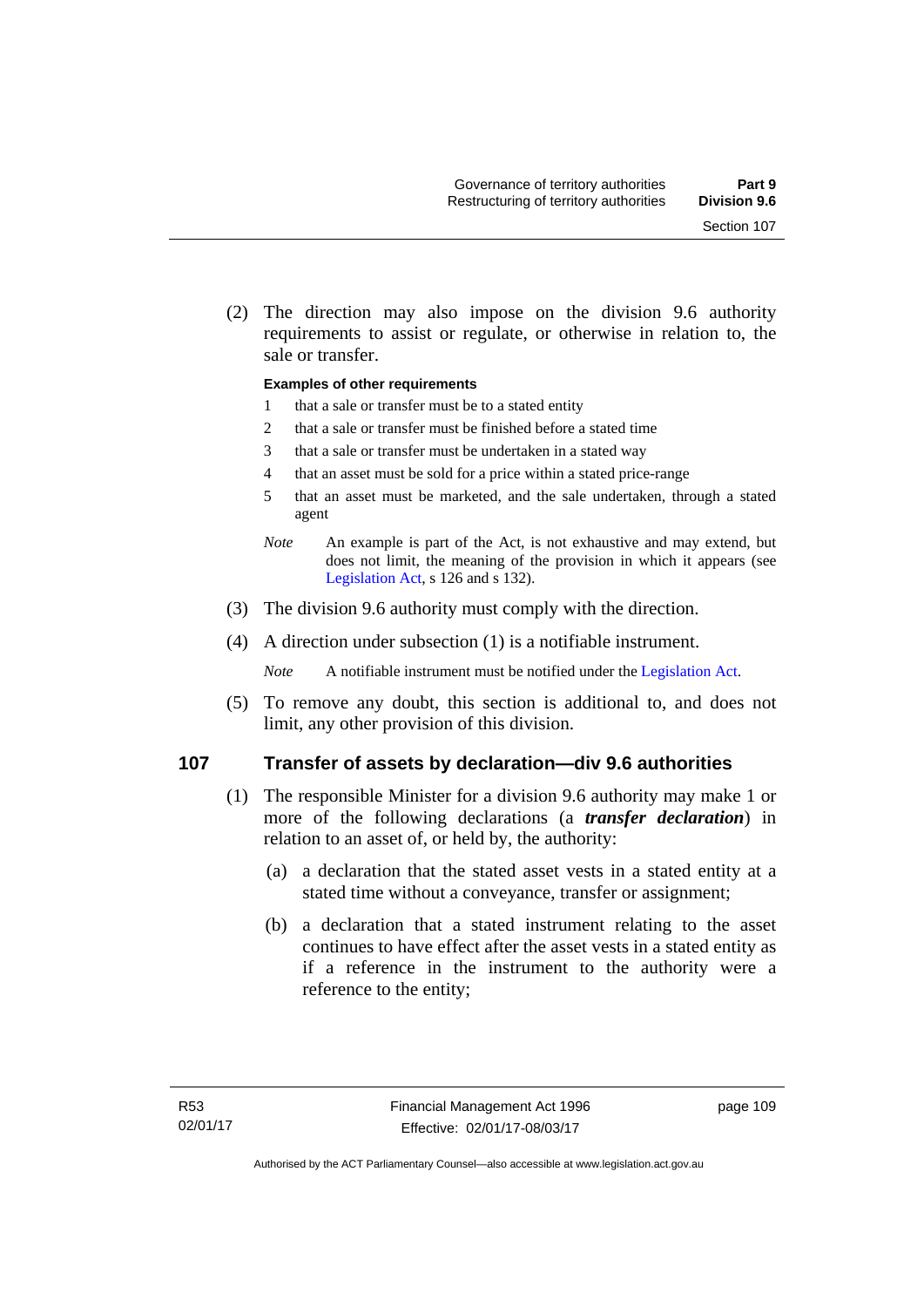(2) The direction may also impose on the division 9.6 authority requirements to assist or regulate, or otherwise in relation to, the sale or transfer.

**Examples of other requirements**

1 that a sale or transfer must be to a stated entity

2 that a sale or transfer must be finished before a stated time

3 that a sale or transfer must be undertaken in a stated way

4 that an asset must be sold for a price within a stated price-range

5 that an asset must be marketed, and the sale undertaken, through a stated agent

*Note* An example is part of the Act, is not exhaustive and may extend, but does not limit, the meaning of the provision in which it appears (see Legislation Act, s 126 and s 132).

(3) The division 9.6 authority must comply with the direction.

(4) A direction under subsection (1) is a notifiable instrument.

*Note* A notifiable instrument must be notified under the Legislation Act.

(5) To remove any doubt, this section is additional to, and does not limit, any other provision of this division.

## 107 Transfer of assets by declaration—div 9.6 authorities

(1) The responsible Minister for a division 9.6 authority may make 1 or more of the following declarations (a ***transfer declaration***) in relation to an asset of, or held by, the authority:

(a) a declaration that the stated asset vests in a stated entity at a stated time without a conveyance, transfer or assignment;

(b) a declaration that a stated instrument relating to the asset continues to have effect after the asset vests in a stated entity as if a reference in the instrument to the authority were a reference to the entity;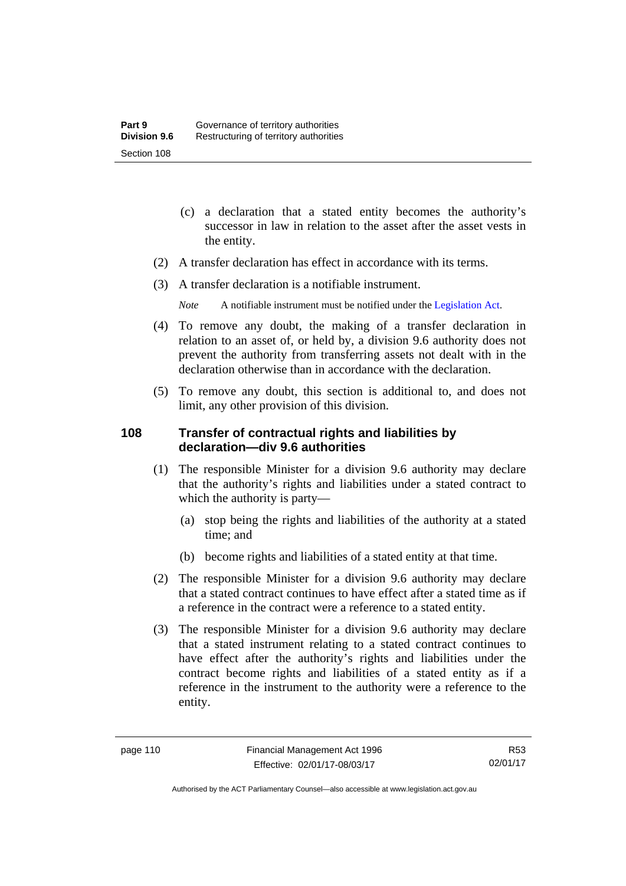(c) a declaration that a stated entity becomes the authority's successor in law in relation to the asset after the asset vests in the entity.

(2) A transfer declaration has effect in accordance with its terms.

(3) A transfer declaration is a notifiable instrument.

*Note* A notifiable instrument must be notified under the Legislation Act.

(4) To remove any doubt, the making of a transfer declaration in relation to an asset of, or held by, a division 9.6 authority does not prevent the authority from transferring assets not dealt with in the declaration otherwise than in accordance with the declaration.

(5) To remove any doubt, this section is additional to, and does not limit, any other provision of this division.

### 108 Transfer of contractual rights and liabilities by declaration—div 9.6 authorities

(1) The responsible Minister for a division 9.6 authority may declare that the authority's rights and liabilities under a stated contract to which the authority is party—

(a) stop being the rights and liabilities of the authority at a stated time; and

(b) become rights and liabilities of a stated entity at that time.

(2) The responsible Minister for a division 9.6 authority may declare that a stated contract continues to have effect after a stated time as if a reference in the contract were a reference to a stated entity.

(3) The responsible Minister for a division 9.6 authority may declare that a stated instrument relating to a stated contract continues to have effect after the authority's rights and liabilities under the contract become rights and liabilities of a stated entity as if a reference in the instrument to the authority were a reference to the entity.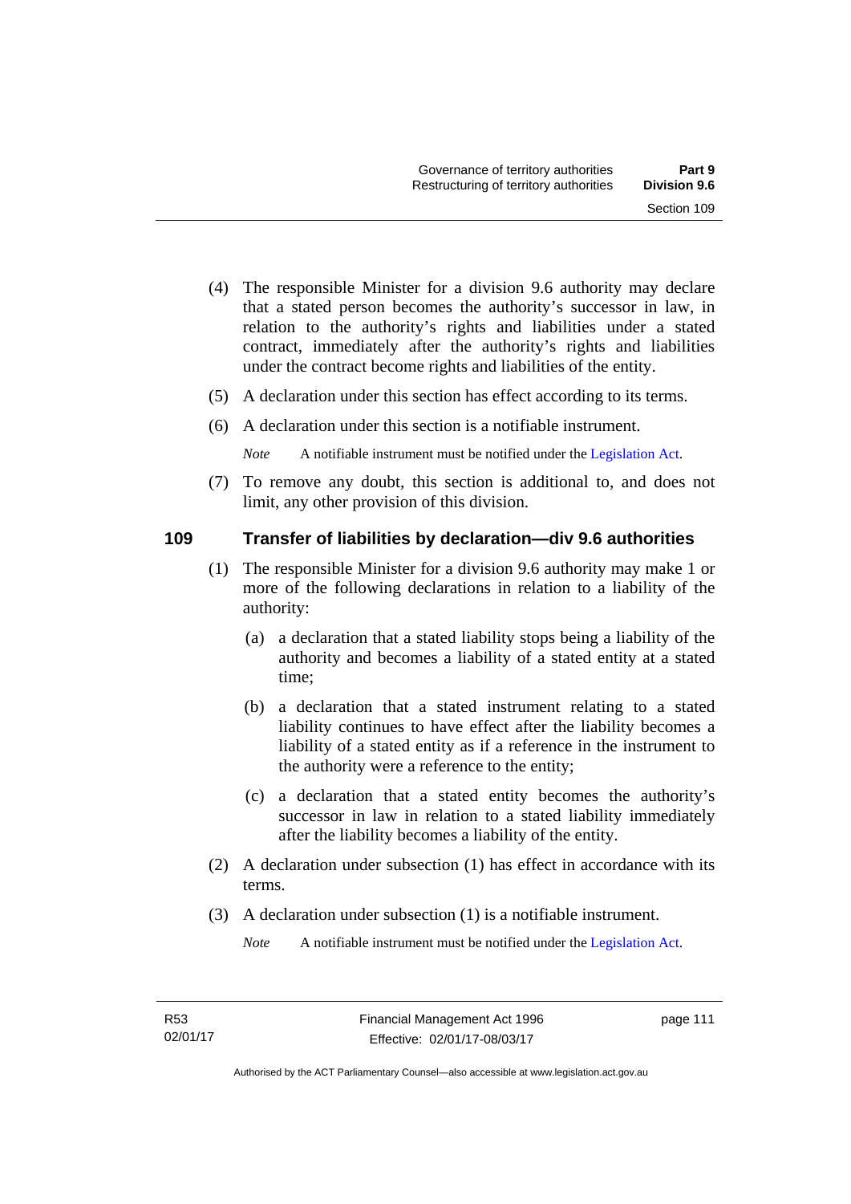(4) The responsible Minister for a division 9.6 authority may declare that a stated person becomes the authority's successor in law, in relation to the authority's rights and liabilities under a stated contract, immediately after the authority's rights and liabilities under the contract become rights and liabilities of the entity.

(5) A declaration under this section has effect according to its terms.

(6) A declaration under this section is a notifiable instrument.

*Note* A notifiable instrument must be notified under the Legislation Act.

(7) To remove any doubt, this section is additional to, and does not limit, any other provision of this division.

### 109 Transfer of liabilities by declaration—div 9.6 authorities

(1) The responsible Minister for a division 9.6 authority may make 1 or more of the following declarations in relation to a liability of the authority:

- (a) a declaration that a stated liability stops being a liability of the authority and becomes a liability of a stated entity at a stated time;
- (b) a declaration that a stated instrument relating to a stated liability continues to have effect after the liability becomes a liability of a stated entity as if a reference in the instrument to the authority were a reference to the entity;
- (c) a declaration that a stated entity becomes the authority's successor in law in relation to a stated liability immediately after the liability becomes a liability of the entity.

(2) A declaration under subsection (1) has effect in accordance with its terms.

(3) A declaration under subsection (1) is a notifiable instrument.

*Note* A notifiable instrument must be notified under the Legislation Act.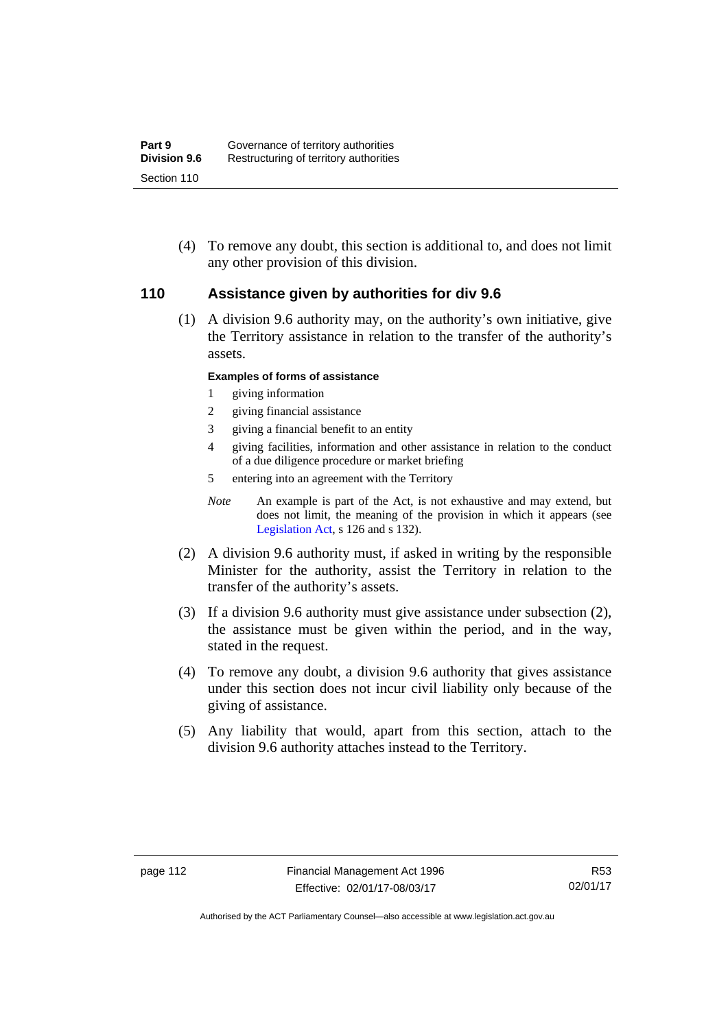(4) To remove any doubt, this section is additional to, and does not limit any other provision of this division.

## 110 Assistance given by authorities for div 9.6

(1) A division 9.6 authority may, on the authority's own initiative, give the Territory assistance in relation to the transfer of the authority's assets.

**Examples of forms of assistance**

1 giving information
2 giving financial assistance
3 giving a financial benefit to an entity
4 giving facilities, information and other assistance in relation to the conduct of a due diligence procedure or market briefing
5 entering into an agreement with the Territory

*Note* An example is part of the Act, is not exhaustive and may extend, but does not limit, the meaning of the provision in which it appears (see Legislation Act, s 126 and s 132).

(2) A division 9.6 authority must, if asked in writing by the responsible Minister for the authority, assist the Territory in relation to the transfer of the authority's assets.

(3) If a division 9.6 authority must give assistance under subsection (2), the assistance must be given within the period, and in the way, stated in the request.

(4) To remove any doubt, a division 9.6 authority that gives assistance under this section does not incur civil liability only because of the giving of assistance.

(5) Any liability that would, apart from this section, attach to the division 9.6 authority attaches instead to the Territory.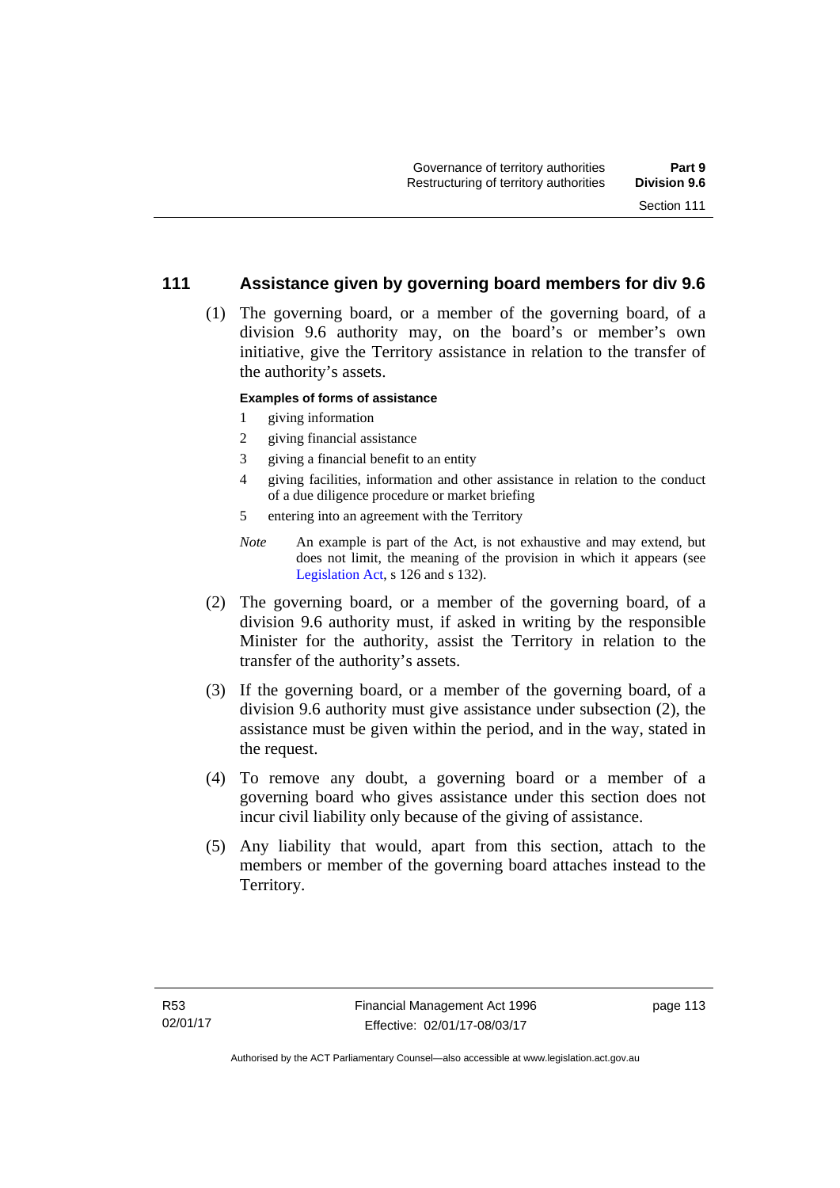## 111 Assistance given by governing board members for div 9.6

(1) The governing board, or a member of the governing board, of a division 9.6 authority may, on the board's or member's own initiative, give the Territory assistance in relation to the transfer of the authority's assets.

**Examples of forms of assistance**

1. giving information
2. giving financial assistance
3. giving a financial benefit to an entity
4. giving facilities, information and other assistance in relation to the conduct of a due diligence procedure or market briefing
5. entering into an agreement with the Territory

*Note* An example is part of the Act, is not exhaustive and may extend, but does not limit, the meaning of the provision in which it appears (see Legislation Act, s 126 and s 132).

(2) The governing board, or a member of the governing board, of a division 9.6 authority must, if asked in writing by the responsible Minister for the authority, assist the Territory in relation to the transfer of the authority's assets.

(3) If the governing board, or a member of the governing board, of a division 9.6 authority must give assistance under subsection (2), the assistance must be given within the period, and in the way, stated in the request.

(4) To remove any doubt, a governing board or a member of a governing board who gives assistance under this section does not incur civil liability only because of the giving of assistance.

(5) Any liability that would, apart from this section, attach to the members or member of the governing board attaches instead to the Territory.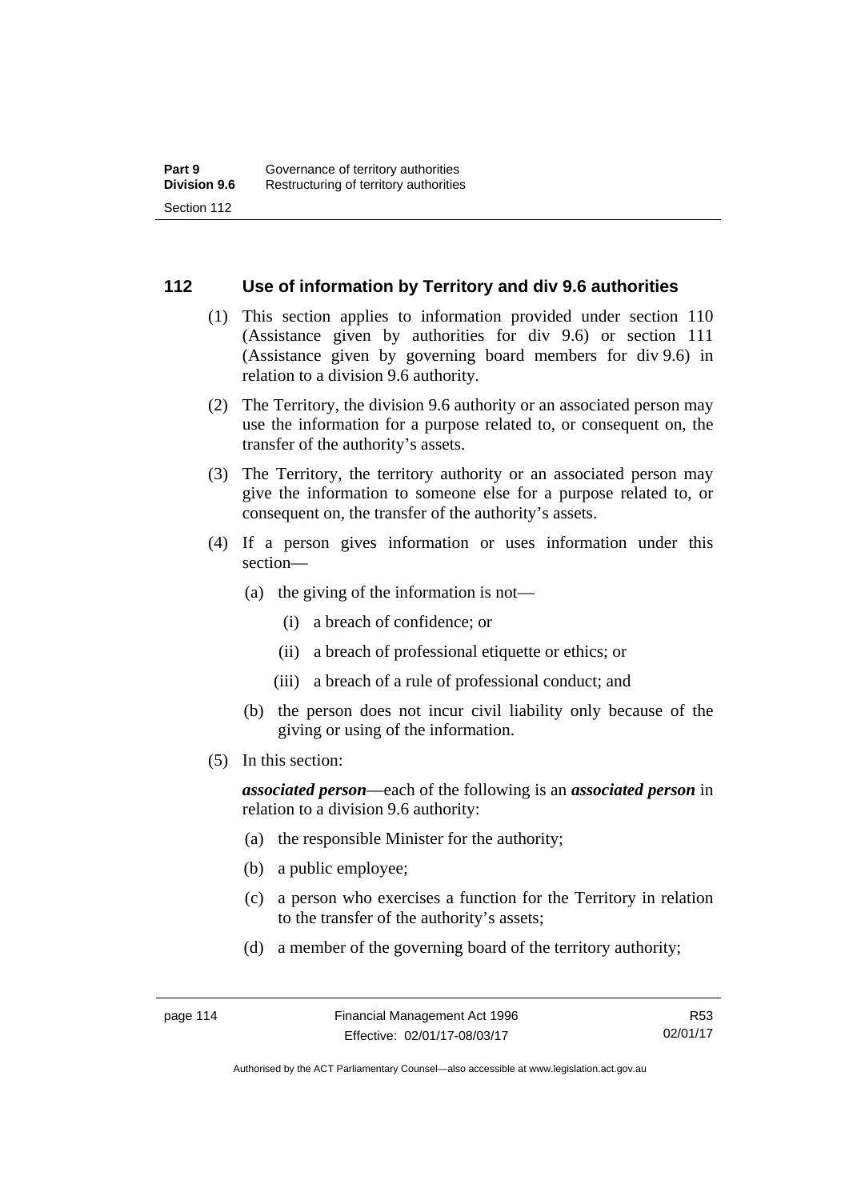## 112 Use of information by Territory and div 9.6 authorities

(1) This section applies to information provided under section 110 (Assistance given by authorities for div 9.6) or section 111 (Assistance given by governing board members for div 9.6) in relation to a division 9.6 authority.

(2) The Territory, the division 9.6 authority or an associated person may use the information for a purpose related to, or consequent on, the transfer of the authority's assets.

(3) The Territory, the territory authority or an associated person may give the information to someone else for a purpose related to, or consequent on, the transfer of the authority's assets.

(4) If a person gives information or uses information under this section—

(a) the giving of the information is not—

(i) a breach of confidence; or

(ii) a breach of professional etiquette or ethics; or

(iii) a breach of a rule of professional conduct; and

(b) the person does not incur civil liability only because of the giving or using of the information.

(5) In this section:

***associated person***—each of the following is an ***associated person*** in relation to a division 9.6 authority:

(a) the responsible Minister for the authority;

(b) a public employee;

(c) a person who exercises a function for the Territory in relation to the transfer of the authority's assets;

(d) a member of the governing board of the territory authority;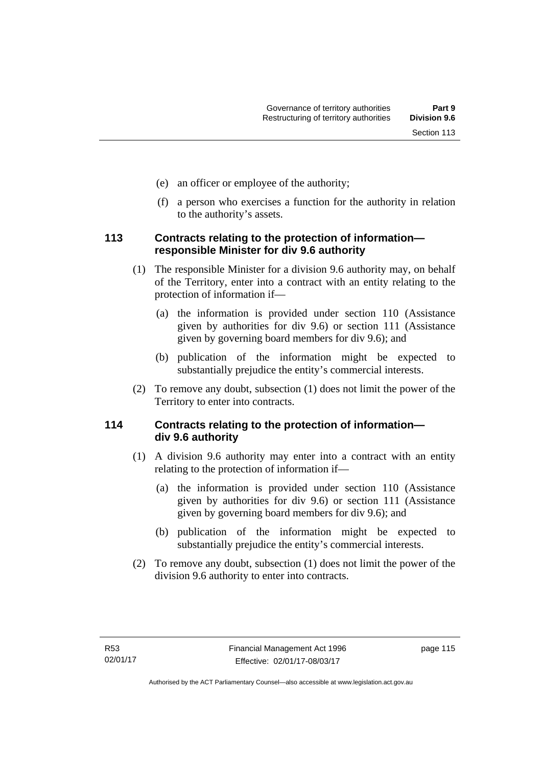(e) an officer or employee of the authority;

(f) a person who exercises a function for the authority in relation to the authority's assets.

## 113 Contracts relating to the protection of information—responsible Minister for div 9.6 authority

(1) The responsible Minister for a division 9.6 authority may, on behalf of the Territory, enter into a contract with an entity relating to the protection of information if—

(a) the information is provided under section 110 (Assistance given by authorities for div 9.6) or section 111 (Assistance given by governing board members for div 9.6); and

(b) publication of the information might be expected to substantially prejudice the entity's commercial interests.

(2) To remove any doubt, subsection (1) does not limit the power of the Territory to enter into contracts.

## 114 Contracts relating to the protection of information—div 9.6 authority

(1) A division 9.6 authority may enter into a contract with an entity relating to the protection of information if—

(a) the information is provided under section 110 (Assistance given by authorities for div 9.6) or section 111 (Assistance given by governing board members for div 9.6); and

(b) publication of the information might be expected to substantially prejudice the entity's commercial interests.

(2) To remove any doubt, subsection (1) does not limit the power of the division 9.6 authority to enter into contracts.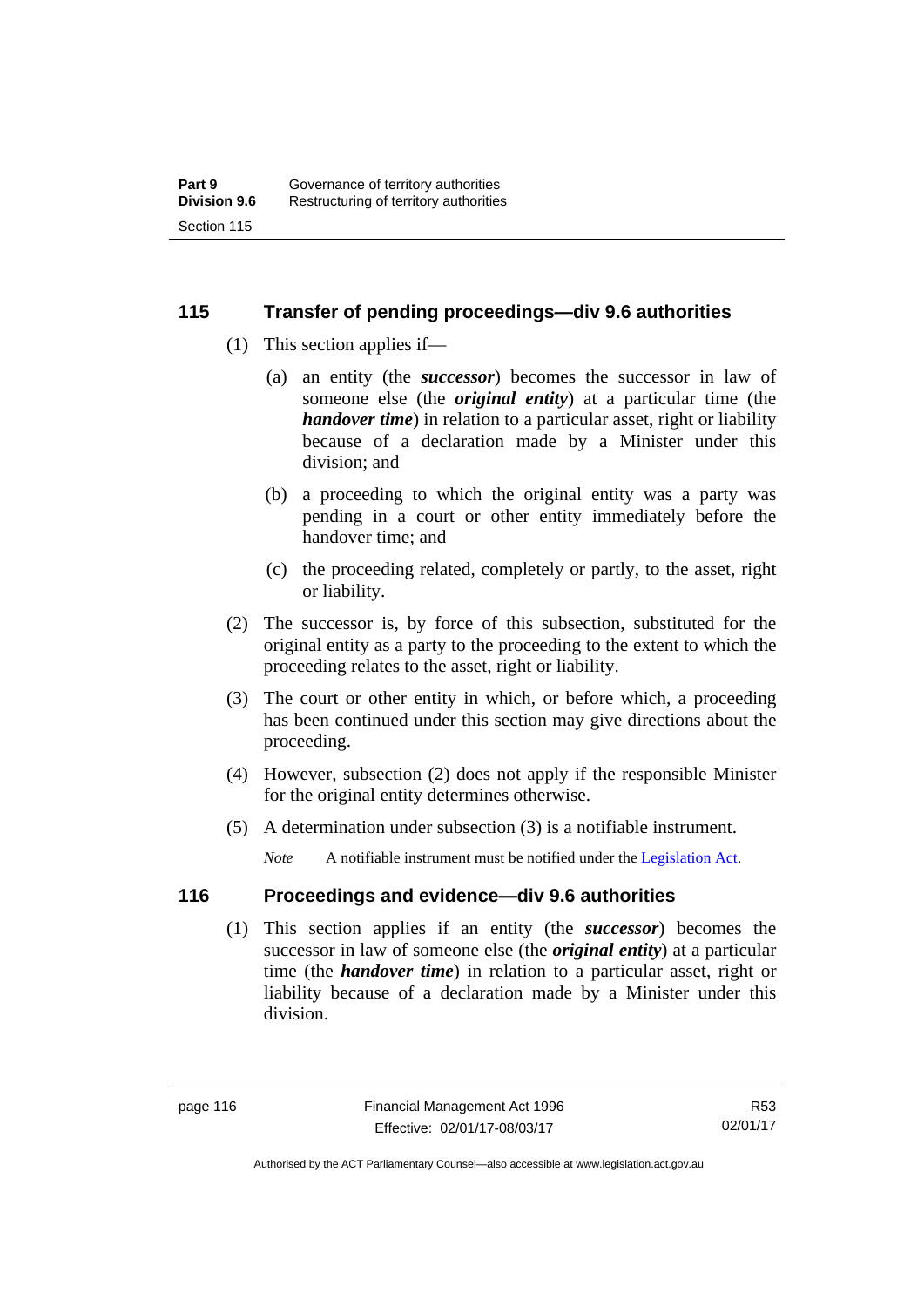## 115 Transfer of pending proceedings—div 9.6 authorities

(1) This section applies if—

(a) an entity (the ***successor***) becomes the successor in law of someone else (the ***original entity***) at a particular time (the ***handover time***) in relation to a particular asset, right or liability because of a declaration made by a Minister under this division; and

(b) a proceeding to which the original entity was a party was pending in a court or other entity immediately before the handover time; and

(c) the proceeding related, completely or partly, to the asset, right or liability.

(2) The successor is, by force of this subsection, substituted for the original entity as a party to the proceeding to the extent to which the proceeding relates to the asset, right or liability.

(3) The court or other entity in which, or before which, a proceeding has been continued under this section may give directions about the proceeding.

(4) However, subsection (2) does not apply if the responsible Minister for the original entity determines otherwise.

(5) A determination under subsection (3) is a notifiable instrument.

*Note* A notifiable instrument must be notified under the Legislation Act.

## 116 Proceedings and evidence—div 9.6 authorities

(1) This section applies if an entity (the ***successor***) becomes the successor in law of someone else (the ***original entity***) at a particular time (the ***handover time***) in relation to a particular asset, right or liability because of a declaration made by a Minister under this division.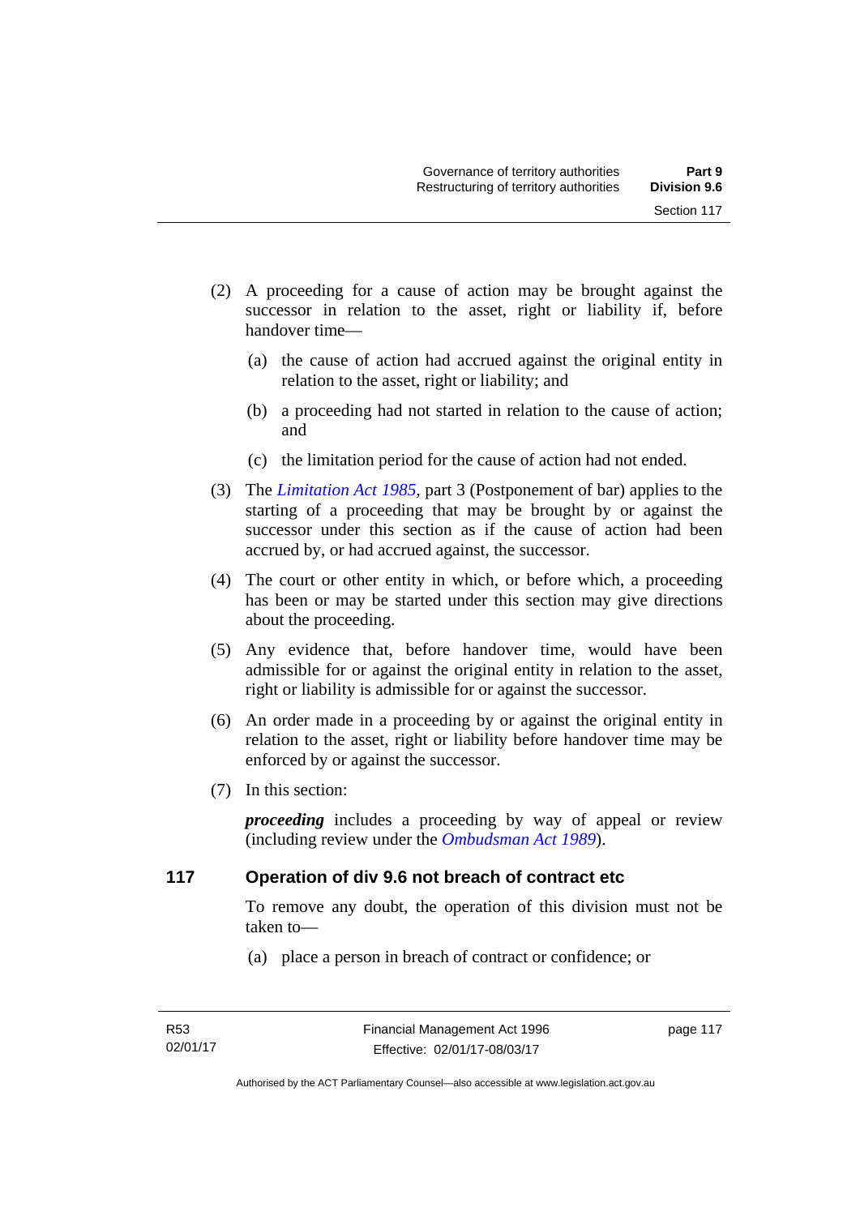(2) A proceeding for a cause of action may be brought against the successor in relation to the asset, right or liability if, before handover time—

(a) the cause of action had accrued against the original entity in relation to the asset, right or liability; and

(b) a proceeding had not started in relation to the cause of action; and

(c) the limitation period for the cause of action had not ended.

(3) The *Limitation Act 1985*, part 3 (Postponement of bar) applies to the starting of a proceeding that may be brought by or against the successor under this section as if the cause of action had been accrued by, or had accrued against, the successor.

(4) The court or other entity in which, or before which, a proceeding has been or may be started under this section may give directions about the proceeding.

(5) Any evidence that, before handover time, would have been admissible for or against the original entity in relation to the asset, right or liability is admissible for or against the successor.

(6) An order made in a proceeding by or against the original entity in relation to the asset, right or liability before handover time may be enforced by or against the successor.

(7) In this section:

***proceeding*** includes a proceeding by way of appeal or review (including review under the *Ombudsman Act 1989*).

## 117 Operation of div 9.6 not breach of contract etc

To remove any doubt, the operation of this division must not be taken to—

(a) place a person in breach of contract or confidence; or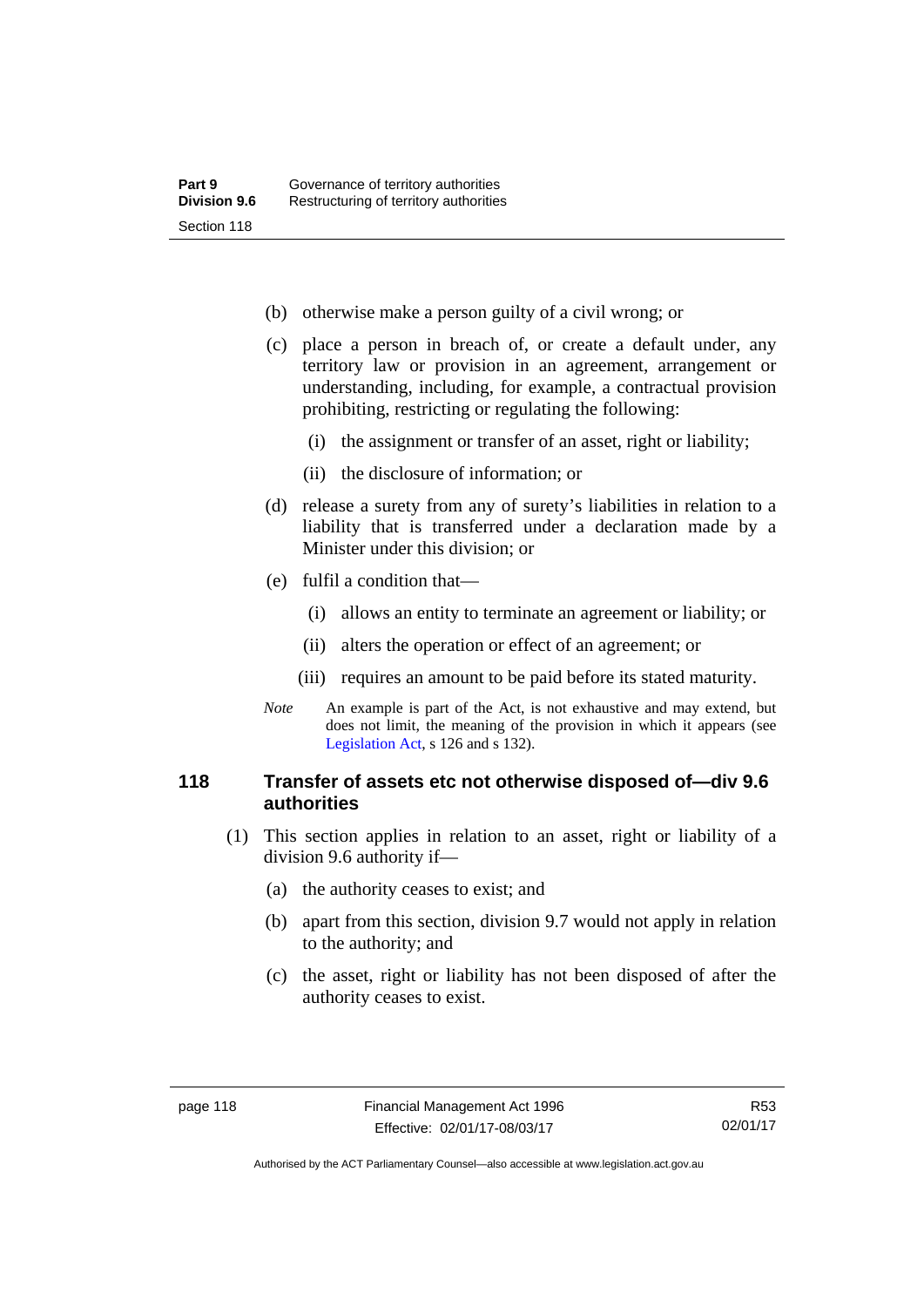(b) otherwise make a person guilty of a civil wrong; or

(c) place a person in breach of, or create a default under, any territory law or provision in an agreement, arrangement or understanding, including, for example, a contractual provision prohibiting, restricting or regulating the following:

  (i) the assignment or transfer of an asset, right or liability;

  (ii) the disclosure of information; or

(d) release a surety from any of surety's liabilities in relation to a liability that is transferred under a declaration made by a Minister under this division; or

(e) fulfil a condition that—

  (i) allows an entity to terminate an agreement or liability; or

  (ii) alters the operation or effect of an agreement; or

  (iii) requires an amount to be paid before its stated maturity.

*Note* An example is part of the Act, is not exhaustive and may extend, but does not limit, the meaning of the provision in which it appears (see Legislation Act, s 126 and s 132).

### 118 Transfer of assets etc not otherwise disposed of—div 9.6 authorities

(1) This section applies in relation to an asset, right or liability of a division 9.6 authority if—

  (a) the authority ceases to exist; and

  (b) apart from this section, division 9.7 would not apply in relation to the authority; and

  (c) the asset, right or liability has not been disposed of after the authority ceases to exist.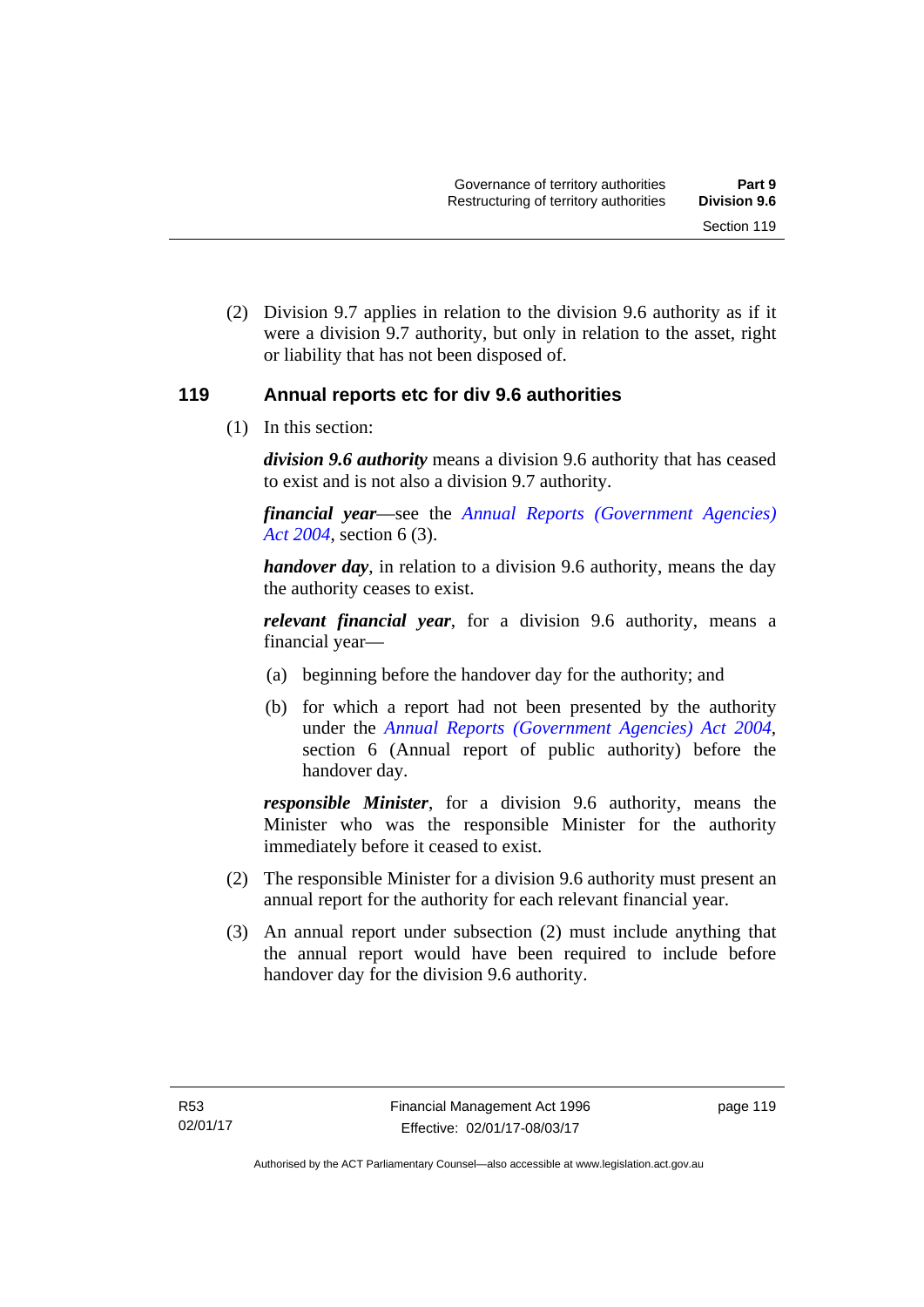(2) Division 9.7 applies in relation to the division 9.6 authority as if it were a division 9.7 authority, but only in relation to the asset, right or liability that has not been disposed of.

### 119 Annual reports etc for div 9.6 authorities

(1) In this section:

***division 9.6 authority*** means a division 9.6 authority that has ceased to exist and is not also a division 9.7 authority.

***financial year***—see the *Annual Reports (Government Agencies) Act 2004*, section 6 (3).

***handover day***, in relation to a division 9.6 authority, means the day the authority ceases to exist.

***relevant financial year***, for a division 9.6 authority, means a financial year—

(a) beginning before the handover day for the authority; and

(b) for which a report had not been presented by the authority under the *Annual Reports (Government Agencies) Act 2004*, section 6 (Annual report of public authority) before the handover day.

***responsible Minister***, for a division 9.6 authority, means the Minister who was the responsible Minister for the authority immediately before it ceased to exist.

(2) The responsible Minister for a division 9.6 authority must present an annual report for the authority for each relevant financial year.

(3) An annual report under subsection (2) must include anything that the annual report would have been required to include before handover day for the division 9.6 authority.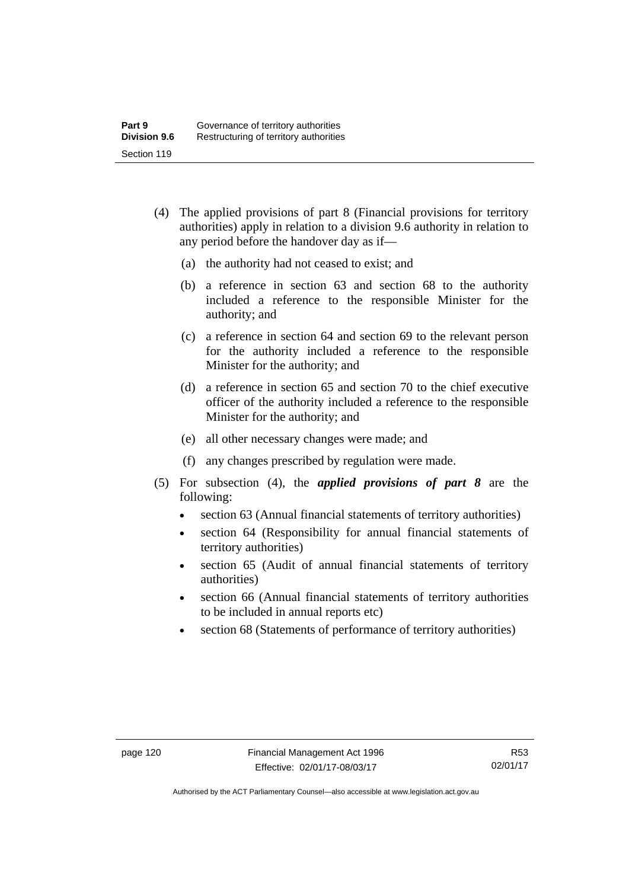(4) The applied provisions of part 8 (Financial provisions for territory authorities) apply in relation to a division 9.6 authority in relation to any period before the handover day as if—

(a) the authority had not ceased to exist; and

(b) a reference in section 63 and section 68 to the authority included a reference to the responsible Minister for the authority; and

(c) a reference in section 64 and section 69 to the relevant person for the authority included a reference to the responsible Minister for the authority; and

(d) a reference in section 65 and section 70 to the chief executive officer of the authority included a reference to the responsible Minister for the authority; and

(e) all other necessary changes were made; and

(f) any changes prescribed by regulation were made.

(5) For subsection (4), the ***applied provisions of part 8*** are the following:

- section 63 (Annual financial statements of territory authorities)
- section 64 (Responsibility for annual financial statements of territory authorities)
- section 65 (Audit of annual financial statements of territory authorities)
- section 66 (Annual financial statements of territory authorities to be included in annual reports etc)
- section 68 (Statements of performance of territory authorities)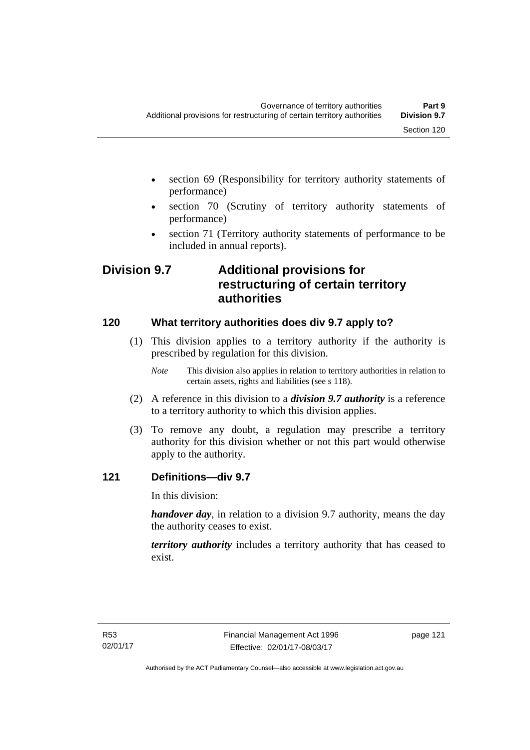- section 69 (Responsibility for territory authority statements of performance)
- section 70 (Scrutiny of territory authority statements of performance)
- section 71 (Territory authority statements of performance to be included in annual reports).

## Division 9.7 Additional provisions for restructuring of certain territory authorities

### 120 What territory authorities does div 9.7 apply to?

(1) This division applies to a territory authority if the authority is prescribed by regulation for this division.

*Note* This division also applies in relation to territory authorities in relation to certain assets, rights and liabilities (see s 118).

(2) A reference in this division to a ***division 9.7 authority*** is a reference to a territory authority to which this division applies.

(3) To remove any doubt, a regulation may prescribe a territory authority for this division whether or not this part would otherwise apply to the authority.

### 121 Definitions—div 9.7

In this division:

***handover day***, in relation to a division 9.7 authority, means the day the authority ceases to exist.

***territory authority*** includes a territory authority that has ceased to exist.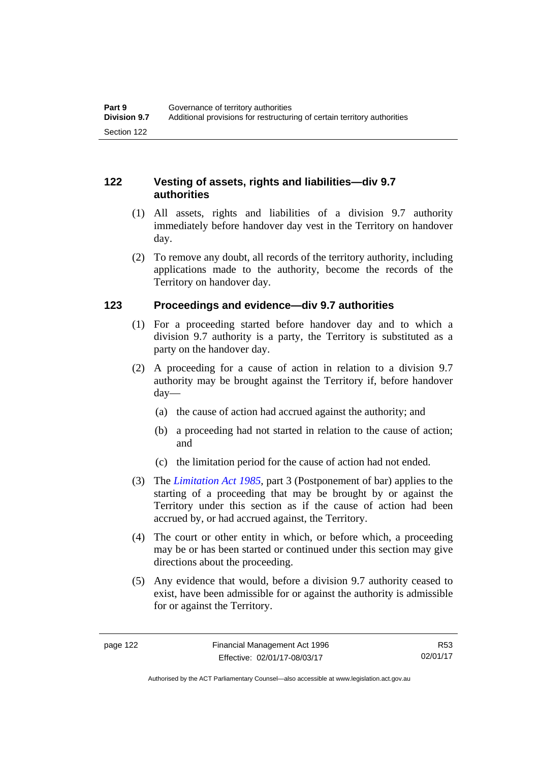## 122 Vesting of assets, rights and liabilities—div 9.7 authorities

(1) All assets, rights and liabilities of a division 9.7 authority immediately before handover day vest in the Territory on handover day.

(2) To remove any doubt, all records of the territory authority, including applications made to the authority, become the records of the Territory on handover day.

## 123 Proceedings and evidence—div 9.7 authorities

(1) For a proceeding started before handover day and to which a division 9.7 authority is a party, the Territory is substituted as a party on the handover day.

(2) A proceeding for a cause of action in relation to a division 9.7 authority may be brought against the Territory if, before handover day—

(a) the cause of action had accrued against the authority; and

(b) a proceeding had not started in relation to the cause of action; and

(c) the limitation period for the cause of action had not ended.

(3) The *Limitation Act 1985*, part 3 (Postponement of bar) applies to the starting of a proceeding that may be brought by or against the Territory under this section as if the cause of action had been accrued by, or had accrued against, the Territory.

(4) The court or other entity in which, or before which, a proceeding may be or has been started or continued under this section may give directions about the proceeding.

(5) Any evidence that would, before a division 9.7 authority ceased to exist, have been admissible for or against the authority is admissible for or against the Territory.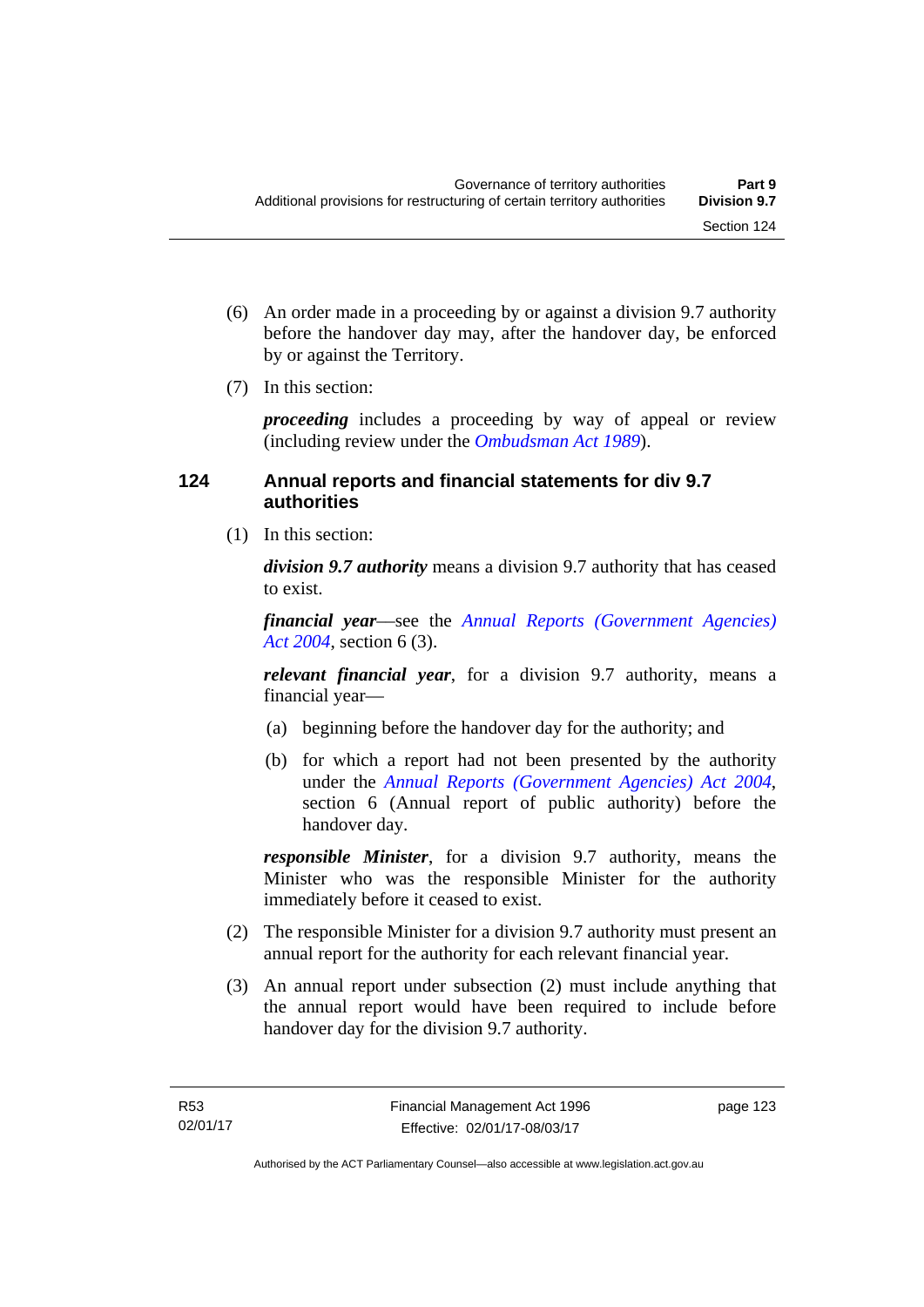(6) An order made in a proceeding by or against a division 9.7 authority before the handover day may, after the handover day, be enforced by or against the Territory.

(7) In this section:

***proceeding*** includes a proceeding by way of appeal or review (including review under the *Ombudsman Act 1989*).

## 124 Annual reports and financial statements for div 9.7 authorities

(1) In this section:

***division 9.7 authority*** means a division 9.7 authority that has ceased to exist.

***financial year***—see the *Annual Reports (Government Agencies) Act 2004*, section 6 (3).

***relevant financial year***, for a division 9.7 authority, means a financial year—

(a) beginning before the handover day for the authority; and

(b) for which a report had not been presented by the authority under the *Annual Reports (Government Agencies) Act 2004*, section 6 (Annual report of public authority) before the handover day.

***responsible Minister***, for a division 9.7 authority, means the Minister who was the responsible Minister for the authority immediately before it ceased to exist.

(2) The responsible Minister for a division 9.7 authority must present an annual report for the authority for each relevant financial year.

(3) An annual report under subsection (2) must include anything that the annual report would have been required to include before handover day for the division 9.7 authority.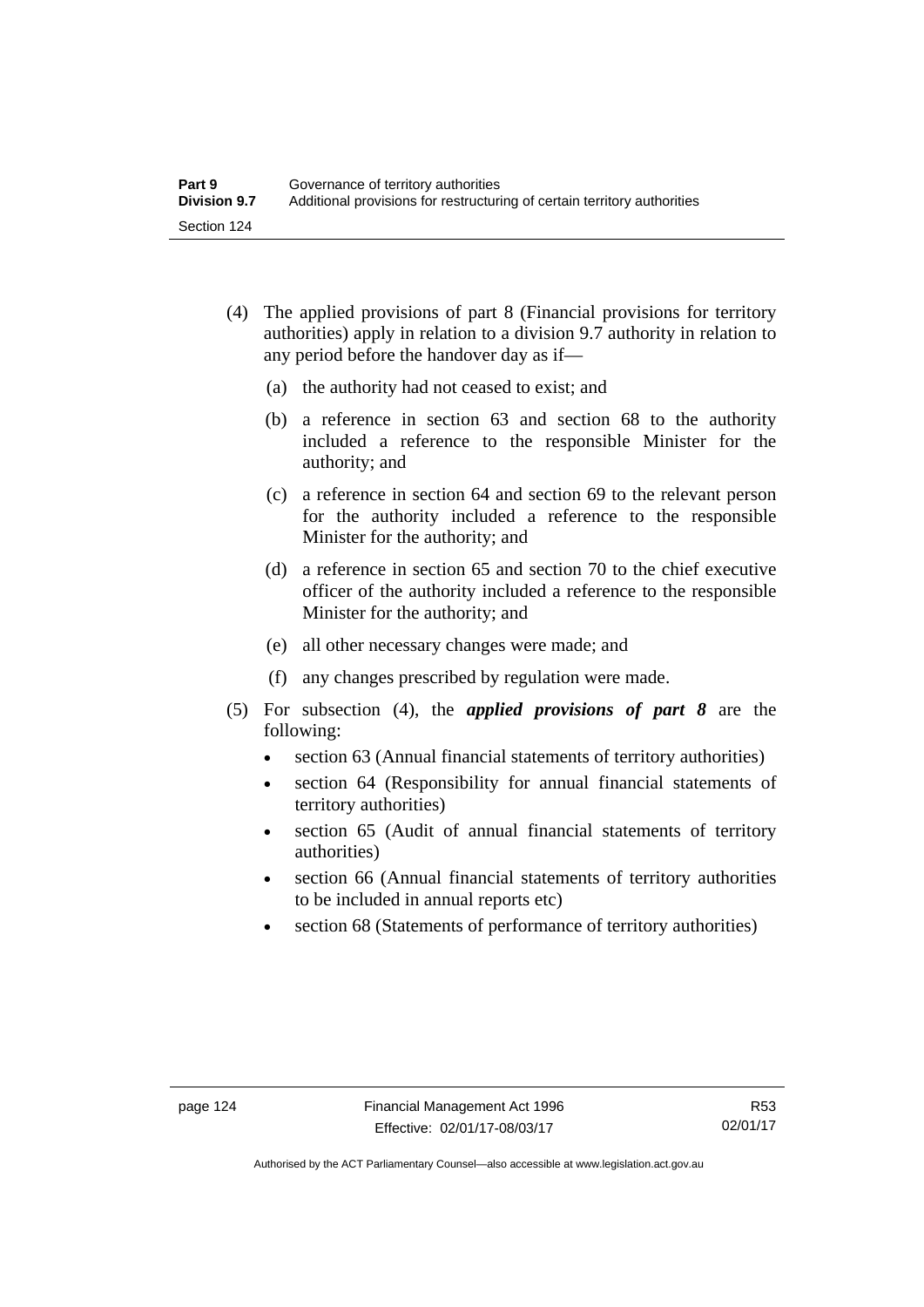(4) The applied provisions of part 8 (Financial provisions for territory authorities) apply in relation to a division 9.7 authority in relation to any period before the handover day as if—

  (a) the authority had not ceased to exist; and

  (b) a reference in section 63 and section 68 to the authority included a reference to the responsible Minister for the authority; and

  (c) a reference in section 64 and section 69 to the relevant person for the authority included a reference to the responsible Minister for the authority; and

  (d) a reference in section 65 and section 70 to the chief executive officer of the authority included a reference to the responsible Minister for the authority; and

  (e) all other necessary changes were made; and

  (f) any changes prescribed by regulation were made.

(5) For subsection (4), the ***applied provisions of part 8*** are the following:

- section 63 (Annual financial statements of territory authorities)
- section 64 (Responsibility for annual financial statements of territory authorities)
- section 65 (Audit of annual financial statements of territory authorities)
- section 66 (Annual financial statements of territory authorities to be included in annual reports etc)
- section 68 (Statements of performance of territory authorities)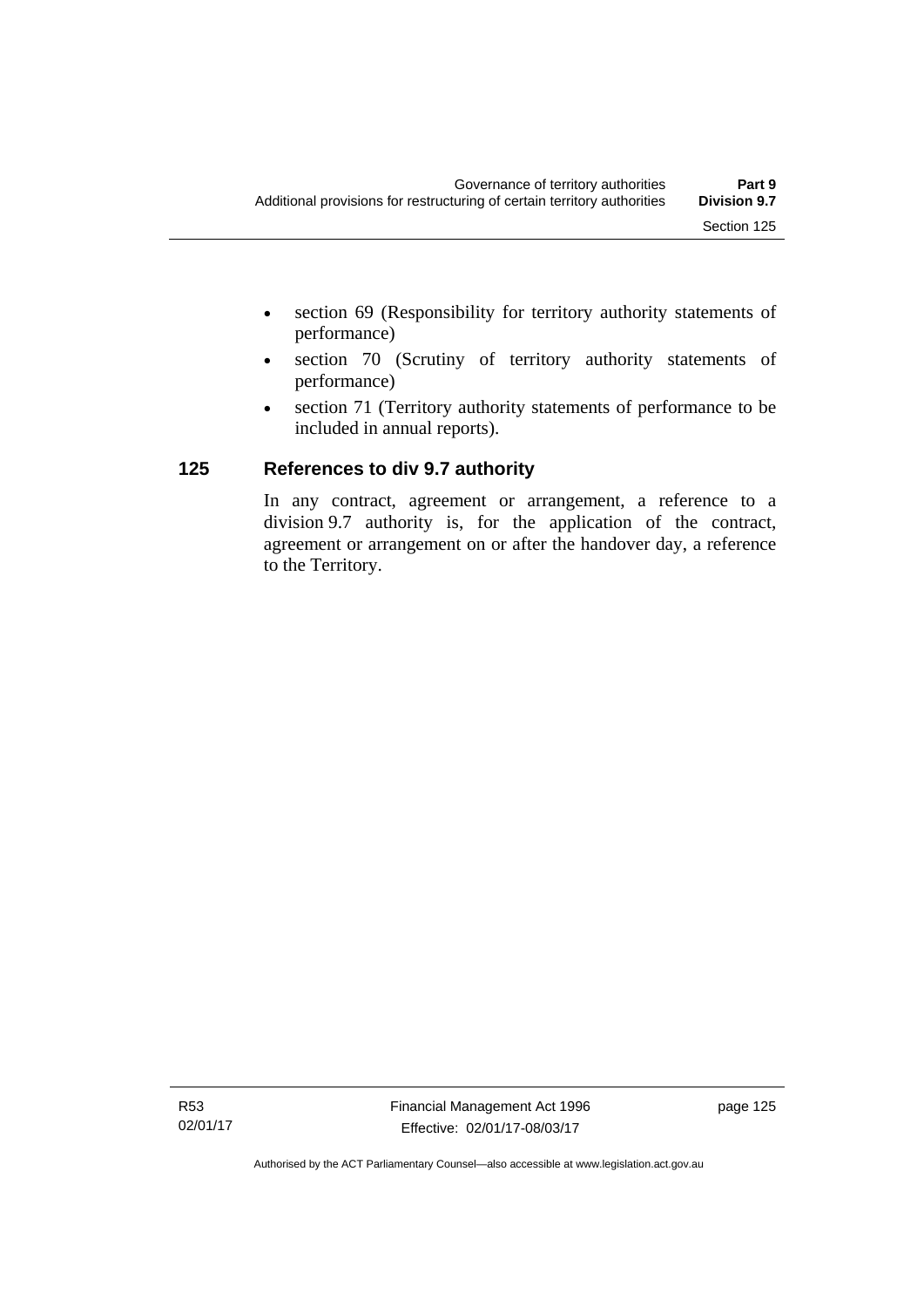- section 69 (Responsibility for territory authority statements of performance)
- section 70 (Scrutiny of territory authority statements of performance)
- section 71 (Territory authority statements of performance to be included in annual reports).

### 125 References to div 9.7 authority

In any contract, agreement or arrangement, a reference to a division 9.7 authority is, for the application of the contract, agreement or arrangement on or after the handover day, a reference to the Territory.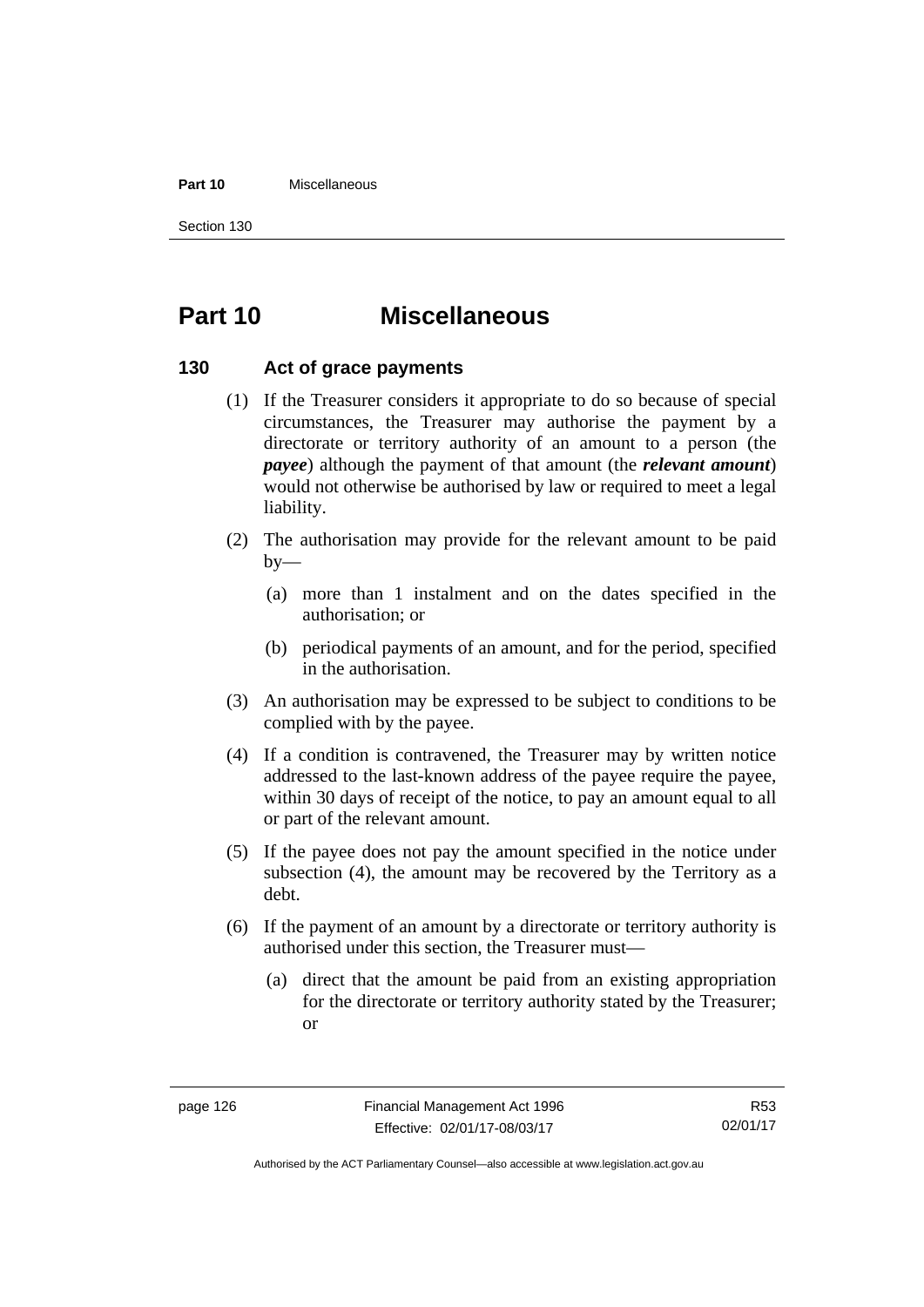# Part 10 Miscellaneous

## 130 Act of grace payments

(1) If the Treasurer considers it appropriate to do so because of special circumstances, the Treasurer may authorise the payment by a directorate or territory authority of an amount to a person (the ***payee***) although the payment of that amount (the ***relevant amount***) would not otherwise be authorised by law or required to meet a legal liability.

(2) The authorisation may provide for the relevant amount to be paid by—

(a) more than 1 instalment and on the dates specified in the authorisation; or

(b) periodical payments of an amount, and for the period, specified in the authorisation.

(3) An authorisation may be expressed to be subject to conditions to be complied with by the payee.

(4) If a condition is contravened, the Treasurer may by written notice addressed to the last-known address of the payee require the payee, within 30 days of receipt of the notice, to pay an amount equal to all or part of the relevant amount.

(5) If the payee does not pay the amount specified in the notice under subsection (4), the amount may be recovered by the Territory as a debt.

(6) If the payment of an amount by a directorate or territory authority is authorised under this section, the Treasurer must—

(a) direct that the amount be paid from an existing appropriation for the directorate or territory authority stated by the Treasurer; or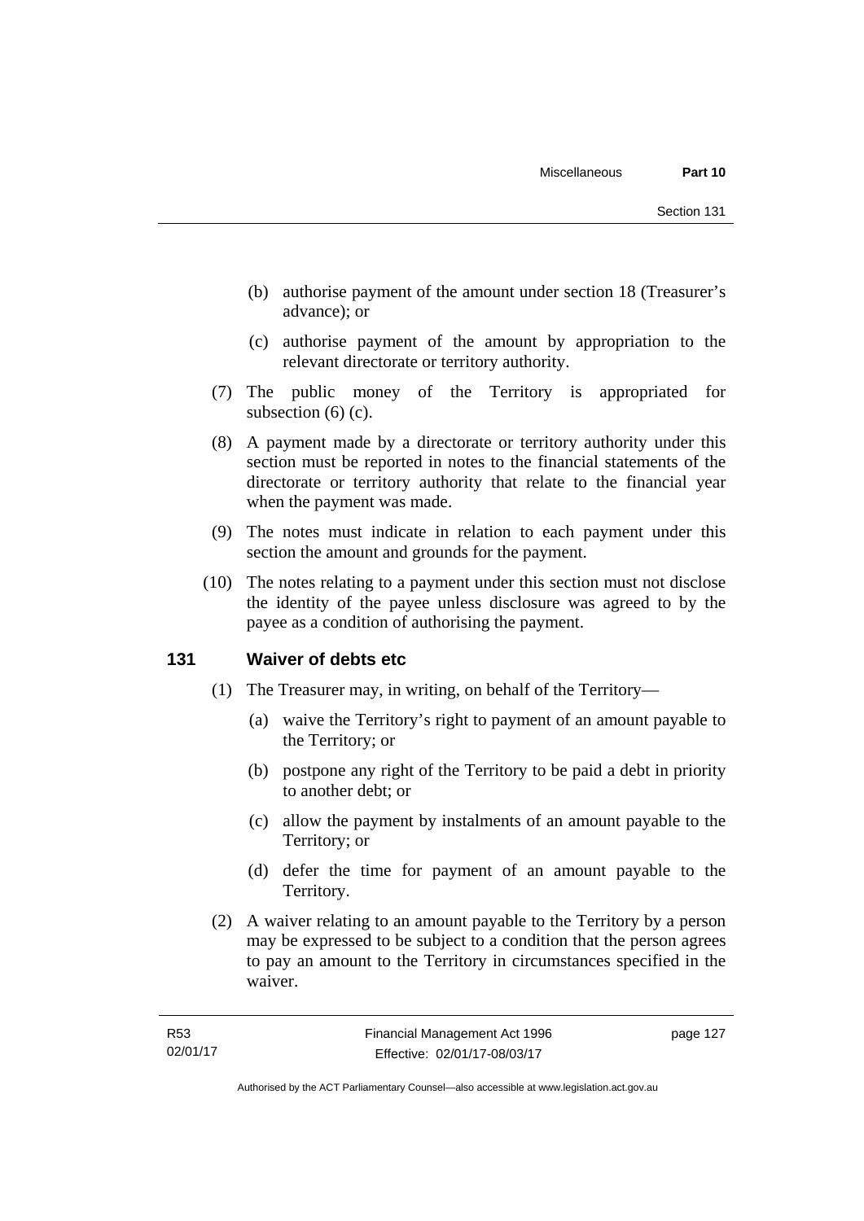(b) authorise payment of the amount under section 18 (Treasurer's advance); or

(c) authorise payment of the amount by appropriation to the relevant directorate or territory authority.

(7) The public money of the Territory is appropriated for subsection (6) (c).

(8) A payment made by a directorate or territory authority under this section must be reported in notes to the financial statements of the directorate or territory authority that relate to the financial year when the payment was made.

(9) The notes must indicate in relation to each payment under this section the amount and grounds for the payment.

(10) The notes relating to a payment under this section must not disclose the identity of the payee unless disclosure was agreed to by the payee as a condition of authorising the payment.

## 131 Waiver of debts etc

(1) The Treasurer may, in writing, on behalf of the Territory—

(a) waive the Territory's right to payment of an amount payable to the Territory; or

(b) postpone any right of the Territory to be paid a debt in priority to another debt; or

(c) allow the payment by instalments of an amount payable to the Territory; or

(d) defer the time for payment of an amount payable to the Territory.

(2) A waiver relating to an amount payable to the Territory by a person may be expressed to be subject to a condition that the person agrees to pay an amount to the Territory in circumstances specified in the waiver.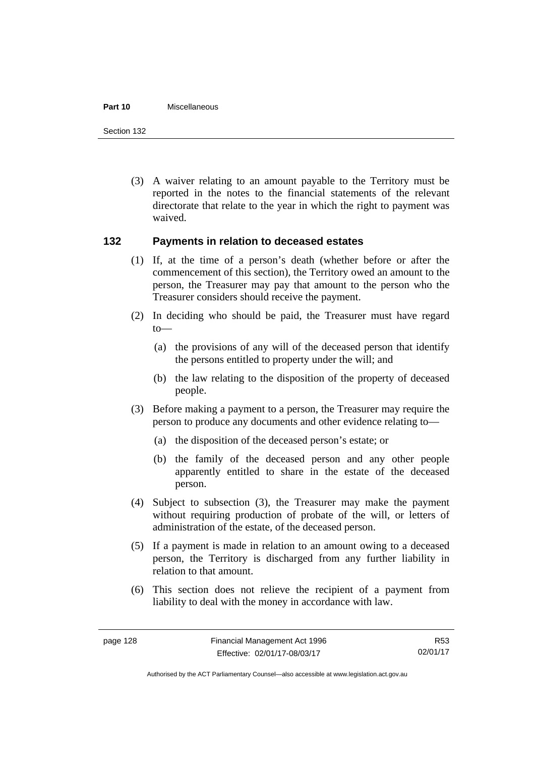(3) A waiver relating to an amount payable to the Territory must be reported in the notes to the financial statements of the relevant directorate that relate to the year in which the right to payment was waived.

### 132 Payments in relation to deceased estates

(1) If, at the time of a person's death (whether before or after the commencement of this section), the Territory owed an amount to the person, the Treasurer may pay that amount to the person who the Treasurer considers should receive the payment.

(2) In deciding who should be paid, the Treasurer must have regard to—

(a) the provisions of any will of the deceased person that identify the persons entitled to property under the will; and

(b) the law relating to the disposition of the property of deceased people.

(3) Before making a payment to a person, the Treasurer may require the person to produce any documents and other evidence relating to—

(a) the disposition of the deceased person's estate; or

(b) the family of the deceased person and any other people apparently entitled to share in the estate of the deceased person.

(4) Subject to subsection (3), the Treasurer may make the payment without requiring production of probate of the will, or letters of administration of the estate, of the deceased person.

(5) If a payment is made in relation to an amount owing to a deceased person, the Territory is discharged from any further liability in relation to that amount.

(6) This section does not relieve the recipient of a payment from liability to deal with the money in accordance with law.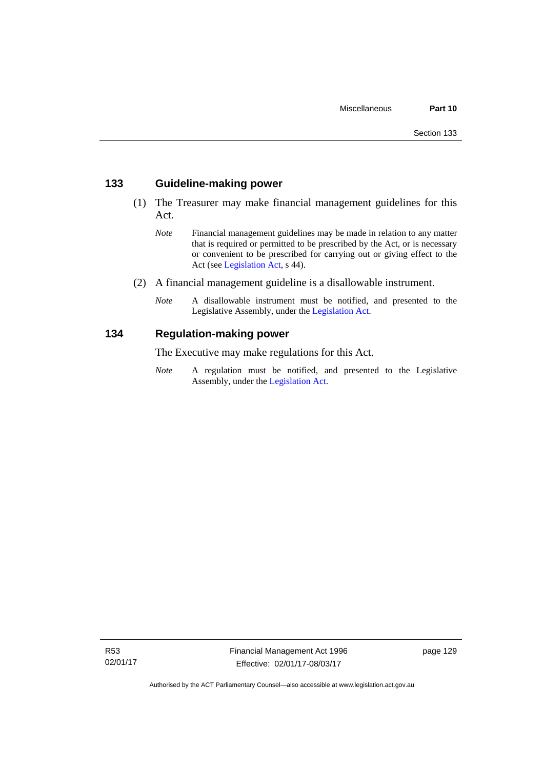## 133 Guideline-making power

(1) The Treasurer may make financial management guidelines for this Act.

*Note* Financial management guidelines may be made in relation to any matter that is required or permitted to be prescribed by the Act, or is necessary or convenient to be prescribed for carrying out or giving effect to the Act (see Legislation Act, s 44).

(2) A financial management guideline is a disallowable instrument.

*Note* A disallowable instrument must be notified, and presented to the Legislative Assembly, under the Legislation Act.

## 134 Regulation-making power

The Executive may make regulations for this Act.

*Note* A regulation must be notified, and presented to the Legislative Assembly, under the Legislation Act.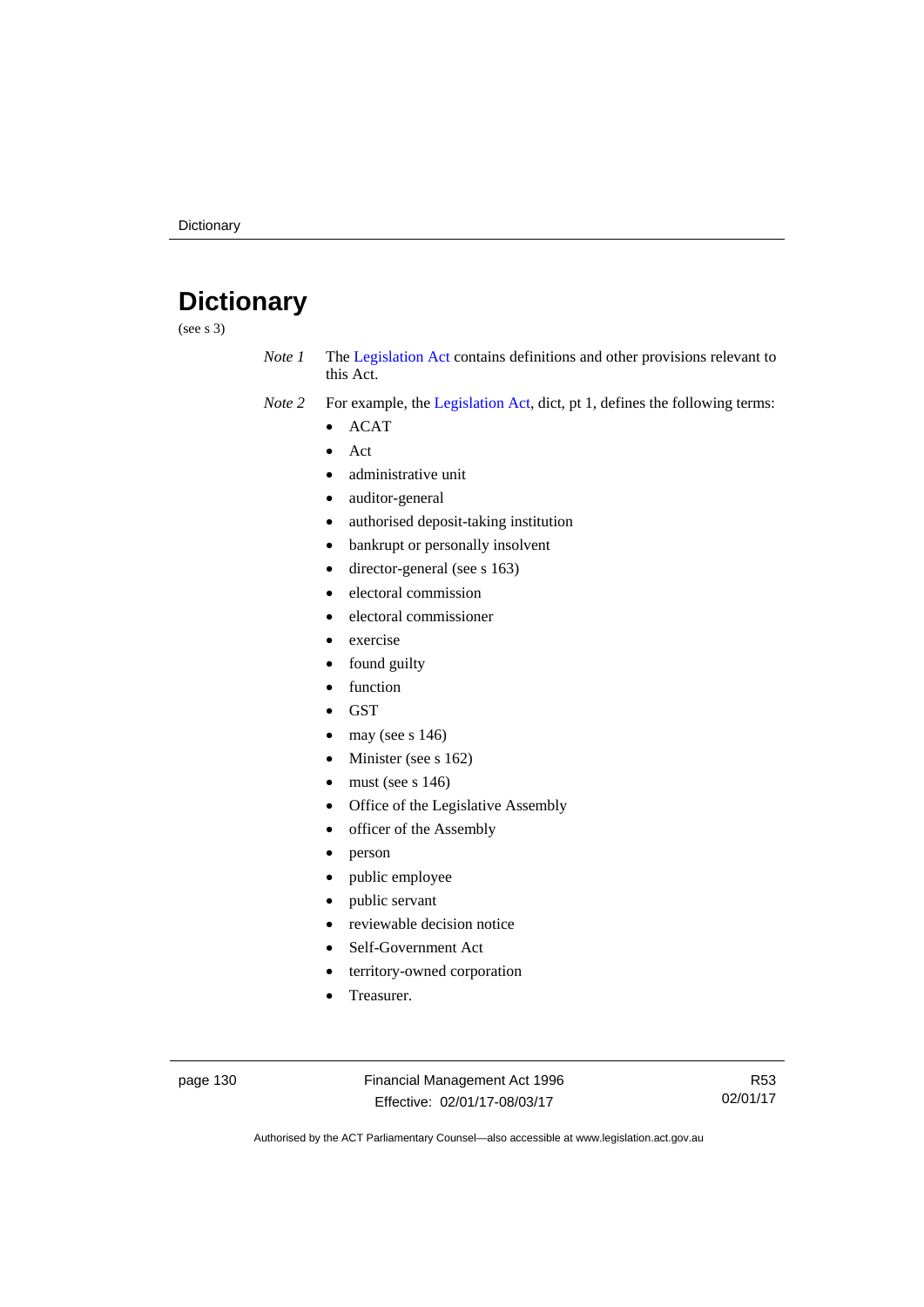# Dictionary

(see s 3)

*Note 1* The Legislation Act contains definitions and other provisions relevant to this Act.

*Note 2* For example, the Legislation Act, dict, pt 1, defines the following terms:

- ACAT
- Act
- administrative unit
- auditor-general
- authorised deposit-taking institution
- bankrupt or personally insolvent
- director-general (see s 163)
- electoral commission
- electoral commissioner
- exercise
- found guilty
- function
- GST
- may (see s 146)
- Minister (see s 162)
- must (see s 146)
- Office of the Legislative Assembly
- officer of the Assembly
- person
- public employee
- public servant
- reviewable decision notice
- Self-Government Act
- territory-owned corporation
- Treasurer.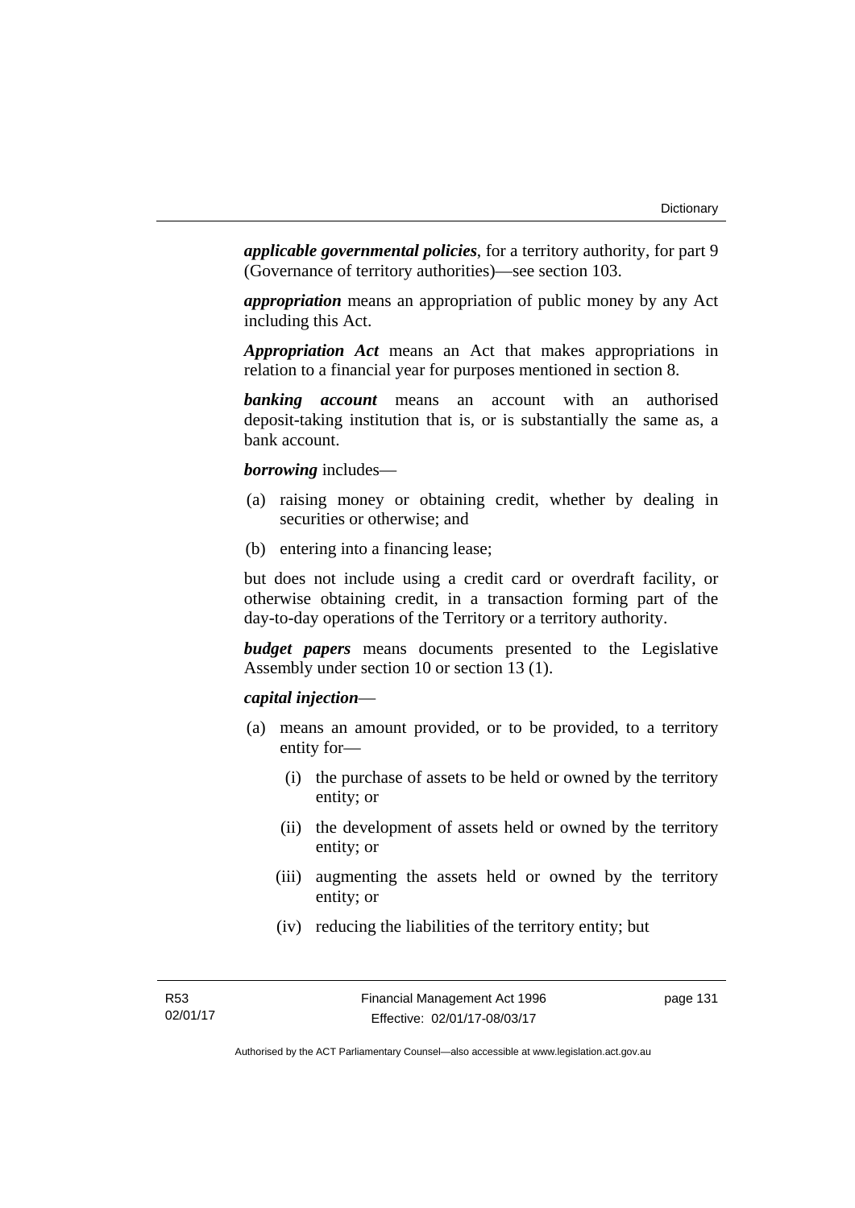***applicable governmental policies***, for a territory authority, for part 9 (Governance of territory authorities)—see section 103.

***appropriation*** means an appropriation of public money by any Act including this Act.

***Appropriation Act*** means an Act that makes appropriations in relation to a financial year for purposes mentioned in section 8.

***banking account*** means an account with an authorised deposit-taking institution that is, or is substantially the same as, a bank account.

***borrowing*** includes—

(a) raising money or obtaining credit, whether by dealing in securities or otherwise; and

(b) entering into a financing lease;

but does not include using a credit card or overdraft facility, or otherwise obtaining credit, in a transaction forming part of the day-to-day operations of the Territory or a territory authority.

***budget papers*** means documents presented to the Legislative Assembly under section 10 or section 13 (1).

***capital injection***—

(a) means an amount provided, or to be provided, to a territory entity for—

   (i) the purchase of assets to be held or owned by the territory entity; or

   (ii) the development of assets held or owned by the territory entity; or

   (iii) augmenting the assets held or owned by the territory entity; or

   (iv) reducing the liabilities of the territory entity; but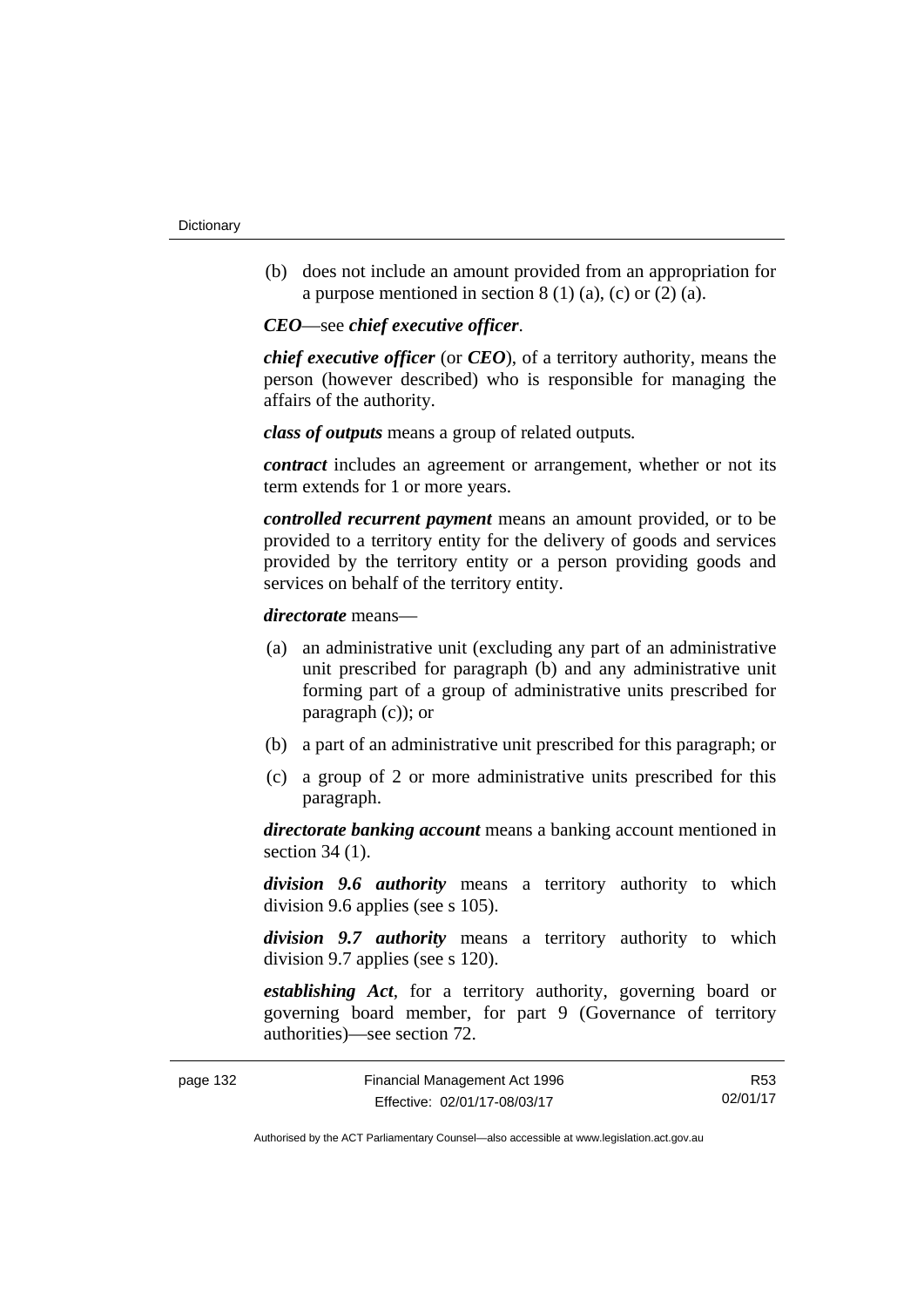(b) does not include an amount provided from an appropriation for a purpose mentioned in section 8 (1) (a), (c) or (2) (a).

***CEO***—see ***chief executive officer***.

***chief executive officer*** (or ***CEO***), of a territory authority, means the person (however described) who is responsible for managing the affairs of the authority.

***class of outputs*** means a group of related outputs.

***contract*** includes an agreement or arrangement, whether or not its term extends for 1 or more years.

***controlled recurrent payment*** means an amount provided, or to be provided to a territory entity for the delivery of goods and services provided by the territory entity or a person providing goods and services on behalf of the territory entity.

***directorate*** means—

(a) an administrative unit (excluding any part of an administrative unit prescribed for paragraph (b) and any administrative unit forming part of a group of administrative units prescribed for paragraph (c)); or

(b) a part of an administrative unit prescribed for this paragraph; or

(c) a group of 2 or more administrative units prescribed for this paragraph.

***directorate banking account*** means a banking account mentioned in section 34 (1).

***division 9.6 authority*** means a territory authority to which division 9.6 applies (see s 105).

***division 9.7 authority*** means a territory authority to which division 9.7 applies (see s 120).

***establishing Act***, for a territory authority, governing board or governing board member, for part 9 (Governance of territory authorities)—see section 72.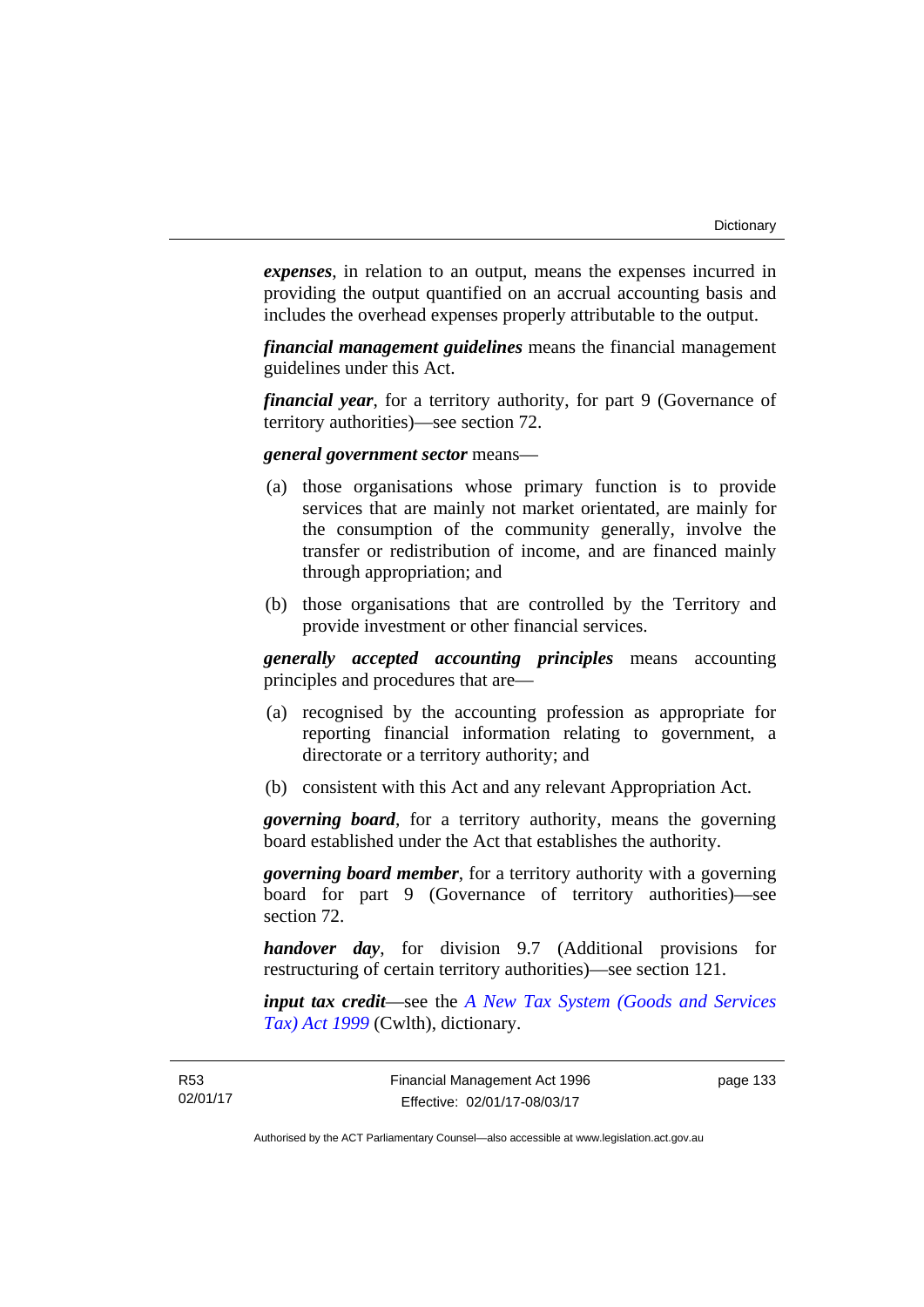***expenses***, in relation to an output, means the expenses incurred in providing the output quantified on an accrual accounting basis and includes the overhead expenses properly attributable to the output.

***financial management guidelines*** means the financial management guidelines under this Act.

***financial year***, for a territory authority, for part 9 (Governance of territory authorities)—see section 72.

***general government sector*** means—

(a) those organisations whose primary function is to provide services that are mainly not market orientated, are mainly for the consumption of the community generally, involve the transfer or redistribution of income, and are financed mainly through appropriation; and

(b) those organisations that are controlled by the Territory and provide investment or other financial services.

***generally accepted accounting principles*** means accounting principles and procedures that are—

(a) recognised by the accounting profession as appropriate for reporting financial information relating to government, a directorate or a territory authority; and

(b) consistent with this Act and any relevant Appropriation Act.

***governing board***, for a territory authority, means the governing board established under the Act that establishes the authority.

***governing board member***, for a territory authority with a governing board for part 9 (Governance of territory authorities)—see section 72.

***handover day***, for division 9.7 (Additional provisions for restructuring of certain territory authorities)—see section 121.

***input tax credit***—see the *A New Tax System (Goods and Services Tax) Act 1999* (Cwlth), dictionary.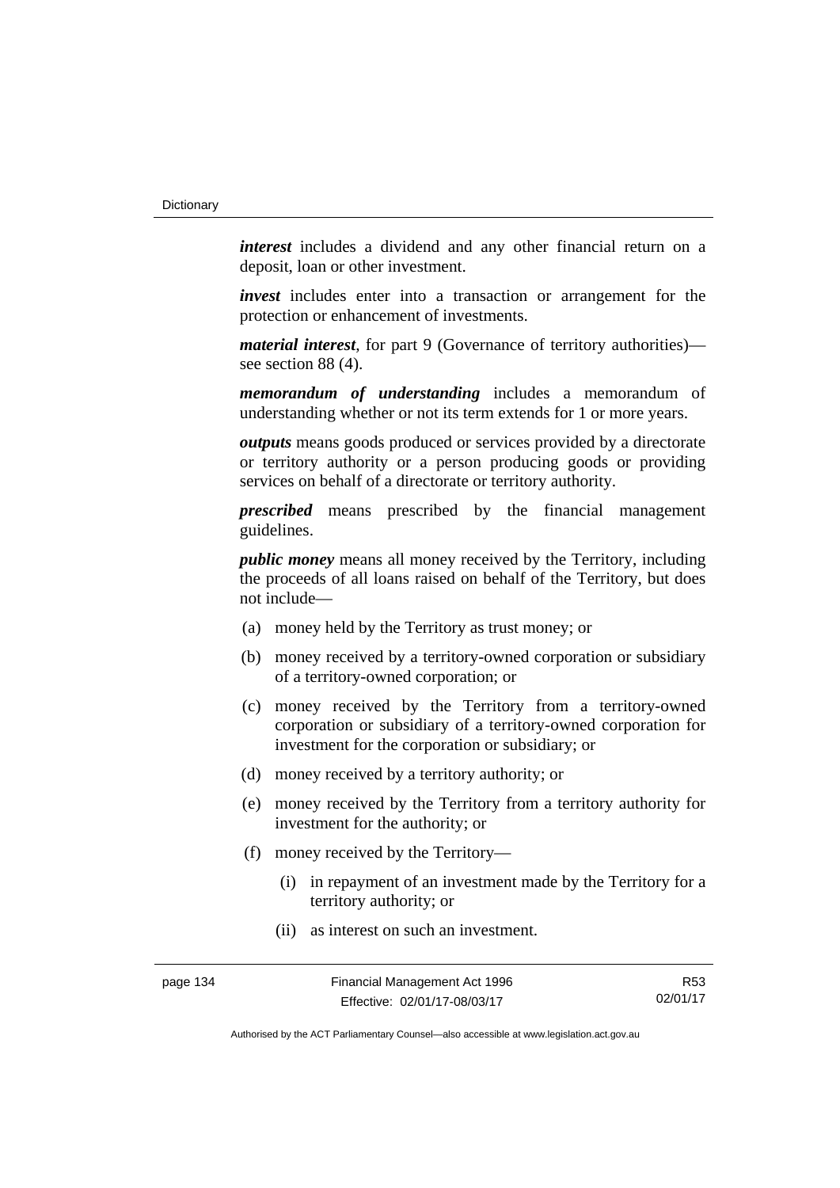***interest*** includes a dividend and any other financial return on a deposit, loan or other investment.

***invest*** includes enter into a transaction or arrangement for the protection or enhancement of investments.

***material interest***, for part 9 (Governance of territory authorities)—see section 88 (4).

***memorandum of understanding*** includes a memorandum of understanding whether or not its term extends for 1 or more years.

***outputs*** means goods produced or services provided by a directorate or territory authority or a person producing goods or providing services on behalf of a directorate or territory authority.

***prescribed*** means prescribed by the financial management guidelines.

***public money*** means all money received by the Territory, including the proceeds of all loans raised on behalf of the Territory, but does not include—

(a) money held by the Territory as trust money; or

(b) money received by a territory-owned corporation or subsidiary of a territory-owned corporation; or

(c) money received by the Territory from a territory-owned corporation or subsidiary of a territory-owned corporation for investment for the corporation or subsidiary; or

(d) money received by a territory authority; or

(e) money received by the Territory from a territory authority for investment for the authority; or

(f) money received by the Territory—

  (i) in repayment of an investment made by the Territory for a territory authority; or

  (ii) as interest on such an investment.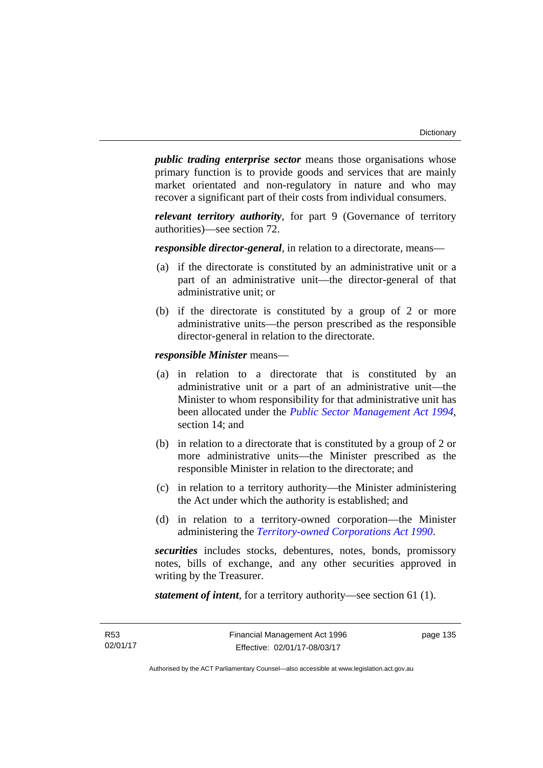***public trading enterprise sector*** means those organisations whose primary function is to provide goods and services that are mainly market orientated and non-regulatory in nature and who may recover a significant part of their costs from individual consumers.

***relevant territory authority***, for part 9 (Governance of territory authorities)—see section 72.

***responsible director-general***, in relation to a directorate, means—

(a) if the directorate is constituted by an administrative unit or a part of an administrative unit—the director-general of that administrative unit; or

(b) if the directorate is constituted by a group of 2 or more administrative units—the person prescribed as the responsible director-general in relation to the directorate.

***responsible Minister*** means—

(a) in relation to a directorate that is constituted by an administrative unit or a part of an administrative unit—the Minister to whom responsibility for that administrative unit has been allocated under the *Public Sector Management Act 1994*, section 14; and

(b) in relation to a directorate that is constituted by a group of 2 or more administrative units—the Minister prescribed as the responsible Minister in relation to the directorate; and

(c) in relation to a territory authority—the Minister administering the Act under which the authority is established; and

(d) in relation to a territory-owned corporation—the Minister administering the *Territory-owned Corporations Act 1990*.

***securities*** includes stocks, debentures, notes, bonds, promissory notes, bills of exchange, and any other securities approved in writing by the Treasurer.

***statement of intent***, for a territory authority—see section 61 (1).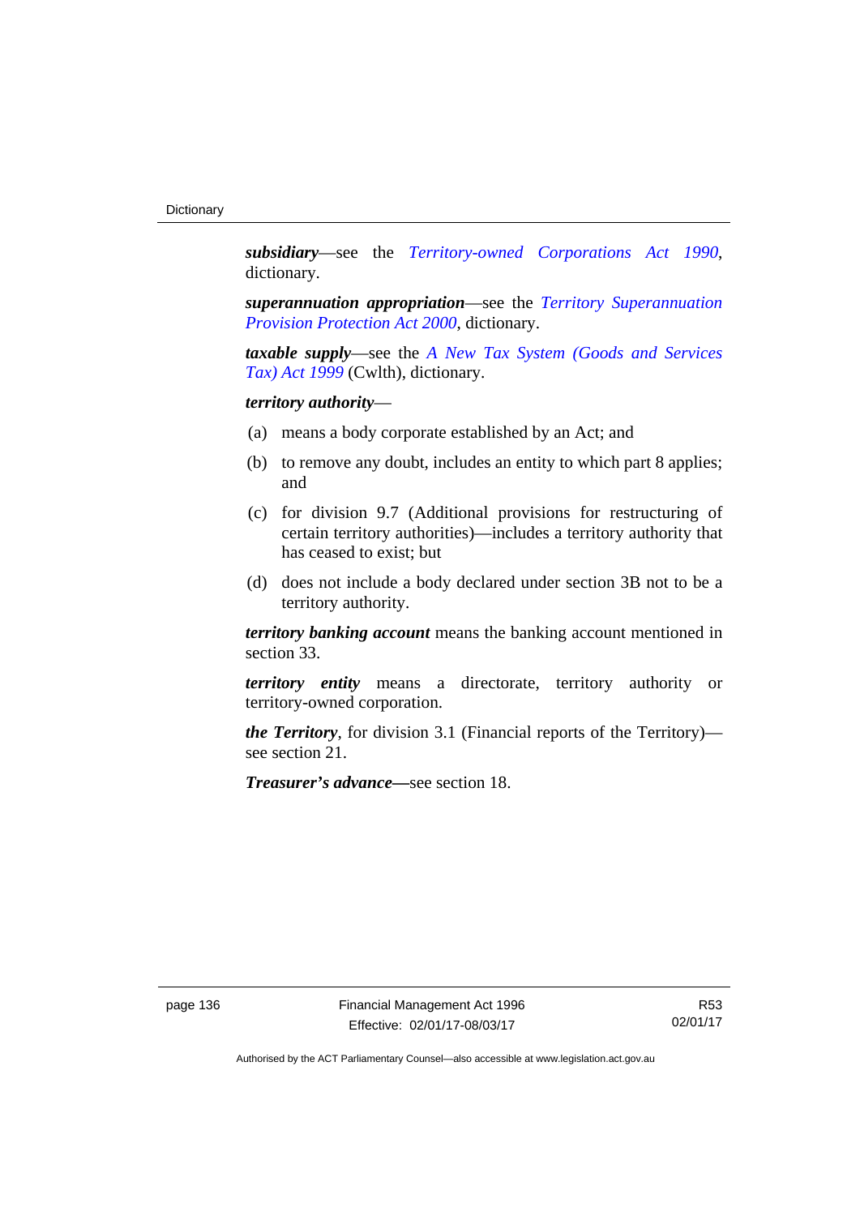***subsidiary***—see the *Territory-owned Corporations Act 1990*, dictionary.

***superannuation appropriation***—see the *Territory Superannuation Provision Protection Act 2000*, dictionary.

***taxable supply***—see the *A New Tax System (Goods and Services Tax) Act 1999* (Cwlth), dictionary.

***territory authority***—

(a) means a body corporate established by an Act; and

(b) to remove any doubt, includes an entity to which part 8 applies; and

(c) for division 9.7 (Additional provisions for restructuring of certain territory authorities)—includes a territory authority that has ceased to exist; but

(d) does not include a body declared under section 3B not to be a territory authority.

***territory banking account*** means the banking account mentioned in section 33.

***territory entity*** means a directorate, territory authority or territory-owned corporation.

***the Territory***, for division 3.1 (Financial reports of the Territory)—see section 21.

***Treasurer's advance—***see section 18.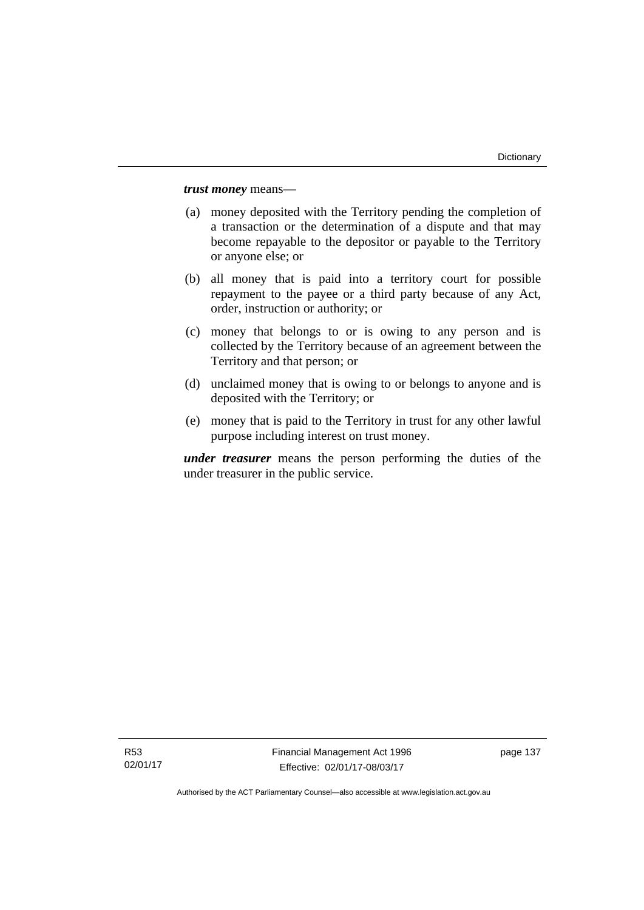***trust money*** means—

(a) money deposited with the Territory pending the completion of a transaction or the determination of a dispute and that may become repayable to the depositor or payable to the Territory or anyone else; or

(b) all money that is paid into a territory court for possible repayment to the payee or a third party because of any Act, order, instruction or authority; or

(c) money that belongs to or is owing to any person and is collected by the Territory because of an agreement between the Territory and that person; or

(d) unclaimed money that is owing to or belongs to anyone and is deposited with the Territory; or

(e) money that is paid to the Territory in trust for any other lawful purpose including interest on trust money.

***under treasurer*** means the person performing the duties of the under treasurer in the public service.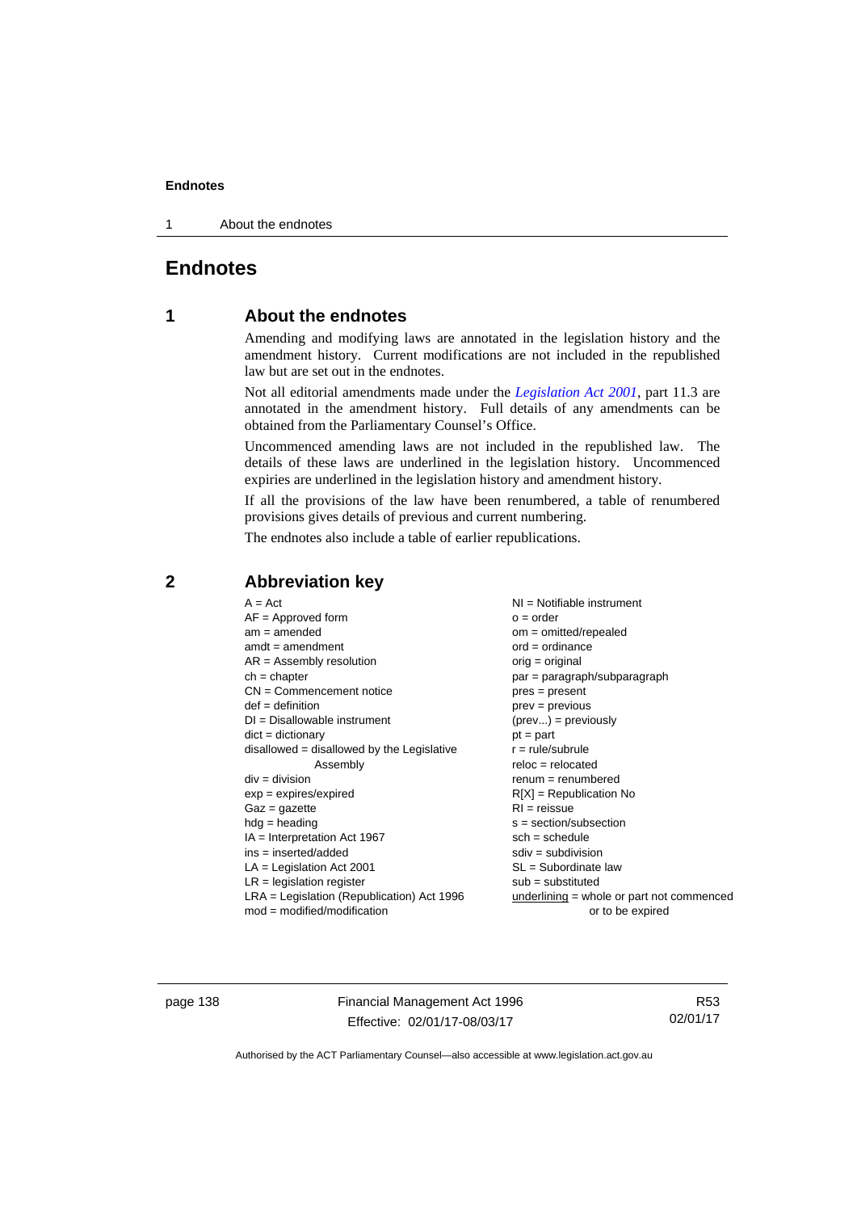# Endnotes

## 1 About the endnotes

Amending and modifying laws are annotated in the legislation history and the amendment history. Current modifications are not included in the republished law but are set out in the endnotes.

Not all editorial amendments made under the *Legislation Act 2001*, part 11.3 are annotated in the amendment history. Full details of any amendments can be obtained from the Parliamentary Counsel's Office.

Uncommenced amending laws are not included in the republished law. The details of these laws are underlined in the legislation history. Uncommenced expiries are underlined in the legislation history and amendment history.

If all the provisions of the law have been renumbered, a table of renumbered provisions gives details of previous and current numbering.

The endnotes also include a table of earlier republications.

## 2 Abbreviation key

A = Act
AF = Approved form
am = amended
amdt = amendment
AR = Assembly resolution
ch = chapter
CN = Commencement notice
def = definition
DI = Disallowable instrument
dict = dictionary
disallowed = disallowed by the Legislative Assembly
div = division
exp = expires/expired
Gaz = gazette
hdg = heading
IA = Interpretation Act 1967
ins = inserted/added
LA = Legislation Act 2001
LR = legislation register
LRA = Legislation (Republication) Act 1996
mod = modified/modification
NI = Notifiable instrument
o = order
om = omitted/repealed
ord = ordinance
orig = original
par = paragraph/subparagraph
pres = present
prev = previous
(prev...) = previously
pt = part
r = rule/subrule
reloc = relocated
renum = renumbered
R[X] = Republication No
RI = reissue
s = section/subsection
sch = schedule
sdiv = subdivision
SL = Subordinate law
sub = substituted
underlining = whole or part not commenced or to be expired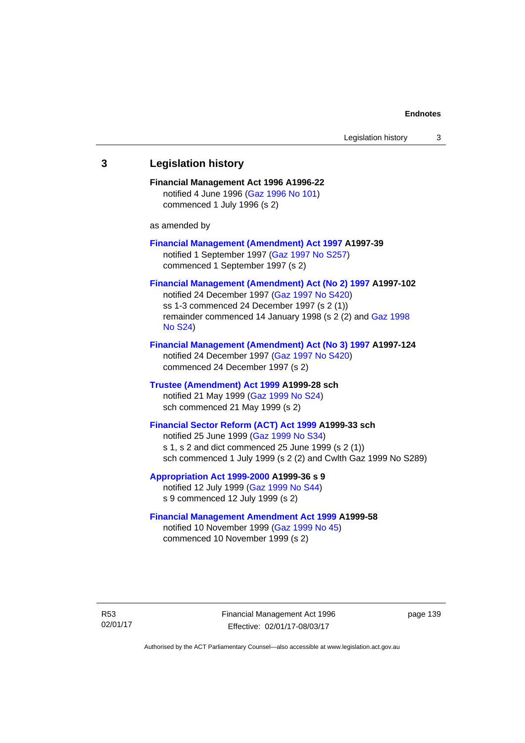## 3 Legislation history

**Financial Management Act 1996 A1996-22**
notified 4 June 1996 (Gaz 1996 No 101)
commenced 1 July 1996 (s 2)

as amended by

**Financial Management (Amendment) Act 1997 A1997-39**
notified 1 September 1997 (Gaz 1997 No S257)
commenced 1 September 1997 (s 2)

**Financial Management (Amendment) Act (No 2) 1997 A1997-102**
notified 24 December 1997 (Gaz 1997 No S420)
ss 1-3 commenced 24 December 1997 (s 2 (1))
remainder commenced 14 January 1998 (s 2 (2) and Gaz 1998 No S24)

**Financial Management (Amendment) Act (No 3) 1997 A1997-124**
notified 24 December 1997 (Gaz 1997 No S420)
commenced 24 December 1997 (s 2)

**Trustee (Amendment) Act 1999 A1999-28 sch**
notified 21 May 1999 (Gaz 1999 No S24)
sch commenced 21 May 1999 (s 2)

**Financial Sector Reform (ACT) Act 1999 A1999-33 sch**
notified 25 June 1999 (Gaz 1999 No S34)
s 1, s 2 and dict commenced 25 June 1999 (s 2 (1))
sch commenced 1 July 1999 (s 2 (2) and Cwlth Gaz 1999 No S289)

**Appropriation Act 1999-2000 A1999-36 s 9**
notified 12 July 1999 (Gaz 1999 No S44)
s 9 commenced 12 July 1999 (s 2)

**Financial Management Amendment Act 1999 A1999-58**
notified 10 November 1999 (Gaz 1999 No 45)
commenced 10 November 1999 (s 2)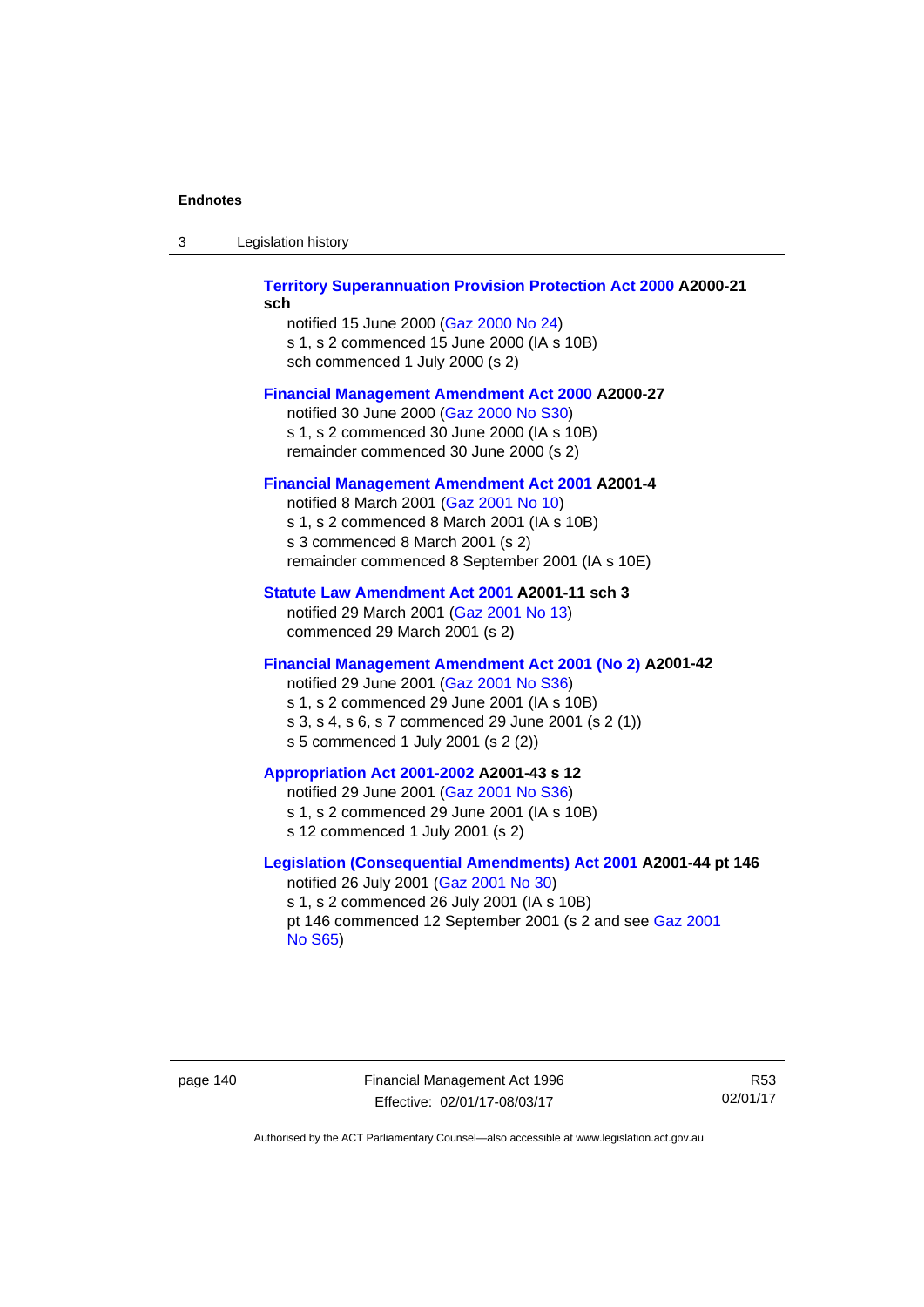**Territory Superannuation Provision Protection Act 2000 A2000-21 sch**

notified 15 June 2000 (Gaz 2000 No 24)
s 1, s 2 commenced 15 June 2000 (IA s 10B)
sch commenced 1 July 2000 (s 2)

**Financial Management Amendment Act 2000 A2000-27**

notified 30 June 2000 (Gaz 2000 No S30)
s 1, s 2 commenced 30 June 2000 (IA s 10B)
remainder commenced 30 June 2000 (s 2)

**Financial Management Amendment Act 2001 A2001-4**

notified 8 March 2001 (Gaz 2001 No 10)
s 1, s 2 commenced 8 March 2001 (IA s 10B)
s 3 commenced 8 March 2001 (s 2)
remainder commenced 8 September 2001 (IA s 10E)

**Statute Law Amendment Act 2001 A2001-11 sch 3**

notified 29 March 2001 (Gaz 2001 No 13)
commenced 29 March 2001 (s 2)

**Financial Management Amendment Act 2001 (No 2) A2001-42**

notified 29 June 2001 (Gaz 2001 No S36)
s 1, s 2 commenced 29 June 2001 (IA s 10B)
s 3, s 4, s 6, s 7 commenced 29 June 2001 (s 2 (1))
s 5 commenced 1 July 2001 (s 2 (2))

**Appropriation Act 2001-2002 A2001-43 s 12**

notified 29 June 2001 (Gaz 2001 No S36)
s 1, s 2 commenced 29 June 2001 (IA s 10B)
s 12 commenced 1 July 2001 (s 2)

**Legislation (Consequential Amendments) Act 2001 A2001-44 pt 146**

notified 26 July 2001 (Gaz 2001 No 30)
s 1, s 2 commenced 26 July 2001 (IA s 10B)
pt 146 commenced 12 September 2001 (s 2 and see Gaz 2001 No S65)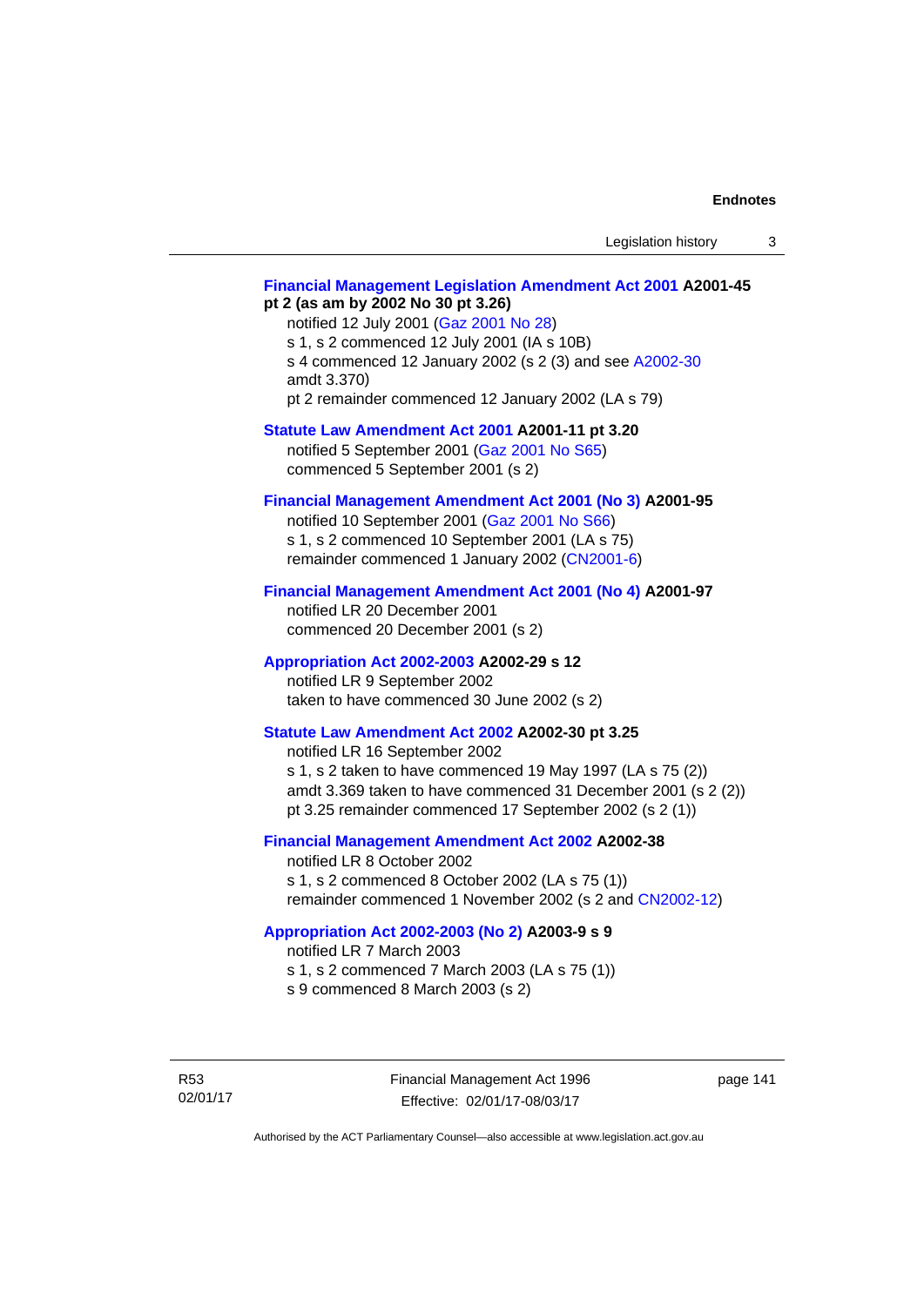**Financial Management Legislation Amendment Act 2001 A2001-45 pt 2 (as am by 2002 No 30 pt 3.26)**

notified 12 July 2001 (Gaz 2001 No 28)
s 1, s 2 commenced 12 July 2001 (IA s 10B)
s 4 commenced 12 January 2002 (s 2 (3) and see A2002-30 amdt 3.370)
pt 2 remainder commenced 12 January 2002 (LA s 79)

**Statute Law Amendment Act 2001 A2001-11 pt 3.20**

notified 5 September 2001 (Gaz 2001 No S65)
commenced 5 September 2001 (s 2)

**Financial Management Amendment Act 2001 (No 3) A2001-95**

notified 10 September 2001 (Gaz 2001 No S66)
s 1, s 2 commenced 10 September 2001 (LA s 75)
remainder commenced 1 January 2002 (CN2001-6)

**Financial Management Amendment Act 2001 (No 4) A2001-97**

notified LR 20 December 2001
commenced 20 December 2001 (s 2)

**Appropriation Act 2002-2003 A2002-29 s 12**

notified LR 9 September 2002
taken to have commenced 30 June 2002 (s 2)

**Statute Law Amendment Act 2002 A2002-30 pt 3.25**

notified LR 16 September 2002
s 1, s 2 taken to have commenced 19 May 1997 (LA s 75 (2))
amdt 3.369 taken to have commenced 31 December 2001 (s 2 (2))
pt 3.25 remainder commenced 17 September 2002 (s 2 (1))

**Financial Management Amendment Act 2002 A2002-38**

notified LR 8 October 2002
s 1, s 2 commenced 8 October 2002 (LA s 75 (1))
remainder commenced 1 November 2002 (s 2 and CN2002-12)

**Appropriation Act 2002-2003 (No 2) A2003-9 s 9**

notified LR 7 March 2003
s 1, s 2 commenced 7 March 2003 (LA s 75 (1))
s 9 commenced 8 March 2003 (s 2)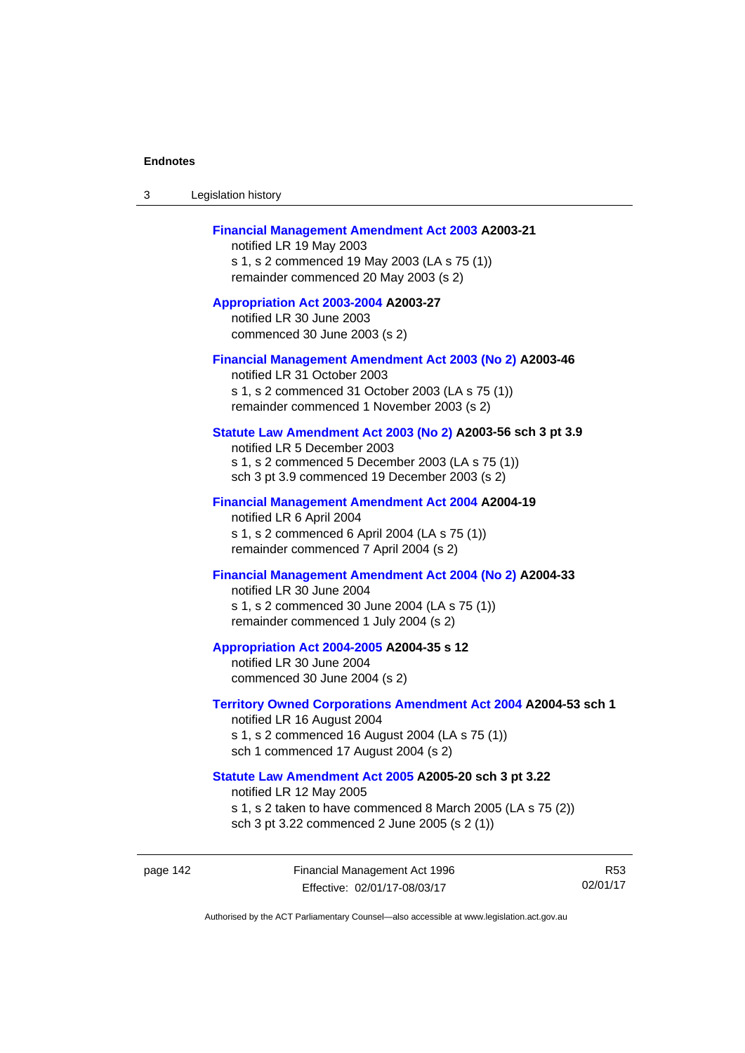**Financial Management Amendment Act 2003** **A2003-21**
notified LR 19 May 2003
s 1, s 2 commenced 19 May 2003 (LA s 75 (1))
remainder commenced 20 May 2003 (s 2)

**Appropriation Act 2003-2004** **A2003-27**
notified LR 30 June 2003
commenced 30 June 2003 (s 2)

**Financial Management Amendment Act 2003 (No 2)** **A2003-46**
notified LR 31 October 2003
s 1, s 2 commenced 31 October 2003 (LA s 75 (1))
remainder commenced 1 November 2003 (s 2)

**Statute Law Amendment Act 2003 (No 2)** **A2003-56 sch 3 pt 3.9**
notified LR 5 December 2003
s 1, s 2 commenced 5 December 2003 (LA s 75 (1))
sch 3 pt 3.9 commenced 19 December 2003 (s 2)

**Financial Management Amendment Act 2004** **A2004-19**
notified LR 6 April 2004
s 1, s 2 commenced 6 April 2004 (LA s 75 (1))
remainder commenced 7 April 2004 (s 2)

**Financial Management Amendment Act 2004 (No 2)** **A2004-33**
notified LR 30 June 2004
s 1, s 2 commenced 30 June 2004 (LA s 75 (1))
remainder commenced 1 July 2004 (s 2)

**Appropriation Act 2004-2005** **A2004-35 s 12**
notified LR 30 June 2004
commenced 30 June 2004 (s 2)

**Territory Owned Corporations Amendment Act 2004** **A2004-53 sch 1**
notified LR 16 August 2004
s 1, s 2 commenced 16 August 2004 (LA s 75 (1))
sch 1 commenced 17 August 2004 (s 2)

**Statute Law Amendment Act 2005** **A2005-20 sch 3 pt 3.22**
notified LR 12 May 2005
s 1, s 2 taken to have commenced 8 March 2005 (LA s 75 (2))
sch 3 pt 3.22 commenced 2 June 2005 (s 2 (1))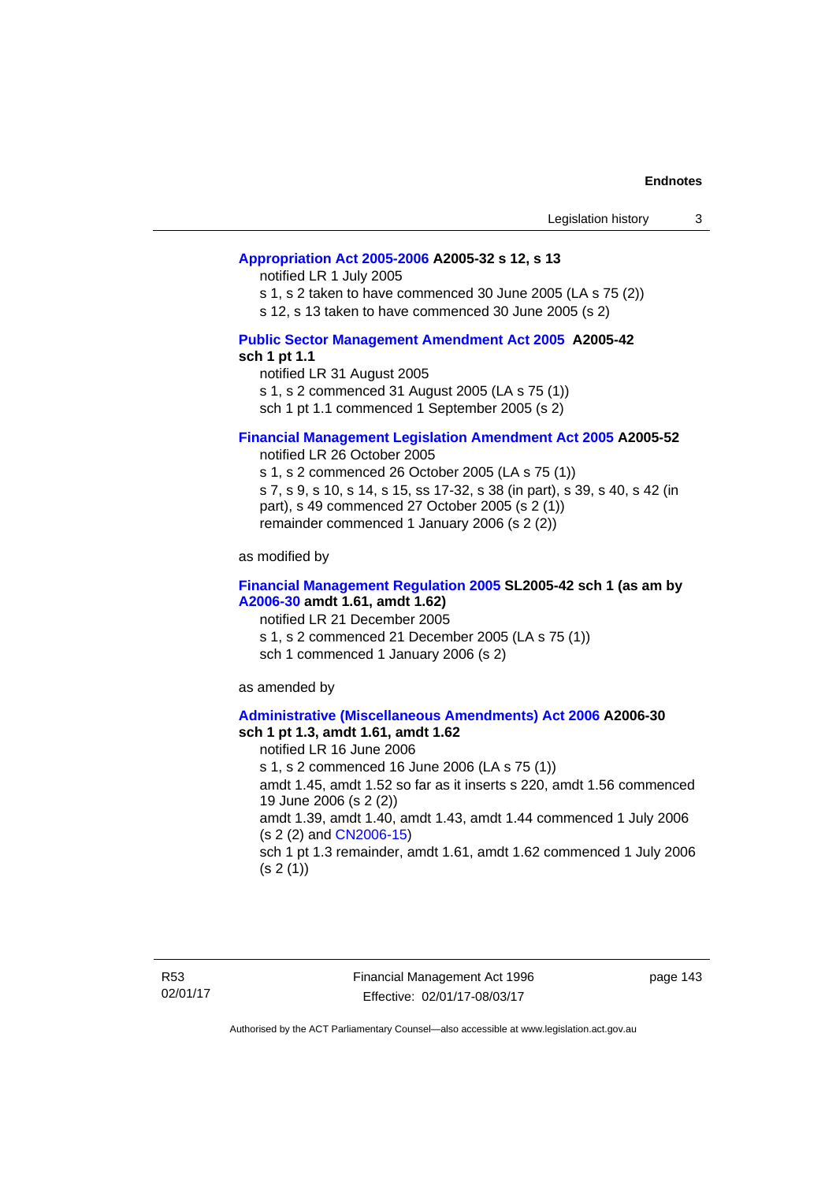**Appropriation Act 2005-2006 A2005-32 s 12, s 13**

notified LR 1 July 2005

s 1, s 2 taken to have commenced 30 June 2005 (LA s 75 (2))

s 12, s 13 taken to have commenced 30 June 2005 (s 2)

**Public Sector Management Amendment Act 2005 A2005-42 sch 1 pt 1.1**

notified LR 31 August 2005

s 1, s 2 commenced 31 August 2005 (LA s 75 (1))

sch 1 pt 1.1 commenced 1 September 2005 (s 2)

**Financial Management Legislation Amendment Act 2005 A2005-52**

notified LR 26 October 2005

s 1, s 2 commenced 26 October 2005 (LA s 75 (1))

s 7, s 9, s 10, s 14, s 15, ss 17-32, s 38 (in part), s 39, s 40, s 42 (in part), s 49 commenced 27 October 2005 (s 2 (1))

remainder commenced 1 January 2006 (s 2 (2))

as modified by

**Financial Management Regulation 2005 SL2005-42 sch 1 (as am by A2006-30 amdt 1.61, amdt 1.62)**

notified LR 21 December 2005

s 1, s 2 commenced 21 December 2005 (LA s 75 (1))

sch 1 commenced 1 January 2006 (s 2)

as amended by

**Administrative (Miscellaneous Amendments) Act 2006 A2006-30 sch 1 pt 1.3, amdt 1.61, amdt 1.62**

notified LR 16 June 2006

s 1, s 2 commenced 16 June 2006 (LA s 75 (1))

amdt 1.45, amdt 1.52 so far as it inserts s 220, amdt 1.56 commenced 19 June 2006 (s 2 (2))

amdt 1.39, amdt 1.40, amdt 1.43, amdt 1.44 commenced 1 July 2006 (s 2 (2) and CN2006-15)

sch 1 pt 1.3 remainder, amdt 1.61, amdt 1.62 commenced 1 July 2006 (s 2 (1))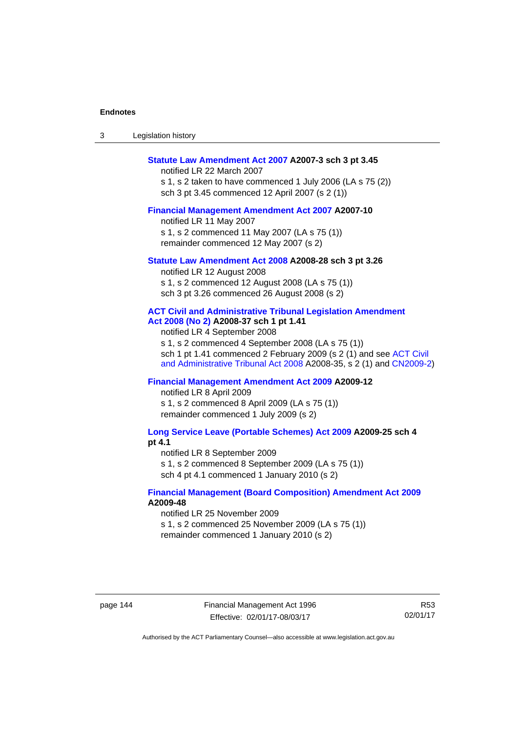**Statute Law Amendment Act 2007 A2007-3 sch 3 pt 3.45**

notified LR 22 March 2007

s 1, s 2 taken to have commenced 1 July 2006 (LA s 75 (2))

sch 3 pt 3.45 commenced 12 April 2007 (s 2 (1))

**Financial Management Amendment Act 2007 A2007-10**

notified LR 11 May 2007

s 1, s 2 commenced 11 May 2007 (LA s 75 (1))

remainder commenced 12 May 2007 (s 2)

**Statute Law Amendment Act 2008 A2008-28 sch 3 pt 3.26**

notified LR 12 August 2008

s 1, s 2 commenced 12 August 2008 (LA s 75 (1))

sch 3 pt 3.26 commenced 26 August 2008 (s 2)

**ACT Civil and Administrative Tribunal Legislation Amendment Act 2008 (No 2) A2008-37 sch 1 pt 1.41**

notified LR 4 September 2008

s 1, s 2 commenced 4 September 2008 (LA s 75 (1))

sch 1 pt 1.41 commenced 2 February 2009 (s 2 (1) and see ACT Civil and Administrative Tribunal Act 2008 A2008-35, s 2 (1) and CN2009-2)

**Financial Management Amendment Act 2009 A2009-12**

notified LR 8 April 2009

s 1, s 2 commenced 8 April 2009 (LA s 75 (1))

remainder commenced 1 July 2009 (s 2)

**Long Service Leave (Portable Schemes) Act 2009 A2009-25 sch 4 pt 4.1**

notified LR 8 September 2009

s 1, s 2 commenced 8 September 2009 (LA s 75 (1))

sch 4 pt 4.1 commenced 1 January 2010 (s 2)

**Financial Management (Board Composition) Amendment Act 2009 A2009-48**

notified LR 25 November 2009

s 1, s 2 commenced 25 November 2009 (LA s 75 (1))

remainder commenced 1 January 2010 (s 2)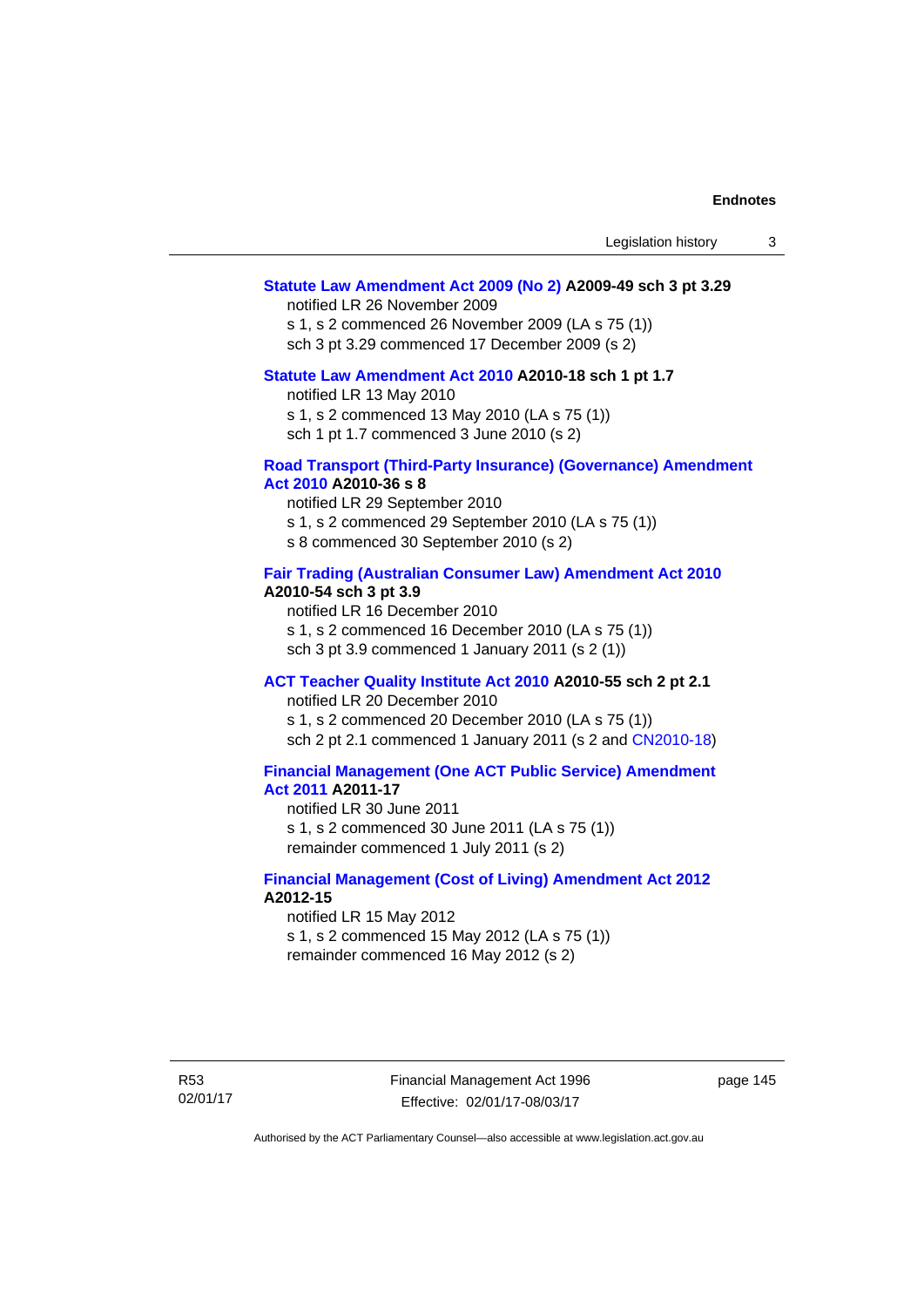**Statute Law Amendment Act 2009 (No 2) A2009-49 sch 3 pt 3.29**

notified LR 26 November 2009

s 1, s 2 commenced 26 November 2009 (LA s 75 (1))

sch 3 pt 3.29 commenced 17 December 2009 (s 2)

**Statute Law Amendment Act 2010 A2010-18 sch 1 pt 1.7**

notified LR 13 May 2010

s 1, s 2 commenced 13 May 2010 (LA s 75 (1))

sch 1 pt 1.7 commenced 3 June 2010 (s 2)

**Road Transport (Third-Party Insurance) (Governance) Amendment Act 2010 A2010-36 s 8**

notified LR 29 September 2010

s 1, s 2 commenced 29 September 2010 (LA s 75 (1))

s 8 commenced 30 September 2010 (s 2)

**Fair Trading (Australian Consumer Law) Amendment Act 2010 A2010-54 sch 3 pt 3.9**

notified LR 16 December 2010

s 1, s 2 commenced 16 December 2010 (LA s 75 (1))

sch 3 pt 3.9 commenced 1 January 2011 (s 2 (1))

**ACT Teacher Quality Institute Act 2010 A2010-55 sch 2 pt 2.1**

notified LR 20 December 2010

s 1, s 2 commenced 20 December 2010 (LA s 75 (1))

sch 2 pt 2.1 commenced 1 January 2011 (s 2 and CN2010-18)

**Financial Management (One ACT Public Service) Amendment Act 2011 A2011-17**

notified LR 30 June 2011

s 1, s 2 commenced 30 June 2011 (LA s 75 (1))

remainder commenced 1 July 2011 (s 2)

**Financial Management (Cost of Living) Amendment Act 2012 A2012-15**

notified LR 15 May 2012

s 1, s 2 commenced 15 May 2012 (LA s 75 (1))

remainder commenced 16 May 2012 (s 2)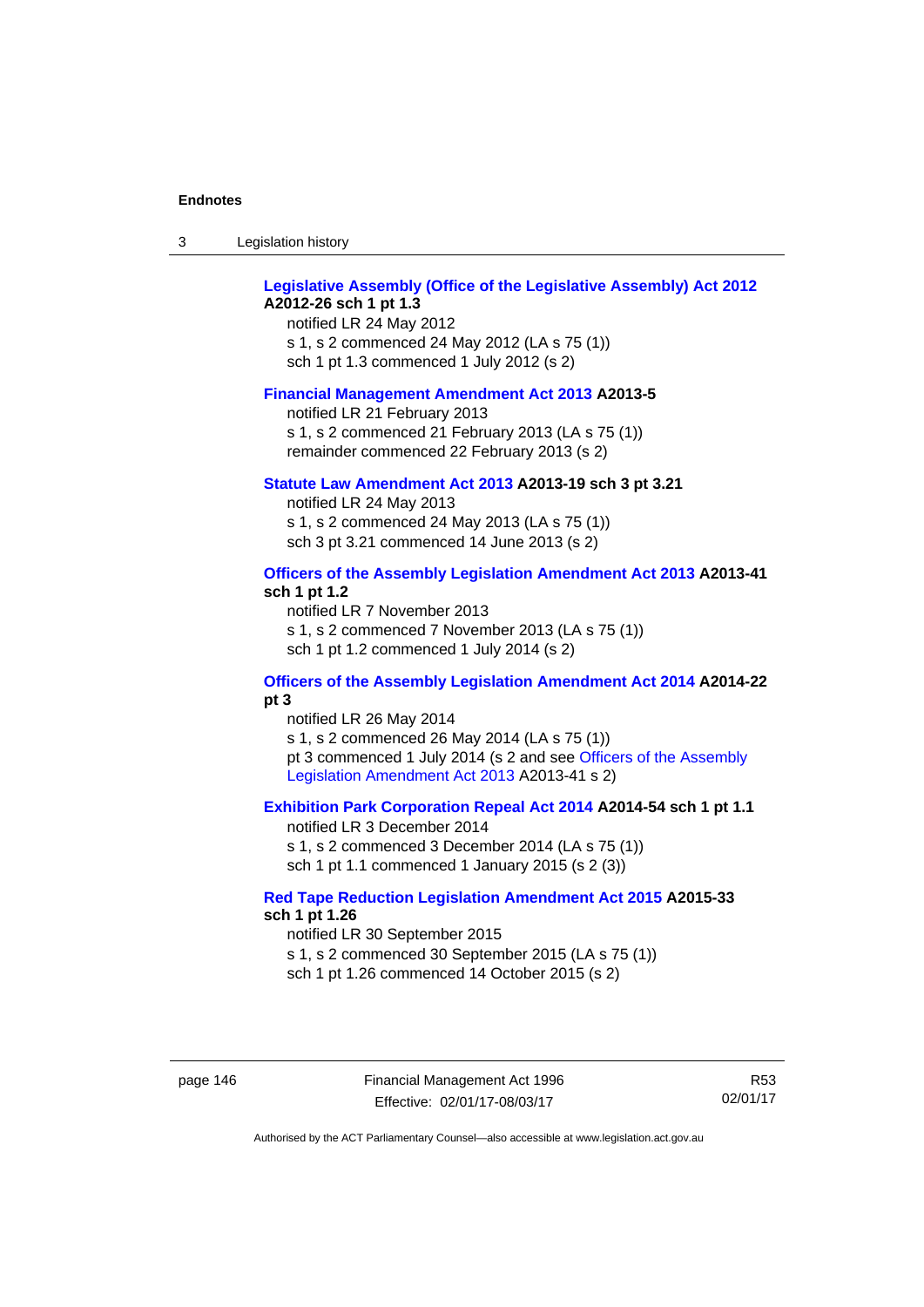**Legislative Assembly (Office of the Legislative Assembly) Act 2012 A2012-26 sch 1 pt 1.3**

notified LR 24 May 2012
s 1, s 2 commenced 24 May 2012 (LA s 75 (1))
sch 1 pt 1.3 commenced 1 July 2012 (s 2)

**Financial Management Amendment Act 2013 A2013-5**

notified LR 21 February 2013
s 1, s 2 commenced 21 February 2013 (LA s 75 (1))
remainder commenced 22 February 2013 (s 2)

**Statute Law Amendment Act 2013 A2013-19 sch 3 pt 3.21**

notified LR 24 May 2013
s 1, s 2 commenced 24 May 2013 (LA s 75 (1))
sch 3 pt 3.21 commenced 14 June 2013 (s 2)

**Officers of the Assembly Legislation Amendment Act 2013 A2013-41 sch 1 pt 1.2**

notified LR 7 November 2013
s 1, s 2 commenced 7 November 2013 (LA s 75 (1))
sch 1 pt 1.2 commenced 1 July 2014 (s 2)

**Officers of the Assembly Legislation Amendment Act 2014 A2014-22 pt 3**

notified LR 26 May 2014
s 1, s 2 commenced 26 May 2014 (LA s 75 (1))
pt 3 commenced 1 July 2014 (s 2 and see Officers of the Assembly Legislation Amendment Act 2013 A2013-41 s 2)

**Exhibition Park Corporation Repeal Act 2014 A2014-54 sch 1 pt 1.1**

notified LR 3 December 2014
s 1, s 2 commenced 3 December 2014 (LA s 75 (1))
sch 1 pt 1.1 commenced 1 January 2015 (s 2 (3))

**Red Tape Reduction Legislation Amendment Act 2015 A2015-33 sch 1 pt 1.26**

notified LR 30 September 2015
s 1, s 2 commenced 30 September 2015 (LA s 75 (1))
sch 1 pt 1.26 commenced 14 October 2015 (s 2)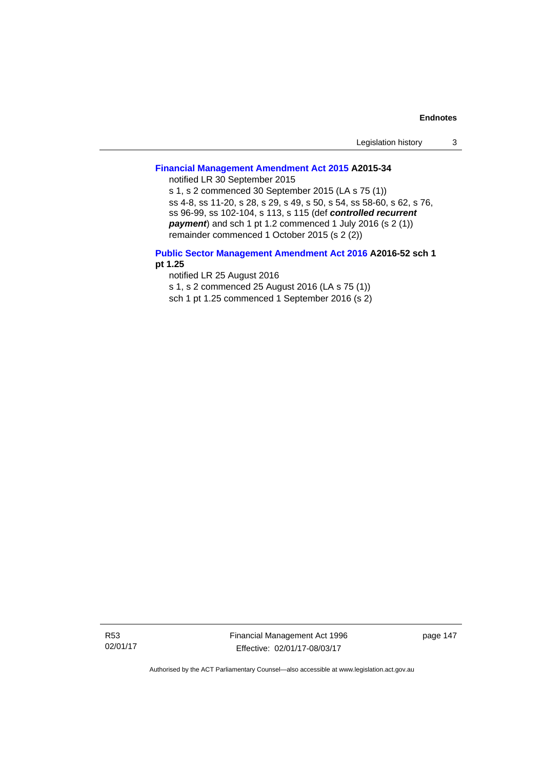**Financial Management Amendment Act 2015 A2015-34**

notified LR 30 September 2015

s 1, s 2 commenced 30 September 2015 (LA s 75 (1))

ss 4-8, ss 11-20, s 28, s 29, s 49, s 50, s 54, ss 58-60, s 62, s 76, ss 96-99, ss 102-104, s 113, s 115 (def ***controlled recurrent payment***) and sch 1 pt 1.2 commenced 1 July 2016 (s 2 (1))

remainder commenced 1 October 2015 (s 2 (2))

**Public Sector Management Amendment Act 2016 A2016-52 sch 1 pt 1.25**

notified LR 25 August 2016

s 1, s 2 commenced 25 August 2016 (LA s 75 (1))

sch 1 pt 1.25 commenced 1 September 2016 (s 2)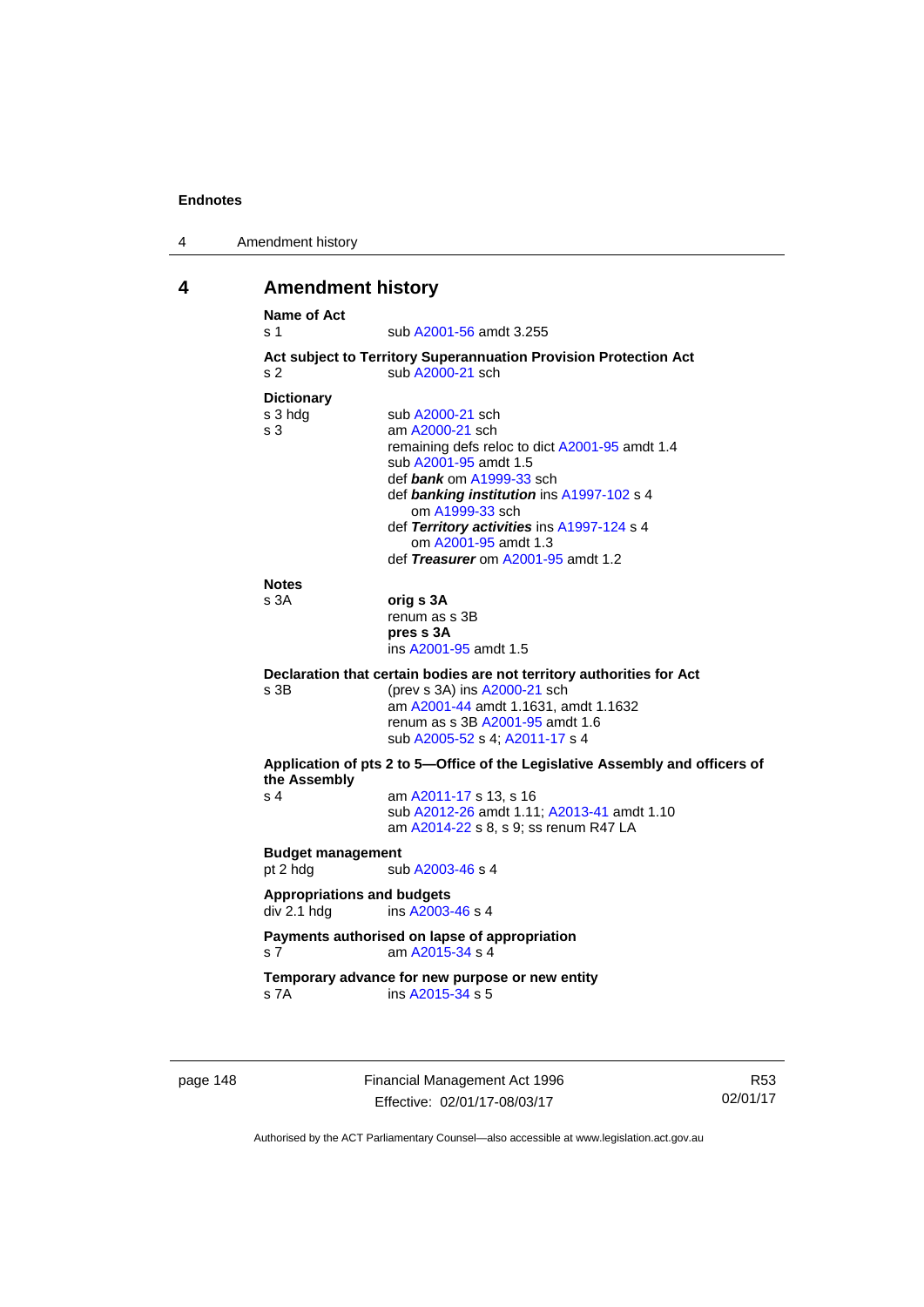# 4 Amendment history

**Name of Act**
s 1 — sub A2001-56 amdt 3.255

**Act subject to Territory Superannuation Provision Protection Act**
s 2 — sub A2000-21 sch

**Dictionary**
s 3 hdg — sub A2000-21 sch
s 3 — am A2000-21 sch
remaining defs reloc to dict A2001-95 amdt 1.4
sub A2001-95 amdt 1.5
def ***bank*** om A1999-33 sch
def ***banking institution*** ins A1997-102 s 4
om A1999-33 sch
def ***Territory activities*** ins A1997-124 s 4
om A2001-95 amdt 1.3
def ***Treasurer*** om A2001-95 amdt 1.2

**Notes**
s 3A — **orig s 3A**
renum as s 3B
**pres s 3A**
ins A2001-95 amdt 1.5

**Declaration that certain bodies are not territory authorities for Act**
s 3B — (prev s 3A) ins A2000-21 sch
am A2001-44 amdt 1.1631, amdt 1.1632
renum as s 3B A2001-95 amdt 1.6
sub A2005-52 s 4; A2011-17 s 4

**Application of pts 2 to 5—Office of the Legislative Assembly and officers of the Assembly**
s 4 — am A2011-17 s 13, s 16
sub A2012-26 amdt 1.11; A2013-41 amdt 1.10
am A2014-22 s 8, s 9; ss renum R47 LA

**Budget management**
pt 2 hdg — sub A2003-46 s 4

**Appropriations and budgets**
div 2.1 hdg — ins A2003-46 s 4

**Payments authorised on lapse of appropriation**
s 7 — am A2015-34 s 4

**Temporary advance for new purpose or new entity**
s 7A — ins A2015-34 s 5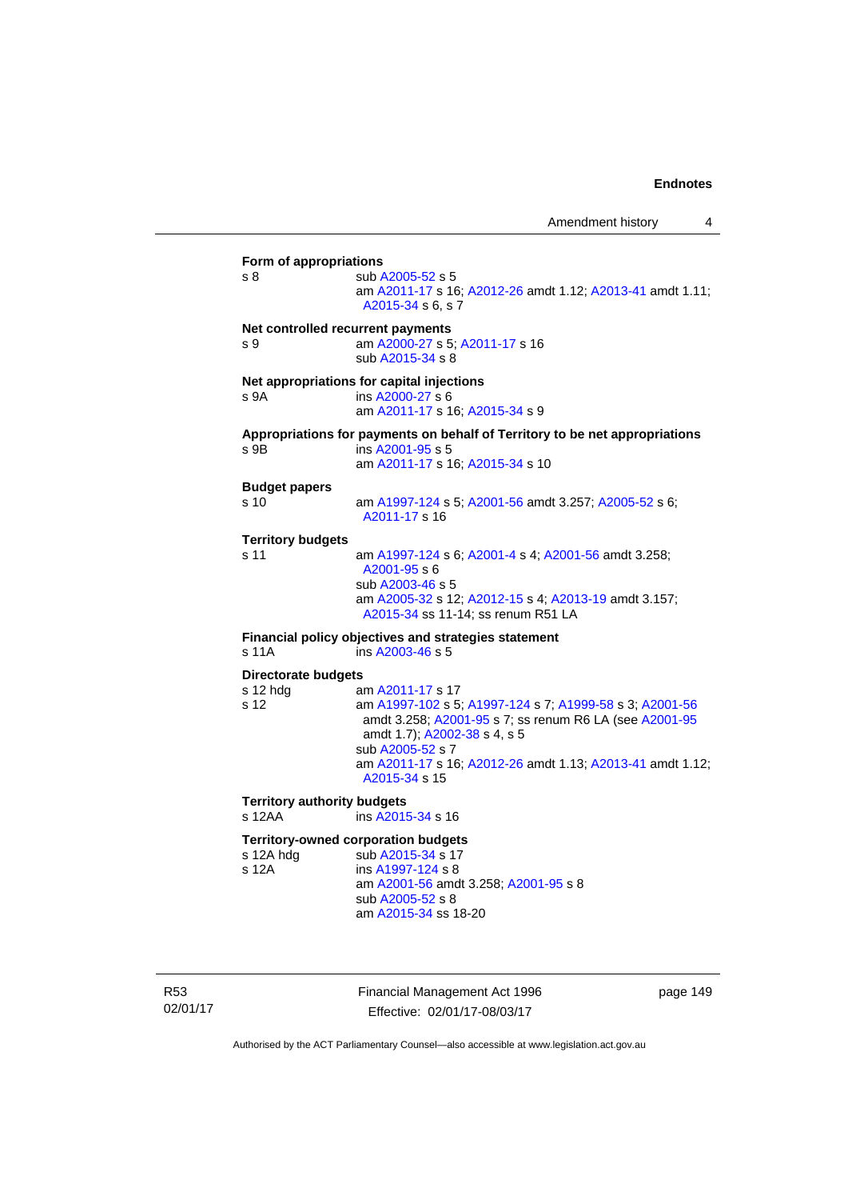**Form of appropriations**

s 8 sub A2005-52 s 5
am A2011-17 s 16; A2012-26 amdt 1.12; A2013-41 amdt 1.11; A2015-34 s 6, s 7

**Net controlled recurrent payments**

s 9 am A2000-27 s 5; A2011-17 s 16
sub A2015-34 s 8

**Net appropriations for capital injections**

s 9A ins A2000-27 s 6
am A2011-17 s 16; A2015-34 s 9

**Appropriations for payments on behalf of Territory to be net appropriations**

s 9B ins A2001-95 s 5
am A2011-17 s 16; A2015-34 s 10

**Budget papers**

s 10 am A1997-124 s 5; A2001-56 amdt 3.257; A2005-52 s 6; A2011-17 s 16

**Territory budgets**

s 11 am A1997-124 s 6; A2001-4 s 4; A2001-56 amdt 3.258; A2001-95 s 6
sub A2003-46 s 5
am A2005-32 s 12; A2012-15 s 4; A2013-19 amdt 3.157; A2015-34 ss 11-14; ss renum R51 LA

**Financial policy objectives and strategies statement**

s 11A ins A2003-46 s 5

**Directorate budgets**

s 12 hdg am A2011-17 s 17
s 12 am A1997-102 s 5; A1997-124 s 7; A1999-58 s 3; A2001-56 amdt 3.258; A2001-95 s 7; ss renum R6 LA (see A2001-95 amdt 1.7); A2002-38 s 4, s 5
sub A2005-52 s 7
am A2011-17 s 16; A2012-26 amdt 1.13; A2013-41 amdt 1.12; A2015-34 s 15

**Territory authority budgets**

s 12AA ins A2015-34 s 16

**Territory-owned corporation budgets**

s 12A hdg sub A2015-34 s 17
s 12A ins A1997-124 s 8
am A2001-56 amdt 3.258; A2001-95 s 8
sub A2005-52 s 8
am A2015-34 ss 18-20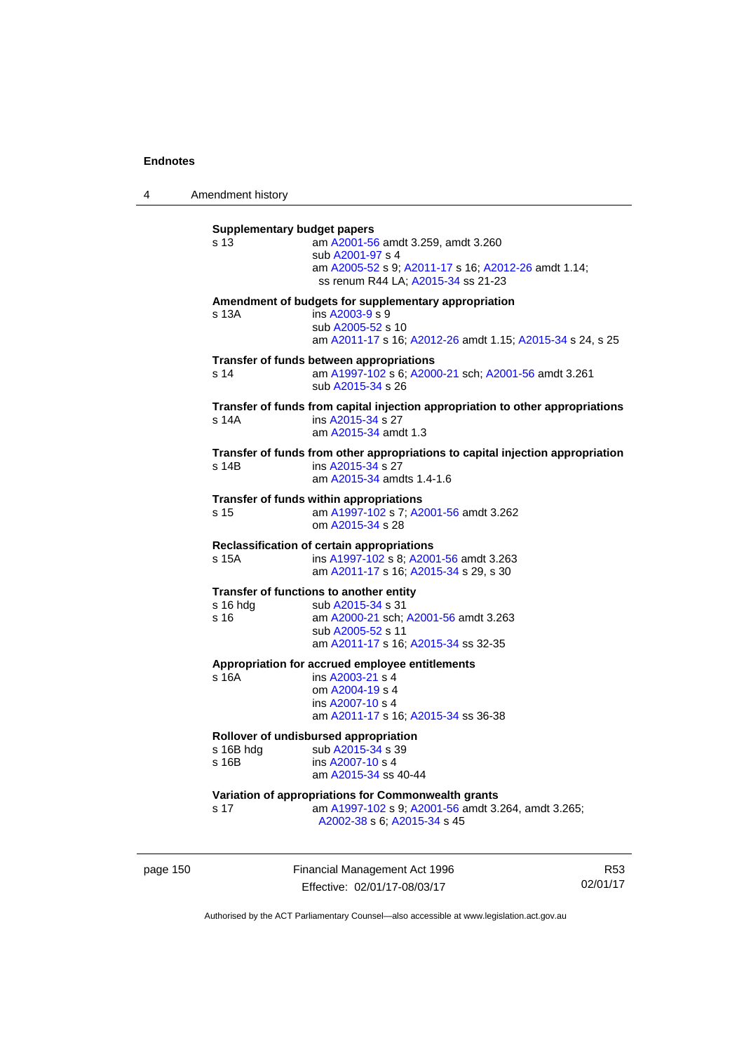**Supplementary budget papers**

s 13 — am A2001-56 amdt 3.259, amdt 3.260
sub A2001-97 s 4
am A2005-52 s 9; A2011-17 s 16; A2012-26 amdt 1.14; ss renum R44 LA; A2015-34 ss 21-23

**Amendment of budgets for supplementary appropriation**

s 13A — ins A2003-9 s 9
sub A2005-52 s 10
am A2011-17 s 16; A2012-26 amdt 1.15; A2015-34 s 24, s 25

**Transfer of funds between appropriations**

s 14 — am A1997-102 s 6; A2000-21 sch; A2001-56 amdt 3.261
sub A2015-34 s 26

**Transfer of funds from capital injection appropriation to other appropriations**

s 14A — ins A2015-34 s 27
am A2015-34 amdt 1.3

**Transfer of funds from other appropriations to capital injection appropriation**

s 14B — ins A2015-34 s 27
am A2015-34 amdts 1.4-1.6

**Transfer of funds within appropriations**

s 15 — am A1997-102 s 7; A2001-56 amdt 3.262
om A2015-34 s 28

**Reclassification of certain appropriations**

s 15A — ins A1997-102 s 8; A2001-56 amdt 3.263
am A2011-17 s 16; A2015-34 s 29, s 30

**Transfer of functions to another entity**

s 16 hdg — sub A2015-34 s 31

s 16 — am A2000-21 sch; A2001-56 amdt 3.263
sub A2005-52 s 11
am A2011-17 s 16; A2015-34 ss 32-35

**Appropriation for accrued employee entitlements**

s 16A — ins A2003-21 s 4
om A2004-19 s 4
ins A2007-10 s 4
am A2011-17 s 16; A2015-34 ss 36-38

**Rollover of undisbursed appropriation**

s 16B hdg — sub A2015-34 s 39

s 16B — ins A2007-10 s 4
am A2015-34 ss 40-44

**Variation of appropriations for Commonwealth grants**

s 17 — am A1997-102 s 9; A2001-56 amdt 3.264, amdt 3.265; A2002-38 s 6; A2015-34 s 45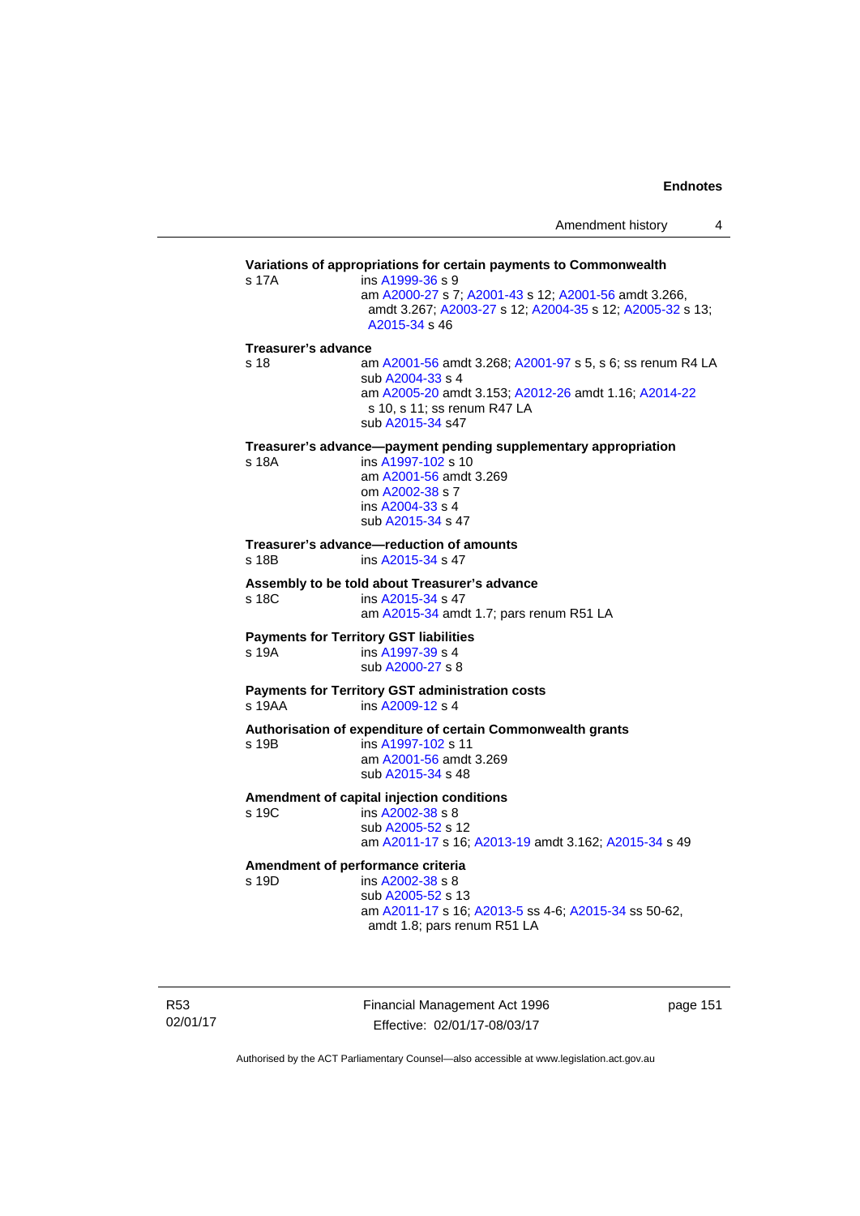**Variations of appropriations for certain payments to Commonwealth**

s 17A — ins A1999-36 s 9
am A2000-27 s 7; A2001-43 s 12; A2001-56 amdt 3.266, amdt 3.267; A2003-27 s 12; A2004-35 s 12; A2005-32 s 13; A2015-34 s 46

**Treasurer's advance**

s 18 — am A2001-56 amdt 3.268; A2001-97 s 5, s 6; ss renum R4 LA
sub A2004-33 s 4
am A2005-20 amdt 3.153; A2012-26 amdt 1.16; A2014-22 s 10, s 11; ss renum R47 LA
sub A2015-34 s47

**Treasurer's advance—payment pending supplementary appropriation**

s 18A — ins A1997-102 s 10
am A2001-56 amdt 3.269
om A2002-38 s 7
ins A2004-33 s 4
sub A2015-34 s 47

**Treasurer's advance—reduction of amounts**

s 18B — ins A2015-34 s 47

**Assembly to be told about Treasurer's advance**

s 18C — ins A2015-34 s 47
am A2015-34 amdt 1.7; pars renum R51 LA

**Payments for Territory GST liabilities**

s 19A — ins A1997-39 s 4
sub A2000-27 s 8

**Payments for Territory GST administration costs**

s 19AA — ins A2009-12 s 4

**Authorisation of expenditure of certain Commonwealth grants**

s 19B — ins A1997-102 s 11
am A2001-56 amdt 3.269
sub A2015-34 s 48

**Amendment of capital injection conditions**

s 19C — ins A2002-38 s 8
sub A2005-52 s 12
am A2011-17 s 16; A2013-19 amdt 3.162; A2015-34 s 49

**Amendment of performance criteria**

s 19D — ins A2002-38 s 8
sub A2005-52 s 13
am A2011-17 s 16; A2013-5 ss 4-6; A2015-34 ss 50-62, amdt 1.8; pars renum R51 LA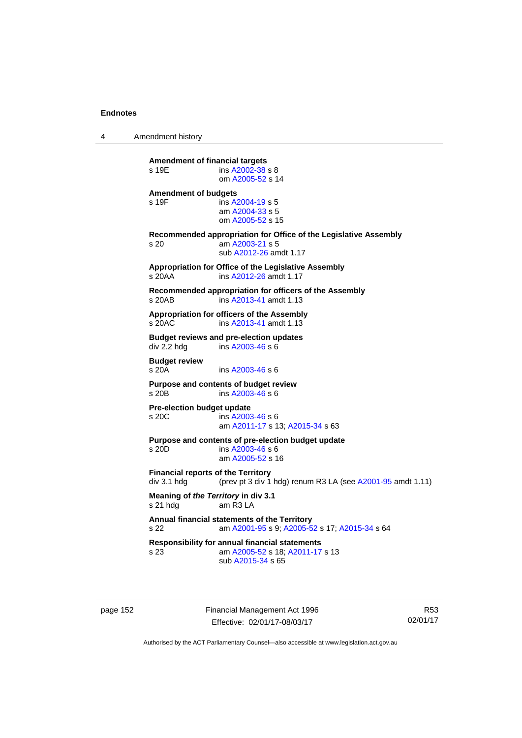**Amendment of financial targets**
s 19E ins A2002-38 s 8
om A2005-52 s 14

**Amendment of budgets**
s 19F ins A2004-19 s 5
am A2004-33 s 5
om A2005-52 s 15

**Recommended appropriation for Office of the Legislative Assembly**
s 20 am A2003-21 s 5
sub A2012-26 amdt 1.17

**Appropriation for Office of the Legislative Assembly**
s 20AA ins A2012-26 amdt 1.17

**Recommended appropriation for officers of the Assembly**
s 20AB ins A2013-41 amdt 1.13

**Appropriation for officers of the Assembly**
s 20AC ins A2013-41 amdt 1.13

**Budget reviews and pre-election updates**
div 2.2 hdg ins A2003-46 s 6

**Budget review**
s 20A ins A2003-46 s 6

**Purpose and contents of budget review**
s 20B ins A2003-46 s 6

**Pre-election budget update**
s 20C ins A2003-46 s 6
am A2011-17 s 13; A2015-34 s 63

**Purpose and contents of pre-election budget update**
s 20D ins A2003-46 s 6
am A2005-52 s 16

**Financial reports of the Territory**
div 3.1 hdg (prev pt 3 div 1 hdg) renum R3 LA (see A2001-95 amdt 1.11)

**Meaning of *the Territory* in div 3.1**
s 21 hdg am R3 LA

**Annual financial statements of the Territory**
s 22 am A2001-95 s 9; A2005-52 s 17; A2015-34 s 64

**Responsibility for annual financial statements**
s 23 am A2005-52 s 18; A2011-17 s 13
sub A2015-34 s 65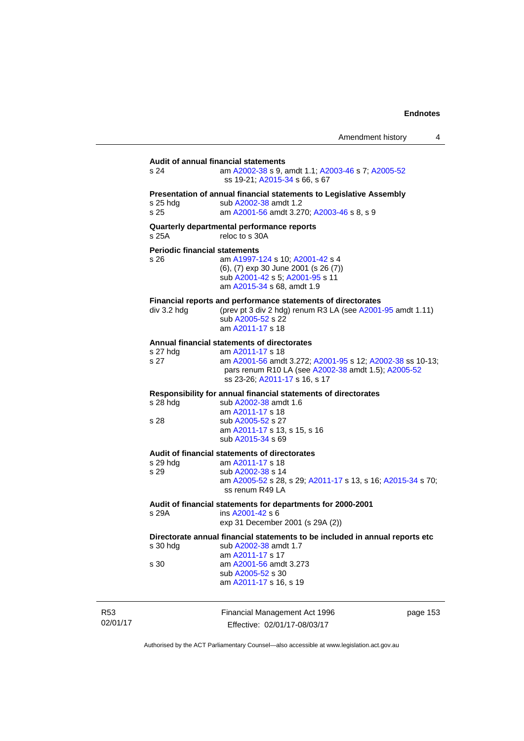**Audit of annual financial statements**

s 24 — am A2002-38 s 9, amdt 1.1; A2003-46 s 7; A2005-52 ss 19-21; A2015-34 s 66, s 67

**Presentation of annual financial statements to Legislative Assembly**

s 25 hdg — sub A2002-38 amdt 1.2
s 25 — am A2001-56 amdt 3.270; A2003-46 s 8, s 9

**Quarterly departmental performance reports**

s 25A — reloc to s 30A

**Periodic financial statements**

s 26 — am A1997-124 s 10; A2001-42 s 4
(6), (7) exp 30 June 2001 (s 26 (7))
sub A2001-42 s 5; A2001-95 s 11
am A2015-34 s 68, amdt 1.9

**Financial reports and performance statements of directorates**

div 3.2 hdg — (prev pt 3 div 2 hdg) renum R3 LA (see A2001-95 amdt 1.11)
sub A2005-52 s 22
am A2011-17 s 18

**Annual financial statements of directorates**

s 27 hdg — am A2011-17 s 18
s 27 — am A2001-56 amdt 3.272; A2001-95 s 12; A2002-38 ss 10-13; pars renum R10 LA (see A2002-38 amdt 1.5); A2005-52 ss 23-26; A2011-17 s 16, s 17

**Responsibility for annual financial statements of directorates**

s 28 hdg — sub A2002-38 amdt 1.6
am A2011-17 s 18
s 28 — sub A2005-52 s 27
am A2011-17 s 13, s 15, s 16
sub A2015-34 s 69

**Audit of financial statements of directorates**

s 29 hdg — am A2011-17 s 18
s 29 — sub A2002-38 s 14
am A2005-52 s 28, s 29; A2011-17 s 13, s 16; A2015-34 s 70; ss renum R49 LA

**Audit of financial statements for departments for 2000-2001**

s 29A — ins A2001-42 s 6
exp 31 December 2001 (s 29A (2))

**Directorate annual financial statements to be included in annual reports etc**

s 30 hdg — sub A2002-38 amdt 1.7
am A2011-17 s 17
s 30 — am A2001-56 amdt 3.273
sub A2005-52 s 30
am A2011-17 s 16, s 19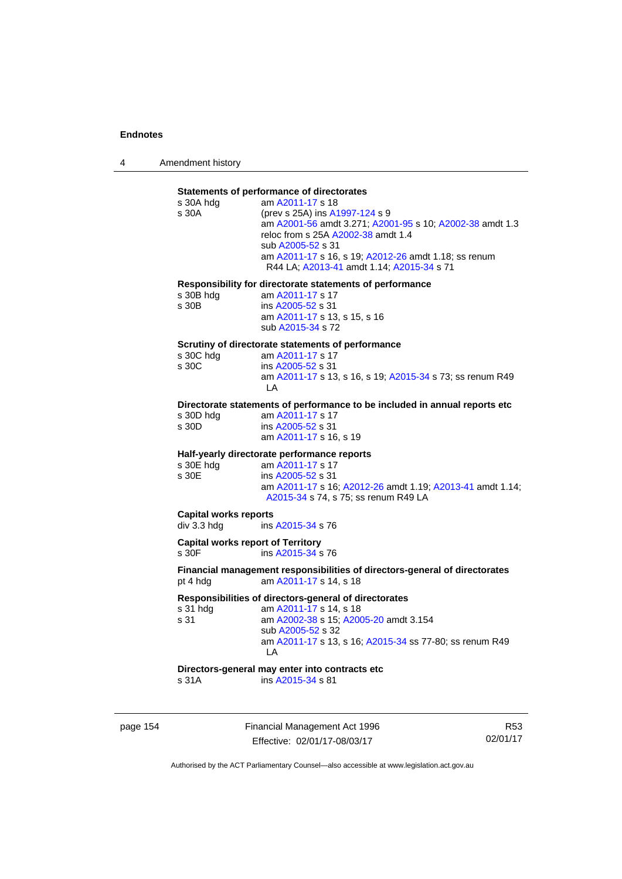**Statements of performance of directorates**

s 30A hdg — am A2011-17 s 18

s 30A — (prev s 25A) ins A1997-124 s 9
am A2001-56 amdt 3.271; A2001-95 s 10; A2002-38 amdt 1.3
reloc from s 25A A2002-38 amdt 1.4
sub A2005-52 s 31
am A2011-17 s 16, s 19; A2012-26 amdt 1.18; ss renum R44 LA; A2013-41 amdt 1.14; A2015-34 s 71

**Responsibility for directorate statements of performance**

s 30B hdg — am A2011-17 s 17

s 30B — ins A2005-52 s 31
am A2011-17 s 13, s 15, s 16
sub A2015-34 s 72

**Scrutiny of directorate statements of performance**

s 30C hdg — am A2011-17 s 17

s 30C — ins A2005-52 s 31
am A2011-17 s 13, s 16, s 19; A2015-34 s 73; ss renum R49 LA

**Directorate statements of performance to be included in annual reports etc**

s 30D hdg — am A2011-17 s 17

s 30D — ins A2005-52 s 31
am A2011-17 s 16, s 19

**Half-yearly directorate performance reports**

s 30E hdg — am A2011-17 s 17

s 30E — ins A2005-52 s 31
am A2011-17 s 16; A2012-26 amdt 1.19; A2013-41 amdt 1.14; A2015-34 s 74, s 75; ss renum R49 LA

**Capital works reports**

div 3.3 hdg — ins A2015-34 s 76

**Capital works report of Territory**

s 30F — ins A2015-34 s 76

**Financial management responsibilities of directors-general of directorates**

pt 4 hdg — am A2011-17 s 14, s 18

**Responsibilities of directors-general of directorates**

s 31 hdg — am A2011-17 s 14, s 18

s 31 — am A2002-38 s 15; A2005-20 amdt 3.154
sub A2005-52 s 32
am A2011-17 s 13, s 16; A2015-34 ss 77-80; ss renum R49 LA

**Directors-general may enter into contracts etc**

s 31A — ins A2015-34 s 81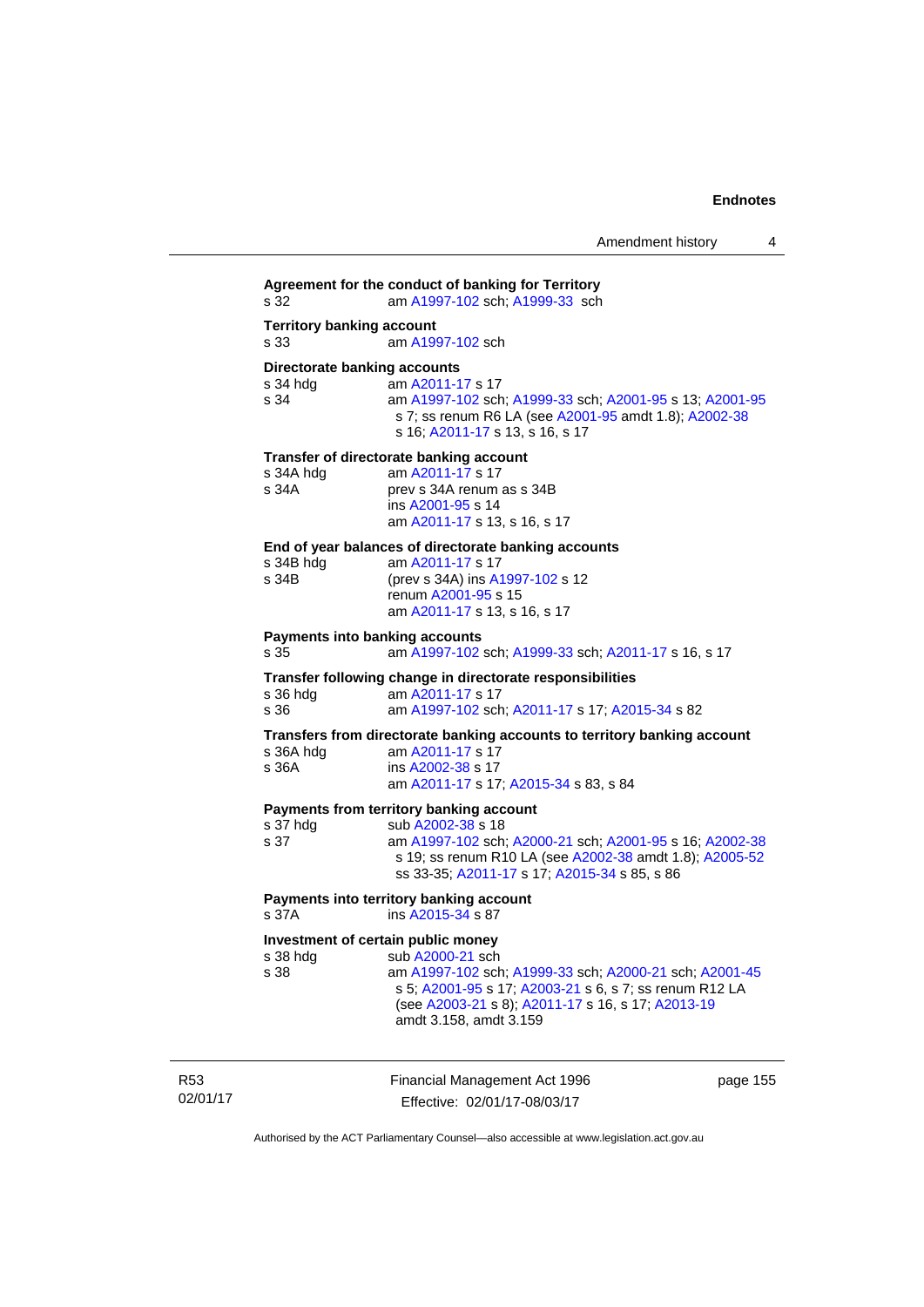**Agreement for the conduct of banking for Territory**
s 32 am A1997-102 sch; A1999-33 sch

**Territory banking account**
s 33 am A1997-102 sch

**Directorate banking accounts**
s 34 hdg am A2011-17 s 17
s 34 am A1997-102 sch; A1999-33 sch; A2001-95 s 13; A2001-95 s 7; ss renum R6 LA (see A2001-95 amdt 1.8); A2002-38 s 16; A2011-17 s 13, s 16, s 17

**Transfer of directorate banking account**
s 34A hdg am A2011-17 s 17
s 34A prev s 34A renum as s 34B
ins A2001-95 s 14
am A2011-17 s 13, s 16, s 17

**End of year balances of directorate banking accounts**
s 34B hdg am A2011-17 s 17
s 34B (prev s 34A) ins A1997-102 s 12
renum A2001-95 s 15
am A2011-17 s 13, s 16, s 17

**Payments into banking accounts**
s 35 am A1997-102 sch; A1999-33 sch; A2011-17 s 16, s 17

**Transfer following change in directorate responsibilities**
s 36 hdg am A2011-17 s 17
s 36 am A1997-102 sch; A2011-17 s 17; A2015-34 s 82

**Transfers from directorate banking accounts to territory banking account**
s 36A hdg am A2011-17 s 17
s 36A ins A2002-38 s 17
am A2011-17 s 17; A2015-34 s 83, s 84

**Payments from territory banking account**
s 37 hdg sub A2002-38 s 18
s 37 am A1997-102 sch; A2000-21 sch; A2001-95 s 16; A2002-38 s 19; ss renum R10 LA (see A2002-38 amdt 1.8); A2005-52 ss 33-35; A2011-17 s 17; A2015-34 s 85, s 86

**Payments into territory banking account**
s 37A ins A2015-34 s 87

**Investment of certain public money**
s 38 hdg sub A2000-21 sch
s 38 am A1997-102 sch; A1999-33 sch; A2000-21 sch; A2001-45 s 5; A2001-95 s 17; A2003-21 s 6, s 7; ss renum R12 LA (see A2003-21 s 8); A2011-17 s 16, s 17; A2013-19 amdt 3.158, amdt 3.159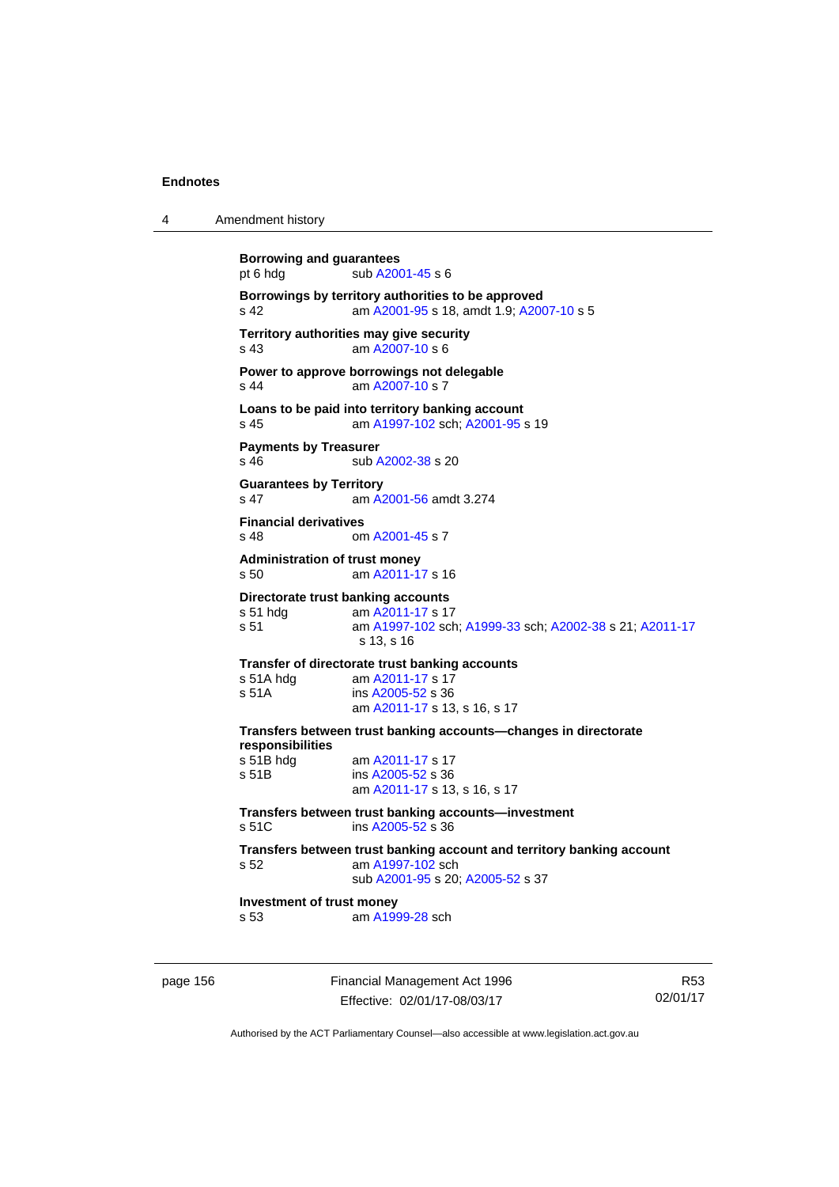**Borrowing and guarantees**
pt 6 hdg sub A2001-45 s 6

**Borrowings by territory authorities to be approved**
s 42 am A2001-95 s 18, amdt 1.9; A2007-10 s 5

**Territory authorities may give security**
s 43 am A2007-10 s 6

**Power to approve borrowings not delegable**
s 44 am A2007-10 s 7

**Loans to be paid into territory banking account**
s 45 am A1997-102 sch; A2001-95 s 19

**Payments by Treasurer**
s 46 sub A2002-38 s 20

**Guarantees by Territory**
s 47 am A2001-56 amdt 3.274

**Financial derivatives**
s 48 om A2001-45 s 7

**Administration of trust money**
s 50 am A2011-17 s 16

**Directorate trust banking accounts**
s 51 hdg am A2011-17 s 17
s 51 am A1997-102 sch; A1999-33 sch; A2002-38 s 21; A2011-17 s 13, s 16

**Transfer of directorate trust banking accounts**
s 51A hdg am A2011-17 s 17
s 51A ins A2005-52 s 36
am A2011-17 s 13, s 16, s 17

**Transfers between trust banking accounts—changes in directorate responsibilities**
s 51B hdg am A2011-17 s 17
s 51B ins A2005-52 s 36
am A2011-17 s 13, s 16, s 17

**Transfers between trust banking accounts—investment**
s 51C ins A2005-52 s 36

**Transfers between trust banking account and territory banking account**
s 52 am A1997-102 sch
sub A2001-95 s 20; A2005-52 s 37

**Investment of trust money**
s 53 am A1999-28 sch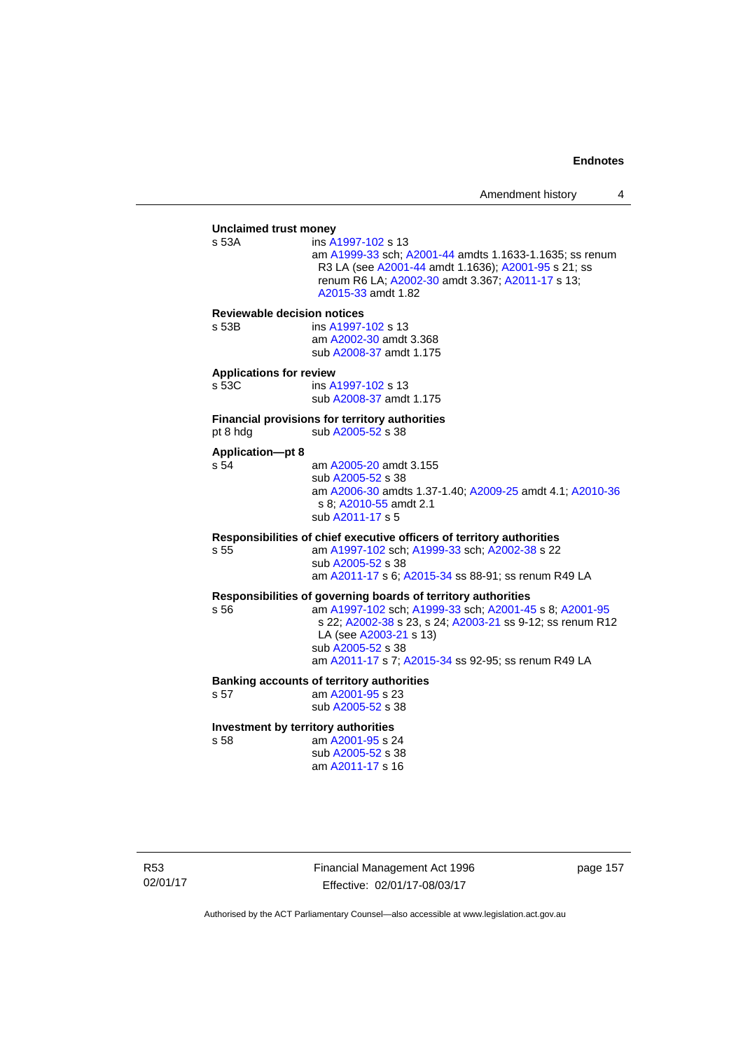**Unclaimed trust money**

s 53A ins A1997-102 s 13
am A1999-33 sch; A2001-44 amdts 1.1633-1.1635; ss renum R3 LA (see A2001-44 amdt 1.1636); A2001-95 s 21; ss renum R6 LA; A2002-30 amdt 3.367; A2011-17 s 13; A2015-33 amdt 1.82

**Reviewable decision notices**

s 53B ins A1997-102 s 13
am A2002-30 amdt 3.368
sub A2008-37 amdt 1.175

**Applications for review**

s 53C ins A1997-102 s 13
sub A2008-37 amdt 1.175

**Financial provisions for territory authorities**

pt 8 hdg sub A2005-52 s 38

**Application—pt 8**

s 54 am A2005-20 amdt 3.155
sub A2005-52 s 38
am A2006-30 amdts 1.37-1.40; A2009-25 amdt 4.1; A2010-36 s 8; A2010-55 amdt 2.1
sub A2011-17 s 5

**Responsibilities of chief executive officers of territory authorities**

s 55 am A1997-102 sch; A1999-33 sch; A2002-38 s 22
sub A2005-52 s 38
am A2011-17 s 6; A2015-34 ss 88-91; ss renum R49 LA

**Responsibilities of governing boards of territory authorities**

s 56 am A1997-102 sch; A1999-33 sch; A2001-45 s 8; A2001-95 s 22; A2002-38 s 23, s 24; A2003-21 ss 9-12; ss renum R12 LA (see A2003-21 s 13)
sub A2005-52 s 38
am A2011-17 s 7; A2015-34 ss 92-95; ss renum R49 LA

**Banking accounts of territory authorities**

s 57 am A2001-95 s 23
sub A2005-52 s 38

**Investment by territory authorities**

s 58 am A2001-95 s 24
sub A2005-52 s 38
am A2011-17 s 16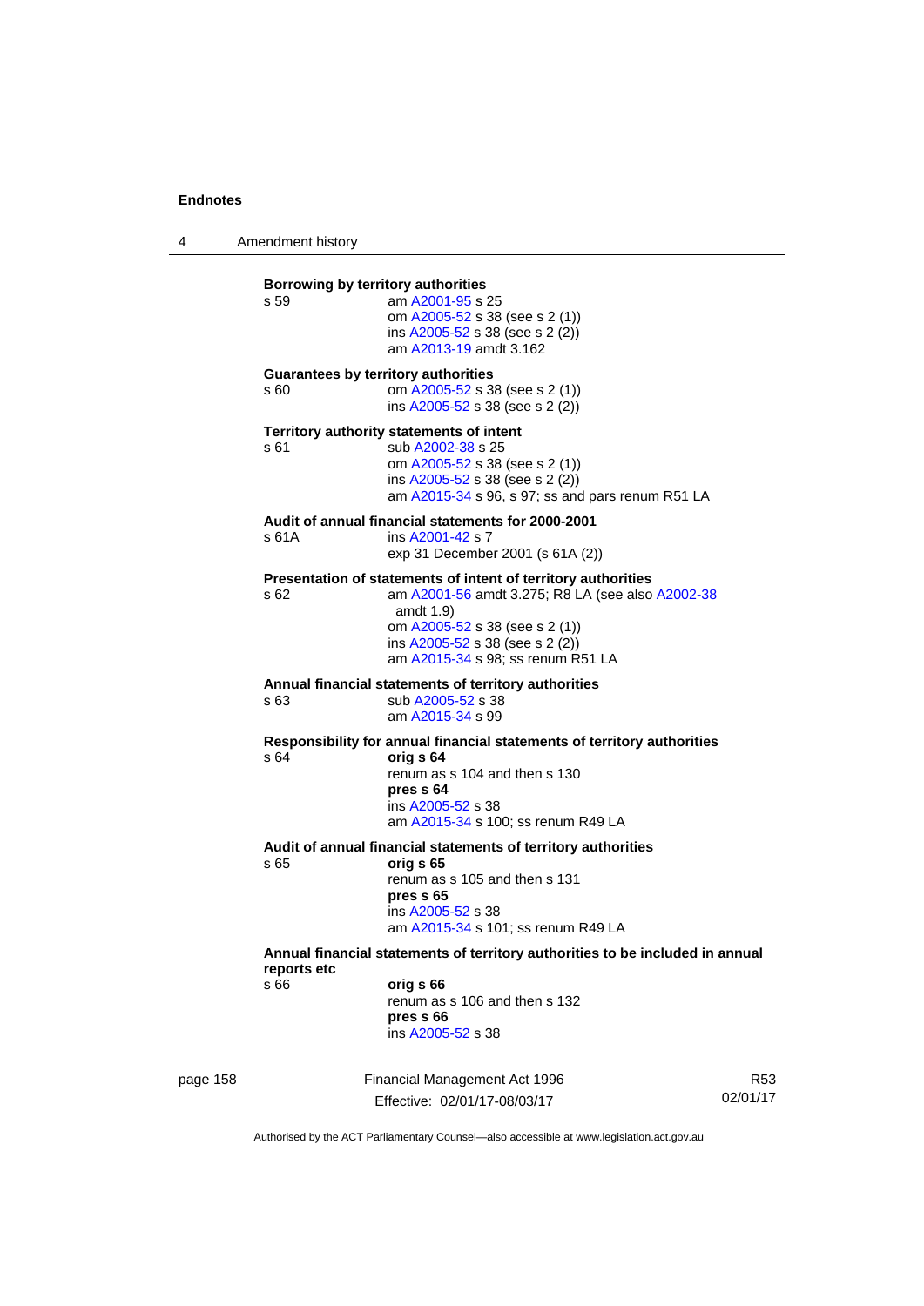**Borrowing by territory authorities**

s 59 am A2001-95 s 25
om A2005-52 s 38 (see s 2 (1))
ins A2005-52 s 38 (see s 2 (2))
am A2013-19 amdt 3.162

**Guarantees by territory authorities**

s 60 om A2005-52 s 38 (see s 2 (1))
ins A2005-52 s 38 (see s 2 (2))

**Territory authority statements of intent**

s 61 sub A2002-38 s 25
om A2005-52 s 38 (see s 2 (1))
ins A2005-52 s 38 (see s 2 (2))
am A2015-34 s 96, s 97; ss and pars renum R51 LA

**Audit of annual financial statements for 2000-2001**

s 61A ins A2001-42 s 7
exp 31 December 2001 (s 61A (2))

**Presentation of statements of intent of territory authorities**

s 62 am A2001-56 amdt 3.275; R8 LA (see also A2002-38 amdt 1.9)
om A2005-52 s 38 (see s 2 (1))
ins A2005-52 s 38 (see s 2 (2))
am A2015-34 s 98; ss renum R51 LA

**Annual financial statements of territory authorities**

s 63 sub A2005-52 s 38
am A2015-34 s 99

**Responsibility for annual financial statements of territory authorities**

s 64 **orig s 64**
renum as s 104 and then s 130
**pres s 64**
ins A2005-52 s 38
am A2015-34 s 100; ss renum R49 LA

**Audit of annual financial statements of territory authorities**

s 65 **orig s 65**
renum as s 105 and then s 131
**pres s 65**
ins A2005-52 s 38
am A2015-34 s 101; ss renum R49 LA

**Annual financial statements of territory authorities to be included in annual reports etc**

s 66 **orig s 66**
renum as s 106 and then s 132
**pres s 66**
ins A2005-52 s 38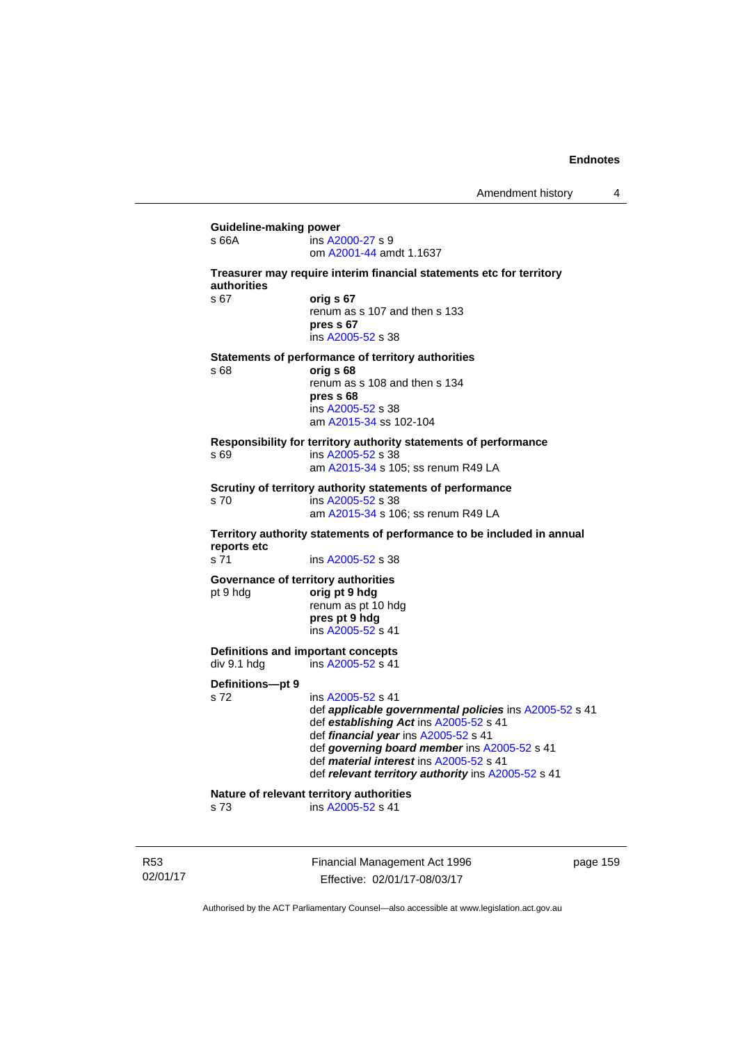**Guideline-making power**

s 66A ins A2000-27 s 9
om A2001-44 amdt 1.1637

**Treasurer may require interim financial statements etc for territory authorities**

s 67 **orig s 67**
renum as s 107 and then s 133
**pres s 67**
ins A2005-52 s 38

**Statements of performance of territory authorities**

s 68 **orig s 68**
renum as s 108 and then s 134
**pres s 68**
ins A2005-52 s 38
am A2015-34 ss 102-104

**Responsibility for territory authority statements of performance**

s 69 ins A2005-52 s 38
am A2015-34 s 105; ss renum R49 LA

**Scrutiny of territory authority statements of performance**

s 70 ins A2005-52 s 38
am A2015-34 s 106; ss renum R49 LA

**Territory authority statements of performance to be included in annual reports etc**

s 71 ins A2005-52 s 38

**Governance of territory authorities**

pt 9 hdg **orig pt 9 hdg**
renum as pt 10 hdg
**pres pt 9 hdg**
ins A2005-52 s 41

**Definitions and important concepts**

div 9.1 hdg ins A2005-52 s 41

**Definitions—pt 9**

s 72 ins A2005-52 s 41
def ***applicable governmental policies*** ins A2005-52 s 41
def ***establishing Act*** ins A2005-52 s 41
def ***financial year*** ins A2005-52 s 41
def ***governing board member*** ins A2005-52 s 41
def ***material interest*** ins A2005-52 s 41
def ***relevant territory authority*** ins A2005-52 s 41

**Nature of relevant territory authorities**

s 73 ins A2005-52 s 41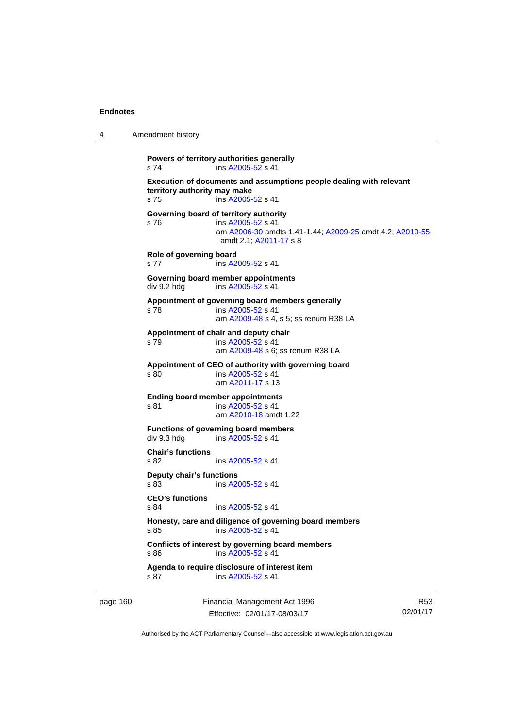**Powers of territory authorities generally**
s 74 ins A2005-52 s 41

**Execution of documents and assumptions people dealing with relevant territory authority may make**
s 75 ins A2005-52 s 41

**Governing board of territory authority**
s 76 ins A2005-52 s 41
am A2006-30 amdts 1.41-1.44; A2009-25 amdt 4.2; A2010-55 amdt 2.1; A2011-17 s 8

**Role of governing board**
s 77 ins A2005-52 s 41

**Governing board member appointments**
div 9.2 hdg ins A2005-52 s 41

**Appointment of governing board members generally**
s 78 ins A2005-52 s 41
am A2009-48 s 4, s 5; ss renum R38 LA

**Appointment of chair and deputy chair**
s 79 ins A2005-52 s 41
am A2009-48 s 6; ss renum R38 LA

**Appointment of CEO of authority with governing board**
s 80 ins A2005-52 s 41
am A2011-17 s 13

**Ending board member appointments**
s 81 ins A2005-52 s 41
am A2010-18 amdt 1.22

**Functions of governing board members**
div 9.3 hdg ins A2005-52 s 41

**Chair's functions**
s 82 ins A2005-52 s 41

**Deputy chair's functions**
s 83 ins A2005-52 s 41

**CEO's functions**
s 84 ins A2005-52 s 41

**Honesty, care and diligence of governing board members**
s 85 ins A2005-52 s 41

**Conflicts of interest by governing board members**
s 86 ins A2005-52 s 41

**Agenda to require disclosure of interest item**
s 87 ins A2005-52 s 41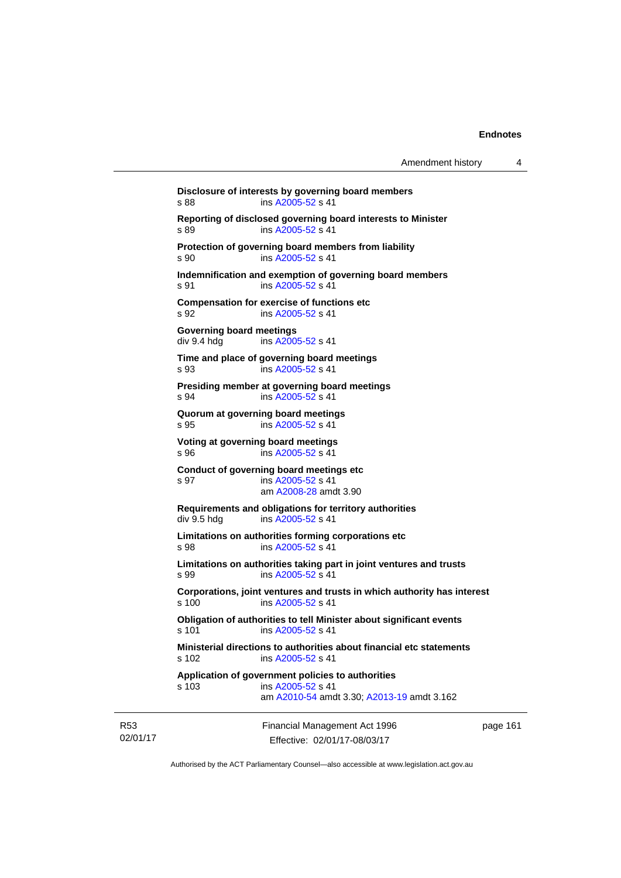**Disclosure of interests by governing board members**
s 88 ins A2005-52 s 41

**Reporting of disclosed governing board interests to Minister**
s 89 ins A2005-52 s 41

**Protection of governing board members from liability**
s 90 ins A2005-52 s 41

**Indemnification and exemption of governing board members**
s 91 ins A2005-52 s 41

**Compensation for exercise of functions etc**
s 92 ins A2005-52 s 41

**Governing board meetings**
div 9.4 hdg ins A2005-52 s 41

**Time and place of governing board meetings**
s 93 ins A2005-52 s 41

**Presiding member at governing board meetings**
s 94 ins A2005-52 s 41

**Quorum at governing board meetings**
s 95 ins A2005-52 s 41

**Voting at governing board meetings**
s 96 ins A2005-52 s 41

**Conduct of governing board meetings etc**
s 97 ins A2005-52 s 41
am A2008-28 amdt 3.90

**Requirements and obligations for territory authorities**
div 9.5 hdg ins A2005-52 s 41

**Limitations on authorities forming corporations etc**
s 98 ins A2005-52 s 41

**Limitations on authorities taking part in joint ventures and trusts**
s 99 ins A2005-52 s 41

**Corporations, joint ventures and trusts in which authority has interest**
s 100 ins A2005-52 s 41

**Obligation of authorities to tell Minister about significant events**
s 101 ins A2005-52 s 41

**Ministerial directions to authorities about financial etc statements**
s 102 ins A2005-52 s 41

**Application of government policies to authorities**
s 103 ins A2005-52 s 41
am A2010-54 amdt 3.30; A2013-19 amdt 3.162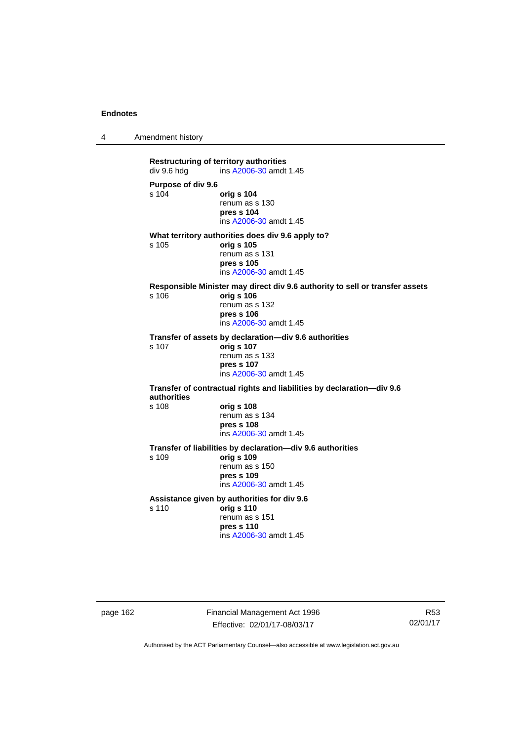**Restructuring of territory authorities**
div 9.6 hdg ins A2006-30 amdt 1.45

**Purpose of div 9.6**
s 104 **orig s 104**
renum as s 130
**pres s 104**
ins A2006-30 amdt 1.45

**What territory authorities does div 9.6 apply to?**
s 105 **orig s 105**
renum as s 131
**pres s 105**
ins A2006-30 amdt 1.45

**Responsible Minister may direct div 9.6 authority to sell or transfer assets**
s 106 **orig s 106**
renum as s 132
**pres s 106**
ins A2006-30 amdt 1.45

**Transfer of assets by declaration—div 9.6 authorities**
s 107 **orig s 107**
renum as s 133
**pres s 107**
ins A2006-30 amdt 1.45

**Transfer of contractual rights and liabilities by declaration—div 9.6 authorities**
s 108 **orig s 108**
renum as s 134
**pres s 108**
ins A2006-30 amdt 1.45

**Transfer of liabilities by declaration—div 9.6 authorities**
s 109 **orig s 109**
renum as s 150
**pres s 109**
ins A2006-30 amdt 1.45

**Assistance given by authorities for div 9.6**
s 110 **orig s 110**
renum as s 151
**pres s 110**
ins A2006-30 amdt 1.45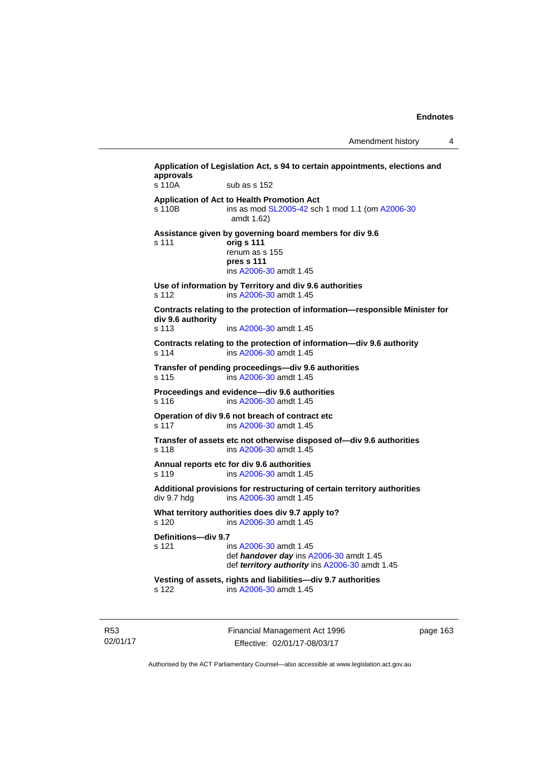**Application of Legislation Act, s 94 to certain appointments, elections and approvals**

s 110A sub as s 152

**Application of Act to Health Promotion Act**

s 110B ins as mod SL2005-42 sch 1 mod 1.1 (om A2006-30 amdt 1.62)

**Assistance given by governing board members for div 9.6**

s 111 **orig s 111**
renum as s 155
**pres s 111**
ins A2006-30 amdt 1.45

**Use of information by Territory and div 9.6 authorities**

s 112 ins A2006-30 amdt 1.45

**Contracts relating to the protection of information—responsible Minister for div 9.6 authority**

s 113 ins A2006-30 amdt 1.45

**Contracts relating to the protection of information—div 9.6 authority**

s 114 ins A2006-30 amdt 1.45

**Transfer of pending proceedings—div 9.6 authorities**

s 115 ins A2006-30 amdt 1.45

**Proceedings and evidence—div 9.6 authorities**

s 116 ins A2006-30 amdt 1.45

**Operation of div 9.6 not breach of contract etc**

s 117 ins A2006-30 amdt 1.45

**Transfer of assets etc not otherwise disposed of—div 9.6 authorities**

s 118 ins A2006-30 amdt 1.45

**Annual reports etc for div 9.6 authorities**

s 119 ins A2006-30 amdt 1.45

**Additional provisions for restructuring of certain territory authorities**

div 9.7 hdg ins A2006-30 amdt 1.45

**What territory authorities does div 9.7 apply to?**

s 120 ins A2006-30 amdt 1.45

**Definitions—div 9.7**

s 121 ins A2006-30 amdt 1.45
def ***handover day*** ins A2006-30 amdt 1.45
def ***territory authority*** ins A2006-30 amdt 1.45

**Vesting of assets, rights and liabilities—div 9.7 authorities**

s 122 ins A2006-30 amdt 1.45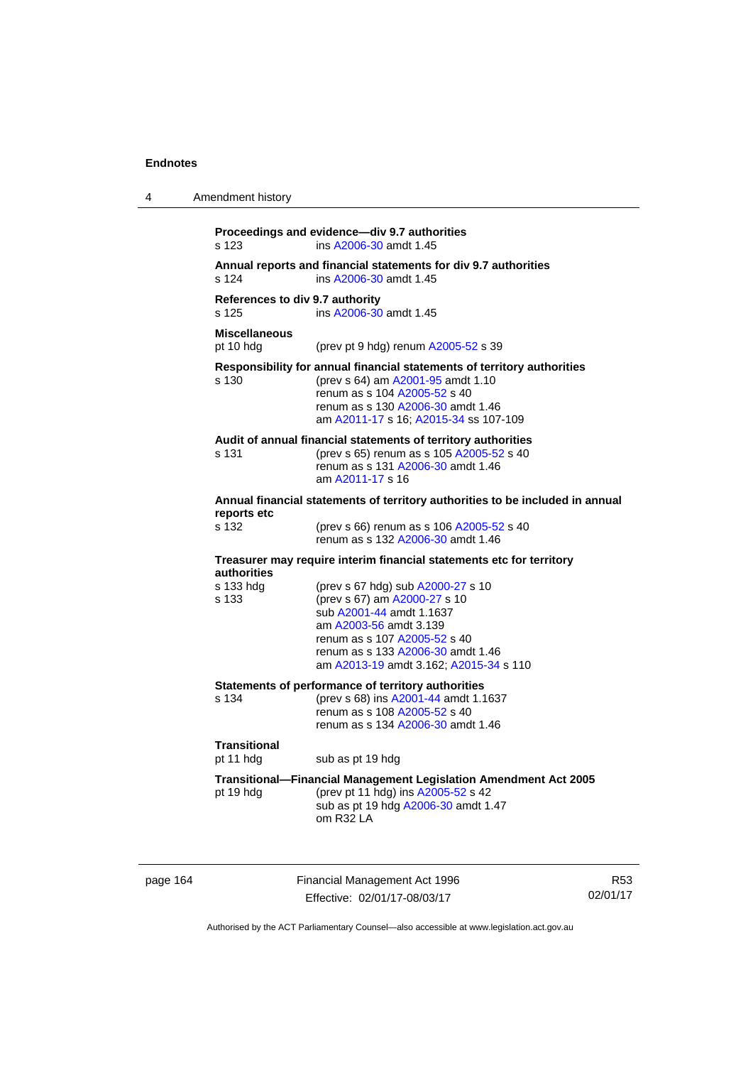**Proceedings and evidence—div 9.7 authorities**

s 123 ins A2006-30 amdt 1.45

**Annual reports and financial statements for div 9.7 authorities**

s 124 ins A2006-30 amdt 1.45

**References to div 9.7 authority**

s 125 ins A2006-30 amdt 1.45

**Miscellaneous**

pt 10 hdg (prev pt 9 hdg) renum A2005-52 s 39

**Responsibility for annual financial statements of territory authorities**

s 130 (prev s 64) am A2001-95 amdt 1.10
renum as s 104 A2005-52 s 40
renum as s 130 A2006-30 amdt 1.46
am A2011-17 s 16; A2015-34 ss 107-109

**Audit of annual financial statements of territory authorities**

s 131 (prev s 65) renum as s 105 A2005-52 s 40
renum as s 131 A2006-30 amdt 1.46
am A2011-17 s 16

**Annual financial statements of territory authorities to be included in annual reports etc**

s 132 (prev s 66) renum as s 106 A2005-52 s 40
renum as s 132 A2006-30 amdt 1.46

**Treasurer may require interim financial statements etc for territory authorities**

s 133 hdg (prev s 67 hdg) sub A2000-27 s 10

s 133 (prev s 67) am A2000-27 s 10
sub A2001-44 amdt 1.1637
am A2003-56 amdt 3.139
renum as s 107 A2005-52 s 40
renum as s 133 A2006-30 amdt 1.46
am A2013-19 amdt 3.162; A2015-34 s 110

**Statements of performance of territory authorities**

s 134 (prev s 68) ins A2001-44 amdt 1.1637
renum as s 108 A2005-52 s 40
renum as s 134 A2006-30 amdt 1.46

**Transitional**

pt 11 hdg sub as pt 19 hdg

**Transitional—Financial Management Legislation Amendment Act 2005**

pt 19 hdg (prev pt 11 hdg) ins A2005-52 s 42
sub as pt 19 hdg A2006-30 amdt 1.47
om R32 LA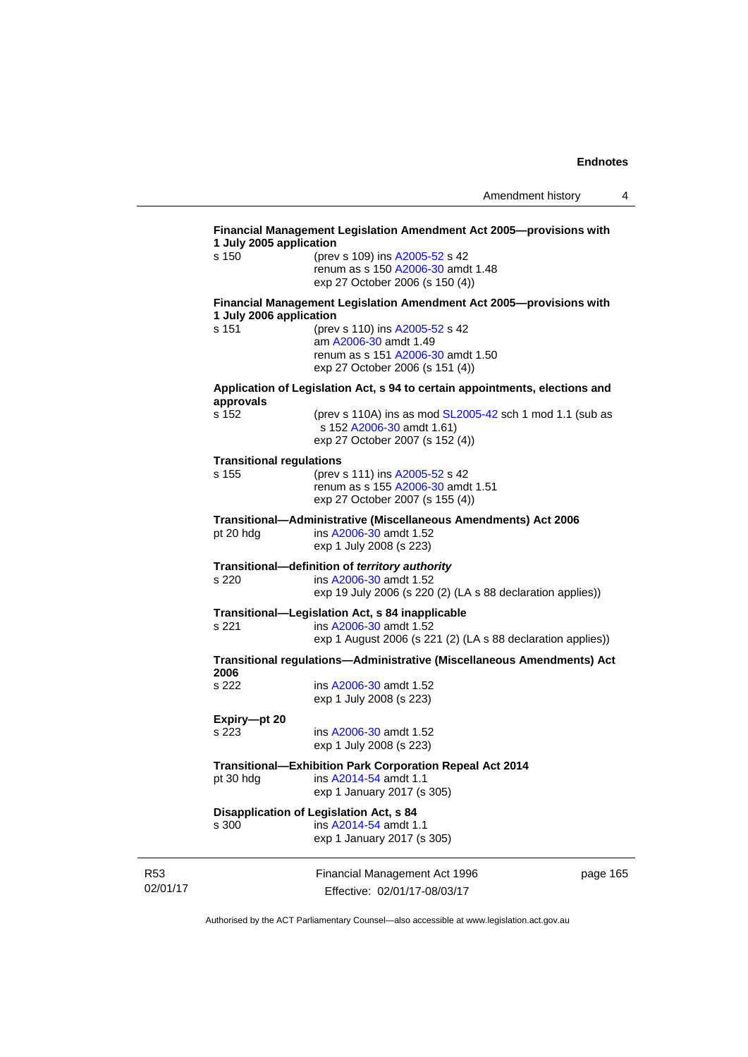**Financial Management Legislation Amendment Act 2005—provisions with 1 July 2005 application**

s 150 (prev s 109) ins A2005-52 s 42
renum as s 150 A2006-30 amdt 1.48
exp 27 October 2006 (s 150 (4))

**Financial Management Legislation Amendment Act 2005—provisions with 1 July 2006 application**

s 151 (prev s 110) ins A2005-52 s 42
am A2006-30 amdt 1.49
renum as s 151 A2006-30 amdt 1.50
exp 27 October 2006 (s 151 (4))

**Application of Legislation Act, s 94 to certain appointments, elections and approvals**

s 152 (prev s 110A) ins as mod SL2005-42 sch 1 mod 1.1 (sub as s 152 A2006-30 amdt 1.61)
exp 27 October 2007 (s 152 (4))

**Transitional regulations**

s 155 (prev s 111) ins A2005-52 s 42
renum as s 155 A2006-30 amdt 1.51
exp 27 October 2007 (s 155 (4))

**Transitional—Administrative (Miscellaneous Amendments) Act 2006**

pt 20 hdg ins A2006-30 amdt 1.52
exp 1 July 2008 (s 223)

**Transitional—definition of *territory authority***

s 220 ins A2006-30 amdt 1.52
exp 19 July 2006 (s 220 (2) (LA s 88 declaration applies))

**Transitional—Legislation Act, s 84 inapplicable**

s 221 ins A2006-30 amdt 1.52
exp 1 August 2006 (s 221 (2) (LA s 88 declaration applies))

**Transitional regulations—Administrative (Miscellaneous Amendments) Act 2006**

s 222 ins A2006-30 amdt 1.52
exp 1 July 2008 (s 223)

**Expiry—pt 20**

s 223 ins A2006-30 amdt 1.52
exp 1 July 2008 (s 223)

**Transitional—Exhibition Park Corporation Repeal Act 2014**

pt 30 hdg ins A2014-54 amdt 1.1
exp 1 January 2017 (s 305)

**Disapplication of Legislation Act, s 84**

s 300 ins A2014-54 amdt 1.1
exp 1 January 2017 (s 305)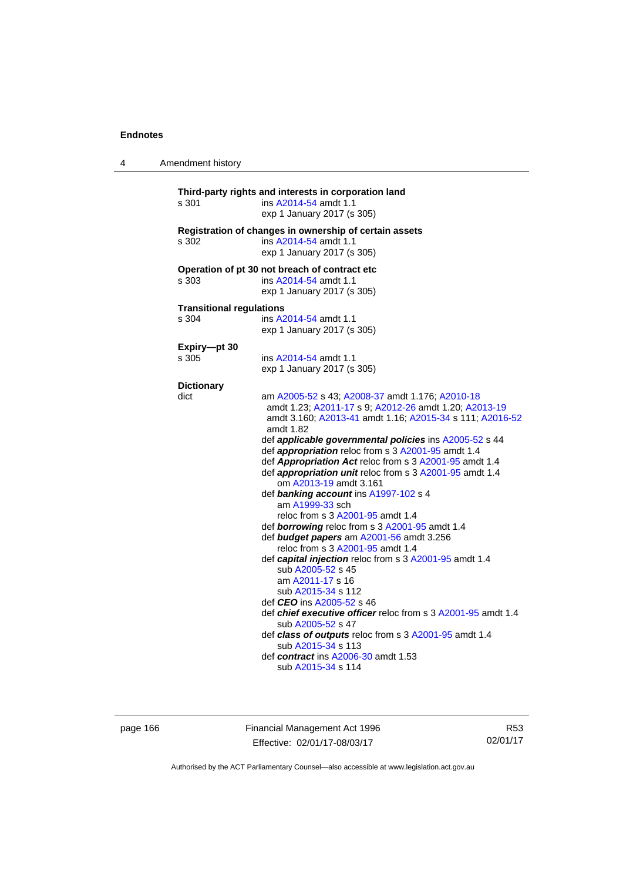**Third-party rights and interests in corporation land**
s 301 ins A2014-54 amdt 1.1
exp 1 January 2017 (s 305)

**Registration of changes in ownership of certain assets**
s 302 ins A2014-54 amdt 1.1
exp 1 January 2017 (s 305)

**Operation of pt 30 not breach of contract etc**
s 303 ins A2014-54 amdt 1.1
exp 1 January 2017 (s 305)

**Transitional regulations**
s 304 ins A2014-54 amdt 1.1
exp 1 January 2017 (s 305)

**Expiry—pt 30**
s 305 ins A2014-54 amdt 1.1
exp 1 January 2017 (s 305)

**Dictionary**
dict am A2005-52 s 43; A2008-37 amdt 1.176; A2010-18 amdt 1.23; A2011-17 s 9; A2012-26 amdt 1.20; A2013-19 amdt 3.160; A2013-41 amdt 1.16; A2015-34 s 111; A2016-52 amdt 1.82

def ***applicable governmental policies*** ins A2005-52 s 44
def ***appropriation*** reloc from s 3 A2001-95 amdt 1.4
def ***Appropriation Act*** reloc from s 3 A2001-95 amdt 1.4
def ***appropriation unit*** reloc from s 3 A2001-95 amdt 1.4
  om A2013-19 amdt 3.161
def ***banking account*** ins A1997-102 s 4
  am A1999-33 sch
  reloc from s 3 A2001-95 amdt 1.4
def ***borrowing*** reloc from s 3 A2001-95 amdt 1.4
def ***budget papers*** am A2001-56 amdt 3.256
  reloc from s 3 A2001-95 amdt 1.4
def ***capital injection*** reloc from s 3 A2001-95 amdt 1.4
  sub A2005-52 s 45
  am A2011-17 s 16
  sub A2015-34 s 112
def ***CEO*** ins A2005-52 s 46
def ***chief executive officer*** reloc from s 3 A2001-95 amdt 1.4
  sub A2005-52 s 47
def ***class of outputs*** reloc from s 3 A2001-95 amdt 1.4
  sub A2015-34 s 113
def ***contract*** ins A2006-30 amdt 1.53
  sub A2015-34 s 114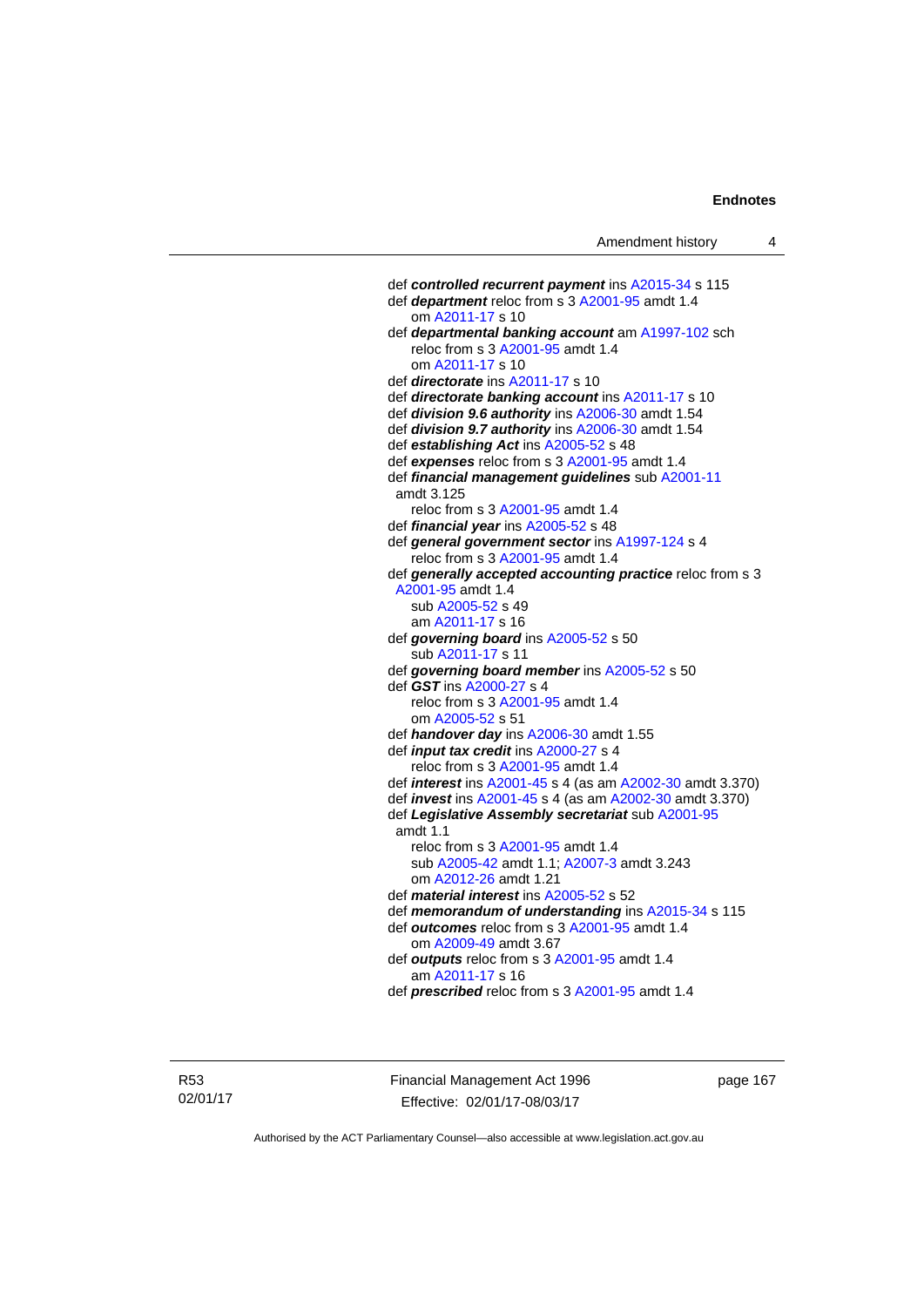def ***controlled recurrent payment*** ins A2015-34 s 115

def ***department*** reloc from s 3 A2001-95 amdt 1.4
om A2011-17 s 10

def ***departmental banking account*** am A1997-102 sch
reloc from s 3 A2001-95 amdt 1.4
om A2011-17 s 10

def ***directorate*** ins A2011-17 s 10

def ***directorate banking account*** ins A2011-17 s 10

def ***division 9.6 authority*** ins A2006-30 amdt 1.54

def ***division 9.7 authority*** ins A2006-30 amdt 1.54

def ***establishing Act*** ins A2005-52 s 48

def ***expenses*** reloc from s 3 A2001-95 amdt 1.4

def ***financial management guidelines*** sub A2001-11 amdt 3.125
reloc from s 3 A2001-95 amdt 1.4

def ***financial year*** ins A2005-52 s 48

def ***general government sector*** ins A1997-124 s 4
reloc from s 3 A2001-95 amdt 1.4

def ***generally accepted accounting practice*** reloc from s 3 A2001-95 amdt 1.4
sub A2005-52 s 49
am A2011-17 s 16

def ***governing board*** ins A2005-52 s 50
sub A2011-17 s 11

def ***governing board member*** ins A2005-52 s 50

def ***GST*** ins A2000-27 s 4
reloc from s 3 A2001-95 amdt 1.4
om A2005-52 s 51

def ***handover day*** ins A2006-30 amdt 1.55

def ***input tax credit*** ins A2000-27 s 4
reloc from s 3 A2001-95 amdt 1.4

def ***interest*** ins A2001-45 s 4 (as am A2002-30 amdt 3.370)

def ***invest*** ins A2001-45 s 4 (as am A2002-30 amdt 3.370)

def ***Legislative Assembly secretariat*** sub A2001-95 amdt 1.1
reloc from s 3 A2001-95 amdt 1.4
sub A2005-42 amdt 1.1; A2007-3 amdt 3.243
om A2012-26 amdt 1.21

def ***material interest*** ins A2005-52 s 52

def ***memorandum of understanding*** ins A2015-34 s 115

def ***outcomes*** reloc from s 3 A2001-95 amdt 1.4
om A2009-49 amdt 3.67

def ***outputs*** reloc from s 3 A2001-95 amdt 1.4
am A2011-17 s 16

def ***prescribed*** reloc from s 3 A2001-95 amdt 1.4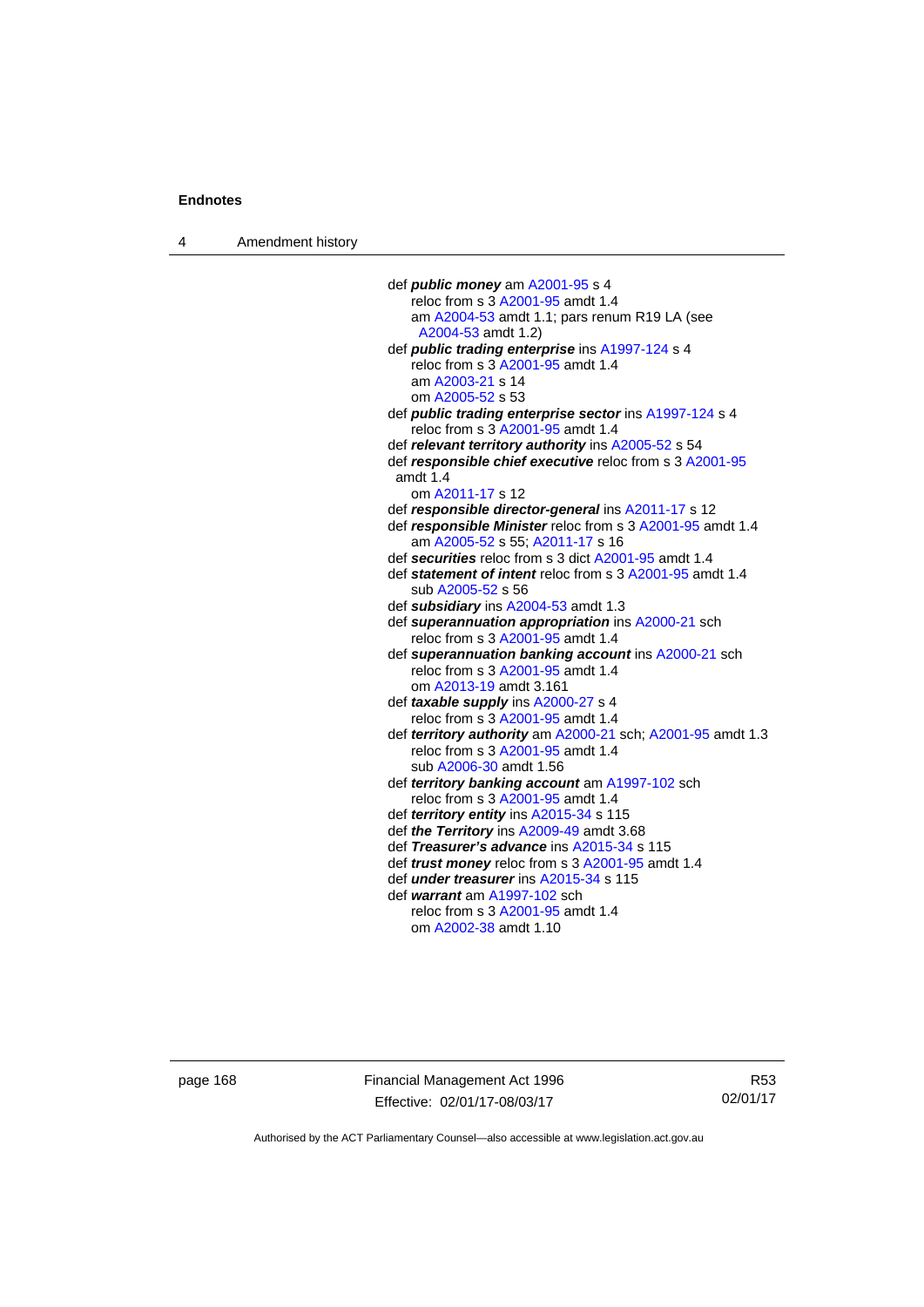def ***public money*** am A2001-95 s 4
    reloc from s 3 A2001-95 amdt 1.4
    am A2004-53 amdt 1.1; pars renum R19 LA (see A2004-53 amdt 1.2)

def ***public trading enterprise*** ins A1997-124 s 4
    reloc from s 3 A2001-95 amdt 1.4
    am A2003-21 s 14
    om A2005-52 s 53

def ***public trading enterprise sector*** ins A1997-124 s 4
    reloc from s 3 A2001-95 amdt 1.4

def ***relevant territory authority*** ins A2005-52 s 54

def ***responsible chief executive*** reloc from s 3 A2001-95 amdt 1.4
    om A2011-17 s 12

def ***responsible director-general*** ins A2011-17 s 12

def ***responsible Minister*** reloc from s 3 A2001-95 amdt 1.4
    am A2005-52 s 55; A2011-17 s 16

def ***securities*** reloc from s 3 dict A2001-95 amdt 1.4

def ***statement of intent*** reloc from s 3 A2001-95 amdt 1.4
    sub A2005-52 s 56

def ***subsidiary*** ins A2004-53 amdt 1.3

def ***superannuation appropriation*** ins A2000-21 sch
    reloc from s 3 A2001-95 amdt 1.4

def ***superannuation banking account*** ins A2000-21 sch
    reloc from s 3 A2001-95 amdt 1.4
    om A2013-19 amdt 3.161

def ***taxable supply*** ins A2000-27 s 4
    reloc from s 3 A2001-95 amdt 1.4

def ***territory authority*** am A2000-21 sch; A2001-95 amdt 1.3
    reloc from s 3 A2001-95 amdt 1.4
    sub A2006-30 amdt 1.56

def ***territory banking account*** am A1997-102 sch
    reloc from s 3 A2001-95 amdt 1.4

def ***territory entity*** ins A2015-34 s 115

def ***the Territory*** ins A2009-49 amdt 3.68

def ***Treasurer's advance*** ins A2015-34 s 115

def ***trust money*** reloc from s 3 A2001-95 amdt 1.4

def ***under treasurer*** ins A2015-34 s 115

def ***warrant*** am A1997-102 sch
    reloc from s 3 A2001-95 amdt 1.4
    om A2002-38 amdt 1.10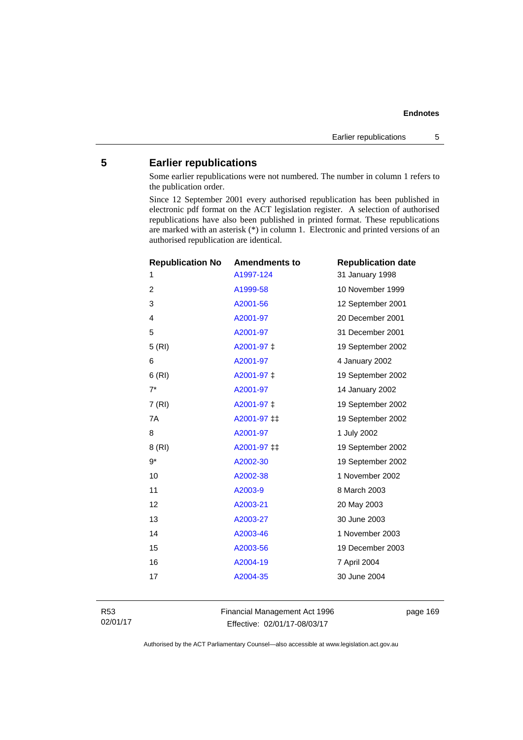## 5 Earlier republications

Some earlier republications were not numbered. The number in column 1 refers to the publication order.

Since 12 September 2001 every authorised republication has been published in electronic pdf format on the ACT legislation register. A selection of authorised republications have also been published in printed format. These republications are marked with an asterisk (*) in column 1. Electronic and printed versions of an authorised republication are identical.

| Republication No | Amendments to | Republication date |
|---|---|---|
| 1 | A1997-124 | 31 January 1998 |
| 2 | A1999-58 | 10 November 1999 |
| 3 | A2001-56 | 12 September 2001 |
| 4 | A2001-97 | 20 December 2001 |
| 5 | A2001-97 | 31 December 2001 |
| 5 (RI) | A2001-97 ‡ | 19 September 2002 |
| 6 | A2001-97 | 4 January 2002 |
| 6 (RI) | A2001-97 ‡ | 19 September 2002 |
| 7* | A2001-97 | 14 January 2002 |
| 7 (RI) | A2001-97 ‡ | 19 September 2002 |
| 7A | A2001-97 ‡‡ | 19 September 2002 |
| 8 | A2001-97 | 1 July 2002 |
| 8 (RI) | A2001-97 ‡‡ | 19 September 2002 |
| 9* | A2002-30 | 19 September 2002 |
| 10 | A2002-38 | 1 November 2002 |
| 11 | A2003-9 | 8 March 2003 |
| 12 | A2003-21 | 20 May 2003 |
| 13 | A2003-27 | 30 June 2003 |
| 14 | A2003-46 | 1 November 2003 |
| 15 | A2003-56 | 19 December 2003 |
| 16 | A2004-19 | 7 April 2004 |
| 17 | A2004-35 | 30 June 2004 |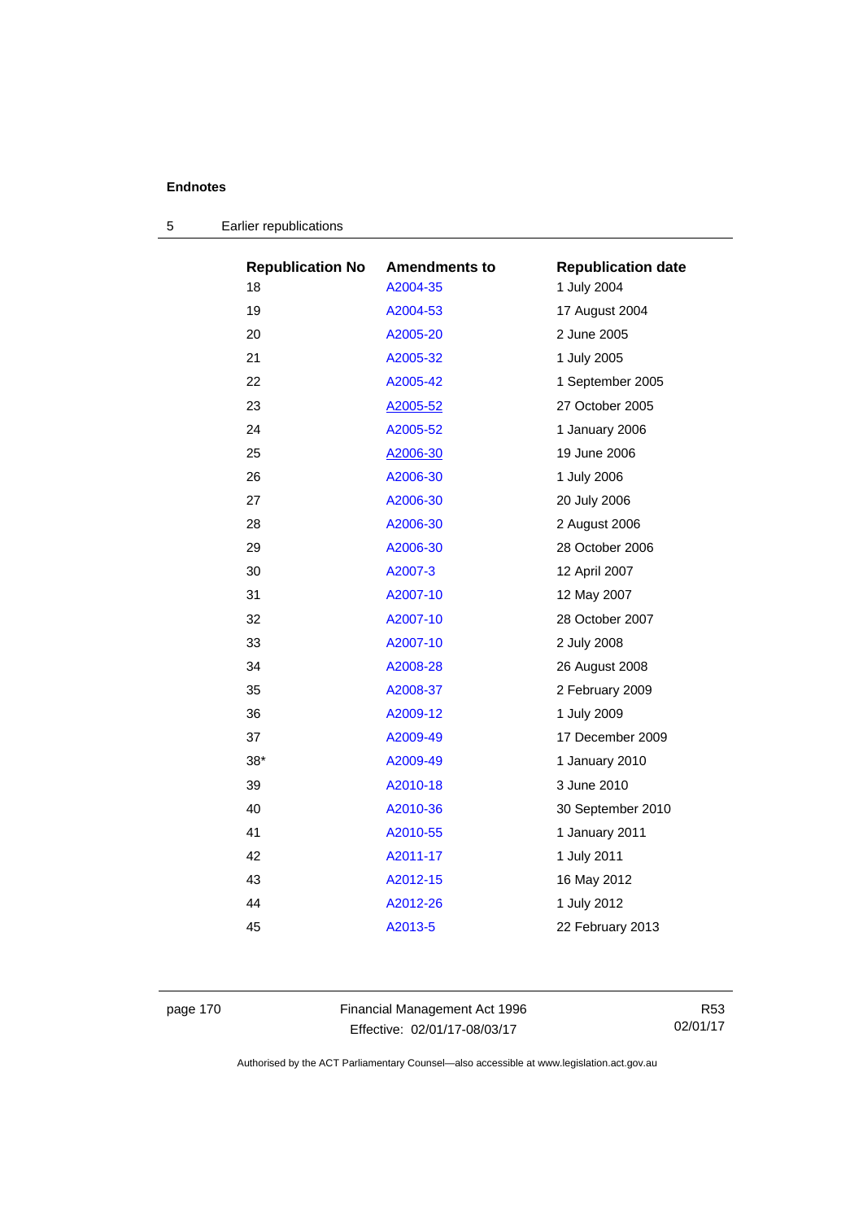## Endnotes

### 5 Earlier republications

| Republication No | Amendments to | Republication date |
|---|---|---|
| 18 | A2004-35 | 1 July 2004 |
| 19 | A2004-53 | 17 August 2004 |
| 20 | A2005-20 | 2 June 2005 |
| 21 | A2005-32 | 1 July 2005 |
| 22 | A2005-42 | 1 September 2005 |
| 23 | A2005-52 | 27 October 2005 |
| 24 | A2005-52 | 1 January 2006 |
| 25 | A2006-30 | 19 June 2006 |
| 26 | A2006-30 | 1 July 2006 |
| 27 | A2006-30 | 20 July 2006 |
| 28 | A2006-30 | 2 August 2006 |
| 29 | A2006-30 | 28 October 2006 |
| 30 | A2007-3 | 12 April 2007 |
| 31 | A2007-10 | 12 May 2007 |
| 32 | A2007-10 | 28 October 2007 |
| 33 | A2007-10 | 2 July 2008 |
| 34 | A2008-28 | 26 August 2008 |
| 35 | A2008-37 | 2 February 2009 |
| 36 | A2009-12 | 1 July 2009 |
| 37 | A2009-49 | 17 December 2009 |
| 38* | A2009-49 | 1 January 2010 |
| 39 | A2010-18 | 3 June 2010 |
| 40 | A2010-36 | 30 September 2010 |
| 41 | A2010-55 | 1 January 2011 |
| 42 | A2011-17 | 1 July 2011 |
| 43 | A2012-15 | 16 May 2012 |
| 44 | A2012-26 | 1 July 2012 |
| 45 | A2013-5 | 22 February 2013 |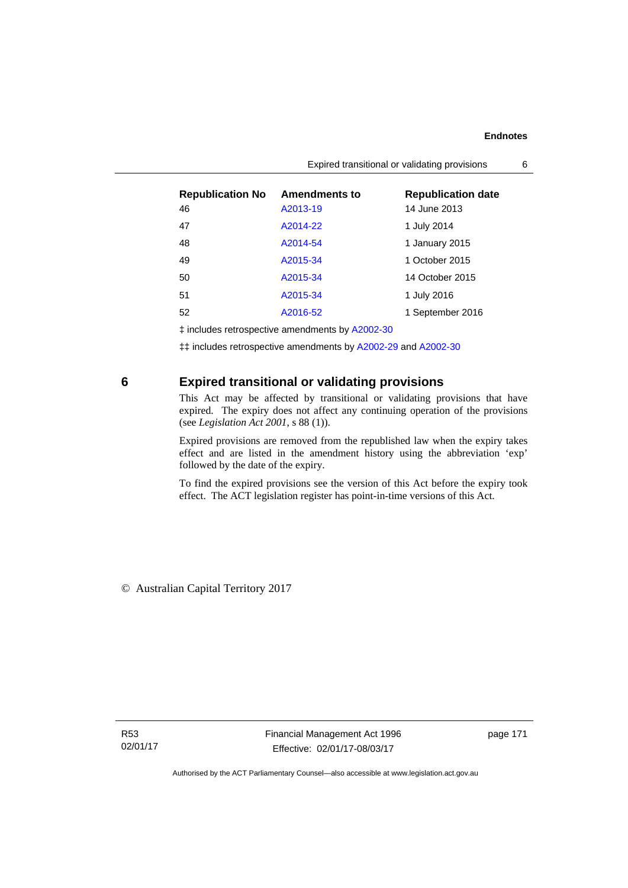| Republication No | Amendments to | Republication date |
|---|---|---|
| 46 | A2013-19 | 14 June 2013 |
| 47 | A2014-22 | 1 July 2014 |
| 48 | A2014-54 | 1 January 2015 |
| 49 | A2015-34 | 1 October 2015 |
| 50 | A2015-34 | 14 October 2015 |
| 51 | A2015-34 | 1 July 2016 |
| 52 | A2016-52 | 1 September 2016 |

‡ includes retrospective amendments by A2002-30

‡‡ includes retrospective amendments by A2002-29 and A2002-30

## 6 Expired transitional or validating provisions

This Act may be affected by transitional or validating provisions that have expired. The expiry does not affect any continuing operation of the provisions (see *Legislation Act 2001*, s 88 (1)).

Expired provisions are removed from the republished law when the expiry takes effect and are listed in the amendment history using the abbreviation 'exp' followed by the date of the expiry.

To find the expired provisions see the version of this Act before the expiry took effect. The ACT legislation register has point-in-time versions of this Act.

© Australian Capital Territory 2017